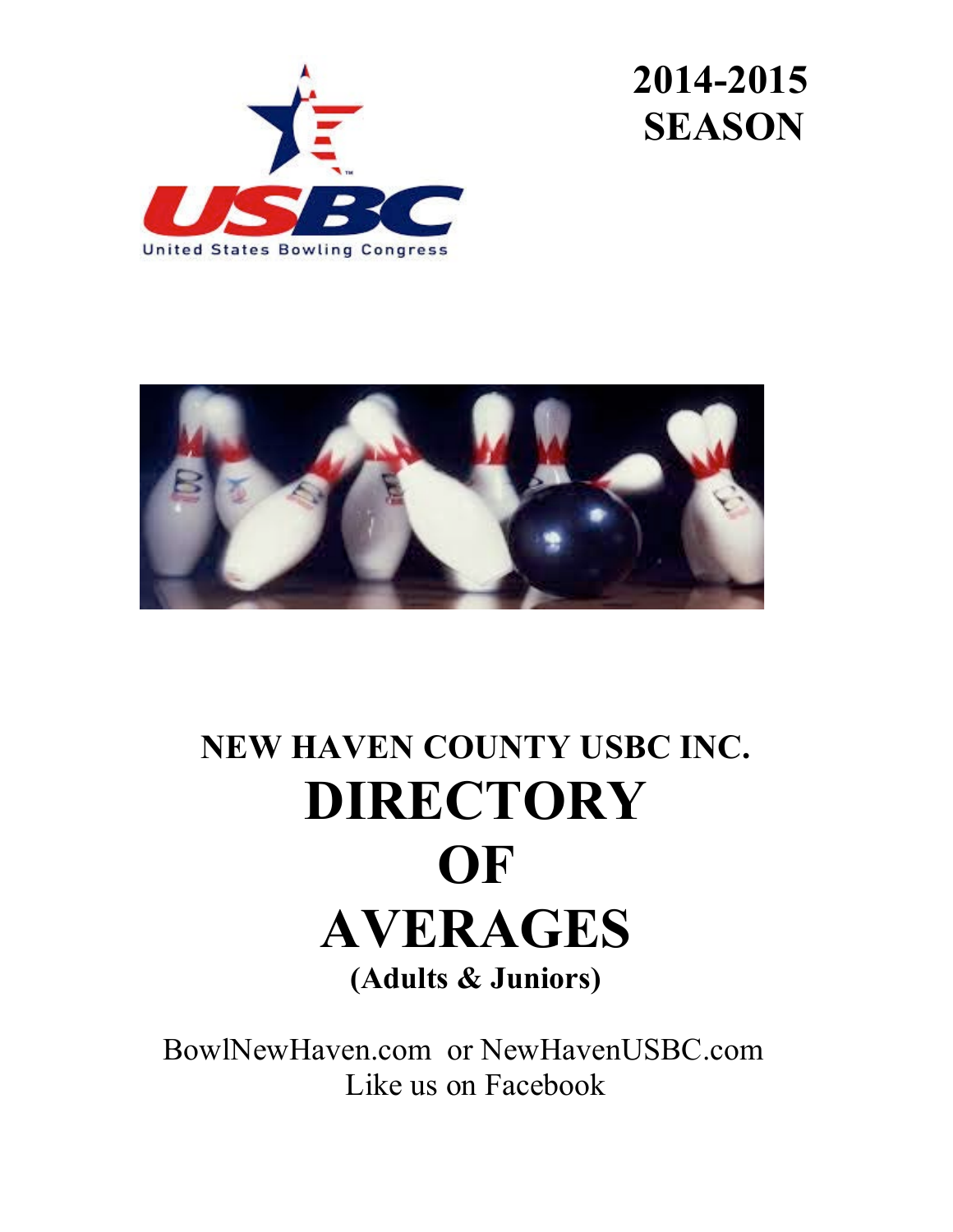**2014-2015 SEASON**

# NEW HAVEN COUNTY USBC INC.

# DIRECTORY OF AVERAGES

**(Adults & Juniors)**

BowlNewHaven.com or NewHavenUSBC.com

Like us on Facebook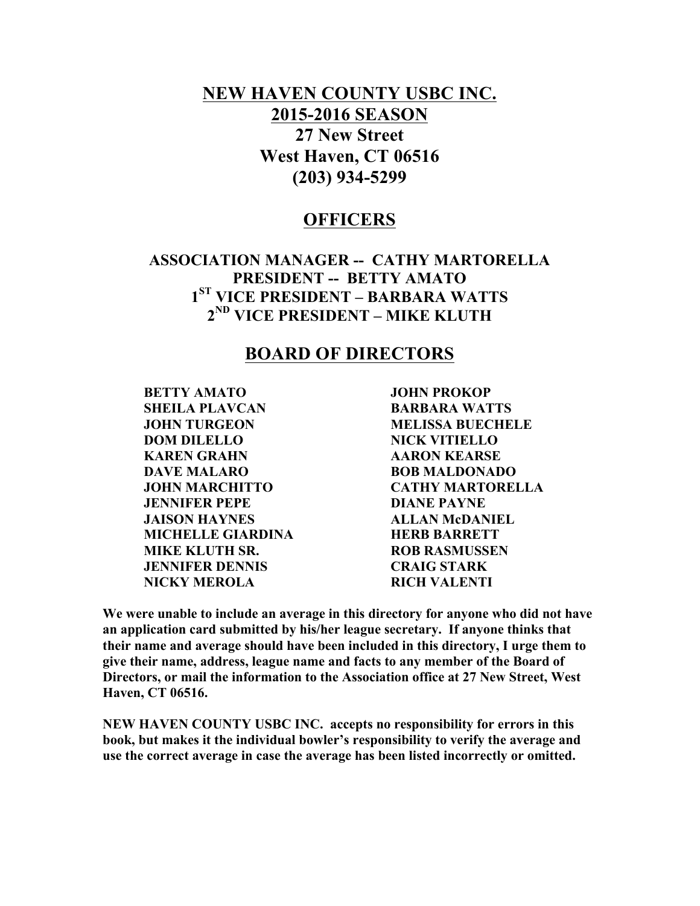# NEW HAVEN COUNTY USBC INC.
## 2015-2016 SEASON

**27 New Street**
**West Haven, CT 06516**
**(203) 934-5299**

## OFFICERS

**ASSOCIATION MANAGER -- CATHY MARTORELLA**
**PRESIDENT -- BETTY AMATO**
**1ST VICE PRESIDENT – BARBARA WATTS**
**2ND VICE PRESIDENT – MIKE KLUTH**

## BOARD OF DIRECTORS

**BETTY AMATO**
**SHEILA PLAVCAN**
**JOHN TURGEON**
**DOM DILELLO**
**KAREN GRAHN**
**DAVE MALARO**
**JOHN MARCHITTO**
**JENNIFER PEPE**
**JAISON HAYNES**
**MICHELLE GIARDINA**
**MIKE KLUTH SR.**
**JENNIFER DENNIS**
**NICKY MEROLA**
**JOHN PROKOP**
**BARBARA WATTS**
**MELISSA BUECHELE**
**NICK VITIELLO**
**AARON KEARSE**
**BOB MALDONADO**
**CATHY MARTORELLA**
**DIANE PAYNE**
**ALLAN McDANIEL**
**HERB BARRETT**
**ROB RASMUSSEN**
**CRAIG STARK**
**RICH VALENTI**

**We were unable to include an average in this directory for anyone who did not have an application card submitted by his/her league secretary. If anyone thinks that their name and average should have been included in this directory, I urge them to give their name, address, league name and facts to any member of the Board of Directors, or mail the information to the Association office at 27 New Street, West Haven, CT 06516.**

**NEW HAVEN COUNTY USBC INC. accepts no responsibility for errors in this book, but makes it the individual bowler's responsibility to verify the average and use the correct average in case the average has been listed incorrectly or omitted.**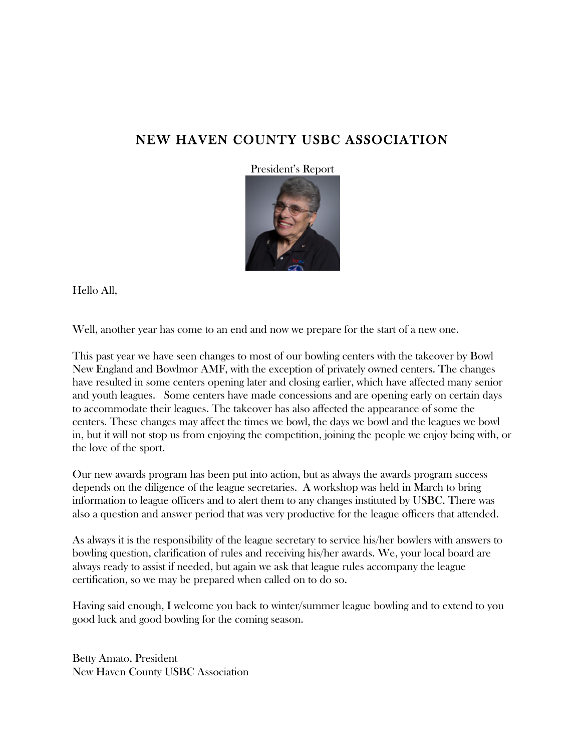# NEW HAVEN COUNTY USBC ASSOCIATION

President's Report

Hello All,

Well, another year has come to an end and now we prepare for the start of a new one.

This past year we have seen changes to most of our bowling centers with the takeover by Bowl New England and Bowlmor AMF, with the exception of privately owned centers. The changes have resulted in some centers opening later and closing earlier, which have affected many senior and youth leagues. Some centers have made concessions and are opening early on certain days to accommodate their leagues. The takeover has also affected the appearance of some the centers. These changes may affect the times we bowl, the days we bowl and the leagues we bowl in, but it will not stop us from enjoying the competition, joining the people we enjoy being with, or the love of the sport.

Our new awards program has been put into action, but as always the awards program success depends on the diligence of the league secretaries. A workshop was held in March to bring information to league officers and to alert them to any changes instituted by USBC. There was also a question and answer period that was very productive for the league officers that attended.

As always it is the responsibility of the league secretary to service his/her bowlers with answers to bowling question, clarification of rules and receiving his/her awards. We, your local board are always ready to assist if needed, but again we ask that league rules accompany the league certification, so we may be prepared when called on to do so.

Having said enough, I welcome you back to winter/summer league bowling and to extend to you good luck and good bowling for the coming season.

Betty Amato, President
New Haven County USBC Association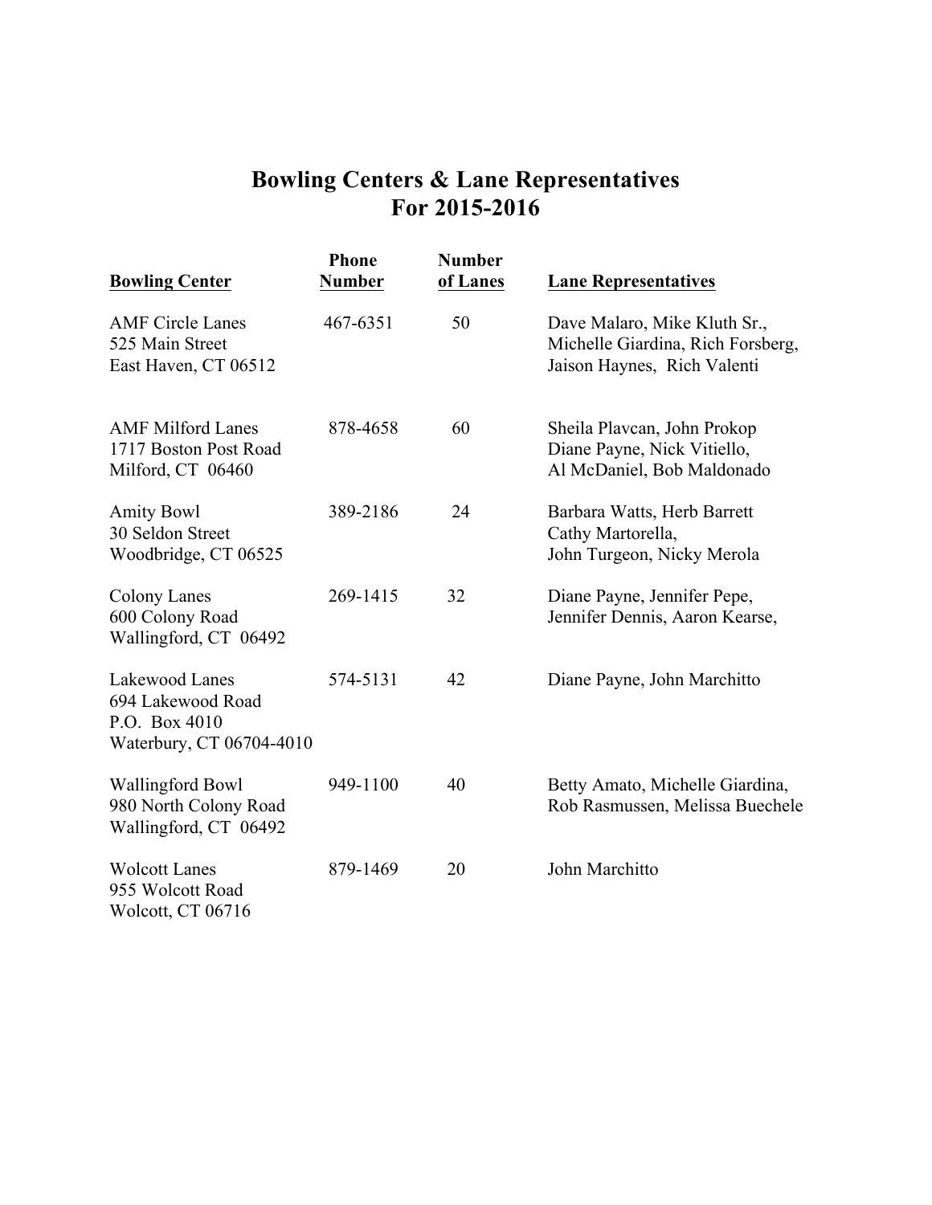# Bowling Centers & Lane Representatives
# For 2015-2016

| Bowling Center | Phone Number | Number of Lanes | Lane Representatives |
|---|---|---|---|
| AMF Circle Lanes<br>525 Main Street<br>East Haven, CT 06512 | 467-6351 | 50 | Dave Malaro, Mike Kluth Sr.,<br>Michelle Giardina, Rich Forsberg,<br>Jaison Haynes, Rich Valenti |
| AMF Milford Lanes<br>1717 Boston Post Road<br>Milford, CT 06460 | 878-4658 | 60 | Sheila Plavcan, John Prokop<br>Diane Payne, Nick Vitiello,<br>Al McDaniel, Bob Maldonado |
| Amity Bowl<br>30 Seldon Street<br>Woodbridge, CT 06525 | 389-2186 | 24 | Barbara Watts, Herb Barrett<br>Cathy Martorella,<br>John Turgeon, Nicky Merola |
| Colony Lanes<br>600 Colony Road<br>Wallingford, CT 06492 | 269-1415 | 32 | Diane Payne, Jennifer Pepe,<br>Jennifer Dennis, Aaron Kearse, |
| Lakewood Lanes<br>694 Lakewood Road<br>P.O. Box 4010<br>Waterbury, CT 06704-4010 | 574-5131 | 42 | Diane Payne, John Marchitto |
| Wallingford Bowl<br>980 North Colony Road<br>Wallingford, CT 06492 | 949-1100 | 40 | Betty Amato, Michelle Giardina,<br>Rob Rasmussen, Melissa Buechele |
| Wolcott Lanes<br>955 Wolcott Road<br>Wolcott, CT 06716 | 879-1469 | 20 | John Marchitto |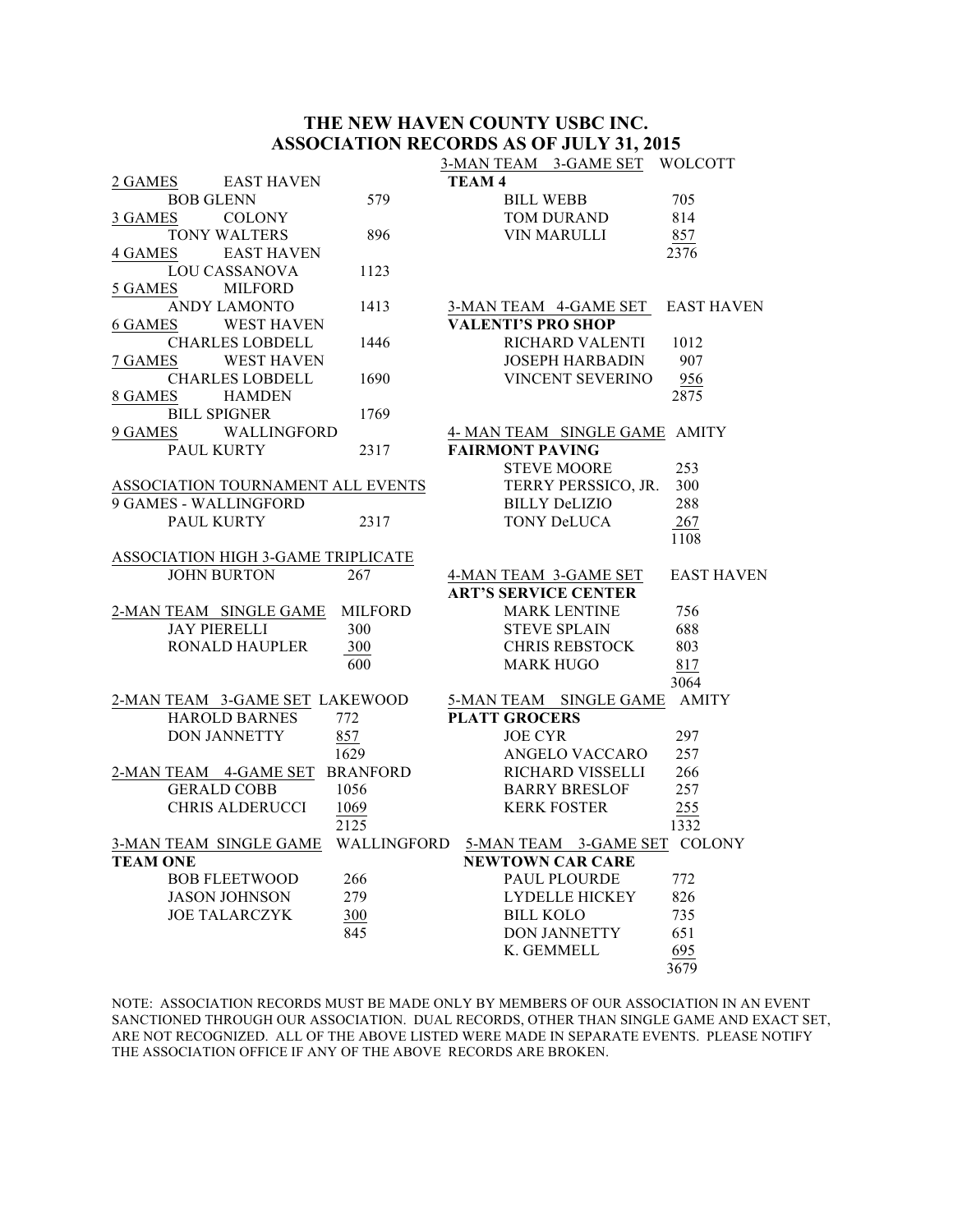# THE NEW HAVEN COUNTY USBC INC.
## ASSOCIATION RECORDS AS OF JULY 31, 2015

**2 GAMES** — EAST HAVEN
BOB GLENN — 579

**3 GAMES** — COLONY
TONY WALTERS — 896

**4 GAMES** — EAST HAVEN
LOU CASSANOVA — 1123

**5 GAMES** — MILFORD
ANDY LAMONTO — 1413

**6 GAMES** — WEST HAVEN
CHARLES LOBDELL — 1446

**7 GAMES** — WEST HAVEN
CHARLES LOBDELL — 1690

**8 GAMES** — HAMDEN
BILL SPIGNER — 1769

**9 GAMES** — WALLINGFORD
PAUL KURTY — 2317

**ASSOCIATION TOURNAMENT ALL EVENTS**
9 GAMES - WALLINGFORD
PAUL KURTY — 2317

**ASSOCIATION HIGH 3-GAME TRIPLICATE**
JOHN BURTON — 267

**2-MAN TEAM SINGLE GAME** — MILFORD

| | |
|---|---|
| JAY PIERELLI | 300 |
| RONALD HAUPLER | 300 |
| | 600 |

**2-MAN TEAM 3-GAME SET** — LAKEWOOD

| | |
|---|---|
| HAROLD BARNES | 772 |
| DON JANNETTY | 857 |
| | 1629 |

**2-MAN TEAM 4-GAME SET** — BRANFORD

| | |
|---|---|
| GERALD COBB | 1056 |
| CHRIS ALDERUCCI | 1069 |
| | 2125 |

**3-MAN TEAM SINGLE GAME** — WALLINGFORD
**TEAM ONE**

| | |
|---|---|
| BOB FLEETWOOD | 266 |
| JASON JOHNSON | 279 |
| JOE TALARCZYK | 300 |
| | 845 |

**3-MAN TEAM 3-GAME SET** — WOLCOTT
**TEAM 4**

| | |
|---|---|
| BILL WEBB | 705 |
| TOM DURAND | 814 |
| VIN MARULLI | 857 |
| | 2376 |

**3-MAN TEAM 4-GAME SET** — EAST HAVEN
**VALENTI'S PRO SHOP**

| | |
|---|---|
| RICHARD VALENTI | 1012 |
| JOSEPH HARBADIN | 907 |
| VINCENT SEVERINO | 956 |
| | 2875 |

**4-MAN TEAM SINGLE GAME** — AMITY
**FAIRMONT PAVING**

| | |
|---|---|
| STEVE MOORE | 253 |
| TERRY PERSSICO, JR. | 300 |
| BILLY DeLIZIO | 288 |
| TONY DeLUCA | 267 |
| | 1108 |

**4-MAN TEAM 3-GAME SET** — EAST HAVEN
**ART'S SERVICE CENTER**

| | |
|---|---|
| MARK LENTINE | 756 |
| STEVE SPLAIN | 688 |
| CHRIS REBSTOCK | 803 |
| MARK HUGO | 817 |
| | 3064 |

**5-MAN TEAM SINGLE GAME** — AMITY
**PLATT GROCERS**

| | |
|---|---|
| JOE CYR | 297 |
| ANGELO VACCARO | 257 |
| RICHARD VISSELLI | 266 |
| BARRY BRESLOF | 257 |
| KERK FOSTER | 255 |
| | 1332 |

**5-MAN TEAM 3-GAME SET** — COLONY
**NEWTOWN CAR CARE**

| | |
|---|---|
| PAUL PLOURDE | 772 |
| LYDELLE HICKEY | 826 |
| BILL KOLO | 735 |
| DON JANNETTY | 651 |
| K. GEMMELL | 695 |
| | 3679 |

NOTE: ASSOCIATION RECORDS MUST BE MADE ONLY BY MEMBERS OF OUR ASSOCIATION IN AN EVENT SANCTIONED THROUGH OUR ASSOCIATION. DUAL RECORDS, OTHER THAN SINGLE GAME AND EXACT SET, ARE NOT RECOGNIZED. ALL OF THE ABOVE LISTED WERE MADE IN SEPARATE EVENTS. PLEASE NOTIFY THE ASSOCIATION OFFICE IF ANY OF THE ABOVE RECORDS ARE BROKEN.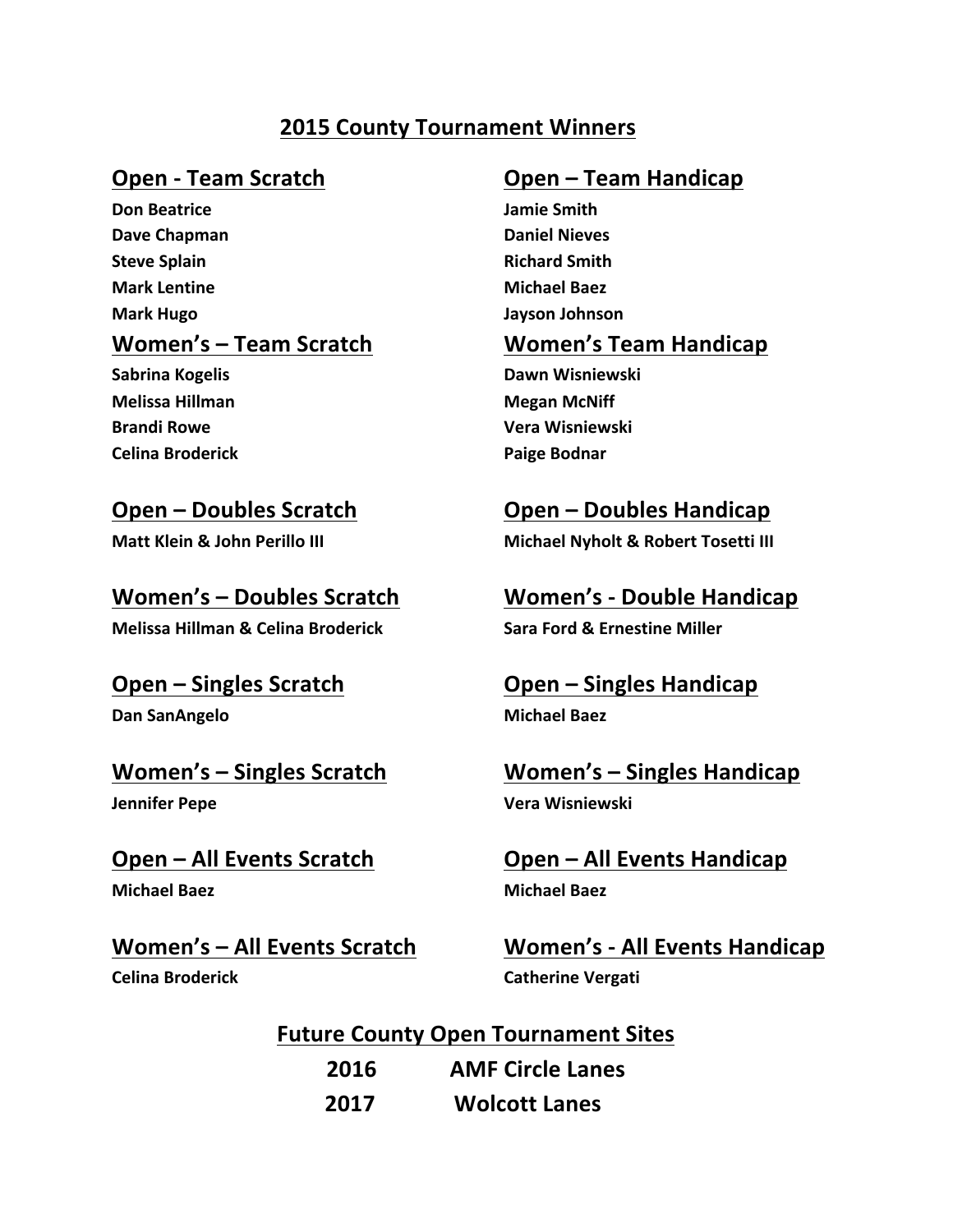## 2015 County Tournament Winners

### Open - Team Scratch

**Don Beatrice**
**Dave Chapman**
**Steve Splain**
**Mark Lentine**
**Mark Hugo**

### Open – Team Handicap

**Jamie Smith**
**Daniel Nieves**
**Richard Smith**
**Michael Baez**
**Jayson Johnson**

### Women's – Team Scratch

**Sabrina Kogelis**
**Melissa Hillman**
**Brandi Rowe**
**Celina Broderick**

### Women's Team Handicap

**Dawn Wisniewski**
**Megan McNiff**
**Vera Wisniewski**
**Paige Bodnar**

### Open – Doubles Scratch

**Matt Klein & John Perillo III**

### Open – Doubles Handicap

**Michael Nyholt & Robert Tosetti III**

### Women's – Doubles Scratch

**Melissa Hillman & Celina Broderick**

### Women's - Double Handicap

**Sara Ford & Ernestine Miller**

### Open – Singles Scratch

**Dan SanAngelo**

### Open – Singles Handicap

**Michael Baez**

### Women's – Singles Scratch

**Jennifer Pepe**

### Women's – Singles Handicap

**Vera Wisniewski**

### Open – All Events Scratch

**Michael Baez**

### Open – All Events Handicap

**Michael Baez**

### Women's – All Events Scratch

**Celina Broderick**

### Women's - All Events Handicap

**Catherine Vergati**

## Future County Open Tournament Sites

| Year | Site |
| --- | --- |
| 2016 | AMF Circle Lanes |
| 2017 | Wolcott Lanes |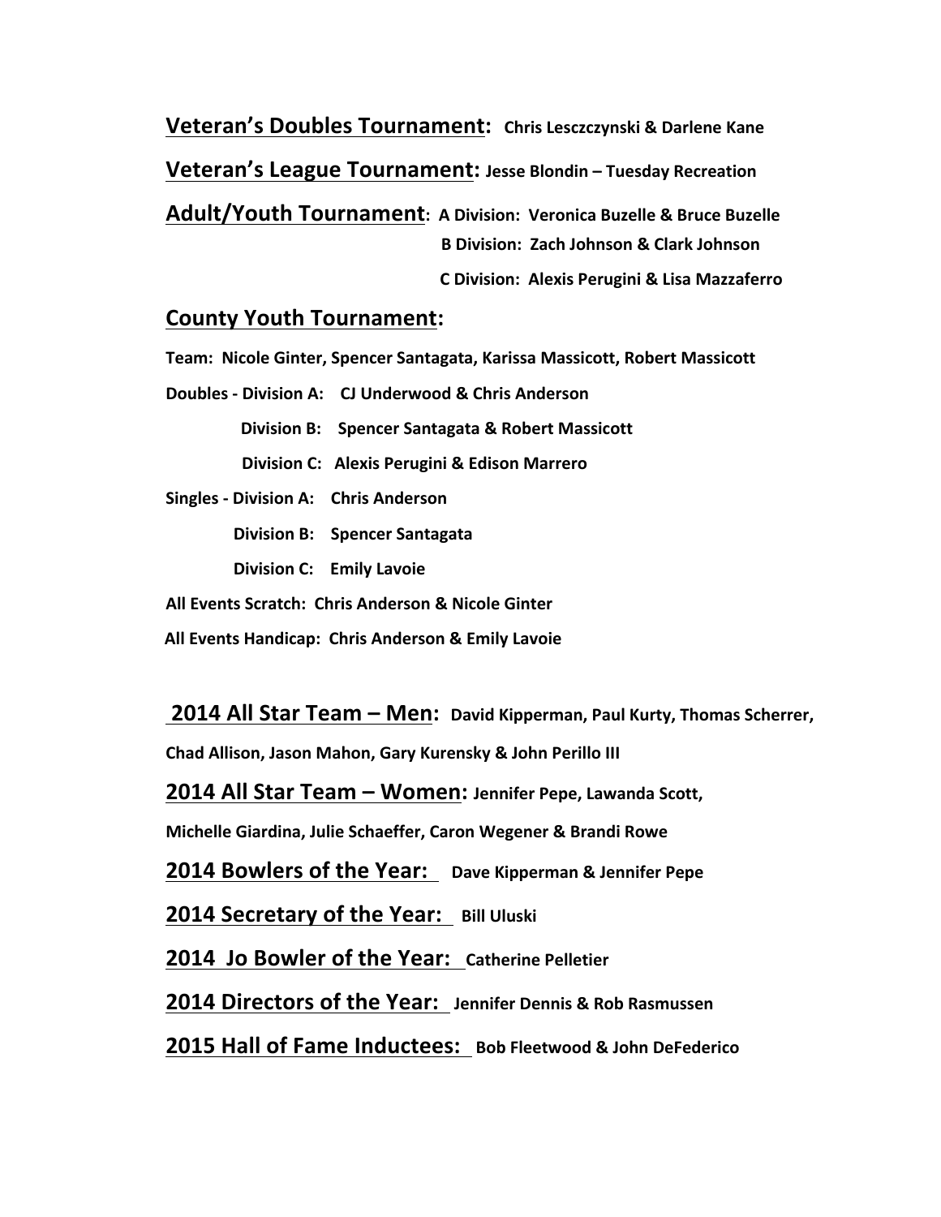**Veteran's Doubles Tournament:** Chris Lesczczynski & Darlene Kane

**Veteran's League Tournament:** Jesse Blondin – Tuesday Recreation

**Adult/Youth Tournament:** A Division: Veronica Buzelle & Bruce Buzelle

B Division: Zach Johnson & Clark Johnson

C Division: Alexis Perugini & Lisa Mazzaferro

**County Youth Tournament:**

**Team:** Nicole Ginter, Spencer Santagata, Karissa Massicott, Robert Massicott

**Doubles - Division A:** CJ Underwood & Chris Anderson

**Division B:** Spencer Santagata & Robert Massicott

**Division C:** Alexis Perugini & Edison Marrero

**Singles - Division A:** Chris Anderson

**Division B:** Spencer Santagata

**Division C:** Emily Lavoie

**All Events Scratch:** Chris Anderson & Nicole Ginter

**All Events Handicap:** Chris Anderson & Emily Lavoie

**2014 All Star Team – Men:** David Kipperman, Paul Kurty, Thomas Scherrer, Chad Allison, Jason Mahon, Gary Kurensky & John Perillo III

**2014 All Star Team – Women:** Jennifer Pepe, Lawanda Scott, Michelle Giardina, Julie Schaeffer, Caron Wegener & Brandi Rowe

**2014 Bowlers of the Year:** Dave Kipperman & Jennifer Pepe

**2014 Secretary of the Year:** Bill Uluski

**2014 Jo Bowler of the Year:** Catherine Pelletier

**2014 Directors of the Year:** Jennifer Dennis & Rob Rasmussen

**2015 Hall of Fame Inductees:** Bob Fleetwood & John DeFederico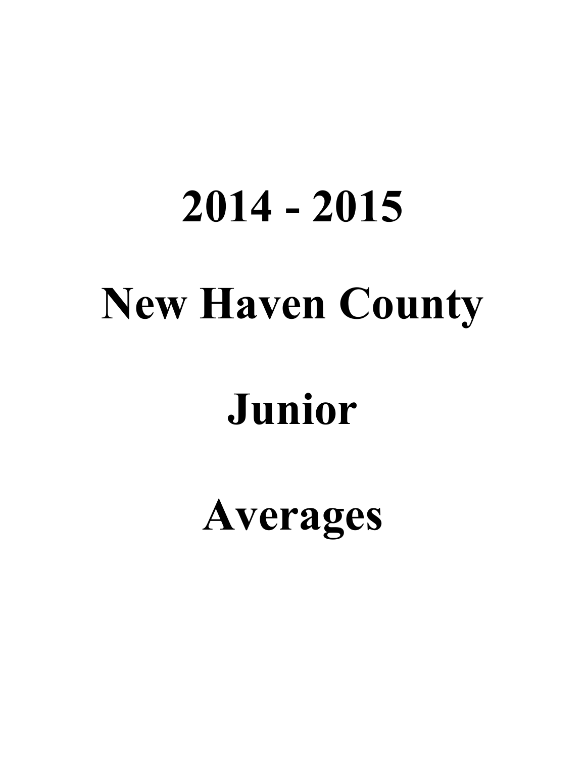# 2014 - 2015

# New Haven County

# Junior

# Averages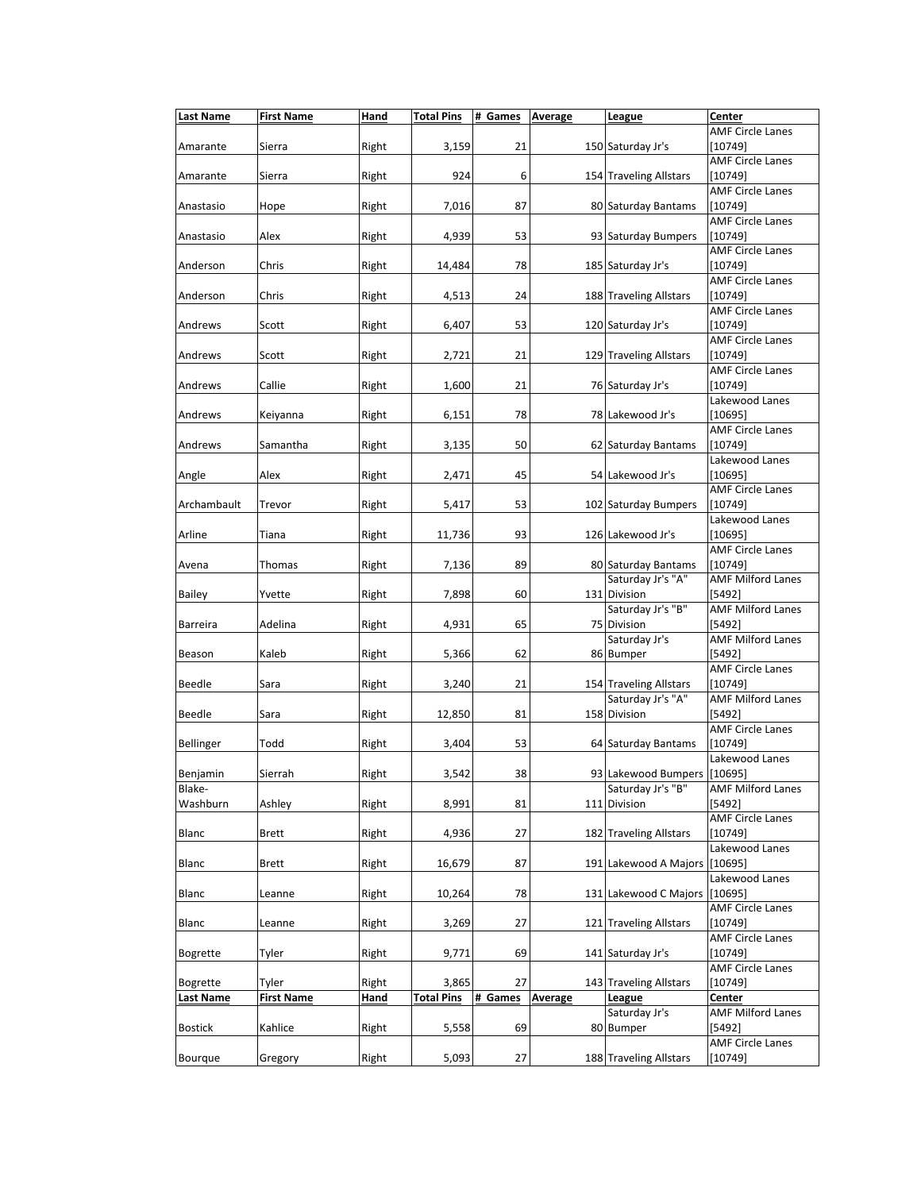| Last Name | First Name | Hand | Total Pins | # Games | Average | League | Center |
|---|---|---|---|---|---|---|---|
| Amarante | Sierra | Right | 3,159 | 21 | 150 | Saturday Jr's | AMF Circle Lanes [10749] |
| Amarante | Sierra | Right | 924 | 6 | 154 | Traveling Allstars | AMF Circle Lanes [10749] |
| Anastasio | Hope | Right | 7,016 | 87 | 80 | Saturday Bantams | AMF Circle Lanes [10749] |
| Anastasio | Alex | Right | 4,939 | 53 | 93 | Saturday Bumpers | AMF Circle Lanes [10749] |
| Anderson | Chris | Right | 14,484 | 78 | 185 | Saturday Jr's | AMF Circle Lanes [10749] |
| Anderson | Chris | Right | 4,513 | 24 | 188 | Traveling Allstars | AMF Circle Lanes [10749] |
| Andrews | Scott | Right | 6,407 | 53 | 120 | Saturday Jr's | AMF Circle Lanes [10749] |
| Andrews | Scott | Right | 2,721 | 21 | 129 | Traveling Allstars | AMF Circle Lanes [10749] |
| Andrews | Callie | Right | 1,600 | 21 | 76 | Saturday Jr's | AMF Circle Lanes [10749] |
| Andrews | Keiyanna | Right | 6,151 | 78 | 78 | Lakewood Jr's | Lakewood Lanes [10695] |
| Andrews | Samantha | Right | 3,135 | 50 | 62 | Saturday Bantams | AMF Circle Lanes [10749] |
| Angle | Alex | Right | 2,471 | 45 | 54 | Lakewood Jr's | Lakewood Lanes [10695] |
| Archambault | Trevor | Right | 5,417 | 53 | 102 | Saturday Bumpers | AMF Circle Lanes [10749] |
| Arline | Tiana | Right | 11,736 | 93 | 126 | Lakewood Jr's | Lakewood Lanes [10695] |
| Avena | Thomas | Right | 7,136 | 89 | 80 | Saturday Bantams | AMF Circle Lanes [10749] |
| Bailey | Yvette | Right | 7,898 | 60 | 131 | Saturday Jr's "A" Division | AMF Milford Lanes [5492] |
| Barreira | Adelina | Right | 4,931 | 65 | 75 | Saturday Jr's "B" Division | AMF Milford Lanes [5492] |
| Beason | Kaleb | Right | 5,366 | 62 | 86 | Saturday Jr's Bumper | AMF Milford Lanes [5492] |
| Beedle | Sara | Right | 3,240 | 21 | 154 | Traveling Allstars | AMF Circle Lanes [10749] |
| Beedle | Sara | Right | 12,850 | 81 | 158 | Saturday Jr's "A" Division | AMF Milford Lanes [5492] |
| Bellinger | Todd | Right | 3,404 | 53 | 64 | Saturday Bantams | AMF Circle Lanes [10749] |
| Benjamin | Sierrah | Right | 3,542 | 38 | 93 | Lakewood Bumpers | Lakewood Lanes [10695] |
| Blake-Washburn | Ashley | Right | 8,991 | 81 | 111 | Saturday Jr's "B" Division | AMF Milford Lanes [5492] |
| Blanc | Brett | Right | 4,936 | 27 | 182 | Traveling Allstars | AMF Circle Lanes [10749] |
| Blanc | Brett | Right | 16,679 | 87 | 191 | Lakewood A Majors | Lakewood Lanes [10695] |
| Blanc | Leanne | Right | 10,264 | 78 | 131 | Lakewood C Majors | Lakewood Lanes [10695] |
| Blanc | Leanne | Right | 3,269 | 27 | 121 | Traveling Allstars | AMF Circle Lanes [10749] |
| Bogrette | Tyler | Right | 9,771 | 69 | 141 | Saturday Jr's | AMF Circle Lanes [10749] |
| Bogrette | Tyler | Right | 3,865 | 27 | 143 | Traveling Allstars | AMF Circle Lanes [10749] |
| Bostick | Kahlice | Right | 5,558 | 69 | 80 | Saturday Jr's Bumper | AMF Milford Lanes [5492] |
| Bourque | Gregory | Right | 5,093 | 27 | 188 | Traveling Allstars | AMF Circle Lanes [10749] |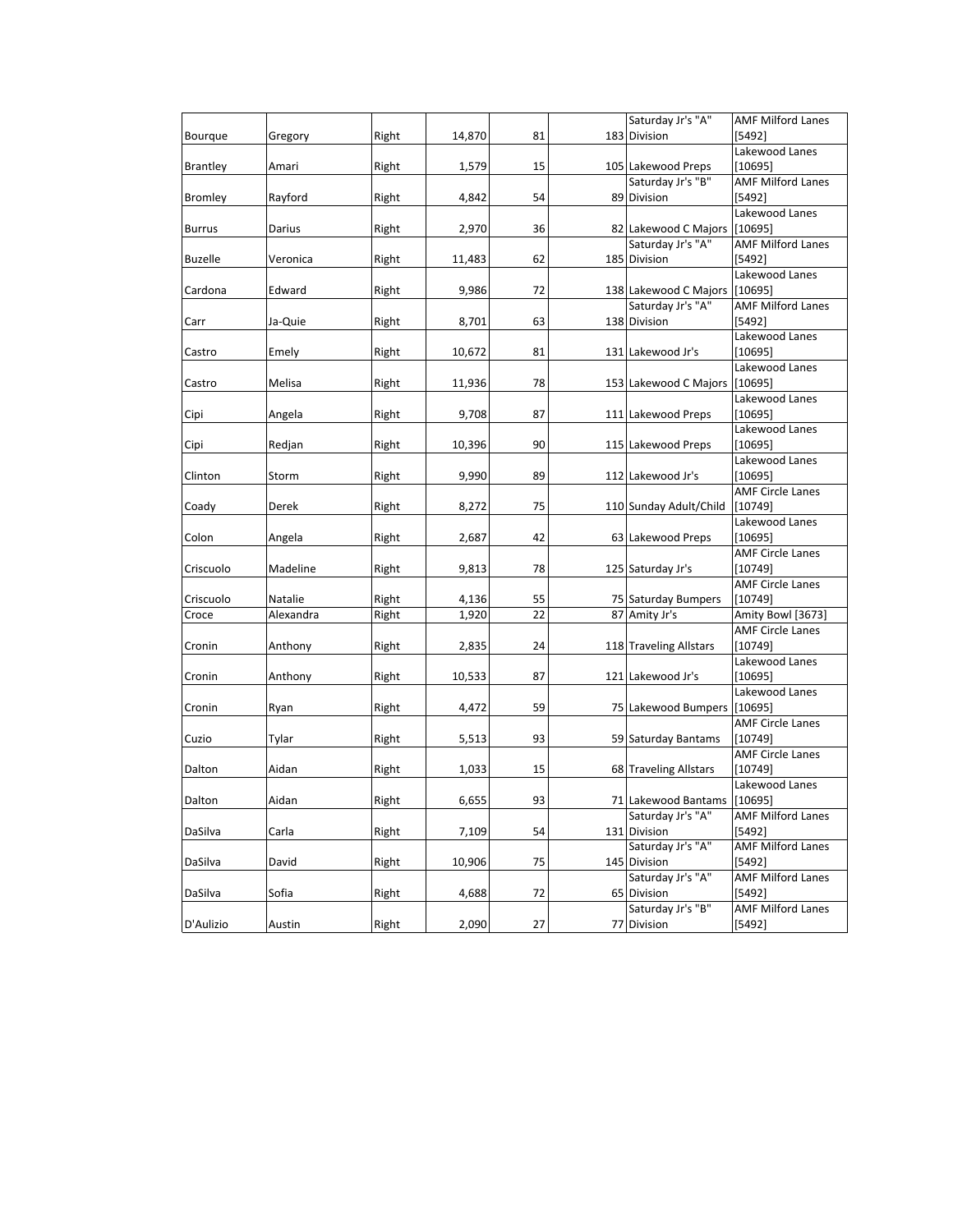| | | | | | | | |
|---|---|---|---|---|---|---|---|
| Bourque | Gregory | Right | 14,870 | 81 | 183 | Saturday Jr's "A" Division | AMF Milford Lanes [5492] |
| Brantley | Amari | Right | 1,579 | 15 | 105 | Lakewood Preps | Lakewood Lanes [10695] |
| Bromley | Rayford | Right | 4,842 | 54 | 89 | Saturday Jr's "B" Division | AMF Milford Lanes [5492] |
| Burrus | Darius | Right | 2,970 | 36 | 82 | Lakewood C Majors | Lakewood Lanes [10695] |
| Buzelle | Veronica | Right | 11,483 | 62 | 185 | Saturday Jr's "A" Division | AMF Milford Lanes [5492] |
| Cardona | Edward | Right | 9,986 | 72 | 138 | Lakewood C Majors | Lakewood Lanes [10695] |
| Carr | Ja-Quie | Right | 8,701 | 63 | 138 | Saturday Jr's "A" Division | AMF Milford Lanes [5492] |
| Castro | Emely | Right | 10,672 | 81 | 131 | Lakewood Jr's | Lakewood Lanes [10695] |
| Castro | Melisa | Right | 11,936 | 78 | 153 | Lakewood C Majors | Lakewood Lanes [10695] |
| Cipi | Angela | Right | 9,708 | 87 | 111 | Lakewood Preps | Lakewood Lanes [10695] |
| Cipi | Redjan | Right | 10,396 | 90 | 115 | Lakewood Preps | Lakewood Lanes [10695] |
| Clinton | Storm | Right | 9,990 | 89 | 112 | Lakewood Jr's | Lakewood Lanes [10695] |
| Coady | Derek | Right | 8,272 | 75 | 110 | Sunday Adult/Child | AMF Circle Lanes [10749] |
| Colon | Angela | Right | 2,687 | 42 | 63 | Lakewood Preps | Lakewood Lanes [10695] |
| Criscuolo | Madeline | Right | 9,813 | 78 | 125 | Saturday Jr's | AMF Circle Lanes [10749] |
| Criscuolo | Natalie | Right | 4,136 | 55 | 75 | Saturday Bumpers | AMF Circle Lanes [10749] |
| Croce | Alexandra | Right | 1,920 | 22 | 87 | Amity Jr's | Amity Bowl [3673] |
| Cronin | Anthony | Right | 2,835 | 24 | 118 | Traveling Allstars | AMF Circle Lanes [10749] |
| Cronin | Anthony | Right | 10,533 | 87 | 121 | Lakewood Jr's | Lakewood Lanes [10695] |
| Cronin | Ryan | Right | 4,472 | 59 | 75 | Lakewood Bumpers | Lakewood Lanes [10695] |
| Cuzio | Tylar | Right | 5,513 | 93 | 59 | Saturday Bantams | AMF Circle Lanes [10749] |
| Dalton | Aidan | Right | 1,033 | 15 | 68 | Traveling Allstars | AMF Circle Lanes [10749] |
| Dalton | Aidan | Right | 6,655 | 93 | 71 | Lakewood Bantams | Lakewood Lanes [10695] |
| DaSilva | Carla | Right | 7,109 | 54 | 131 | Saturday Jr's "A" Division | AMF Milford Lanes [5492] |
| DaSilva | David | Right | 10,906 | 75 | 145 | Saturday Jr's "A" Division | AMF Milford Lanes [5492] |
| DaSilva | Sofia | Right | 4,688 | 72 | 65 | Saturday Jr's "A" Division | AMF Milford Lanes [5492] |
| D'Aulizio | Austin | Right | 2,090 | 27 | 77 | Saturday Jr's "B" Division | AMF Milford Lanes [5492] |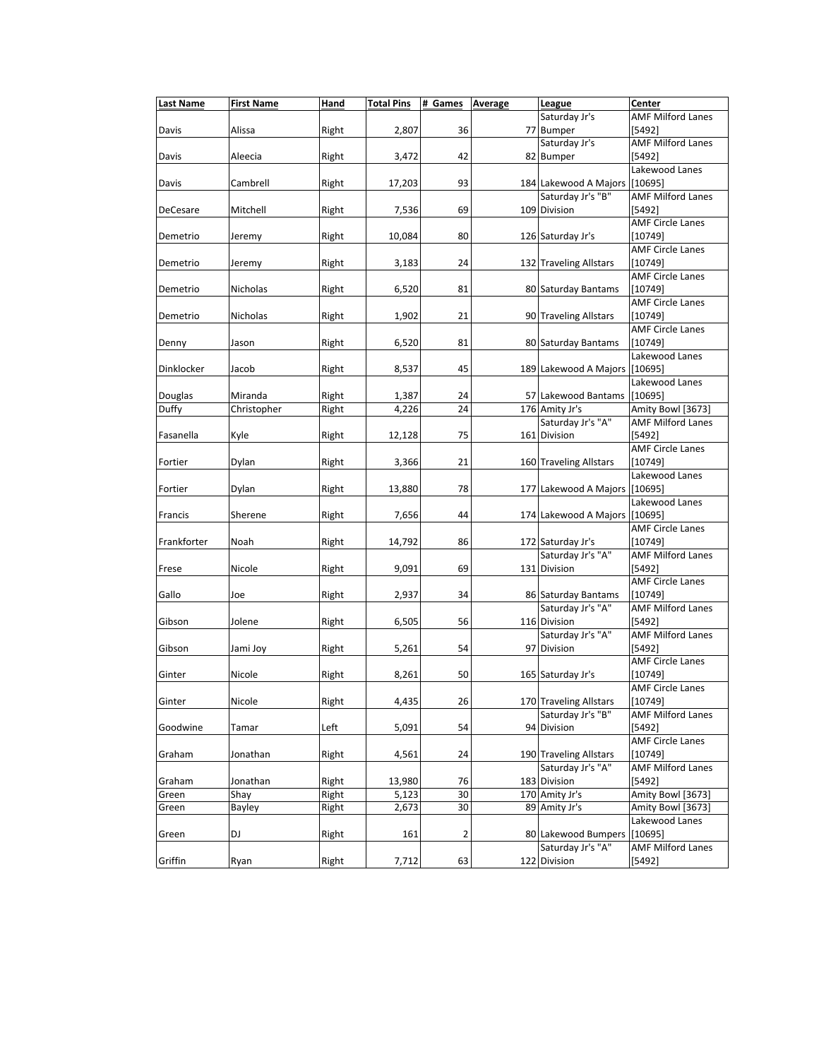| Last Name | First Name | Hand | Total Pins | # Games | Average | League | Center |
|---|---|---|---|---|---|---|---|
| Davis | Alissa | Right | 2,807 | 36 | 77 | Saturday Jr's Bumper | AMF Milford Lanes [5492] |
| Davis | Aleecia | Right | 3,472 | 42 | 82 | Saturday Jr's Bumper | AMF Milford Lanes [5492] |
| Davis | Cambrell | Right | 17,203 | 93 | 184 | Lakewood A Majors | Lakewood Lanes [10695] |
| DeCesare | Mitchell | Right | 7,536 | 69 | 109 | Saturday Jr's "B" Division | AMF Milford Lanes [5492] |
| Demetrio | Jeremy | Right | 10,084 | 80 | 126 | Saturday Jr's | AMF Circle Lanes [10749] |
| Demetrio | Jeremy | Right | 3,183 | 24 | 132 | Traveling Allstars | AMF Circle Lanes [10749] |
| Demetrio | Nicholas | Right | 6,520 | 81 | 80 | Saturday Bantams | AMF Circle Lanes [10749] |
| Demetrio | Nicholas | Right | 1,902 | 21 | 90 | Traveling Allstars | AMF Circle Lanes [10749] |
| Denny | Jason | Right | 6,520 | 81 | 80 | Saturday Bantams | AMF Circle Lanes [10749] |
| Dinklocker | Jacob | Right | 8,537 | 45 | 189 | Lakewood A Majors | Lakewood Lanes [10695] |
| Douglas | Miranda | Right | 1,387 | 24 | 57 | Lakewood Bantams | Lakewood Lanes [10695] |
| Duffy | Christopher | Right | 4,226 | 24 | 176 | Amity Jr's | Amity Bowl [3673] |
| Fasanella | Kyle | Right | 12,128 | 75 | 161 | Saturday Jr's "A" Division | AMF Milford Lanes [5492] |
| Fortier | Dylan | Right | 3,366 | 21 | 160 | Traveling Allstars | AMF Circle Lanes [10749] |
| Fortier | Dylan | Right | 13,880 | 78 | 177 | Lakewood A Majors | Lakewood Lanes [10695] |
| Francis | Sherene | Right | 7,656 | 44 | 174 | Lakewood A Majors | Lakewood Lanes [10695] |
| Frankforter | Noah | Right | 14,792 | 86 | 172 | Saturday Jr's | AMF Circle Lanes [10749] |
| Frese | Nicole | Right | 9,091 | 69 | 131 | Saturday Jr's "A" Division | AMF Milford Lanes [5492] |
| Gallo | Joe | Right | 2,937 | 34 | 86 | Saturday Bantams | AMF Circle Lanes [10749] |
| Gibson | Jolene | Right | 6,505 | 56 | 116 | Saturday Jr's "A" Division | AMF Milford Lanes [5492] |
| Gibson | Jami Joy | Right | 5,261 | 54 | 97 | Saturday Jr's "A" Division | AMF Milford Lanes [5492] |
| Ginter | Nicole | Right | 8,261 | 50 | 165 | Saturday Jr's | AMF Circle Lanes [10749] |
| Ginter | Nicole | Right | 4,435 | 26 | 170 | Traveling Allstars | AMF Circle Lanes [10749] |
| Goodwine | Tamar | Left | 5,091 | 54 | 94 | Saturday Jr's "B" Division | AMF Milford Lanes [5492] |
| Graham | Jonathan | Right | 4,561 | 24 | 190 | Traveling Allstars | AMF Circle Lanes [10749] |
| Graham | Jonathan | Right | 13,980 | 76 | 183 | Saturday Jr's "A" Division | AMF Milford Lanes [5492] |
| Green | Shay | Right | 5,123 | 30 | 170 | Amity Jr's | Amity Bowl [3673] |
| Green | Bayley | Right | 2,673 | 30 | 89 | Amity Jr's | Amity Bowl [3673] |
| Green | DJ | Right | 161 | 2 | 80 | Lakewood Bumpers | Lakewood Lanes [10695] |
| Griffin | Ryan | Right | 7,712 | 63 | 122 | Saturday Jr's "A" Division | AMF Milford Lanes [5492] |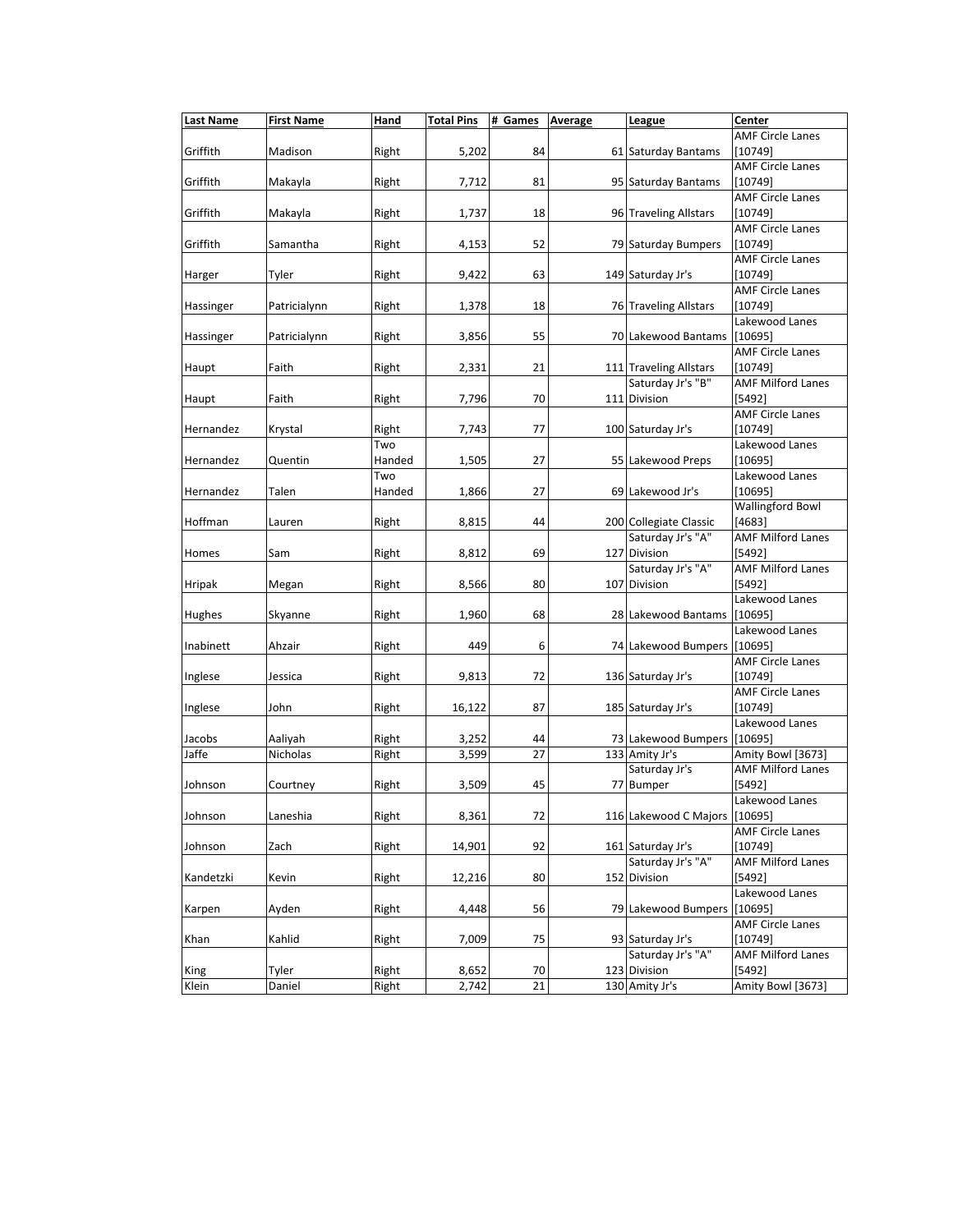| Last Name | First Name | Hand | Total Pins | # Games | Average | League | Center |
| --- | --- | --- | --- | --- | --- | --- | --- |
| Griffith | Madison | Right | 5,202 | 84 | 61 | Saturday Bantams | AMF Circle Lanes [10749] |
| Griffith | Makayla | Right | 7,712 | 81 | 95 | Saturday Bantams | AMF Circle Lanes [10749] |
| Griffith | Makayla | Right | 1,737 | 18 | 96 | Traveling Allstars | AMF Circle Lanes [10749] |
| Griffith | Samantha | Right | 4,153 | 52 | 79 | Saturday Bumpers | AMF Circle Lanes [10749] |
| Harger | Tyler | Right | 9,422 | 63 | 149 | Saturday Jr's | AMF Circle Lanes [10749] |
| Hassinger | Patricialynn | Right | 1,378 | 18 | 76 | Traveling Allstars | AMF Circle Lanes [10749] |
| Hassinger | Patricialynn | Right | 3,856 | 55 | 70 | Lakewood Bantams | Lakewood Lanes [10695] |
| Haupt | Faith | Right | 2,331 | 21 | 111 | Traveling Allstars | AMF Circle Lanes [10749] |
| Haupt | Faith | Right | 7,796 | 70 | 111 | Saturday Jr's "B" Division | AMF Milford Lanes [5492] |
| Hernandez | Krystal | Right | 7,743 | 77 | 100 | Saturday Jr's | AMF Circle Lanes [10749] |
| Hernandez | Quentin | Two Handed | 1,505 | 27 | 55 | Lakewood Preps | Lakewood Lanes [10695] |
| Hernandez | Talen | Two Handed | 1,866 | 27 | 69 | Lakewood Jr's | Lakewood Lanes [10695] |
| Hoffman | Lauren | Right | 8,815 | 44 | 200 | Collegiate Classic | Wallingford Bowl [4683] |
| Homes | Sam | Right | 8,812 | 69 | 127 | Saturday Jr's "A" Division | AMF Milford Lanes [5492] |
| Hripak | Megan | Right | 8,566 | 80 | 107 | Saturday Jr's "A" Division | AMF Milford Lanes [5492] |
| Hughes | Skyanne | Right | 1,960 | 68 | 28 | Lakewood Bantams | Lakewood Lanes [10695] |
| Inabinett | Ahzair | Right | 449 | 6 | 74 | Lakewood Bumpers | Lakewood Lanes [10695] |
| Inglese | Jessica | Right | 9,813 | 72 | 136 | Saturday Jr's | AMF Circle Lanes [10749] |
| Inglese | John | Right | 16,122 | 87 | 185 | Saturday Jr's | AMF Circle Lanes [10749] |
| Jacobs | Aaliyah | Right | 3,252 | 44 | 73 | Lakewood Bumpers | Lakewood Lanes [10695] |
| Jaffe | Nicholas | Right | 3,599 | 27 | 133 | Amity Jr's | Amity Bowl [3673] |
| Johnson | Courtney | Right | 3,509 | 45 | 77 | Saturday Jr's Bumper | AMF Milford Lanes [5492] |
| Johnson | Laneshia | Right | 8,361 | 72 | 116 | Lakewood C Majors | Lakewood Lanes [10695] |
| Johnson | Zach | Right | 14,901 | 92 | 161 | Saturday Jr's | AMF Circle Lanes [10749] |
| Kandetzki | Kevin | Right | 12,216 | 80 | 152 | Saturday Jr's "A" Division | AMF Milford Lanes [5492] |
| Karpen | Ayden | Right | 4,448 | 56 | 79 | Lakewood Bumpers | Lakewood Lanes [10695] |
| Khan | Kahlid | Right | 7,009 | 75 | 93 | Saturday Jr's | AMF Circle Lanes [10749] |
| King | Tyler | Right | 8,652 | 70 | 123 | Saturday Jr's "A" Division | AMF Milford Lanes [5492] |
| Klein | Daniel | Right | 2,742 | 21 | 130 | Amity Jr's | Amity Bowl [3673] |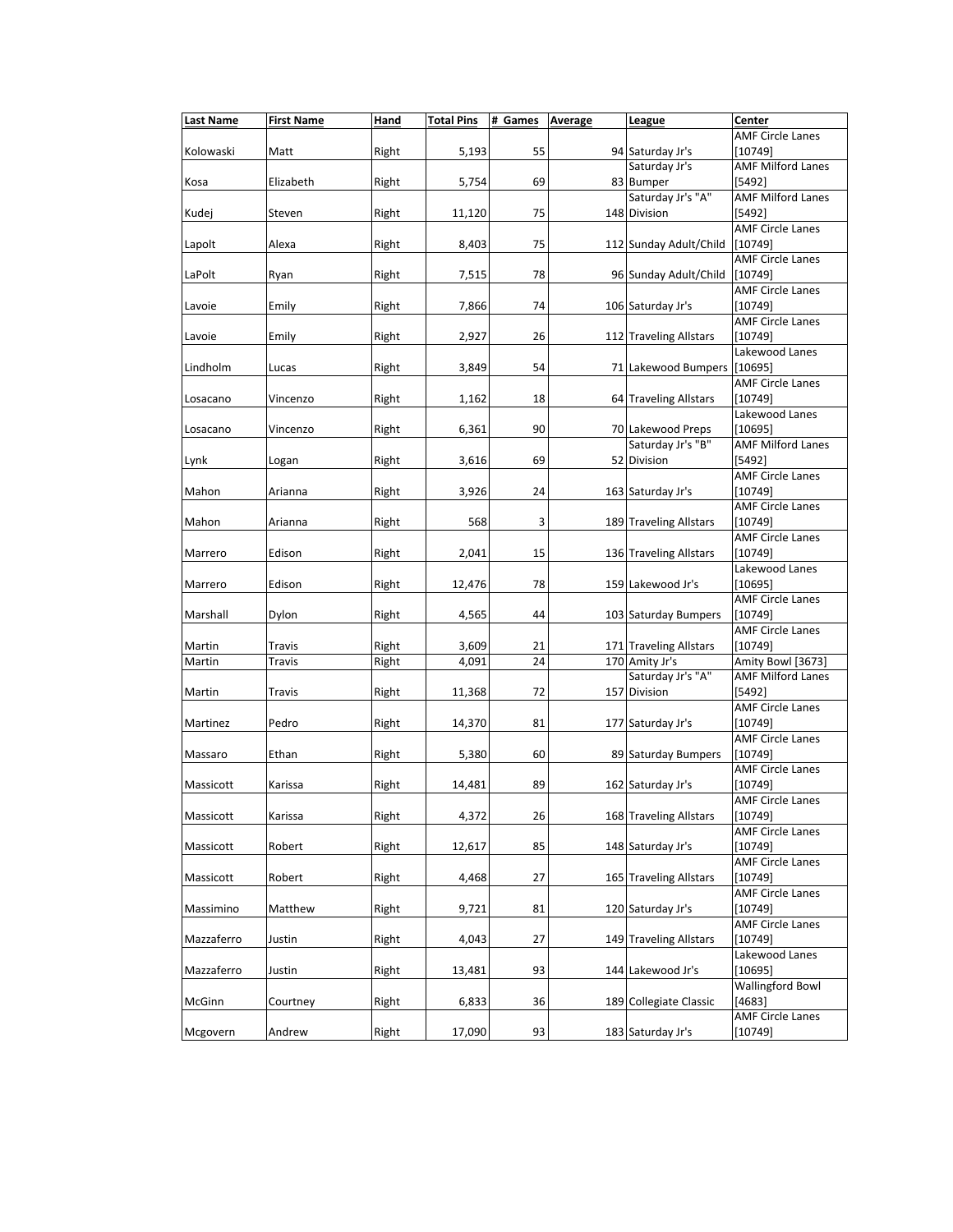| Last Name | First Name | Hand | Total Pins | # Games | Average | League | Center |
|---|---|---|---|---|---|---|---|
| Kolowaski | Matt | Right | 5,193 | 55 | 94 | Saturday Jr's | AMF Circle Lanes [10749] |
| Kosa | Elizabeth | Right | 5,754 | 69 | 83 | Saturday Jr's Bumper | AMF Milford Lanes [5492] |
| Kudej | Steven | Right | 11,120 | 75 | 148 | Saturday Jr's "A" Division | AMF Milford Lanes [5492] |
| Lapolt | Alexa | Right | 8,403 | 75 | 112 | Sunday Adult/Child | AMF Circle Lanes [10749] |
| LaPolt | Ryan | Right | 7,515 | 78 | 96 | Sunday Adult/Child | AMF Circle Lanes [10749] |
| Lavoie | Emily | Right | 7,866 | 74 | 106 | Saturday Jr's | AMF Circle Lanes [10749] |
| Lavoie | Emily | Right | 2,927 | 26 | 112 | Traveling Allstars | AMF Circle Lanes [10749] |
| Lindholm | Lucas | Right | 3,849 | 54 | 71 | Lakewood Bumpers | Lakewood Lanes [10695] |
| Losacano | Vincenzo | Right | 1,162 | 18 | 64 | Traveling Allstars | AMF Circle Lanes [10749] |
| Losacano | Vincenzo | Right | 6,361 | 90 | 70 | Lakewood Preps | Lakewood Lanes [10695] |
| Lynk | Logan | Right | 3,616 | 69 | 52 | Saturday Jr's "B" Division | AMF Milford Lanes [5492] |
| Mahon | Arianna | Right | 3,926 | 24 | 163 | Saturday Jr's | AMF Circle Lanes [10749] |
| Mahon | Arianna | Right | 568 | 3 | 189 | Traveling Allstars | AMF Circle Lanes [10749] |
| Marrero | Edison | Right | 2,041 | 15 | 136 | Traveling Allstars | AMF Circle Lanes [10749] |
| Marrero | Edison | Right | 12,476 | 78 | 159 | Lakewood Jr's | Lakewood Lanes [10695] |
| Marshall | Dylon | Right | 4,565 | 44 | 103 | Saturday Bumpers | AMF Circle Lanes [10749] |
| Martin | Travis | Right | 3,609 | 21 | 171 | Traveling Allstars | AMF Circle Lanes [10749] |
| Martin | Travis | Right | 4,091 | 24 | 170 | Amity Jr's | Amity Bowl [3673] |
| Martin | Travis | Right | 11,368 | 72 | 157 | Saturday Jr's "A" Division | AMF Milford Lanes [5492] |
| Martinez | Pedro | Right | 14,370 | 81 | 177 | Saturday Jr's | AMF Circle Lanes [10749] |
| Massaro | Ethan | Right | 5,380 | 60 | 89 | Saturday Bumpers | AMF Circle Lanes [10749] |
| Massicott | Karissa | Right | 14,481 | 89 | 162 | Saturday Jr's | AMF Circle Lanes [10749] |
| Massicott | Karissa | Right | 4,372 | 26 | 168 | Traveling Allstars | AMF Circle Lanes [10749] |
| Massicott | Robert | Right | 12,617 | 85 | 148 | Saturday Jr's | AMF Circle Lanes [10749] |
| Massicott | Robert | Right | 4,468 | 27 | 165 | Traveling Allstars | AMF Circle Lanes [10749] |
| Massimino | Matthew | Right | 9,721 | 81 | 120 | Saturday Jr's | AMF Circle Lanes [10749] |
| Mazzaferro | Justin | Right | 4,043 | 27 | 149 | Traveling Allstars | AMF Circle Lanes [10749] |
| Mazzaferro | Justin | Right | 13,481 | 93 | 144 | Lakewood Jr's | Lakewood Lanes [10695] |
| McGinn | Courtney | Right | 6,833 | 36 | 189 | Collegiate Classic | Wallingford Bowl [4683] |
| Mcgovern | Andrew | Right | 17,090 | 93 | 183 | Saturday Jr's | AMF Circle Lanes [10749] |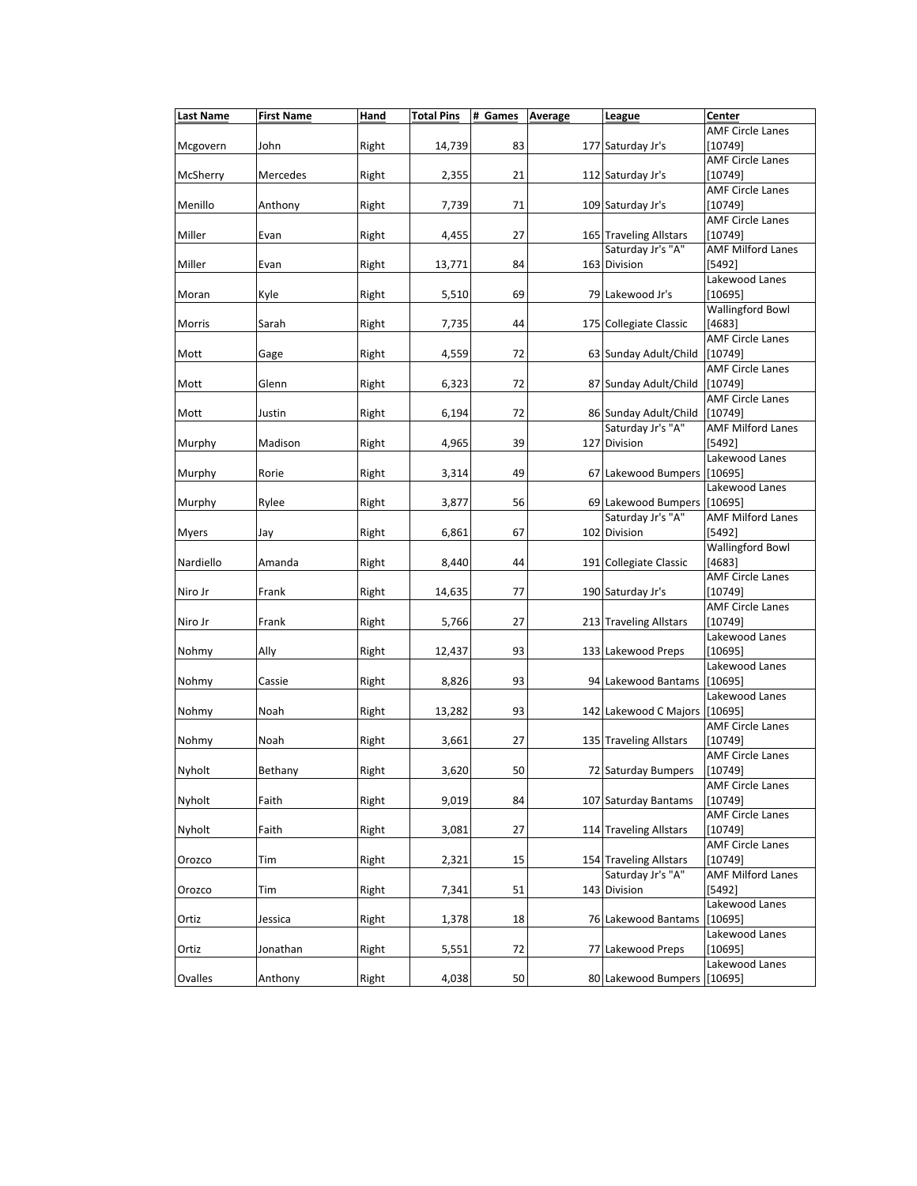| Last Name | First Name | Hand | Total Pins | # Games | Average | League | Center |
|---|---|---|---|---|---|---|---|
| Mcgovern | John | Right | 14,739 | 83 | 177 | Saturday Jr's | AMF Circle Lanes [10749] |
| McSherry | Mercedes | Right | 2,355 | 21 | 112 | Saturday Jr's | AMF Circle Lanes [10749] |
| Menillo | Anthony | Right | 7,739 | 71 | 109 | Saturday Jr's | AMF Circle Lanes [10749] |
| Miller | Evan | Right | 4,455 | 27 | 165 | Traveling Allstars | AMF Circle Lanes [10749] |
| Miller | Evan | Right | 13,771 | 84 | 163 | Saturday Jr's "A" Division | AMF Milford Lanes [5492] |
| Moran | Kyle | Right | 5,510 | 69 | 79 | Lakewood Jr's | Lakewood Lanes [10695] |
| Morris | Sarah | Right | 7,735 | 44 | 175 | Collegiate Classic | Wallingford Bowl [4683] |
| Mott | Gage | Right | 4,559 | 72 | 63 | Sunday Adult/Child | AMF Circle Lanes [10749] |
| Mott | Glenn | Right | 6,323 | 72 | 87 | Sunday Adult/Child | AMF Circle Lanes [10749] |
| Mott | Justin | Right | 6,194 | 72 | 86 | Sunday Adult/Child | AMF Circle Lanes [10749] |
| Murphy | Madison | Right | 4,965 | 39 | 127 | Saturday Jr's "A" Division | AMF Milford Lanes [5492] |
| Murphy | Rorie | Right | 3,314 | 49 | 67 | Lakewood Bumpers | Lakewood Lanes [10695] |
| Murphy | Rylee | Right | 3,877 | 56 | 69 | Lakewood Bumpers | Lakewood Lanes [10695] |
| Myers | Jay | Right | 6,861 | 67 | 102 | Saturday Jr's "A" Division | AMF Milford Lanes [5492] |
| Nardiello | Amanda | Right | 8,440 | 44 | 191 | Collegiate Classic | Wallingford Bowl [4683] |
| Niro Jr | Frank | Right | 14,635 | 77 | 190 | Saturday Jr's | AMF Circle Lanes [10749] |
| Niro Jr | Frank | Right | 5,766 | 27 | 213 | Traveling Allstars | AMF Circle Lanes [10749] |
| Nohmy | Ally | Right | 12,437 | 93 | 133 | Lakewood Preps | Lakewood Lanes [10695] |
| Nohmy | Cassie | Right | 8,826 | 93 | 94 | Lakewood Bantams | Lakewood Lanes [10695] |
| Nohmy | Noah | Right | 13,282 | 93 | 142 | Lakewood C Majors | Lakewood Lanes [10695] |
| Nohmy | Noah | Right | 3,661 | 27 | 135 | Traveling Allstars | AMF Circle Lanes [10749] |
| Nyholt | Bethany | Right | 3,620 | 50 | 72 | Saturday Bumpers | AMF Circle Lanes [10749] |
| Nyholt | Faith | Right | 9,019 | 84 | 107 | Saturday Bantams | AMF Circle Lanes [10749] |
| Nyholt | Faith | Right | 3,081 | 27 | 114 | Traveling Allstars | AMF Circle Lanes [10749] |
| Orozco | Tim | Right | 2,321 | 15 | 154 | Traveling Allstars | AMF Circle Lanes [10749] |
| Orozco | Tim | Right | 7,341 | 51 | 143 | Saturday Jr's "A" Division | AMF Milford Lanes [5492] |
| Ortiz | Jessica | Right | 1,378 | 18 | 76 | Lakewood Bantams | Lakewood Lanes [10695] |
| Ortiz | Jonathan | Right | 5,551 | 72 | 77 | Lakewood Preps | Lakewood Lanes [10695] |
| Ovalles | Anthony | Right | 4,038 | 50 | 80 | Lakewood Bumpers | Lakewood Lanes [10695] |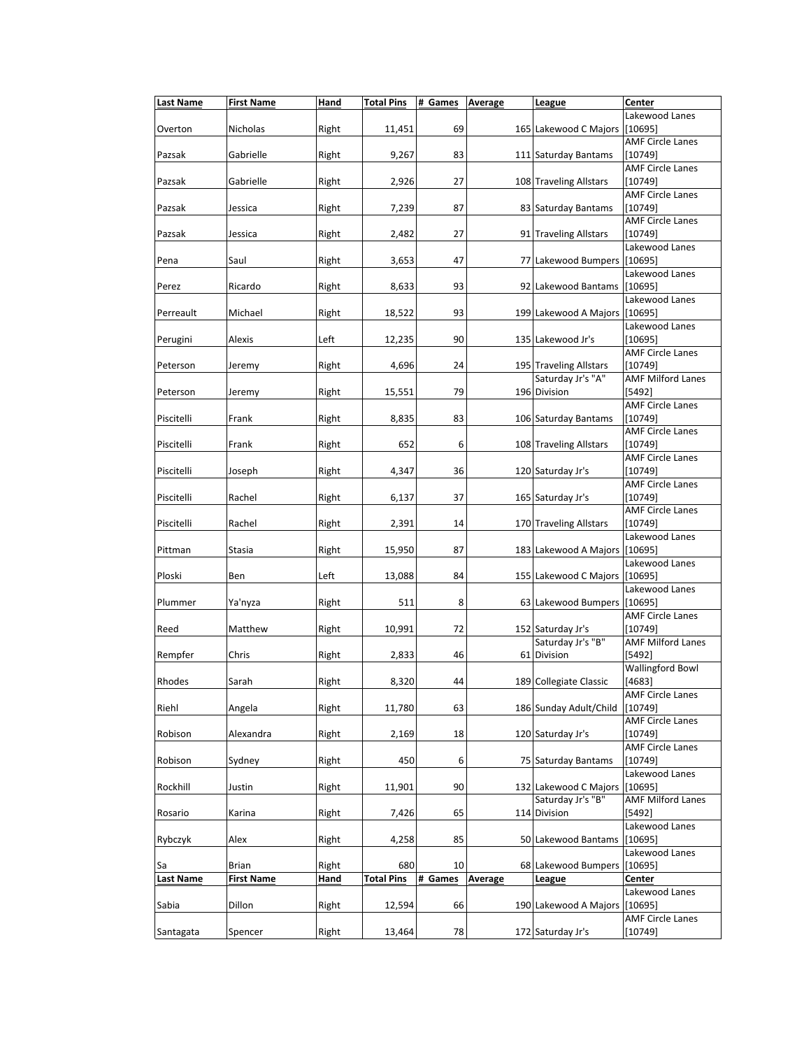| Last Name | First Name | Hand | Total Pins | # Games | Average | League | Center |
|---|---|---|---|---|---|---|---|
| Overton | Nicholas | Right | 11,451 | 69 | 165 | Lakewood C Majors | Lakewood Lanes [10695] |
| Pazsak | Gabrielle | Right | 9,267 | 83 | 111 | Saturday Bantams | AMF Circle Lanes [10749] |
| Pazsak | Gabrielle | Right | 2,926 | 27 | 108 | Traveling Allstars | AMF Circle Lanes [10749] |
| Pazsak | Jessica | Right | 7,239 | 87 | 83 | Saturday Bantams | AMF Circle Lanes [10749] |
| Pazsak | Jessica | Right | 2,482 | 27 | 91 | Traveling Allstars | AMF Circle Lanes [10749] |
| Pena | Saul | Right | 3,653 | 47 | 77 | Lakewood Bumpers | Lakewood Lanes [10695] |
| Perez | Ricardo | Right | 8,633 | 93 | 92 | Lakewood Bantams | Lakewood Lanes [10695] |
| Perreault | Michael | Right | 18,522 | 93 | 199 | Lakewood A Majors | Lakewood Lanes [10695] |
| Perugini | Alexis | Left | 12,235 | 90 | 135 | Lakewood Jr's | Lakewood Lanes [10695] |
| Peterson | Jeremy | Right | 4,696 | 24 | 195 | Traveling Allstars | AMF Circle Lanes [10749] |
| Peterson | Jeremy | Right | 15,551 | 79 | 196 | Saturday Jr's "A" Division | AMF Milford Lanes [5492] |
| Piscitelli | Frank | Right | 8,835 | 83 | 106 | Saturday Bantams | AMF Circle Lanes [10749] |
| Piscitelli | Frank | Right | 652 | 6 | 108 | Traveling Allstars | AMF Circle Lanes [10749] |
| Piscitelli | Joseph | Right | 4,347 | 36 | 120 | Saturday Jr's | AMF Circle Lanes [10749] |
| Piscitelli | Rachel | Right | 6,137 | 37 | 165 | Saturday Jr's | AMF Circle Lanes [10749] |
| Piscitelli | Rachel | Right | 2,391 | 14 | 170 | Traveling Allstars | AMF Circle Lanes [10749] |
| Pittman | Stasia | Right | 15,950 | 87 | 183 | Lakewood A Majors | Lakewood Lanes [10695] |
| Ploski | Ben | Left | 13,088 | 84 | 155 | Lakewood C Majors | Lakewood Lanes [10695] |
| Plummer | Ya'nyza | Right | 511 | 8 | 63 | Lakewood Bumpers | Lakewood Lanes [10695] |
| Reed | Matthew | Right | 10,991 | 72 | 152 | Saturday Jr's | AMF Circle Lanes [10749] |
| Rempfer | Chris | Right | 2,833 | 46 | 61 | Saturday Jr's "B" Division | AMF Milford Lanes [5492] |
| Rhodes | Sarah | Right | 8,320 | 44 | 189 | Collegiate Classic | Wallingford Bowl [4683] |
| Riehl | Angela | Right | 11,780 | 63 | 186 | Sunday Adult/Child | AMF Circle Lanes [10749] |
| Robison | Alexandra | Right | 2,169 | 18 | 120 | Saturday Jr's | AMF Circle Lanes [10749] |
| Robison | Sydney | Right | 450 | 6 | 75 | Saturday Bantams | AMF Circle Lanes [10749] |
| Rockhill | Justin | Right | 11,901 | 90 | 132 | Lakewood C Majors | Lakewood Lanes [10695] |
| Rosario | Karina | Right | 7,426 | 65 | 114 | Saturday Jr's "B" Division | AMF Milford Lanes [5492] |
| Rybczyk | Alex | Right | 4,258 | 85 | 50 | Lakewood Bantams | Lakewood Lanes [10695] |
| Sa | Brian | Right | 680 | 10 | 68 | Lakewood Bumpers | Lakewood Lanes [10695] |
| Sabia | Dillon | Right | 12,594 | 66 | 190 | Lakewood A Majors | Lakewood Lanes [10695] |
| Santagata | Spencer | Right | 13,464 | 78 | 172 | Saturday Jr's | AMF Circle Lanes [10749] |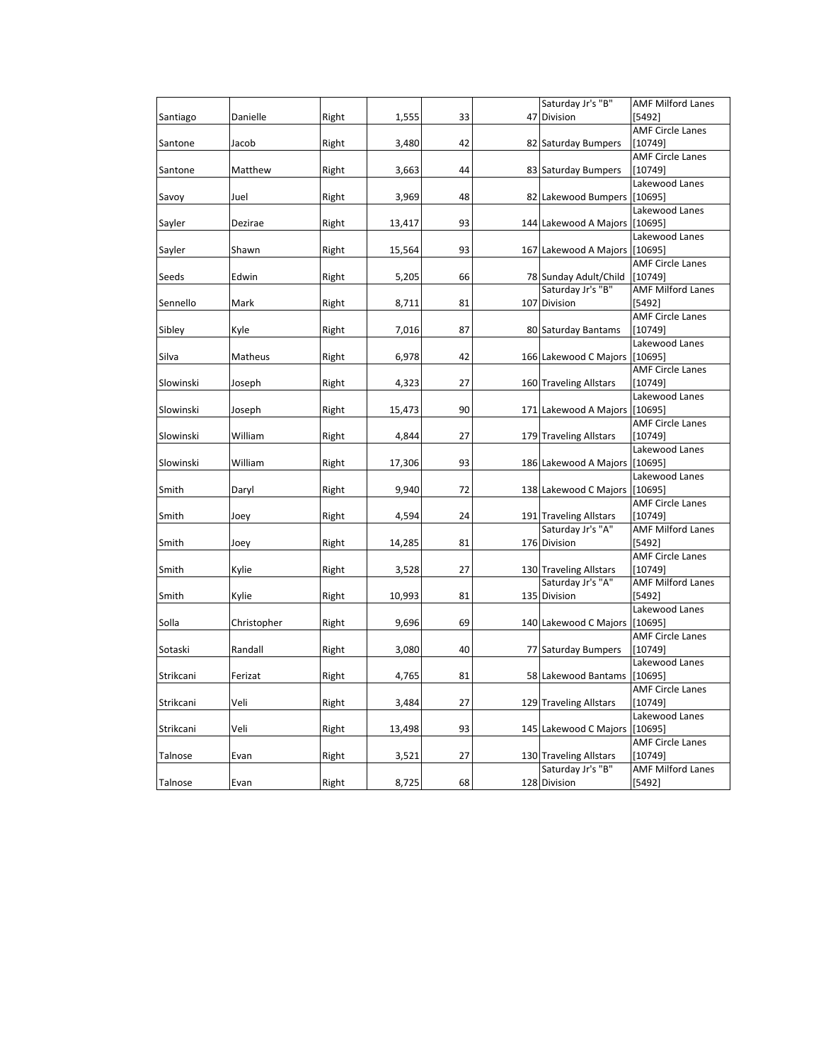| | | | | | | | |
|---|---|---|---|---|---|---|---|
| Santiago | Danielle | Right | 1,555 | 33 | 47 | Saturday Jr's "B" Division | AMF Milford Lanes [5492] |
| Santone | Jacob | Right | 3,480 | 42 | 82 | Saturday Bumpers | AMF Circle Lanes [10749] |
| Santone | Matthew | Right | 3,663 | 44 | 83 | Saturday Bumpers | AMF Circle Lanes [10749] |
| Savoy | Juel | Right | 3,969 | 48 | 82 | Lakewood Bumpers | Lakewood Lanes [10695] |
| Sayler | Dezirae | Right | 13,417 | 93 | 144 | Lakewood A Majors | Lakewood Lanes [10695] |
| Sayler | Shawn | Right | 15,564 | 93 | 167 | Lakewood A Majors | Lakewood Lanes [10695] |
| Seeds | Edwin | Right | 5,205 | 66 | 78 | Sunday Adult/Child | AMF Circle Lanes [10749] |
| Sennello | Mark | Right | 8,711 | 81 | 107 | Saturday Jr's "B" Division | AMF Milford Lanes [5492] |
| Sibley | Kyle | Right | 7,016 | 87 | 80 | Saturday Bantams | AMF Circle Lanes [10749] |
| Silva | Matheus | Right | 6,978 | 42 | 166 | Lakewood C Majors | Lakewood Lanes [10695] |
| Slowinski | Joseph | Right | 4,323 | 27 | 160 | Traveling Allstars | AMF Circle Lanes [10749] |
| Slowinski | Joseph | Right | 15,473 | 90 | 171 | Lakewood A Majors | Lakewood Lanes [10695] |
| Slowinski | William | Right | 4,844 | 27 | 179 | Traveling Allstars | AMF Circle Lanes [10749] |
| Slowinski | William | Right | 17,306 | 93 | 186 | Lakewood A Majors | Lakewood Lanes [10695] |
| Smith | Daryl | Right | 9,940 | 72 | 138 | Lakewood C Majors | Lakewood Lanes [10695] |
| Smith | Joey | Right | 4,594 | 24 | 191 | Traveling Allstars | AMF Circle Lanes [10749] |
| Smith | Joey | Right | 14,285 | 81 | 176 | Saturday Jr's "A" Division | AMF Milford Lanes [5492] |
| Smith | Kylie | Right | 3,528 | 27 | 130 | Traveling Allstars | AMF Circle Lanes [10749] |
| Smith | Kylie | Right | 10,993 | 81 | 135 | Saturday Jr's "A" Division | AMF Milford Lanes [5492] |
| Solla | Christopher | Right | 9,696 | 69 | 140 | Lakewood C Majors | Lakewood Lanes [10695] |
| Sotaski | Randall | Right | 3,080 | 40 | 77 | Saturday Bumpers | AMF Circle Lanes [10749] |
| Strikcani | Ferizat | Right | 4,765 | 81 | 58 | Lakewood Bantams | Lakewood Lanes [10695] |
| Strikcani | Veli | Right | 3,484 | 27 | 129 | Traveling Allstars | AMF Circle Lanes [10749] |
| Strikcani | Veli | Right | 13,498 | 93 | 145 | Lakewood C Majors | Lakewood Lanes [10695] |
| Talnose | Evan | Right | 3,521 | 27 | 130 | Traveling Allstars | AMF Circle Lanes [10749] |
| Talnose | Evan | Right | 8,725 | 68 | 128 | Saturday Jr's "B" Division | AMF Milford Lanes [5492] |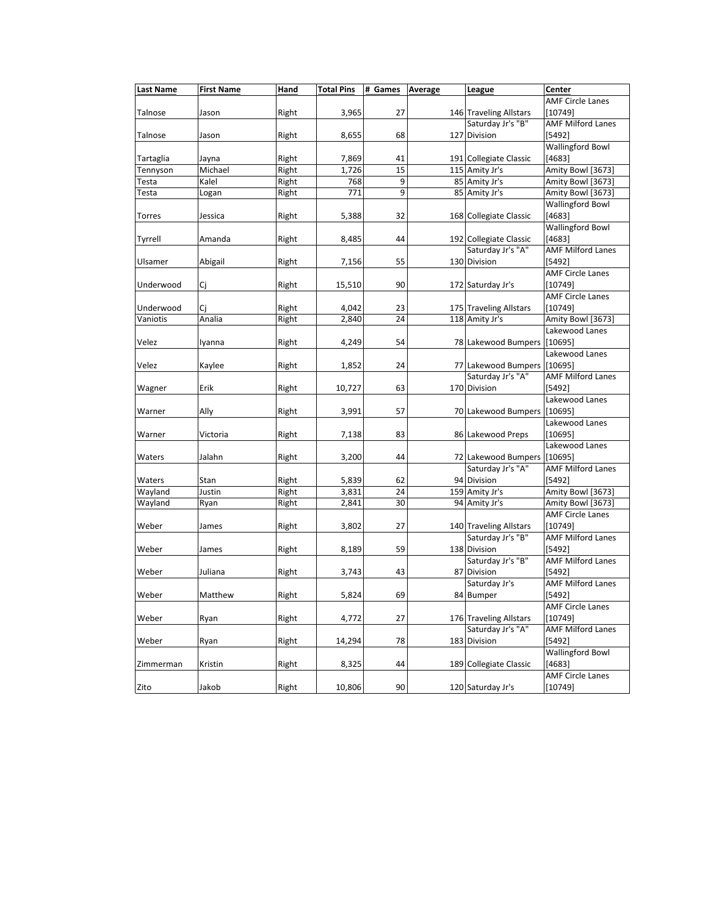| Last Name | First Name | Hand | Total Pins | # Games | Average | League | Center |
|---|---|---|---|---|---|---|---|
| Talnose | Jason | Right | 3,965 | 27 | 146 | Traveling Allstars | AMF Circle Lanes [10749] |
| Talnose | Jason | Right | 8,655 | 68 | 127 | Saturday Jr's "B" Division | AMF Milford Lanes [5492] |
| Tartaglia | Jayna | Right | 7,869 | 41 | 191 | Collegiate Classic | Wallingford Bowl [4683] |
| Tennyson | Michael | Right | 1,726 | 15 | 115 | Amity Jr's | Amity Bowl [3673] |
| Testa | Kalel | Right | 768 | 9 | 85 | Amity Jr's | Amity Bowl [3673] |
| Testa | Logan | Right | 771 | 9 | 85 | Amity Jr's | Amity Bowl [3673] |
| Torres | Jessica | Right | 5,388 | 32 | 168 | Collegiate Classic | Wallingford Bowl [4683] |
| Tyrrell | Amanda | Right | 8,485 | 44 | 192 | Collegiate Classic | Wallingford Bowl [4683] |
| Ulsamer | Abigail | Right | 7,156 | 55 | 130 | Saturday Jr's "A" Division | AMF Milford Lanes [5492] |
| Underwood | Cj | Right | 15,510 | 90 | 172 | Saturday Jr's | AMF Circle Lanes [10749] |
| Underwood | Cj | Right | 4,042 | 23 | 175 | Traveling Allstars | AMF Circle Lanes [10749] |
| Vaniotis | Analia | Right | 2,840 | 24 | 118 | Amity Jr's | Amity Bowl [3673] |
| Velez | Iyanna | Right | 4,249 | 54 | 78 | Lakewood Bumpers | Lakewood Lanes [10695] |
| Velez | Kaylee | Right | 1,852 | 24 | 77 | Lakewood Bumpers | Lakewood Lanes [10695] |
| Wagner | Erik | Right | 10,727 | 63 | 170 | Saturday Jr's "A" Division | AMF Milford Lanes [5492] |
| Warner | Ally | Right | 3,991 | 57 | 70 | Lakewood Bumpers | Lakewood Lanes [10695] |
| Warner | Victoria | Right | 7,138 | 83 | 86 | Lakewood Preps | Lakewood Lanes [10695] |
| Waters | Jalahn | Right | 3,200 | 44 | 72 | Lakewood Bumpers | Lakewood Lanes [10695] |
| Waters | Stan | Right | 5,839 | 62 | 94 | Saturday Jr's "A" Division | AMF Milford Lanes [5492] |
| Wayland | Justin | Right | 3,831 | 24 | 159 | Amity Jr's | Amity Bowl [3673] |
| Wayland | Ryan | Right | 2,841 | 30 | 94 | Amity Jr's | Amity Bowl [3673] |
| Weber | James | Right | 3,802 | 27 | 140 | Traveling Allstars | AMF Circle Lanes [10749] |
| Weber | James | Right | 8,189 | 59 | 138 | Saturday Jr's "B" Division | AMF Milford Lanes [5492] |
| Weber | Juliana | Right | 3,743 | 43 | 87 | Saturday Jr's "B" Division | AMF Milford Lanes [5492] |
| Weber | Matthew | Right | 5,824 | 69 | 84 | Saturday Jr's Bumper | AMF Milford Lanes [5492] |
| Weber | Ryan | Right | 4,772 | 27 | 176 | Traveling Allstars | AMF Circle Lanes [10749] |
| Weber | Ryan | Right | 14,294 | 78 | 183 | Saturday Jr's "A" Division | AMF Milford Lanes [5492] |
| Zimmerman | Kristin | Right | 8,325 | 44 | 189 | Collegiate Classic | Wallingford Bowl [4683] |
| Zito | Jakob | Right | 10,806 | 90 | 120 | Saturday Jr's | AMF Circle Lanes [10749] |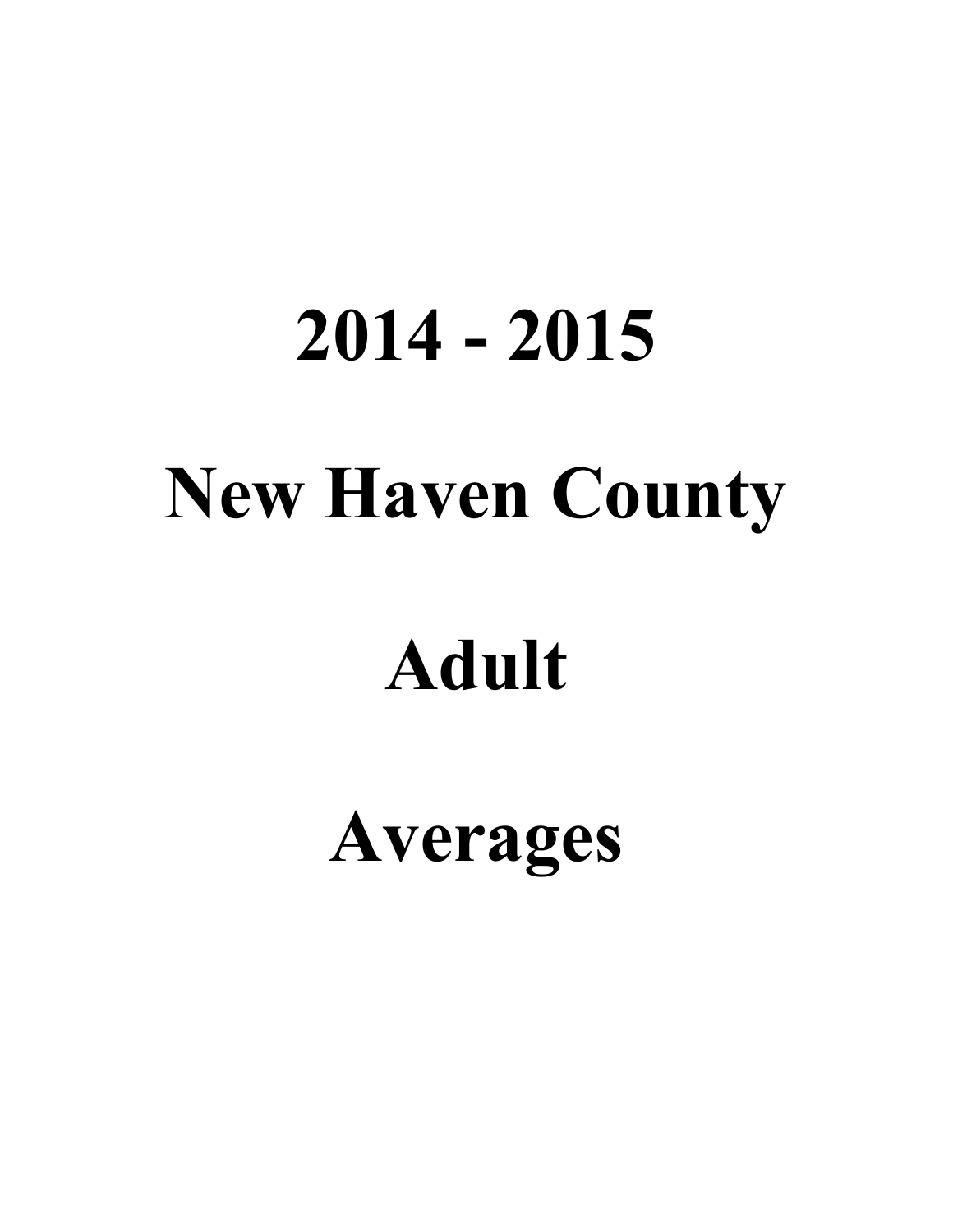# 2014 - 2015

# New Haven County

# Adult

# Averages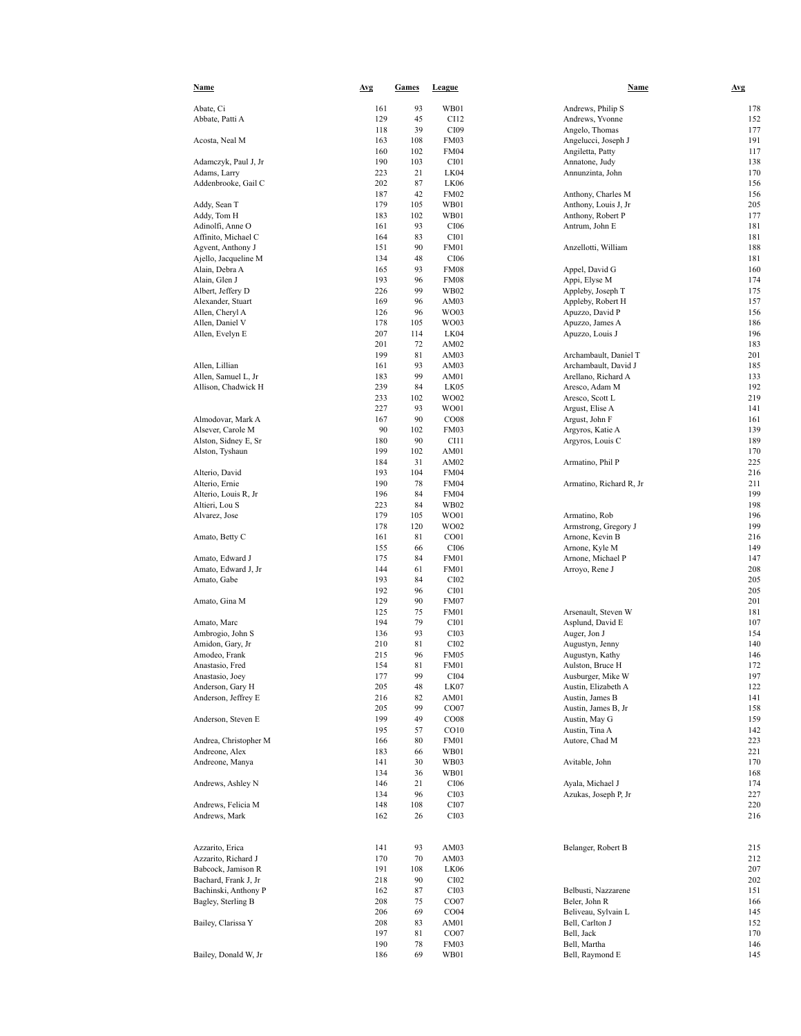| Name | Avg | Games | League |
|---|---|---|---|
| Abate, Ci | 161 | 93 | WB01 |
| Abbate, Patti A | 129 | 45 | CI12 |
| | 118 | 39 | CI09 |
| Acosta, Neal M | 163 | 108 | FM03 |
| | 160 | 102 | FM04 |
| Adamczyk, Paul J, Jr | 190 | 103 | CI01 |
| Adams, Larry | 223 | 21 | LK04 |
| Addenbrooke, Gail C | 202 | 87 | LK06 |
| | 187 | 42 | FM02 |
| Addy, Sean T | 179 | 105 | WB01 |
| Addy, Tom H | 183 | 102 | WB01 |
| Adinolfi, Anne O | 161 | 93 | CI06 |
| Affinito, Michael C | 164 | 83 | CI01 |
| Agvent, Anthony J | 151 | 90 | FM01 |
| Ajello, Jacqueline M | 134 | 48 | CI06 |
| Alain, Debra A | 165 | 93 | FM08 |
| Alain, Glen J | 193 | 96 | FM08 |
| Albert, Jeffery D | 226 | 99 | WB02 |
| Alexander, Stuart | 169 | 96 | AM03 |
| Allen, Cheryl A | 126 | 96 | WO03 |
| Allen, Daniel V | 178 | 105 | WO03 |
| Allen, Evelyn E | 207 | 114 | LK04 |
| | 201 | 72 | AM02 |
| | 199 | 81 | AM03 |
| Allen, Lillian | 161 | 93 | AM03 |
| Allen, Samuel L, Jr | 183 | 99 | AM01 |
| Allison, Chadwick H | 239 | 84 | LK05 |
| | 233 | 102 | WO02 |
| | 227 | 93 | WO01 |
| Almodovar, Mark A | 167 | 90 | CO08 |
| Alsever, Carole M | 90 | 102 | FM03 |
| Alston, Sidney E, Sr | 180 | 90 | CI11 |
| Alston, Tyshaun | 199 | 102 | AM01 |
| | 184 | 31 | AM02 |
| Alterio, David | 193 | 104 | FM04 |
| Alterio, Ernie | 190 | 78 | FM04 |
| Alterio, Louis R, Jr | 196 | 84 | FM04 |
| Altieri, Lou S | 223 | 84 | WB02 |
| Alvarez, Jose | 179 | 105 | WO01 |
| | 178 | 120 | WO02 |
| Amato, Betty C | 161 | 81 | CO01 |
| | 155 | 66 | CI06 |
| Amato, Edward J | 175 | 84 | FM01 |
| Amato, Edward J, Jr | 144 | 61 | FM01 |
| Amato, Gabe | 193 | 84 | CI02 |
| | 192 | 96 | CI01 |
| Amato, Gina M | 129 | 90 | FM07 |
| | 125 | 75 | FM01 |
| Amato, Marc | 194 | 79 | CI01 |
| Ambrogio, John S | 136 | 93 | CI03 |
| Amidon, Gary, Jr | 210 | 81 | CI02 |
| Amodeo, Frank | 215 | 96 | FM05 |
| Anastasio, Fred | 154 | 81 | FM01 |
| Anastasio, Joey | 177 | 99 | CI04 |
| Anderson, Gary H | 205 | 48 | LK07 |
| Anderson, Jeffrey E | 216 | 82 | AM01 |
| | 205 | 99 | CO07 |
| Anderson, Steven E | 199 | 49 | CO08 |
| | 195 | 57 | CO10 |
| Andrea, Christopher M | 166 | 80 | FM01 |
| Andreone, Alex | 183 | 66 | WB01 |
| Andreone, Manya | 141 | 30 | WB03 |
| | 134 | 36 | WB01 |
| Andrews, Ashley N | 146 | 21 | CI06 |
| | 134 | 96 | CI03 |
| Andrews, Felicia M | 148 | 108 | CI07 |
| Andrews, Mark | 162 | 26 | CI03 |
| Andrews, Philip S | 178 | | |
| Andrews, Yvonne | 152 | | |
| Angelo, Thomas | 177 | | |
| Angelucci, Joseph J | 191 | | |
| Angiletta, Patty | 117 | | |
| Annatone, Judy | 138 | | |
| Annunzinta, John | 170 | | |
| | 156 | | |
| Anthony, Charles M | 156 | | |
| Anthony, Louis J, Jr | 205 | | |
| Anthony, Robert P | 177 | | |
| Antrum, John E | 181 | | |
| | 181 | | |
| Anzellotti, William | 188 | | |
| | 181 | | |
| Appel, David G | 160 | | |
| Appi, Elyse M | 174 | | |
| Appleby, Joseph T | 175 | | |
| Appleby, Robert H | 157 | | |
| Apuzzo, David P | 156 | | |
| Apuzzo, James A | 186 | | |
| Apuzzo, Louis J | 196 | | |
| | 183 | | |
| Archambault, Daniel T | 201 | | |
| Archambault, David J | 185 | | |
| Arellano, Richard A | 133 | | |
| Aresco, Adam M | 192 | | |
| Aresco, Scott L | 219 | | |
| Argust, Elise A | 141 | | |
| Argust, John F | 161 | | |
| Argyros, Katie A | 139 | | |
| Argyros, Louis C | 189 | | |
| | 170 | | |
| Armatino, Phil P | 225 | | |
| | 216 | | |
| Armatino, Richard R, Jr | 211 | | |
| | 199 | | |
| | 198 | | |
| Armatino, Rob | 196 | | |
| Armstrong, Gregory J | 199 | | |
| Arnone, Kevin B | 216 | | |
| Arnone, Kyle M | 149 | | |
| Arnone, Michael P | 147 | | |
| Arroyo, Rene J | 208 | | |
| | 205 | | |
| | 205 | | |
| | 201 | | |
| Arsenault, Steven W | 181 | | |
| Asplund, David E | 107 | | |
| Auger, Jon J | 154 | | |
| Augustyn, Jenny | 140 | | |
| Augustyn, Kathy | 146 | | |
| Aulston, Bruce H | 172 | | |
| Ausburger, Mike W | 197 | | |
| Austin, Elizabeth A | 122 | | |
| Austin, James B | 141 | | |
| Austin, James B, Jr | 158 | | |
| Austin, May G | 159 | | |
| Austin, Tina A | 142 | | |
| Autore, Chad M | 223 | | |
| | 221 | | |
| Avitable, John | 170 | | |
| | 168 | | |
| Ayala, Michael J | 174 | | |
| Azukas, Joseph P, Jr | 227 | | |
| | 220 | | |
| | 216 | | |
| Azzarito, Erica | 141 | 93 | AM03 |
| Azzarito, Richard J | 170 | 70 | AM03 |
| Babcock, Jamison R | 191 | 108 | LK06 |
| Bachard, Frank J, Jr | 218 | 90 | CI02 |
| Bachinski, Anthony P | 162 | 87 | CI03 |
| Bagley, Sterling B | 208 | 75 | CO07 |
| | 206 | 69 | CO04 |
| Bailey, Clarissa Y | 208 | 83 | AM01 |
| | 197 | 81 | CO07 |
| | 190 | 78 | FM03 |
| Bailey, Donald W, Jr | 186 | 69 | WB01 |
| Belanger, Robert B | 215 | | |
| | 212 | | |
| | 207 | | |
| | 202 | | |
| Belbusti, Nazzarene | 151 | | |
| Beler, John R | 166 | | |
| Beliveau, Sylvain L | 145 | | |
| Bell, Carlton J | 152 | | |
| Bell, Jack | 170 | | |
| Bell, Martha | 146 | | |
| Bell, Raymond E | 145 | | |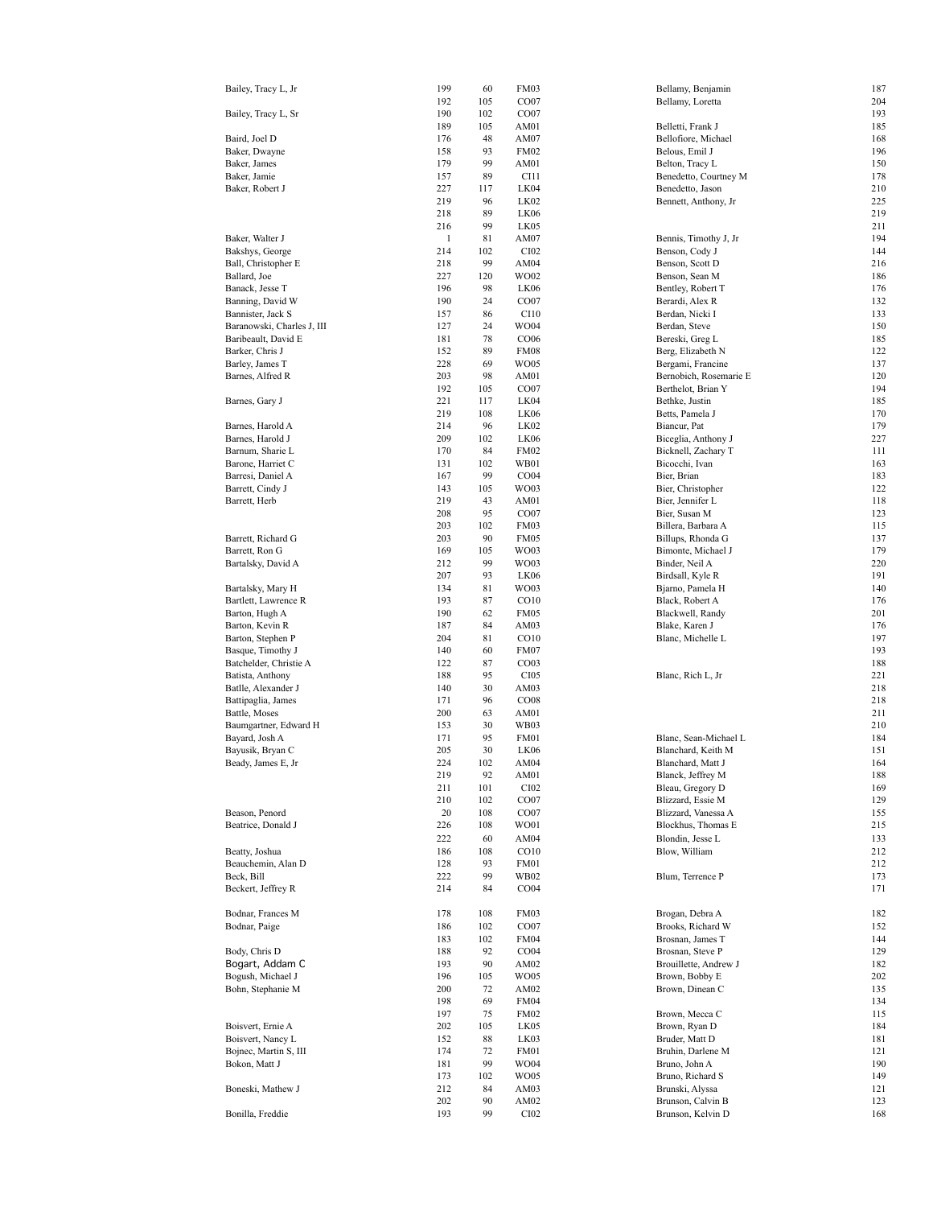| Name | | | |
|---|---|---|---|
| Bailey, Tracy L, Jr | 199 | 60 | FM03 |
| | 192 | 105 | CO07 |
| Bailey, Tracy L, Sr | 190 | 102 | CO07 |
| | 189 | 105 | AM01 |
| Baird, Joel D | 176 | 48 | AM07 |
| Baker, Dwayne | 158 | 93 | FM02 |
| Baker, James | 179 | 99 | AM01 |
| Baker, Jamie | 157 | 89 | CI11 |
| Baker, Robert J | 227 | 117 | LK04 |
| | 219 | 96 | LK02 |
| | 218 | 89 | LK06 |
| | 216 | 99 | LK05 |
| Baker, Walter J | 1 | 81 | AM07 |
| Bakshys, George | 214 | 102 | CI02 |
| Ball, Christopher E | 218 | 99 | AM04 |
| Ballard, Joe | 227 | 120 | WO02 |
| Banack, Jesse T | 196 | 98 | LK06 |
| Banning, David W | 190 | 24 | CO07 |
| Bannister, Jack S | 157 | 86 | CI10 |
| Baranowski, Charles J, III | 127 | 24 | WO04 |
| Baribeault, David E | 181 | 78 | CO06 |
| Barker, Chris J | 152 | 89 | FM08 |
| Barley, James T | 228 | 69 | WO05 |
| Barnes, Alfred R | 203 | 98 | AM01 |
| | 192 | 105 | CO07 |
| Barnes, Gary J | 221 | 117 | LK04 |
| | 219 | 108 | LK06 |
| Barnes, Harold A | 214 | 96 | LK02 |
| Barnes, Harold J | 209 | 102 | LK06 |
| Barnum, Sharie L | 170 | 84 | FM02 |
| Barone, Harriet C | 131 | 102 | WB01 |
| Barresi, Daniel A | 167 | 99 | CO04 |
| Barrett, Cindy J | 143 | 105 | WO03 |
| Barrett, Herb | 219 | 43 | AM01 |
| | 208 | 95 | CO07 |
| | 203 | 102 | FM03 |
| Barrett, Richard G | 203 | 90 | FM05 |
| Barrett, Ron G | 169 | 105 | WO03 |
| Bartalsky, David A | 212 | 99 | WO03 |
| | 207 | 93 | LK06 |
| Bartalsky, Mary H | 134 | 81 | WO03 |
| Bartlett, Lawrence R | 193 | 87 | CO10 |
| Barton, Hugh A | 190 | 62 | FM05 |
| Barton, Kevin R | 187 | 84 | AM03 |
| Barton, Stephen P | 204 | 81 | CO10 |
| Basque, Timothy J | 140 | 60 | FM07 |
| Batchelder, Christie A | 122 | 87 | CO03 |
| Batista, Anthony | 188 | 95 | CI05 |
| Batlle, Alexander J | 140 | 30 | AM03 |
| Battipaglia, James | 171 | 96 | CO08 |
| Battle, Moses | 200 | 63 | AM01 |
| Baumgartner, Edward H | 153 | 30 | WB03 |
| Bayard, Josh A | 171 | 95 | FM01 |
| Bayusik, Bryan C | 205 | 30 | LK06 |
| Beady, James E, Jr | 224 | 102 | AM04 |
| | 219 | 92 | AM01 |
| | 211 | 101 | CI02 |
| | 210 | 102 | CO07 |
| Beason, Penord | 20 | 108 | CO07 |
| Beatrice, Donald J | 226 | 108 | WO01 |
| | 222 | 60 | AM04 |
| Beatty, Joshua | 186 | 108 | CO10 |
| Beauchemin, Alan D | 128 | 93 | FM01 |
| Beck, Bill | 222 | 99 | WB02 |
| Beckert, Jeffrey R | 214 | 84 | CO04 |

| Name | |
|---|---|
| Bellamy, Benjamin | 187 |
| Bellamy, Loretta | 204 |
| | 193 |
| Belletti, Frank J | 185 |
| Bellofiore, Michael | 168 |
| Belous, Emil J | 196 |
| Belton, Tracy L | 150 |
| Benedetto, Courtney M | 178 |
| Benedetto, Jason | 210 |
| Bennett, Anthony, Jr | 225 |
| | 219 |
| | 211 |
| Bennis, Timothy J, Jr | 194 |
| Benson, Cody J | 144 |
| Benson, Scott D | 216 |
| Benson, Sean M | 186 |
| Bentley, Robert T | 176 |
| Berardi, Alex R | 132 |
| Berdan, Nicki I | 133 |
| Berdan, Steve | 150 |
| Bereski, Greg L | 185 |
| Berg, Elizabeth N | 122 |
| Bergami, Francine | 137 |
| Bernobich, Rosemarie E | 120 |
| Berthelot, Brian Y | 194 |
| Bethke, Justin | 185 |
| Betts, Pamela J | 170 |
| Biancur, Pat | 179 |
| Biceglia, Anthony J | 227 |
| Bicknell, Zachary T | 111 |
| Bicocchi, Ivan | 163 |
| Bier, Brian | 183 |
| Bier, Christopher | 122 |
| Bier, Jennifer L | 118 |
| Bier, Susan M | 123 |
| Billera, Barbara A | 115 |
| Billups, Rhonda G | 137 |
| Bimonte, Michael J | 179 |
| Binder, Neil A | 220 |
| Birdsall, Kyle R | 191 |
| Bjarno, Pamela H | 140 |
| Black, Robert A | 176 |
| Blackwell, Randy | 201 |
| Blake, Karen J | 176 |
| Blanc, Michelle L | 197 |
| | 193 |
| | 188 |
| Blanc, Rich L, Jr | 221 |
| | 218 |
| | 218 |
| | 211 |
| | 210 |
| Blanc, Sean-Michael L | 184 |
| Blanchard, Keith M | 151 |
| Blanchard, Matt J | 164 |
| Blanck, Jeffrey M | 188 |
| Bleau, Gregory D | 169 |
| Blizzard, Essie M | 129 |
| Blizzard, Vanessa A | 155 |
| Blockhus, Thomas E | 215 |
| Blondin, Jesse L | 133 |
| Blow, William | 212 |
| | 212 |
| Blum, Terrence P | 173 |
| | 171 |

| Name | | | |
|---|---|---|---|
| Bodnar, Frances M | 178 | 108 | FM03 |
| Bodnar, Paige | 186 | 102 | CO07 |
| | 183 | 102 | FM04 |
| Body, Chris D | 188 | 92 | CO04 |
| Bogart, Addam C | 193 | 90 | AM02 |
| Bogush, Michael J | 196 | 105 | WO05 |
| Bohn, Stephanie M | 200 | 72 | AM02 |
| | 198 | 69 | FM04 |
| | 197 | 75 | FM02 |
| Boisvert, Ernie A | 202 | 105 | LK05 |
| Boisvert, Nancy L | 152 | 88 | LK03 |
| Bojnec, Martin S, III | 174 | 72 | FM01 |
| Bokon, Matt J | 181 | 99 | WO04 |
| | 173 | 102 | WO05 |
| Boneski, Mathew J | 212 | 84 | AM03 |
| | 202 | 90 | AM02 |
| Bonilla, Freddie | 193 | 99 | CI02 |

| Name | |
|---|---|
| Brogan, Debra A | 182 |
| Brooks, Richard W | 152 |
| Brosnan, James T | 144 |
| Brosnan, Steve P | 129 |
| Brouillette, Andrew J | 182 |
| Brown, Bobby E | 202 |
| Brown, Dinean C | 135 |
| | 134 |
| Brown, Mecca C | 115 |
| Brown, Ryan D | 184 |
| Bruder, Matt D | 181 |
| Bruhin, Darlene M | 121 |
| Bruno, John A | 190 |
| Bruno, Richard S | 149 |
| Brunski, Alyssa | 121 |
| Brunson, Calvin B | 123 |
| Brunson, Kelvin D | 168 |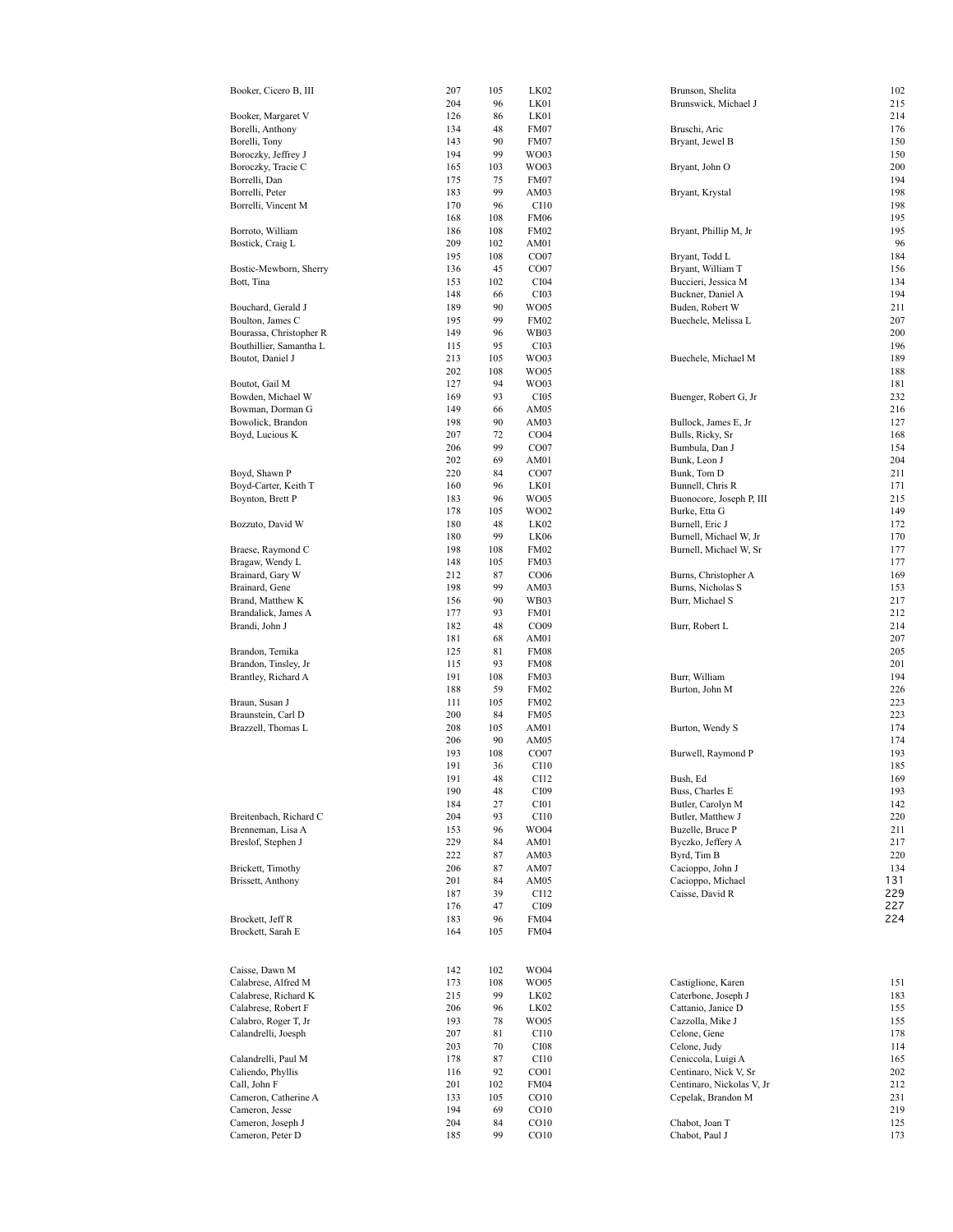| | | | |
|---|---|---|---|
| Booker, Cicero B, III | 207 | 105 | LK02 |
| | 204 | 96 | LK01 |
| Booker, Margaret V | 126 | 86 | LK01 |
| Borelli, Anthony | 134 | 48 | FM07 |
| Borelli, Tony | 143 | 90 | FM07 |
| Boroczky, Jeffrey J | 194 | 99 | WO03 |
| Boroczky, Tracie C | 165 | 103 | WO03 |
| Borrelli, Dan | 175 | 75 | FM07 |
| Borrelli, Peter | 183 | 99 | AM03 |
| Borrelli, Vincent M | 170 | 96 | CI10 |
| | 168 | 108 | FM06 |
| Borroto, William | 186 | 108 | FM02 |
| Bostick, Craig L | 209 | 102 | AM01 |
| | 195 | 108 | CO07 |
| Bostic-Mewborn, Sherry | 136 | 45 | CO07 |
| Bott, Tina | 153 | 102 | CI04 |
| | 148 | 66 | CI03 |
| Bouchard, Gerald J | 189 | 90 | WO05 |
| Boulton, James C | 195 | 99 | FM02 |
| Bourassa, Christopher R | 149 | 96 | WB03 |
| Bouthillier, Samantha L | 115 | 95 | CI03 |
| Boutot, Daniel J | 213 | 105 | WO03 |
| | 202 | 108 | WO05 |
| Boutot, Gail M | 127 | 94 | WO03 |
| Bowden, Michael W | 169 | 93 | CI05 |
| Bowman, Dorman G | 149 | 66 | AM05 |
| Bowolick, Brandon | 198 | 90 | AM03 |
| Boyd, Lucious K | 207 | 72 | CO04 |
| | 206 | 99 | CO07 |
| | 202 | 69 | AM01 |
| Boyd, Shawn P | 220 | 84 | CO07 |
| Boyd-Carter, Keith T | 160 | 96 | LK01 |
| Boynton, Brett P | 183 | 96 | WO05 |
| | 178 | 105 | WO02 |
| Bozzuto, David W | 180 | 48 | LK02 |
| | 180 | 99 | LK06 |
| Braese, Raymond C | 198 | 108 | FM02 |
| Bragaw, Wendy L | 148 | 105 | FM03 |
| Brainard, Gary W | 212 | 87 | CO06 |
| Brainard, Gene | 198 | 99 | AM03 |
| Brand, Matthew K | 156 | 90 | WB03 |
| Brandalick, James A | 177 | 93 | FM01 |
| Brandi, John J | 182 | 48 | CO09 |
| | 181 | 68 | AM01 |
| Brandon, Temika | 125 | 81 | FM08 |
| Brandon, Tinsley, Jr | 115 | 93 | FM08 |
| Brantley, Richard A | 191 | 108 | FM03 |
| | 188 | 59 | FM02 |
| Braun, Susan J | 111 | 105 | FM02 |
| Braunstein, Carl D | 200 | 84 | FM05 |
| Brazzell, Thomas L | 208 | 105 | AM01 |
| | 206 | 90 | AM05 |
| | 193 | 108 | CO07 |
| | 191 | 36 | CI10 |
| | 191 | 48 | CI12 |
| | 190 | 48 | CI09 |
| | 184 | 27 | CI01 |
| Breitenbach, Richard C | 204 | 93 | CI10 |
| Brenneman, Lisa A | 153 | 96 | WO04 |
| Breslof, Stephen J | 229 | 84 | AM01 |
| | 222 | 87 | AM03 |
| Brickett, Timothy | 206 | 87 | AM07 |
| Brissett, Anthony | 201 | 84 | AM05 |
| | 187 | 39 | CI12 |
| | 176 | 47 | CI09 |
| Brockett, Jeff R | 183 | 96 | FM04 |
| Brockett, Sarah E | 164 | 105 | FM04 |

| | |
|---|---|
| Brunson, Shelita | 102 |
| Brunswick, Michael J | 215 |
| | 214 |
| Bruschi, Aric | 176 |
| Bryant, Jewel B | 150 |
| | 150 |
| Bryant, John O | 200 |
| | 194 |
| Bryant, Krystal | 198 |
| | 198 |
| | 195 |
| Bryant, Phillip M, Jr | 195 |
| | 96 |
| Bryant, Todd L | 184 |
| Bryant, William T | 156 |
| Buccieri, Jessica M | 134 |
| Buckner, Daniel A | 194 |
| Buden, Robert W | 211 |
| Buechele, Melissa L | 207 |
| | 200 |
| | 196 |
| Buechele, Michael M | 189 |
| | 188 |
| | 181 |
| Buenger, Robert G, Jr | 232 |
| | 216 |
| Bullock, James E, Jr | 127 |
| Bulls, Ricky, Sr | 168 |
| Bumbula, Dan J | 154 |
| Bunk, Leon J | 204 |
| Bunk, Tom D | 211 |
| Bunnell, Chris R | 171 |
| Buonocore, Joseph P, III | 215 |
| Burke, Etta G | 149 |
| Burnell, Eric J | 172 |
| Burnell, Michael W, Jr | 170 |
| Burnell, Michael W, Sr | 177 |
| | 177 |
| Burns, Christopher A | 169 |
| Burns, Nicholas S | 153 |
| Burr, Michael S | 217 |
| | 212 |
| Burr, Robert L | 214 |
| | 207 |
| | 205 |
| | 201 |
| Burr, William | 194 |
| Burton, John M | 226 |
| | 223 |
| | 223 |
| Burton, Wendy S | 174 |
| | 174 |
| Burwell, Raymond P | 193 |
| | 185 |
| Bush, Ed | 169 |
| Buss, Charles E | 193 |
| Butler, Carolyn M | 142 |
| Butler, Matthew J | 220 |
| Buzelle, Bruce P | 211 |
| Byczko, Jeffery A | 217 |
| Byrd, Tim B | 220 |
| Cacioppo, John J | 134 |
| Cacioppo, Michael | 131 |
| Caisse, David R | 229 |
| | 227 |
| | 224 |

| | | | |
|---|---|---|---|
| Caisse, Dawn M | 142 | 102 | WO04 |
| Calabrese, Alfred M | 173 | 108 | WO05 |
| Calabrese, Richard K | 215 | 99 | LK02 |
| Calabrese, Robert F | 206 | 96 | LK02 |
| Calabro, Roger T, Jr | 193 | 78 | WO05 |
| Calandrelli, Joesph | 207 | 81 | CI10 |
| | 203 | 70 | CI08 |
| Calandrelli, Paul M | 178 | 87 | CI10 |
| Caliendo, Phyllis | 116 | 92 | CO01 |
| Call, John F | 201 | 102 | FM04 |
| Cameron, Catherine A | 133 | 105 | CO10 |
| Cameron, Jesse | 194 | 69 | CO10 |
| Cameron, Joseph J | 204 | 84 | CO10 |
| Cameron, Peter D | 185 | 99 | CO10 |

| | |
|---|---|
| Castiglione, Karen | 151 |
| Caterbone, Joseph J | 183 |
| Cattanio, Janice D | 155 |
| Cazzolla, Mike J | 155 |
| Celone, Gene | 178 |
| Celone, Judy | 114 |
| Ceniccola, Luigi A | 165 |
| Centinaro, Nick V, Sr | 202 |
| Centinaro, Nickolas V, Jr | 212 |
| Cepelak, Brandon M | 231 |
| | 219 |
| Chabot, Joan T | 125 |
| Chabot, Paul J | 173 |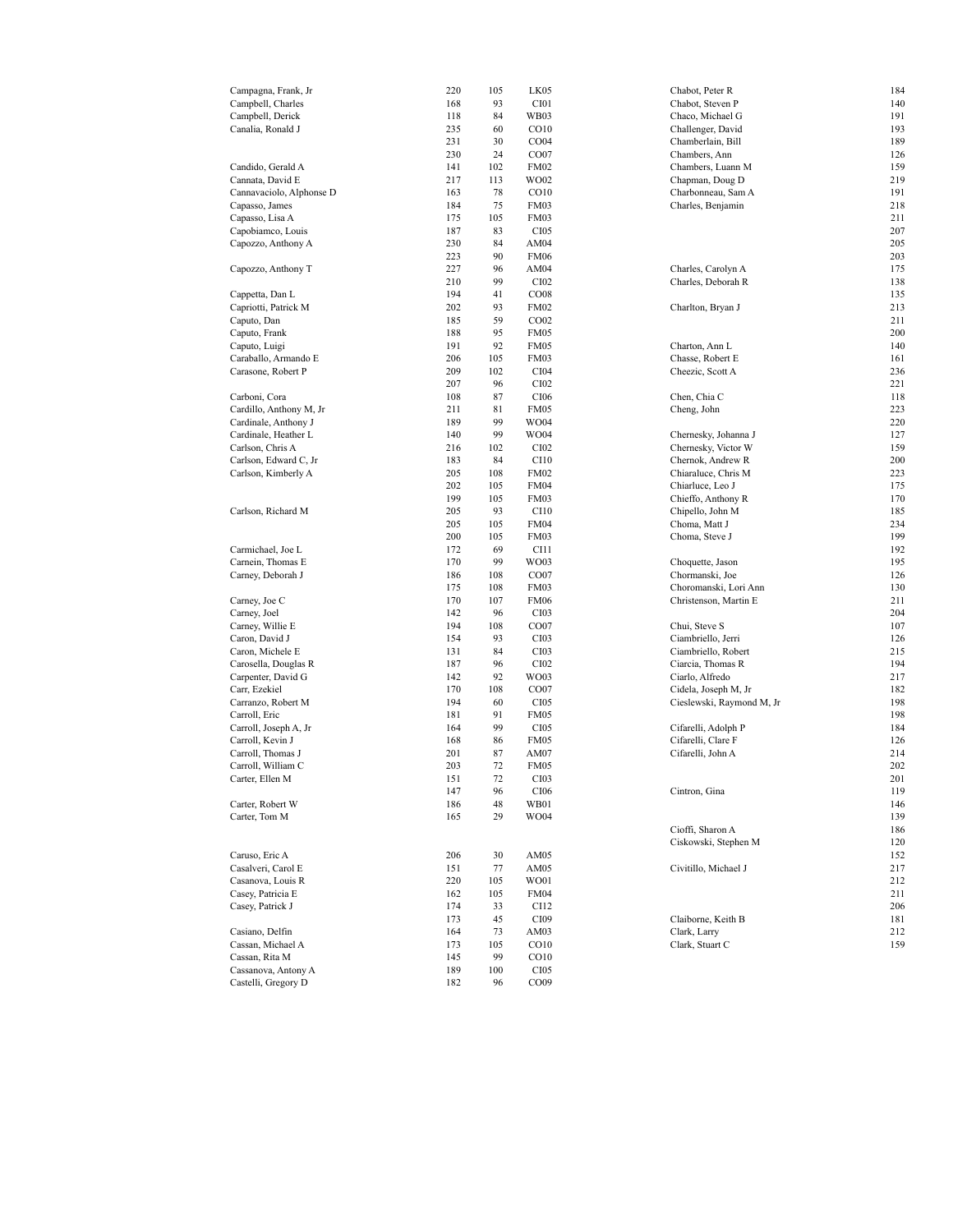| Name | | | |
|---|---|---|---|
| Campagna, Frank, Jr | 220 | 105 | LK05 |
| Campbell, Charles | 168 | 93 | CI01 |
| Campbell, Derick | 118 | 84 | WB03 |
| Canalia, Ronald J | 235 | 60 | CO10 |
| | 231 | 30 | CO04 |
| | 230 | 24 | CO07 |
| Candido, Gerald A | 141 | 102 | FM02 |
| Cannata, David E | 217 | 113 | WO02 |
| Cannavaciolo, Alphonse D | 163 | 78 | CO10 |
| Capasso, James | 184 | 75 | FM03 |
| Capasso, Lisa A | 175 | 105 | FM03 |
| Capobiamco, Louis | 187 | 83 | CI05 |
| Capozzo, Anthony A | 230 | 84 | AM04 |
| | 223 | 90 | FM06 |
| Capozzo, Anthony T | 227 | 96 | AM04 |
| | 210 | 99 | CI02 |
| Cappetta, Dan L | 194 | 41 | CO08 |
| Capriotti, Patrick M | 202 | 93 | FM02 |
| Caputo, Dan | 185 | 59 | CO02 |
| Caputo, Frank | 188 | 95 | FM05 |
| Caputo, Luigi | 191 | 92 | FM05 |
| Caraballo, Armando E | 206 | 105 | FM03 |
| Carasone, Robert P | 209 | 102 | CI04 |
| | 207 | 96 | CI02 |
| Carboni, Cora | 108 | 87 | CI06 |
| Cardillo, Anthony M, Jr | 211 | 81 | FM05 |
| Cardinale, Anthony J | 189 | 99 | WO04 |
| Cardinale, Heather L | 140 | 99 | WO04 |
| Carlson, Chris A | 216 | 102 | CI02 |
| Carlson, Edward C, Jr | 183 | 84 | CI10 |
| Carlson, Kimberly A | 205 | 108 | FM02 |
| | 202 | 105 | FM04 |
| | 199 | 105 | FM03 |
| Carlson, Richard M | 205 | 93 | CI10 |
| | 205 | 105 | FM04 |
| | 200 | 105 | FM03 |
| Carmichael, Joe L | 172 | 69 | CI11 |
| Carnein, Thomas E | 170 | 99 | WO03 |
| Carney, Deborah J | 186 | 108 | CO07 |
| | 175 | 108 | FM03 |
| Carney, Joe C | 170 | 107 | FM06 |
| Carney, Joel | 142 | 96 | CI03 |
| Carney, Willie E | 194 | 108 | CO07 |
| Caron, David J | 154 | 93 | CI03 |
| Caron, Michele E | 131 | 84 | CI03 |
| Carosella, Douglas R | 187 | 96 | CI02 |
| Carpenter, David G | 142 | 92 | WO03 |
| Carr, Ezekiel | 170 | 108 | CO07 |
| Carranzo, Robert M | 194 | 60 | CI05 |
| Carroll, Eric | 181 | 91 | FM05 |
| Carroll, Joseph A, Jr | 164 | 99 | CI05 |
| Carroll, Kevin J | 168 | 86 | FM05 |
| Carroll, Thomas J | 201 | 87 | AM07 |
| Carroll, William C | 203 | 72 | FM05 |
| Carter, Ellen M | 151 | 72 | CI03 |
| | 147 | 96 | CI06 |
| Carter, Robert W | 186 | 48 | WB01 |
| Carter, Tom M | 165 | 29 | WO04 |
| Caruso, Eric A | 206 | 30 | AM05 |
| Casalveri, Carol E | 151 | 77 | AM05 |
| Casanova, Louis R | 220 | 105 | WO01 |
| Casey, Patricia E | 162 | 105 | FM04 |
| Casey, Patrick J | 174 | 33 | CI12 |
| | 173 | 45 | CI09 |
| Casiano, Delfin | 164 | 73 | AM03 |
| Cassan, Michael A | 173 | 105 | CO10 |
| Cassan, Rita M | 145 | 99 | CO10 |
| Cassanova, Antony A | 189 | 100 | CI05 |
| Castelli, Gregory D | 182 | 96 | CO09 |

| Name | |
|---|---|
| Chabot, Peter R | 184 |
| Chabot, Steven P | 140 |
| Chaco, Michael G | 191 |
| Challenger, David | 193 |
| Chamberlain, Bill | 189 |
| Chambers, Ann | 126 |
| Chambers, Luann M | 159 |
| Chapman, Doug D | 219 |
| Charbonneau, Sam A | 191 |
| Charles, Benjamin | 218 |
| | 211 |
| | 207 |
| | 205 |
| | 203 |
| Charles, Carolyn A | 175 |
| Charles, Deborah R | 138 |
| | 135 |
| Charlton, Bryan J | 213 |
| | 211 |
| | 200 |
| Charton, Ann L | 140 |
| Chasse, Robert E | 161 |
| Cheezic, Scott A | 236 |
| | 221 |
| Chen, Chia C | 118 |
| Cheng, John | 223 |
| | 220 |
| Chernesky, Johanna J | 127 |
| Chernesky, Victor W | 159 |
| Chernok, Andrew R | 200 |
| Chiaraluce, Chris M | 223 |
| Chiarluce, Leo J | 175 |
| Chieffo, Anthony R | 170 |
| Chipello, John M | 185 |
| Choma, Matt J | 234 |
| Choma, Steve J | 199 |
| | 192 |
| Choquette, Jason | 195 |
| Chormanski, Joe | 126 |
| Choromanski, Lori Ann | 130 |
| Christenson, Martin E | 211 |
| | 204 |
| Chui, Steve S | 107 |
| Ciambriello, Jerri | 126 |
| Ciambriello, Robert | 215 |
| Ciarcia, Thomas R | 194 |
| Ciarlo, Alfredo | 217 |
| Cidela, Joseph M, Jr | 182 |
| Cieslewski, Raymond M, Jr | 198 |
| | 198 |
| Cifarelli, Adolph P | 184 |
| Cifarelli, Clare F | 126 |
| Cifarelli, John A | 214 |
| | 202 |
| | 201 |
| Cintron, Gina | 119 |
| | 146 |
| | 139 |
| Cioffi, Sharon A | 186 |
| Ciskowski, Stephen M | 120 |
| | 152 |
| Civitillo, Michael J | 217 |
| | 212 |
| | 211 |
| | 206 |
| Claiborne, Keith B | 181 |
| Clark, Larry | 212 |
| Clark, Stuart C | 159 |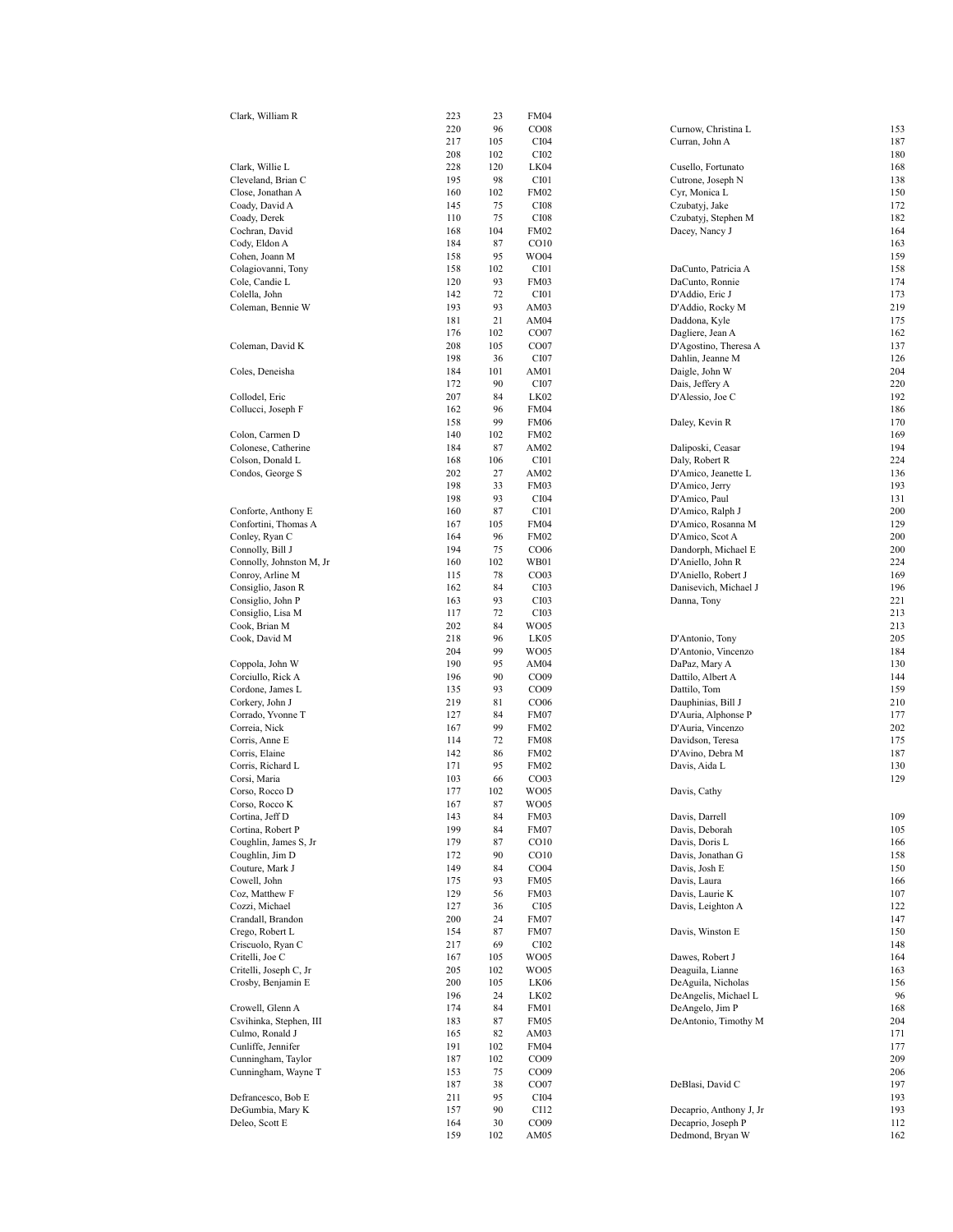| Name | | | |
|---|---|---|---|
| Clark, William R | 223 | 23 | FM04 |
| | 220 | 96 | CO08 |
| | 217 | 105 | CI04 |
| | 208 | 102 | CI02 |
| Clark, Willie L | 228 | 120 | LK04 |
| Cleveland, Brian C | 195 | 98 | CI01 |
| Close, Jonathan A | 160 | 102 | FM02 |
| Coady, David A | 145 | 75 | CI08 |
| Coady, Derek | 110 | 75 | CI08 |
| Cochran, David | 168 | 104 | FM02 |
| Cody, Eldon A | 184 | 87 | CO10 |
| Cohen, Joann M | 158 | 95 | WO04 |
| Colagiovanni, Tony | 158 | 102 | CI01 |
| Cole, Candie L | 120 | 93 | FM03 |
| Colella, John | 142 | 72 | CI01 |
| Coleman, Bennie W | 193 | 93 | AM03 |
| | 181 | 21 | AM04 |
| | 176 | 102 | CO07 |
| Coleman, David K | 208 | 105 | CO07 |
| | 198 | 36 | CI07 |
| Coles, Deneisha | 184 | 101 | AM01 |
| | 172 | 90 | CI07 |
| Collodel, Eric | 207 | 84 | LK02 |
| Collucci, Joseph F | 162 | 96 | FM04 |
| | 158 | 99 | FM06 |
| Colon, Carmen D | 140 | 102 | FM02 |
| Colonese, Catherine | 184 | 87 | AM02 |
| Colson, Donald L | 168 | 106 | CI01 |
| Condos, George S | 202 | 27 | AM02 |
| | 198 | 33 | FM03 |
| | 198 | 93 | CI04 |
| Conforte, Anthony E | 160 | 87 | CI01 |
| Confortini, Thomas A | 167 | 105 | FM04 |
| Conley, Ryan C | 164 | 96 | FM02 |
| Connolly, Bill J | 194 | 75 | CO06 |
| Connolly, Johnston M, Jr | 160 | 102 | WB01 |
| Conroy, Arline M | 115 | 78 | CO03 |
| Consiglio, Jason R | 162 | 84 | CI03 |
| Consiglio, John P | 163 | 93 | CI03 |
| Consiglio, Lisa M | 117 | 72 | CI03 |
| Cook, Brian M | 202 | 84 | WO05 |
| Cook, David M | 218 | 96 | LK05 |
| | 204 | 99 | WO05 |
| Coppola, John W | 190 | 95 | AM04 |
| Corciullo, Rick A | 196 | 90 | CO09 |
| Cordone, James L | 135 | 93 | CO09 |
| Corkery, John J | 219 | 81 | CO06 |
| Corrado, Yvonne T | 127 | 84 | FM07 |
| Correia, Nick | 167 | 99 | FM02 |
| Corris, Anne E | 114 | 72 | FM08 |
| Corris, Elaine | 142 | 86 | FM02 |
| Corris, Richard L | 171 | 95 | FM02 |
| Corsi, Maria | 103 | 66 | CO03 |
| Corso, Rocco D | 177 | 102 | WO05 |
| Corso, Rocco K | 167 | 87 | WO05 |
| Cortina, Jeff D | 143 | 84 | FM03 |
| Cortina, Robert P | 199 | 84 | FM07 |
| Coughlin, James S, Jr | 179 | 87 | CO10 |
| Coughlin, Jim D | 172 | 90 | CO10 |
| Couture, Mark J | 149 | 84 | CO04 |
| Cowell, John | 175 | 93 | FM05 |
| Coz, Matthew F | 129 | 56 | FM03 |
| Cozzi, Michael | 127 | 36 | CI05 |
| Crandall, Brandon | 200 | 24 | FM07 |
| Crego, Robert L | 154 | 87 | FM07 |
| Criscuolo, Ryan C | 217 | 69 | CI02 |
| Critelli, Joe C | 167 | 105 | WO05 |
| Critelli, Joseph C, Jr | 205 | 102 | WO05 |
| Crosby, Benjamin E | 200 | 105 | LK06 |
| | 196 | 24 | LK02 |
| Crowell, Glenn A | 174 | 84 | FM01 |
| Csvihinka, Stephen, III | 183 | 87 | FM05 |
| Culmo, Ronald J | 165 | 82 | AM03 |
| Cunliffe, Jennifer | 191 | 102 | FM04 |
| Cunningham, Taylor | 187 | 102 | CO09 |
| Cunningham, Wayne T | 153 | 75 | CO09 |
| | 187 | 38 | CO07 |
| Defrancesco, Bob E | 211 | 95 | CI04 |
| DeGumbia, Mary K | 157 | 90 | CI12 |
| Deleo, Scott E | 164 | 30 | CO09 |
| | 159 | 102 | AM05 |

| Name | |
|---|---|
| Curnow, Christina L | 153 |
| Curran, John A | 187 |
| | 180 |
| Cusello, Fortunato | 168 |
| Cutrone, Joseph N | 138 |
| Cyr, Monica L | 150 |
| Czubatyj, Jake | 172 |
| Czubatyj, Stephen M | 182 |
| Dacey, Nancy J | 164 |
| | 163 |
| | 159 |
| DaCunto, Patricia A | 158 |
| DaCunto, Ronnie | 174 |
| D'Addio, Eric J | 173 |
| D'Addio, Rocky M | 219 |
| Daddona, Kyle | 175 |
| Dagliere, Jean A | 162 |
| D'Agostino, Theresa A | 137 |
| Dahlin, Jeanne M | 126 |
| Daigle, John W | 204 |
| Dais, Jeffery A | 220 |
| D'Alessio, Joe C | 192 |
| | 186 |
| Daley, Kevin R | 170 |
| | 169 |
| Daliposki, Ceasar | 194 |
| Daly, Robert R | 224 |
| D'Amico, Jeanette L | 136 |
| D'Amico, Jerry | 193 |
| D'Amico, Paul | 131 |
| D'Amico, Ralph J | 200 |
| D'Amico, Rosanna M | 129 |
| D'Amico, Scot A | 200 |
| Dandorph, Michael E | 200 |
| D'Aniello, John R | 224 |
| D'Aniello, Robert J | 169 |
| Danisevich, Michael J | 196 |
| Danna, Tony | 221 |
| | 213 |
| | 213 |
| D'Antonio, Tony | 205 |
| D'Antonio, Vincenzo | 184 |
| DaPaz, Mary A | 130 |
| Dattilo, Albert A | 144 |
| Dattilo, Tom | 159 |
| Dauphinias, Bill J | 210 |
| D'Auria, Alphonse P | 177 |
| D'Auria, Vincenzo | 202 |
| Davidson, Teresa | 175 |
| D'Avino, Debra M | 187 |
| Davis, Aida L | 130 |
| | 129 |
| Davis, Cathy | |
| Davis, Darrell | 109 |
| Davis, Deborah | 105 |
| Davis, Doris L | 166 |
| Davis, Jonathan G | 158 |
| Davis, Josh E | 150 |
| Davis, Laura | 166 |
| Davis, Laurie K | 107 |
| Davis, Leighton A | 122 |
| | 147 |
| Davis, Winston E | 150 |
| | 148 |
| Dawes, Robert J | 164 |
| Deaguila, Lianne | 163 |
| DeAguila, Nicholas | 156 |
| DeAngelis, Michael L | 96 |
| DeAngelo, Jim P | 168 |
| DeAntonio, Timothy M | 204 |
| | 171 |
| | 177 |
| | 209 |
| | 206 |
| DeBlasi, David C | 197 |
| | 193 |
| Decaprio, Anthony J, Jr | 193 |
| Decaprio, Joseph P | 112 |
| Dedmond, Bryan W | 162 |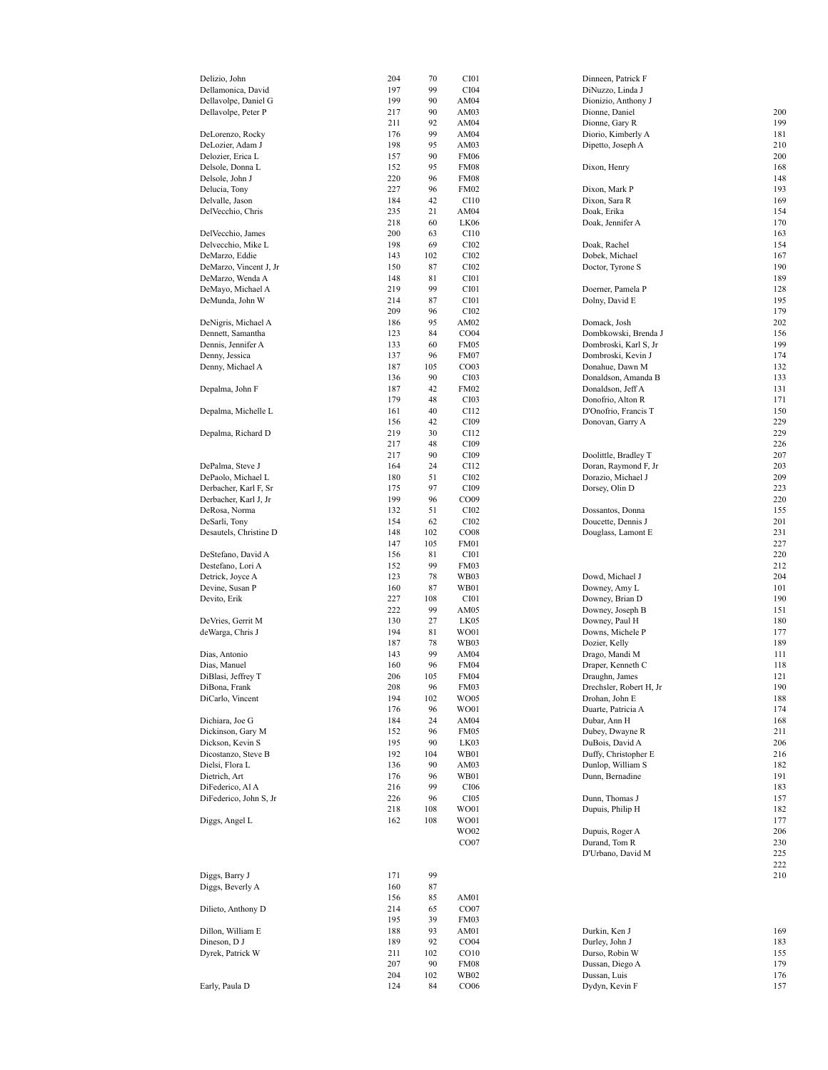| Name | | | |
|---|---|---|---|
| Delizio, John | 204 | 70 | CI01 |
| Dellamonica, David | 197 | 99 | CI04 |
| Dellavolpe, Daniel G | 199 | 90 | AM04 |
| Dellavolpe, Peter P | 217 | 90 | AM03 |
| | 211 | 92 | AM04 |
| DeLorenzo, Rocky | 176 | 99 | AM04 |
| DeLozier, Adam J | 198 | 95 | AM03 |
| Delozier, Erica L | 157 | 90 | FM06 |
| Delsole, Donna L | 152 | 95 | FM08 |
| Delsole, John J | 220 | 96 | FM08 |
| Delucia, Tony | 227 | 96 | FM02 |
| Delvalle, Jason | 184 | 42 | CI10 |
| DelVecchio, Chris | 235 | 21 | AM04 |
| | 218 | 60 | LK06 |
| DelVecchio, James | 200 | 63 | CI10 |
| Delvecchio, Mike L | 198 | 69 | CI02 |
| DeMarzo, Eddie | 143 | 102 | CI02 |
| DeMarzo, Vincent J, Jr | 150 | 87 | CI02 |
| DeMarzo, Wenda A | 148 | 81 | CI01 |
| DeMayo, Michael A | 219 | 99 | CI01 |
| DeMunda, John W | 214 | 87 | CI01 |
| | 209 | 96 | CI02 |
| DeNigris, Michael A | 186 | 95 | AM02 |
| Dennett, Samantha | 123 | 84 | CO04 |
| Dennis, Jennifer A | 133 | 60 | FM05 |
| Denny, Jessica | 137 | 96 | FM07 |
| Denny, Michael A | 187 | 105 | CO03 |
| | 136 | 90 | CI03 |
| Depalma, John F | 187 | 42 | FM02 |
| | 179 | 48 | CI03 |
| Depalma, Michelle L | 161 | 40 | CI12 |
| | 156 | 42 | CI09 |
| Depalma, Richard D | 219 | 30 | CI12 |
| | 217 | 48 | CI09 |
| | 217 | 90 | CI09 |
| DePalma, Steve J | 164 | 24 | CI12 |
| DePaolo, Michael L | 180 | 51 | CI02 |
| Derbacher, Karl F, Sr | 175 | 97 | CI09 |
| Derbacher, Karl J, Jr | 199 | 96 | CO09 |
| DeRosa, Norma | 132 | 51 | CI02 |
| DeSarli, Tony | 154 | 62 | CI02 |
| Desautels, Christine D | 148 | 102 | CO08 |
| | 147 | 105 | FM01 |
| DeStefano, David A | 156 | 81 | CI01 |
| Destefano, Lori A | 152 | 99 | FM03 |
| Detrick, Joyce A | 123 | 78 | WB03 |
| Devine, Susan P | 160 | 87 | WB01 |
| Devito, Erik | 227 | 108 | CI01 |
| | 222 | 99 | AM05 |
| DeVries, Gerrit M | 130 | 27 | LK05 |
| deWarga, Chris J | 194 | 81 | WO01 |
| | 187 | 78 | WB03 |
| Dias, Antonio | 143 | 99 | AM04 |
| Dias, Manuel | 160 | 96 | FM04 |
| DiBlasi, Jeffrey T | 206 | 105 | FM04 |
| DiBona, Frank | 208 | 96 | FM03 |
| DiCarlo, Vincent | 194 | 102 | WO05 |
| | 176 | 96 | WO01 |
| Dichiara, Joe G | 184 | 24 | AM04 |
| Dickinson, Gary M | 152 | 96 | FM05 |
| Dickson, Kevin S | 195 | 90 | LK03 |
| Dicostanzo, Steve B | 192 | 104 | WB01 |
| Dielsi, Flora L | 136 | 90 | AM03 |
| Dietrich, Art | 176 | 96 | WB01 |
| DiFederico, Al A | 216 | 99 | CI06 |
| DiFederico, John S, Jr | 226 | 96 | CI05 |
| | 218 | 108 | WO01 |
| Diggs, Angel L | 162 | 108 | WO01 |
| | | | WO02 |
| | | | CO07 |
| Diggs, Barry J | 171 | 99 | |
| Diggs, Beverly A | 160 | 87 | |
| | 156 | 85 | AM01 |
| Dilieto, Anthony D | 214 | 65 | CO07 |
| | 195 | 39 | FM03 |
| Dillon, William E | 188 | 93 | AM01 |
| Dineson, D J | 189 | 92 | CO04 |
| Dyrek, Patrick W | 211 | 102 | CO10 |
| | 207 | 90 | FM08 |
| | 204 | 102 | WB02 |
| Early, Paula D | 124 | 84 | CO06 |

| Name | |
|---|---|
| Dinneen, Patrick F | |
| DiNuzzo, Linda J | |
| Dionizio, Anthony J | |
| Dionne, Daniel | 200 |
| Dionne, Gary R | 199 |
| Diorio, Kimberly A | 181 |
| Dipetto, Joseph A | 210 |
| | 200 |
| Dixon, Henry | 168 |
| | 148 |
| Dixon, Mark P | 193 |
| Dixon, Sara R | 169 |
| Doak, Erika | 154 |
| Doak, Jennifer A | 170 |
| | 163 |
| Doak, Rachel | 154 |
| Dobek, Michael | 167 |
| Doctor, Tyrone S | 190 |
| | 189 |
| Doerner, Pamela P | 128 |
| Dolny, David E | 195 |
| | 179 |
| Domack, Josh | 202 |
| Dombkowski, Brenda J | 156 |
| Dombroski, Karl S, Jr | 199 |
| Dombroski, Kevin J | 174 |
| Donahue, Dawn M | 132 |
| Donaldson, Amanda B | 133 |
| Donaldson, Jeff A | 131 |
| Donofrio, Alton R | 171 |
| D'Onofrio, Francis T | 150 |
| Donovan, Garry A | 229 |
| | 229 |
| | 226 |
| Doolittle, Bradley T | 207 |
| Doran, Raymond F, Jr | 203 |
| Dorazio, Michael J | 209 |
| Dorsey, Olin D | 223 |
| | 220 |
| Dossantos, Donna | 155 |
| Doucette, Dennis J | 201 |
| Douglass, Lamont E | 231 |
| | 227 |
| | 220 |
| | 212 |
| Dowd, Michael J | 204 |
| Downey, Amy L | 101 |
| Downey, Brian D | 190 |
| Downey, Joseph B | 151 |
| Downey, Paul H | 180 |
| Downs, Michele P | 177 |
| Dozier, Kelly | 189 |
| Drago, Mandi M | 111 |
| Draper, Kenneth C | 118 |
| Draughn, James | 121 |
| Drechsler, Robert H, Jr | 190 |
| Drohan, John E | 188 |
| Duarte, Patricia A | 174 |
| Dubar, Ann H | 168 |
| Dubey, Dwayne R | 211 |
| DuBois, David A | 206 |
| Duffy, Christopher E | 216 |
| Dunlop, William S | 182 |
| Dunn, Bernadine | 191 |
| | 183 |
| Dunn, Thomas J | 157 |
| Dupuis, Philip H | 182 |
| | 177 |
| Dupuis, Roger A | 206 |
| Durand, Tom R | 230 |
| D'Urbano, David M | 225 |
| | 222 |
| | 210 |
| Durkin, Ken J | 169 |
| Durley, John J | 183 |
| Durso, Robin W | 155 |
| Dussan, Diego A | 179 |
| Dussan, Luis | 176 |
| Dydyn, Kevin F | 157 |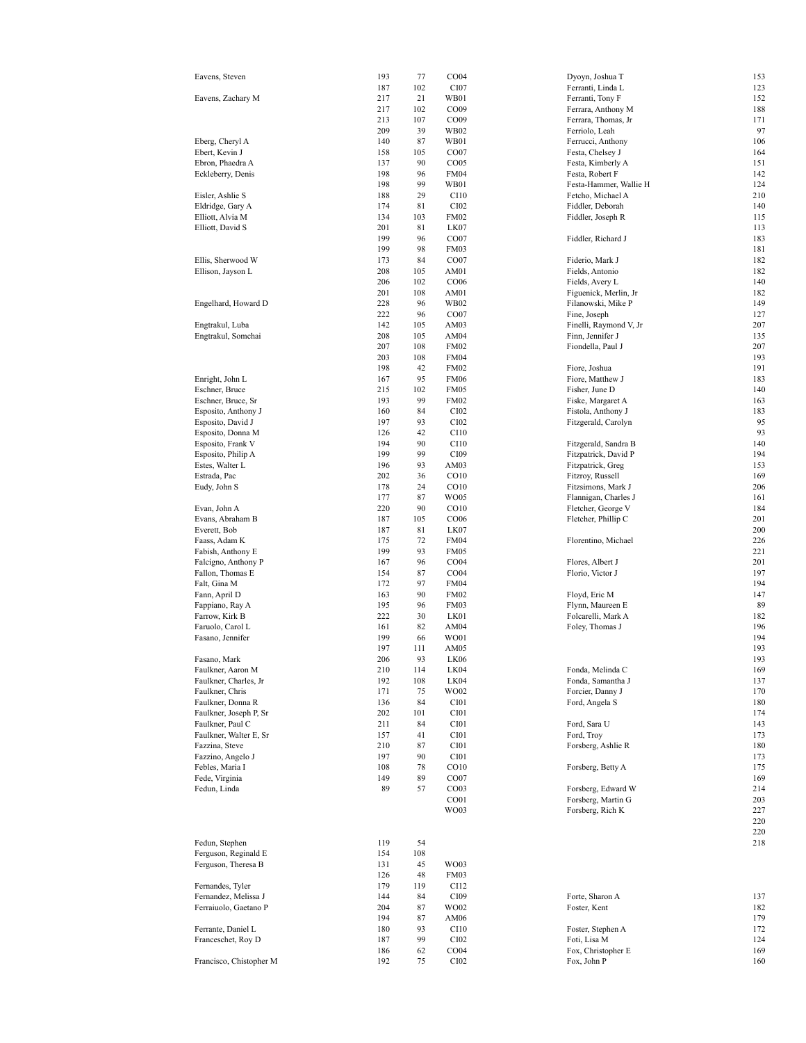| Name | | | |
|---|---|---|---|
| Eavens, Steven | 193 | 77 | CO04 |
| | 187 | 102 | CI07 |
| Eavens, Zachary M | 217 | 21 | WB01 |
| | 217 | 102 | CO09 |
| | 213 | 107 | CO09 |
| | 209 | 39 | WB02 |
| Eberg, Cheryl A | 140 | 87 | WB01 |
| Ebert, Kevin J | 158 | 105 | CO07 |
| Ebron, Phaedra A | 137 | 90 | CO05 |
| Eckleberry, Denis | 198 | 96 | FM04 |
| | 198 | 99 | WB01 |
| Eisler, Ashlie S | 188 | 29 | CI10 |
| Eldridge, Gary A | 174 | 81 | CI02 |
| Elliott, Alvia M | 134 | 103 | FM02 |
| Elliott, David S | 201 | 81 | LK07 |
| | 199 | 96 | CO07 |
| | 199 | 98 | FM03 |
| Ellis, Sherwood W | 173 | 84 | CO07 |
| Ellison, Jayson L | 208 | 105 | AM01 |
| | 206 | 102 | CO06 |
| | 201 | 108 | AM01 |
| Engelhard, Howard D | 228 | 96 | WB02 |
| | 222 | 96 | CO07 |
| Engtrakul, Luba | 142 | 105 | AM03 |
| Engtrakul, Somchai | 208 | 105 | AM04 |
| | 207 | 108 | FM02 |
| | 203 | 108 | FM04 |
| | 198 | 42 | FM02 |
| Enright, John L | 167 | 95 | FM06 |
| Eschner, Bruce | 215 | 102 | FM05 |
| Eschner, Bruce, Sr | 193 | 99 | FM02 |
| Esposito, Anthony J | 160 | 84 | CI02 |
| Esposito, David J | 197 | 93 | CI02 |
| Esposito, Donna M | 126 | 42 | CI10 |
| Esposito, Frank V | 194 | 90 | CI10 |
| Esposito, Philip A | 199 | 99 | CI09 |
| Estes, Walter L | 196 | 93 | AM03 |
| Estrada, Pac | 202 | 36 | CO10 |
| Eudy, John S | 178 | 24 | CO10 |
| | 177 | 87 | WO05 |
| Evan, John A | 220 | 90 | CO10 |
| Evans, Abraham B | 187 | 105 | CO06 |
| Everett, Bob | 187 | 81 | LK07 |
| Faass, Adam K | 175 | 72 | FM04 |
| Fabish, Anthony E | 199 | 93 | FM05 |
| Falcigno, Anthony P | 167 | 96 | CO04 |
| Fallon, Thomas E | 154 | 87 | CO04 |
| Falt, Gina M | 172 | 97 | FM04 |
| Fann, April D | 163 | 90 | FM02 |
| Fappiano, Ray A | 195 | 96 | FM03 |
| Farrow, Kirk B | 222 | 30 | LK01 |
| Faruolo, Carol L | 161 | 82 | AM04 |
| Fasano, Jennifer | 199 | 66 | WO01 |
| | 197 | 111 | AM05 |
| Fasano, Mark | 206 | 93 | LK06 |
| Faulkner, Aaron M | 210 | 114 | LK04 |
| Faulkner, Charles, Jr | 192 | 108 | LK04 |
| Faulkner, Chris | 171 | 75 | WO02 |
| Faulkner, Donna R | 136 | 84 | CI01 |
| Faulkner, Joseph P, Sr | 202 | 101 | CI01 |
| Faulkner, Paul C | 211 | 84 | CI01 |
| Faulkner, Walter E, Sr | 157 | 41 | CI01 |
| Fazzina, Steve | 210 | 87 | CI01 |
| Fazzino, Angelo J | 197 | 90 | CI01 |
| Febles, Maria I | 108 | 78 | CO10 |
| Fede, Virginia | 149 | 89 | CO07 |
| Fedun, Linda | 89 | 57 | CO03 |
| | | | CO01 |
| | | | WO03 |
| Fedun, Stephen | 119 | 54 | |
| Ferguson, Reginald E | 154 | 108 | |
| Ferguson, Theresa B | 131 | 45 | WO03 |
| | 126 | 48 | FM03 |
| Fernandes, Tyler | 179 | 119 | CI12 |
| Fernandez, Melissa J | 144 | 84 | CI09 |
| Ferraiuolo, Gaetano P | 204 | 87 | WO02 |
| | 194 | 87 | AM06 |
| Ferrante, Daniel L | 180 | 93 | CI10 |
| Franceschet, Roy D | 187 | 99 | CI02 |
| | 186 | 62 | CO04 |
| Francisco, Chistopher M | 192 | 75 | CI02 |

| Name | |
|---|---|
| Dyoyn, Joshua T | 153 |
| Ferranti, Linda L | 123 |
| Ferranti, Tony F | 152 |
| Ferrara, Anthony M | 188 |
| Ferrara, Thomas, Jr | 171 |
| Ferriolo, Leah | 97 |
| Ferrucci, Anthony | 106 |
| Festa, Chelsey J | 164 |
| Festa, Kimberly A | 151 |
| Festa, Robert F | 142 |
| Festa-Hammer, Wallie H | 124 |
| Fetcho, Michael A | 210 |
| Fiddler, Deborah | 140 |
| Fiddler, Joseph R | 115 |
| | 113 |
| Fiddler, Richard J | 183 |
| | 181 |
| Fiderio, Mark J | 182 |
| Fields, Antonio | 182 |
| Fields, Avery L | 140 |
| Figuenick, Merlin, Jr | 182 |
| Filanowski, Mike P | 149 |
| Fine, Joseph | 127 |
| Finelli, Raymond V, Jr | 207 |
| Finn, Jennifer J | 135 |
| Fiondella, Paul J | 207 |
| | 193 |
| Fiore, Joshua | 191 |
| Fiore, Matthew J | 183 |
| Fisher, June D | 140 |
| Fiske, Margaret A | 163 |
| Fistola, Anthony J | 183 |
| Fitzgerald, Carolyn | 95 |
| | 93 |
| Fitzgerald, Sandra B | 140 |
| Fitzpatrick, David P | 194 |
| Fitzpatrick, Greg | 153 |
| Fitzroy, Russell | 169 |
| Fitzsimons, Mark J | 206 |
| Flannigan, Charles J | 161 |
| Fletcher, George V | 184 |
| Fletcher, Phillip C | 201 |
| | 200 |
| Florentino, Michael | 226 |
| | 221 |
| Flores, Albert J | 201 |
| Florio, Victor J | 197 |
| | 194 |
| Floyd, Eric M | 147 |
| Flynn, Maureen E | 89 |
| Folcarelli, Mark A | 182 |
| Foley, Thomas J | 196 |
| | 194 |
| | 193 |
| | 193 |
| Fonda, Melinda C | 169 |
| Fonda, Samantha J | 137 |
| Forcier, Danny J | 170 |
| Ford, Angela S | 180 |
| | 174 |
| Ford, Sara U | 143 |
| Ford, Troy | 173 |
| Forsberg, Ashlie R | 180 |
| | 173 |
| Forsberg, Betty A | 175 |
| | 169 |
| Forsberg, Edward W | 214 |
| Forsberg, Martin G | 203 |
| Forsberg, Rich K | 227 |
| | 220 |
| | 220 |
| | 218 |
| Forte, Sharon A | 137 |
| Foster, Kent | 182 |
| | 179 |
| Foster, Stephen A | 172 |
| Foti, Lisa M | 124 |
| Fox, Christopher E | 169 |
| Fox, John P | 160 |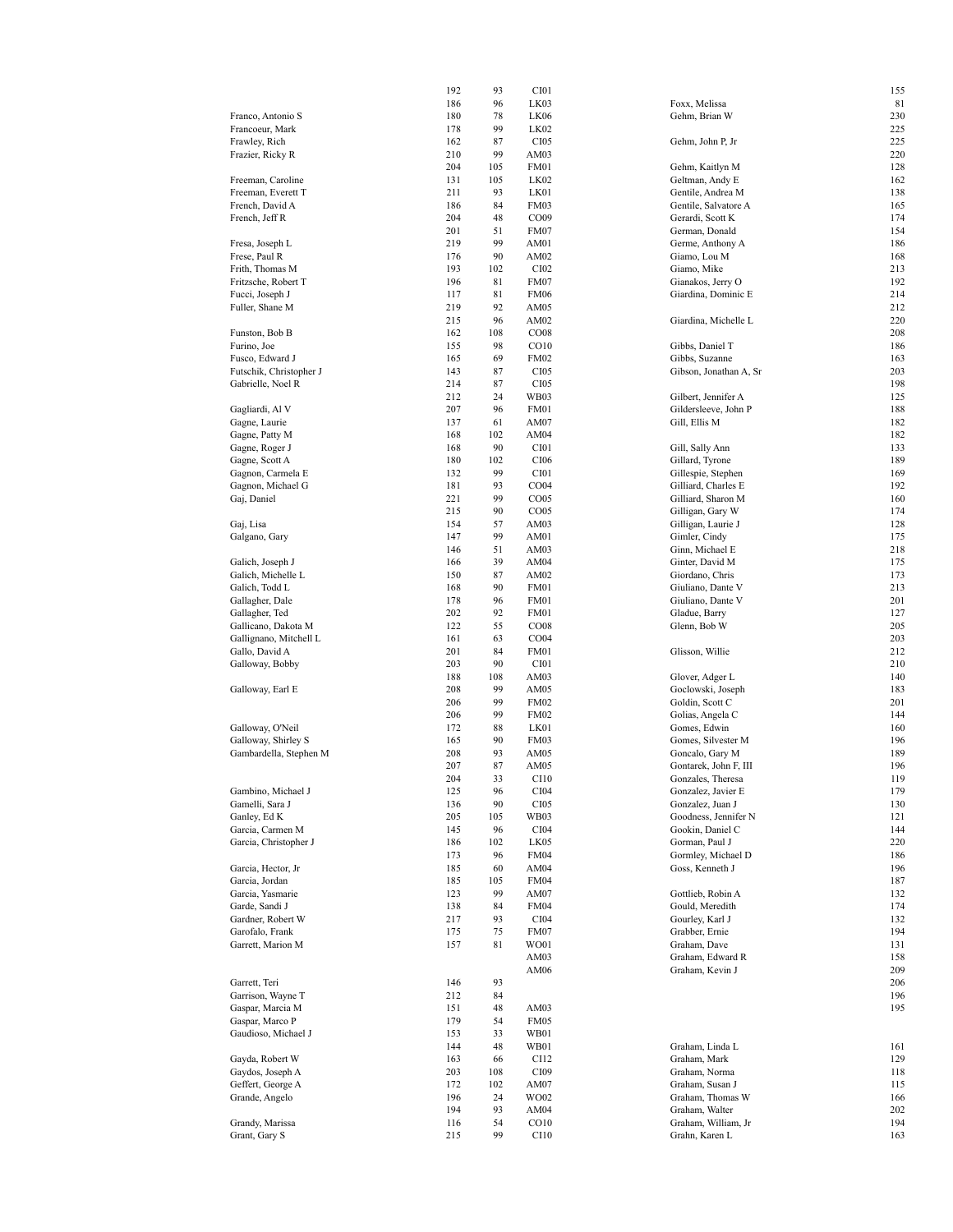| Name | Col1 | Col2 | Code |
|---|---|---|---|
| | 192 | 93 | CI01 |
| | 186 | 96 | LK03 |
| Franco, Antonio S | 180 | 78 | LK06 |
| Francoeur, Mark | 178 | 99 | LK02 |
| Frawley, Rich | 162 | 87 | CI05 |
| Frazier, Ricky R | 210 | 99 | AM03 |
| | 204 | 105 | FM01 |
| Freeman, Caroline | 131 | 105 | LK02 |
| Freeman, Everett T | 211 | 93 | LK01 |
| French, David A | 186 | 84 | FM03 |
| French, Jeff R | 204 | 48 | CO09 |
| | 201 | 51 | FM07 |
| Fresa, Joseph L | 219 | 99 | AM01 |
| Frese, Paul R | 176 | 90 | AM02 |
| Frith, Thomas M | 193 | 102 | CI02 |
| Fritzsche, Robert T | 196 | 81 | FM07 |
| Fucci, Joseph J | 117 | 81 | FM06 |
| Fuller, Shane M | 219 | 92 | AM05 |
| | 215 | 96 | AM02 |
| Funston, Bob B | 162 | 108 | CO08 |
| Furino, Joe | 155 | 98 | CO10 |
| Fusco, Edward J | 165 | 69 | FM02 |
| Futschik, Christopher J | 143 | 87 | CI05 |
| Gabrielle, Noel R | 214 | 87 | CI05 |
| | 212 | 24 | WB03 |
| Gagliardi, Al V | 207 | 96 | FM01 |
| Gagne, Laurie | 137 | 61 | AM07 |
| Gagne, Patty M | 168 | 102 | AM04 |
| Gagne, Roger J | 168 | 90 | CI01 |
| Gagne, Scott A | 180 | 102 | CI06 |
| Gagnon, Carmela E | 132 | 99 | CI01 |
| Gagnon, Michael G | 181 | 93 | CO04 |
| Gaj, Daniel | 221 | 99 | CO05 |
| | 215 | 90 | CO05 |
| Gaj, Lisa | 154 | 57 | AM03 |
| Galgano, Gary | 147 | 99 | AM01 |
| | 146 | 51 | AM03 |
| Galich, Joseph J | 166 | 39 | AM04 |
| Galich, Michelle L | 150 | 87 | AM02 |
| Galich, Todd L | 168 | 90 | FM01 |
| Gallagher, Dale | 178 | 96 | FM01 |
| Gallagher, Ted | 202 | 92 | FM01 |
| Gallicano, Dakota M | 122 | 55 | CO08 |
| Gallignano, Mitchell L | 161 | 63 | CO04 |
| Gallo, David A | 201 | 84 | FM01 |
| Galloway, Bobby | 203 | 90 | CI01 |
| | 188 | 108 | AM03 |
| Galloway, Earl E | 208 | 99 | AM05 |
| | 206 | 99 | FM02 |
| | 206 | 99 | FM02 |
| Galloway, O'Neil | 172 | 88 | LK01 |
| Galloway, Shirley S | 165 | 90 | FM03 |
| Gambardella, Stephen M | 208 | 93 | AM05 |
| | 207 | 87 | AM05 |
| | 204 | 33 | CI10 |
| Gambino, Michael J | 125 | 96 | CI04 |
| Gamelli, Sara J | 136 | 90 | CI05 |
| Ganley, Ed K | 205 | 105 | WB03 |
| Garcia, Carmen M | 145 | 96 | CI04 |
| Garcia, Christopher J | 186 | 102 | LK05 |
| | 173 | 96 | FM04 |
| Garcia, Hector, Jr | 185 | 60 | AM04 |
| Garcia, Jordan | 185 | 105 | FM04 |
| Garcia, Yasmarie | 123 | 99 | AM07 |
| Garde, Sandi J | 138 | 84 | FM04 |
| Gardner, Robert W | 217 | 93 | CI04 |
| Garofalo, Frank | 175 | 75 | FM07 |
| Garrett, Marion M | 157 | 81 | WO01 |
| | | | AM03 |
| | | | AM06 |
| Garrett, Teri | 146 | 93 | |
| Garrison, Wayne T | 212 | 84 | |
| Gaspar, Marcia M | 151 | 48 | AM03 |
| Gaspar, Marco P | 179 | 54 | FM05 |
| Gaudioso, Michael J | 153 | 33 | WB01 |
| | 144 | 48 | WB01 |
| Gayda, Robert W | 163 | 66 | CI12 |
| Gaydos, Joseph A | 203 | 108 | CI09 |
| Geffert, George A | 172 | 102 | AM07 |
| Grande, Angelo | 196 | 24 | WO02 |
| | 194 | 93 | AM04 |
| Grandy, Marissa | 116 | 54 | CO10 |
| Grant, Gary S | 215 | 99 | CI10 |

| Name | Col1 |
|---|---|
| | 155 |
| Foxx, Melissa | 81 |
| Gehm, Brian W | 230 |
| | 225 |
| Gehm, John P, Jr | 225 |
| | 220 |
| Gehm, Kaitlyn M | 128 |
| Geltman, Andy E | 162 |
| Gentile, Andrea M | 138 |
| Gentile, Salvatore A | 165 |
| Gerardi, Scott K | 174 |
| German, Donald | 154 |
| Germe, Anthony A | 186 |
| Giamo, Lou M | 168 |
| Giamo, Mike | 213 |
| Gianakos, Jerry O | 192 |
| Giardina, Dominic E | 214 |
| | 212 |
| Giardina, Michelle L | 220 |
| | 208 |
| Gibbs, Daniel T | 186 |
| Gibbs, Suzanne | 163 |
| Gibson, Jonathan A, Sr | 203 |
| | 198 |
| Gilbert, Jennifer A | 125 |
| Gildersleeve, John P | 188 |
| Gill, Ellis M | 182 |
| | 182 |
| Gill, Sally Ann | 133 |
| Gillard, Tyrone | 189 |
| Gillespie, Stephen | 169 |
| Gilliard, Charles E | 192 |
| Gilliard, Sharon M | 160 |
| Gilligan, Gary W | 174 |
| Gilligan, Laurie J | 128 |
| Gimler, Cindy | 175 |
| Ginn, Michael E | 218 |
| Ginter, David M | 175 |
| Giordano, Chris | 173 |
| Giuliano, Dante V | 213 |
| Giuliano, Dante V | 201 |
| Gladue, Barry | 127 |
| Glenn, Bob W | 205 |
| | 203 |
| Glisson, Willie | 212 |
| | 210 |
| Glover, Adger L | 140 |
| Goclowski, Joseph | 183 |
| Goldin, Scott C | 201 |
| Golias, Angela C | 144 |
| Gomes, Edwin | 160 |
| Gomes, Silvester M | 196 |
| Goncalo, Gary M | 189 |
| Gontarek, John F, III | 196 |
| Gonzales, Theresa | 119 |
| Gonzalez, Javier E | 179 |
| Gonzalez, Juan J | 130 |
| Goodness, Jennifer N | 121 |
| Gookin, Daniel C | 144 |
| Gorman, Paul J | 220 |
| Gormley, Michael D | 186 |
| Goss, Kenneth J | 196 |
| | 187 |
| Gottlieb, Robin A | 132 |
| Gould, Meredith | 174 |
| Gourley, Karl J | 132 |
| Grabber, Ernie | 194 |
| Graham, Dave | 131 |
| Graham, Edward R | 158 |
| Graham, Kevin J | 209 |
| | 206 |
| | 196 |
| | 195 |
| Graham, Linda L | 161 |
| Graham, Mark | 129 |
| Graham, Norma | 118 |
| Graham, Susan J | 115 |
| Graham, Thomas W | 166 |
| Graham, Walter | 202 |
| Graham, William, Jr | 194 |
| Grahn, Karen L | 163 |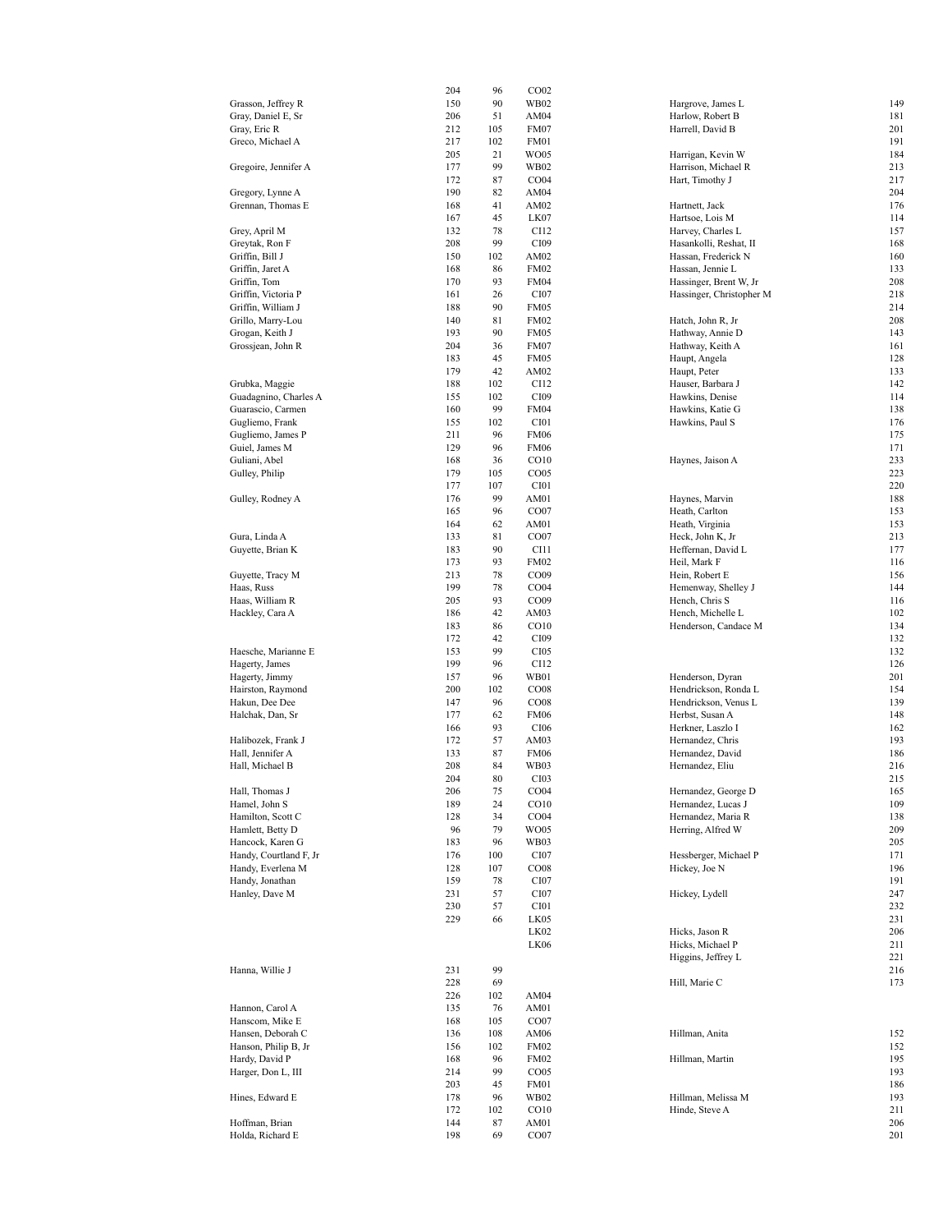| Name | | | |
|---|---|---|---|
| | 204 | 96 | CO02 |
| Grasson, Jeffrey R | 150 | 90 | WB02 |
| Gray, Daniel E, Sr | 206 | 51 | AM04 |
| Gray, Eric R | 212 | 105 | FM07 |
| Greco, Michael A | 217 | 102 | FM01 |
| | 205 | 21 | WO05 |
| Gregoire, Jennifer A | 177 | 99 | WB02 |
| | 172 | 87 | CO04 |
| Gregory, Lynne A | 190 | 82 | AM04 |
| Grennan, Thomas E | 168 | 41 | AM02 |
| | 167 | 45 | LK07 |
| Grey, April M | 132 | 78 | CI12 |
| Greytak, Ron F | 208 | 99 | CI09 |
| Griffin, Bill J | 150 | 102 | AM02 |
| Griffin, Jaret A | 168 | 86 | FM02 |
| Griffin, Tom | 170 | 93 | FM04 |
| Griffin, Victoria P | 161 | 26 | CI07 |
| Griffin, William J | 188 | 90 | FM05 |
| Grillo, Marry-Lou | 140 | 81 | FM02 |
| Grogan, Keith J | 193 | 90 | FM05 |
| Grossjean, John R | 204 | 36 | FM07 |
| | 183 | 45 | FM05 |
| | 179 | 42 | AM02 |
| Grubka, Maggie | 188 | 102 | CI12 |
| Guadagnino, Charles A | 155 | 102 | CI09 |
| Guarascio, Carmen | 160 | 99 | FM04 |
| Gugliemo, Frank | 155 | 102 | CI01 |
| Gugliemo, James P | 211 | 96 | FM06 |
| Guiel, James M | 129 | 96 | FM06 |
| Guliani, Abel | 168 | 36 | CO10 |
| Gulley, Philip | 179 | 105 | CO05 |
| | 177 | 107 | CI01 |
| Gulley, Rodney A | 176 | 99 | AM01 |
| | 165 | 96 | CO07 |
| | 164 | 62 | AM01 |
| Gura, Linda A | 133 | 81 | CO07 |
| Guyette, Brian K | 183 | 90 | CI11 |
| | 173 | 93 | FM02 |
| Guyette, Tracy M | 213 | 78 | CO09 |
| Haas, Russ | 199 | 78 | CO04 |
| Haas, William R | 205 | 93 | CO09 |
| Hackley, Cara A | 186 | 42 | AM03 |
| | 183 | 86 | CO10 |
| | 172 | 42 | CI09 |
| Haesche, Marianne E | 153 | 99 | CI05 |
| Hagerty, James | 199 | 96 | CI12 |
| Hagerty, Jimmy | 157 | 96 | WB01 |
| Hairston, Raymond | 200 | 102 | CO08 |
| Hakun, Dee Dee | 147 | 96 | CO08 |
| Halchak, Dan, Sr | 177 | 62 | FM06 |
| | 166 | 93 | CI06 |
| Halibozek, Frank J | 172 | 57 | AM03 |
| Hall, Jennifer A | 133 | 87 | FM06 |
| Hall, Michael B | 208 | 84 | WB03 |
| | 204 | 80 | CI03 |
| Hall, Thomas J | 206 | 75 | CO04 |
| Hamel, John S | 189 | 24 | CO10 |
| Hamilton, Scott C | 128 | 34 | CO04 |
| Hamlett, Betty D | 96 | 79 | WO05 |
| Hancock, Karen G | 183 | 96 | WB03 |
| Handy, Courtland F, Jr | 176 | 100 | CI07 |
| Handy, Everlena M | 128 | 107 | CO08 |
| Handy, Jonathan | 159 | 78 | CI07 |
| Hanley, Dave M | 231 | 57 | CI07 |
| | 230 | 57 | CI01 |
| | 229 | 66 | LK05 |
| | | | LK02 |
| | | | LK06 |
| Hanna, Willie J | 231 | 99 | |
| | 228 | 69 | |
| | 226 | 102 | AM04 |
| Hannon, Carol A | 135 | 76 | AM01 |
| Hanscom, Mike E | 168 | 105 | CO07 |
| Hansen, Deborah C | 136 | 108 | AM06 |
| Hanson, Philip B, Jr | 156 | 102 | FM02 |
| Hardy, David P | 168 | 96 | FM02 |
| Harger, Don L, III | 214 | 99 | CO05 |
| | 203 | 45 | FM01 |
| Hines, Edward E | 178 | 96 | WB02 |
| | 172 | 102 | CO10 |
| Hoffman, Brian | 144 | 87 | AM01 |
| Holda, Richard E | 198 | 69 | CO07 |

| Name | |
|---|---|
| Hargrove, James L | 149 |
| Harlow, Robert B | 181 |
| Harrell, David B | 201 |
| | 191 |
| Harrigan, Kevin W | 184 |
| Harrison, Michael R | 213 |
| Hart, Timothy J | 217 |
| | 204 |
| Hartnett, Jack | 176 |
| Hartsoe, Lois M | 114 |
| Harvey, Charles L | 157 |
| Hasankolli, Reshat, II | 168 |
| Hassan, Frederick N | 160 |
| Hassan, Jennie L | 133 |
| Hassinger, Brent W, Jr | 208 |
| Hassinger, Christopher M | 218 |
| | 214 |
| Hatch, John R, Jr | 208 |
| Hathway, Annie D | 143 |
| Hathway, Keith A | 161 |
| Haupt, Angela | 128 |
| Haupt, Peter | 133 |
| Hauser, Barbara J | 142 |
| Hawkins, Denise | 114 |
| Hawkins, Katie G | 138 |
| Hawkins, Paul S | 176 |
| | 175 |
| | 171 |
| Haynes, Jaison A | 233 |
| | 223 |
| | 220 |
| Haynes, Marvin | 188 |
| Heath, Carlton | 153 |
| Heath, Virginia | 153 |
| Heck, John K, Jr | 213 |
| Heffernan, David L | 177 |
| Heil, Mark F | 116 |
| Hein, Robert E | 156 |
| Hemenway, Shelley J | 144 |
| Hench, Chris S | 116 |
| Hench, Michelle L | 102 |
| Henderson, Candace M | 134 |
| | 132 |
| | 132 |
| | 126 |
| Henderson, Dyran | 201 |
| Hendrickson, Ronda L | 154 |
| Hendrickson, Venus L | 139 |
| Herbst, Susan A | 148 |
| Herkner, Laszlo I | 162 |
| Hernandez, Chris | 193 |
| Hernandez, David | 186 |
| Hernandez, Eliu | 216 |
| | 215 |
| Hernandez, George D | 165 |
| Hernandez, Lucas J | 109 |
| Hernandez, Maria R | 138 |
| Herring, Alfred W | 209 |
| | 205 |
| Hessberger, Michael P | 171 |
| Hickey, Joe N | 196 |
| | 191 |
| Hickey, Lydell | 247 |
| | 232 |
| | 231 |
| Hicks, Jason R | 206 |
| Hicks, Michael P | 211 |
| Higgins, Jeffrey L | 221 |
| | 216 |
| Hill, Marie C | 173 |
| Hillman, Anita | 152 |
| | 152 |
| Hillman, Martin | 195 |
| | 193 |
| | 186 |
| Hillman, Melissa M | 193 |
| Hinde, Steve A | 211 |
| | 206 |
| | 201 |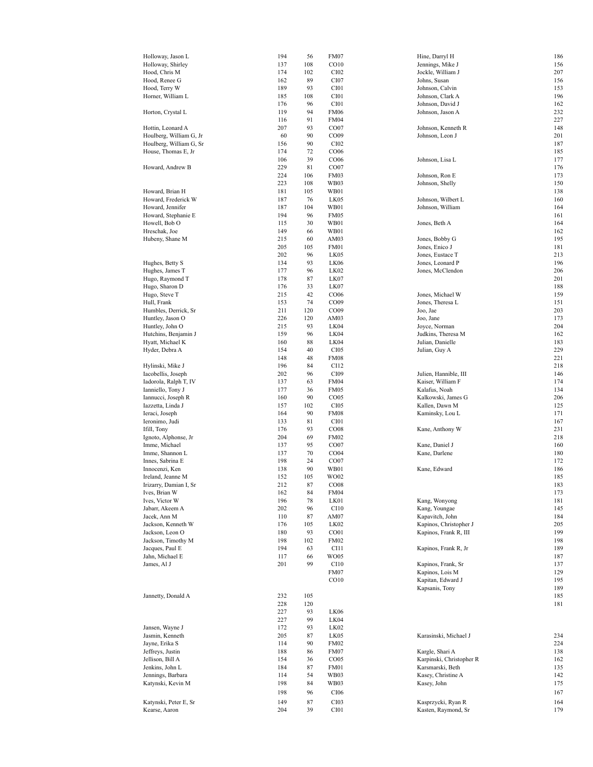| Name | | | |
|---|---|---|---|
| Holloway, Jason L | 194 | 56 | FM07 |
| Holloway, Shirley | 137 | 108 | CO10 |
| Hood, Chris M | 174 | 102 | CI02 |
| Hood, Renee G | 162 | 89 | CI07 |
| Hood, Terry W | 189 | 93 | CI01 |
| Horner, William L | 185 | 108 | CI01 |
| | 176 | 96 | CI01 |
| Horton, Crystal L | 119 | 94 | FM06 |
| | 116 | 91 | FM04 |
| Hottin, Leonard A | 207 | 93 | CO07 |
| Houlberg, William G, Jr | 60 | 90 | CO09 |
| Houlberg, William G, Sr | 156 | 90 | CI02 |
| House, Thomas E, Jr | 174 | 72 | CO06 |
| | 106 | 39 | CO06 |
| Howard, Andrew B | 229 | 81 | CO07 |
| | 224 | 106 | FM03 |
| | 223 | 108 | WB03 |
| Howard, Brian H | 181 | 105 | WB01 |
| Howard, Frederick W | 187 | 76 | LK05 |
| Howard, Jennifer | 187 | 104 | WB01 |
| Howard, Stephanie E | 194 | 96 | FM05 |
| Howell, Bob O | 115 | 30 | WB01 |
| Hreschak, Joe | 149 | 66 | WB01 |
| Hubeny, Shane M | 215 | 60 | AM03 |
| | 205 | 105 | FM01 |
| | 202 | 96 | LK05 |
| Hughes, Betty S | 134 | 93 | LK06 |
| Hughes, James T | 177 | 96 | LK02 |
| Hugo, Raymond T | 178 | 87 | LK07 |
| Hugo, Sharon D | 176 | 33 | LK07 |
| Hugo, Steve T | 215 | 42 | CO06 |
| Hull, Frank | 153 | 74 | CO09 |
| Humbles, Derrick, Sr | 211 | 120 | CO09 |
| Huntley, Jason O | 226 | 120 | AM03 |
| Huntley, John O | 215 | 93 | LK04 |
| Hutchins, Benjamin J | 159 | 96 | LK04 |
| Hyatt, Michael K | 160 | 88 | LK04 |
| Hyder, Debra A | 154 | 40 | CI05 |
| | 148 | 48 | FM08 |
| Hylinski, Mike J | 196 | 84 | CI12 |
| Iacobellis, Joseph | 202 | 96 | CI09 |
| Iadorola, Ralph T, IV | 137 | 63 | FM04 |
| Ianniello, Tony J | 177 | 36 | FM05 |
| Iannucci, Joseph R | 160 | 90 | CO05 |
| Iazzetta, Linda J | 157 | 102 | CI05 |
| Ieraci, Joseph | 164 | 90 | FM08 |
| Ieronimo, Judi | 133 | 81 | CI01 |
| Ifill, Tony | 176 | 93 | CO08 |
| Ignoto, Alphonse, Jr | 204 | 69 | FM02 |
| Imme, Michael | 137 | 95 | CO07 |
| Imme, Shannon L | 137 | 70 | CO04 |
| Innes, Sabrina E | 198 | 24 | CO07 |
| Innocenzi, Ken | 138 | 90 | WB01 |
| Ireland, Jeanne M | 152 | 105 | WO02 |
| Irizarry, Damian I, Sr | 212 | 87 | CO08 |
| Ives, Brian W | 162 | 84 | FM04 |
| Ives, Victor W | 196 | 78 | LK01 |
| Jabarr, Akeem A | 202 | 96 | CI10 |
| Jacek, Ann M | 110 | 87 | AM07 |
| Jackson, Kenneth W | 176 | 105 | LK02 |
| Jackson, Leon O | 180 | 93 | CO01 |
| Jackson, Timothy M | 198 | 102 | FM02 |
| Jacques, Paul E | 194 | 63 | CI11 |
| Jahn, Michael E | 117 | 66 | WO05 |
| James, Al J | 201 | 99 | CI10 |
| | | | FM07 |
| | | | CO10 |
| Jannetty, Donald A | 232 | 105 | |
| | 228 | 120 | |
| | 227 | 93 | LK06 |
| | 227 | 99 | LK04 |
| Jansen, Wayne J | 172 | 93 | LK02 |
| Jasmin, Kenneth | 205 | 87 | LK05 |
| Jayne, Erika S | 114 | 90 | FM02 |
| Jeffreys, Justin | 188 | 86 | FM07 |
| Jellison, Bill A | 154 | 36 | CO05 |
| Jenkins, John L | 184 | 87 | FM01 |
| Jennings, Barbara | 114 | 54 | WB03 |
| Katynski, Kevin M | 198 | 84 | WB03 |
| | 198 | 96 | CI06 |
| Katynski, Peter E, Sr | 149 | 87 | CI03 |
| Kearse, Aaron | 204 | 39 | CI01 |

| Name | |
|---|---|
| Hine, Darryl H | 186 |
| Jennings, Mike J | 156 |
| Jockle, William J | 207 |
| Johns, Susan | 156 |
| Johnson, Calvin | 153 |
| Johnson, Clark A | 196 |
| Johnson, David J | 162 |
| Johnson, Jason A | 232 |
| | 227 |
| Johnson, Kenneth R | 148 |
| Johnson, Leon J | 201 |
| | 187 |
| | 185 |
| Johnson, Lisa L | 177 |
| | 176 |
| Johnson, Ron E | 173 |
| Johnson, Shelly | 150 |
| | 138 |
| Johnson, Wilbert L | 160 |
| Johnson, William | 164 |
| | 161 |
| Jones, Beth A | 164 |
| | 162 |
| Jones, Bobby G | 195 |
| Jones, Enico J | 181 |
| Jones, Eustace T | 213 |
| Jones, Leonard P | 196 |
| Jones, McClendon | 206 |
| | 201 |
| | 188 |
| Jones, Michael W | 159 |
| Jones, Theresa L | 151 |
| Joo, Jae | 203 |
| Joo, Jane | 173 |
| Joyce, Norman | 204 |
| Judkins, Theresa M | 162 |
| Julian, Danielle | 183 |
| Julian, Guy A | 229 |
| | 221 |
| | 218 |
| Julien, Hannible, III | 146 |
| Kaiser, William F | 174 |
| Kalafus, Noah | 134 |
| Kalkowski, James G | 206 |
| Kallen, Dawn M | 125 |
| Kaminsky, Lou L | 171 |
| | 167 |
| Kane, Anthony W | 231 |
| | 218 |
| Kane, Daniel J | 160 |
| Kane, Darlene | 180 |
| | 172 |
| Kane, Edward | 186 |
| | 185 |
| | 183 |
| | 173 |
| Kang, Wonyong | 181 |
| Kang, Youngae | 145 |
| Kapavitch, John | 184 |
| Kapinos, Christopher J | 205 |
| Kapinos, Frank R, III | 199 |
| | 198 |
| Kapinos, Frank R, Jr | 189 |
| | 187 |
| Kapinos, Frank, Sr | 137 |
| Kapinos, Lois M | 129 |
| Kapitan, Edward J | 195 |
| Kapsanis, Tony | 189 |
| | 185 |
| | 181 |
| Karasinski, Michael J | 234 |
| | 224 |
| Kargle, Shari A | 138 |
| Karpinski, Christopher R | 162 |
| Karsmarski, Beth | 135 |
| Kasey, Christine A | 142 |
| Kasey, John | 175 |
| | 167 |
| Kasprzycki, Ryan R | 164 |
| Kasten, Raymond, Sr | 179 |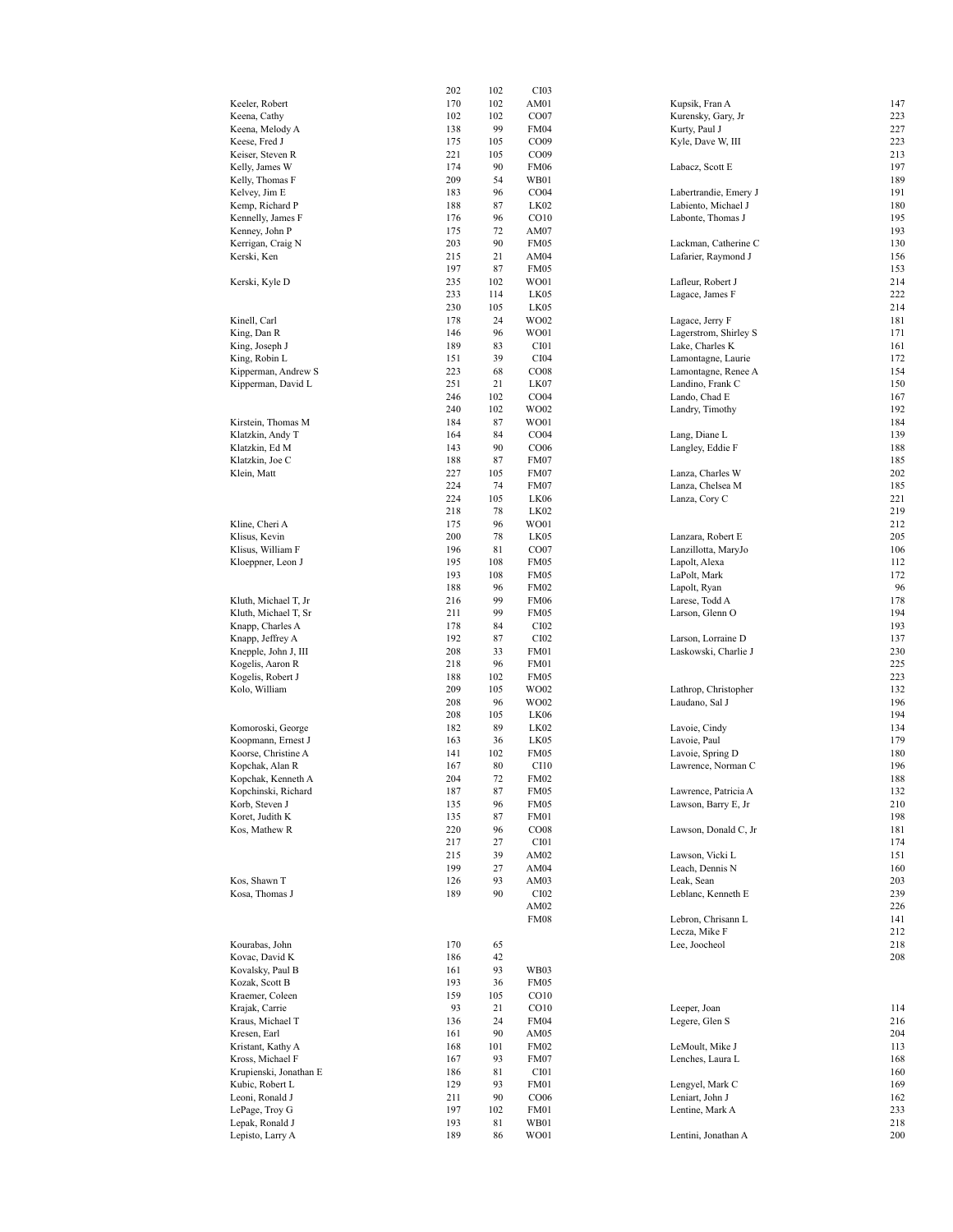| Name | | | |
|---|---|---|---|
| | 202 | 102 | CI03 |
| Keeler, Robert | 170 | 102 | AM01 |
| Keena, Cathy | 102 | 102 | CO07 |
| Keena, Melody A | 138 | 99 | FM04 |
| Keese, Fred J | 175 | 105 | CO09 |
| Keiser, Steven R | 221 | 105 | CO09 |
| Kelly, James W | 174 | 90 | FM06 |
| Kelly, Thomas F | 209 | 54 | WB01 |
| Kelvey, Jim E | 183 | 96 | CO04 |
| Kemp, Richard P | 188 | 87 | LK02 |
| Kennelly, James F | 176 | 96 | CO10 |
| Kenney, John P | 175 | 72 | AM07 |
| Kerrigan, Craig N | 203 | 90 | FM05 |
| Kerski, Ken | 215 | 21 | AM04 |
| | 197 | 87 | FM05 |
| Kerski, Kyle D | 235 | 102 | WO01 |
| | 233 | 114 | LK05 |
| | 230 | 105 | LK05 |
| Kinell, Carl | 178 | 24 | WO02 |
| King, Dan R | 146 | 96 | WO01 |
| King, Joseph J | 189 | 83 | CI01 |
| King, Robin L | 151 | 39 | CI04 |
| Kipperman, Andrew S | 223 | 68 | CO08 |
| Kipperman, David L | 251 | 21 | LK07 |
| | 246 | 102 | CO04 |
| | 240 | 102 | WO02 |
| Kirstein, Thomas M | 184 | 87 | WO01 |
| Klatzkin, Andy T | 164 | 84 | CO04 |
| Klatzkin, Ed M | 143 | 90 | CO06 |
| Klatzkin, Joe C | 188 | 87 | FM07 |
| Klein, Matt | 227 | 105 | FM07 |
| | 224 | 74 | FM07 |
| | 224 | 105 | LK06 |
| | 218 | 78 | LK02 |
| Kline, Cheri A | 175 | 96 | WO01 |
| Klisus, Kevin | 200 | 78 | LK05 |
| Klisus, William F | 196 | 81 | CO07 |
| Kloeppner, Leon J | 195 | 108 | FM05 |
| | 193 | 108 | FM05 |
| | 188 | 96 | FM02 |
| Kluth, Michael T, Jr | 216 | 99 | FM06 |
| Kluth, Michael T, Sr | 211 | 99 | FM05 |
| Knapp, Charles A | 178 | 84 | CI02 |
| Knapp, Jeffrey A | 192 | 87 | CI02 |
| Knepple, John J, III | 208 | 33 | FM01 |
| Kogelis, Aaron R | 218 | 96 | FM01 |
| Kogelis, Robert J | 188 | 102 | FM05 |
| Kolo, William | 209 | 105 | WO02 |
| | 208 | 96 | WO02 |
| | 208 | 105 | LK06 |
| Komoroski, George | 182 | 89 | LK02 |
| Koopmann, Ernest J | 163 | 36 | LK05 |
| Koorse, Christine A | 141 | 102 | FM05 |
| Kopchak, Alan R | 167 | 80 | CI10 |
| Kopchak, Kenneth A | 204 | 72 | FM02 |
| Kopchinski, Richard | 187 | 87 | FM05 |
| Korb, Steven J | 135 | 96 | FM05 |
| Koret, Judith K | 135 | 87 | FM01 |
| Kos, Mathew R | 220 | 96 | CO08 |
| | 217 | 27 | CI01 |
| | 215 | 39 | AM02 |
| | 199 | 27 | AM04 |
| Kos, Shawn T | 126 | 93 | AM03 |
| Kosa, Thomas J | 189 | 90 | CI02 |
| | | | AM02 |
| | | | FM08 |
| Kourabas, John | 170 | 65 | |
| Kovac, David K | 186 | 42 | |
| Kovalsky, Paul B | 161 | 93 | WB03 |
| Kozak, Scott B | 193 | 36 | FM05 |
| Kraemer, Coleen | 159 | 105 | CO10 |
| Krajak, Carrie | 93 | 21 | CO10 |
| Kraus, Michael T | 136 | 24 | FM04 |
| Kresen, Earl | 161 | 90 | AM05 |
| Kristant, Kathy A | 168 | 101 | FM02 |
| Kross, Michael F | 167 | 93 | FM07 |
| Krupienski, Jonathan E | 186 | 81 | CI01 |
| Kubic, Robert L | 129 | 93 | FM01 |
| Leoni, Ronald J | 211 | 90 | CO06 |
| LePage, Troy G | 197 | 102 | FM01 |
| Lepak, Ronald J | 193 | 81 | WB01 |
| Lepisto, Larry A | 189 | 86 | WO01 |

| Name | |
|---|---|
| Kupsik, Fran A | 147 |
| Kurensky, Gary, Jr | 223 |
| Kurty, Paul J | 227 |
| Kyle, Dave W, III | 223 |
| | 213 |
| Labacz, Scott E | 197 |
| | 189 |
| Labertrandie, Emery J | 191 |
| Labiento, Michael J | 180 |
| Labonte, Thomas J | 195 |
| | 193 |
| Lackman, Catherine C | 130 |
| Lafarier, Raymond J | 156 |
| | 153 |
| Lafleur, Robert J | 214 |
| Lagace, James F | 222 |
| | 214 |
| Lagace, Jerry F | 181 |
| Lagerstrom, Shirley S | 171 |
| Lake, Charles K | 161 |
| Lamontagne, Laurie | 172 |
| Lamontagne, Renee A | 154 |
| Landino, Frank C | 150 |
| Lando, Chad E | 167 |
| Landry, Timothy | 192 |
| | 184 |
| Lang, Diane L | 139 |
| Langley, Eddie F | 188 |
| | 185 |
| Lanza, Charles W | 202 |
| Lanza, Chelsea M | 185 |
| Lanza, Cory C | 221 |
| | 219 |
| | 212 |
| Lanzara, Robert E | 205 |
| Lanzillotta, MaryJo | 106 |
| Lapolt, Alexa | 112 |
| LaPolt, Mark | 172 |
| Lapolt, Ryan | 96 |
| Larese, Todd A | 178 |
| Larson, Glenn O | 194 |
| | 193 |
| Larson, Lorraine D | 137 |
| Laskowski, Charlie J | 230 |
| | 225 |
| | 223 |
| Lathrop, Christopher | 132 |
| Laudano, Sal J | 196 |
| | 194 |
| Lavoie, Cindy | 134 |
| Lavoie, Paul | 179 |
| Lavoie, Spring D | 180 |
| Lawrence, Norman C | 196 |
| | 188 |
| Lawrence, Patricia A | 132 |
| Lawson, Barry E, Jr | 210 |
| | 198 |
| Lawson, Donald C, Jr | 181 |
| | 174 |
| Lawson, Vicki L | 151 |
| Leach, Dennis N | 160 |
| Leak, Sean | 203 |
| Leblanc, Kenneth E | 239 |
| | 226 |
| Lebron, Chrisann L | 141 |
| Lecza, Mike F | 212 |
| Lee, Joocheol | 218 |
| | 208 |
| Leeper, Joan | 114 |
| Legere, Glen S | 216 |
| | 204 |
| LeMoult, Mike J | 113 |
| Lenches, Laura L | 168 |
| | 160 |
| Lengyel, Mark C | 169 |
| Leniart, John J | 162 |
| Lentine, Mark A | 233 |
| | 218 |
| Lentini, Jonathan A | 200 |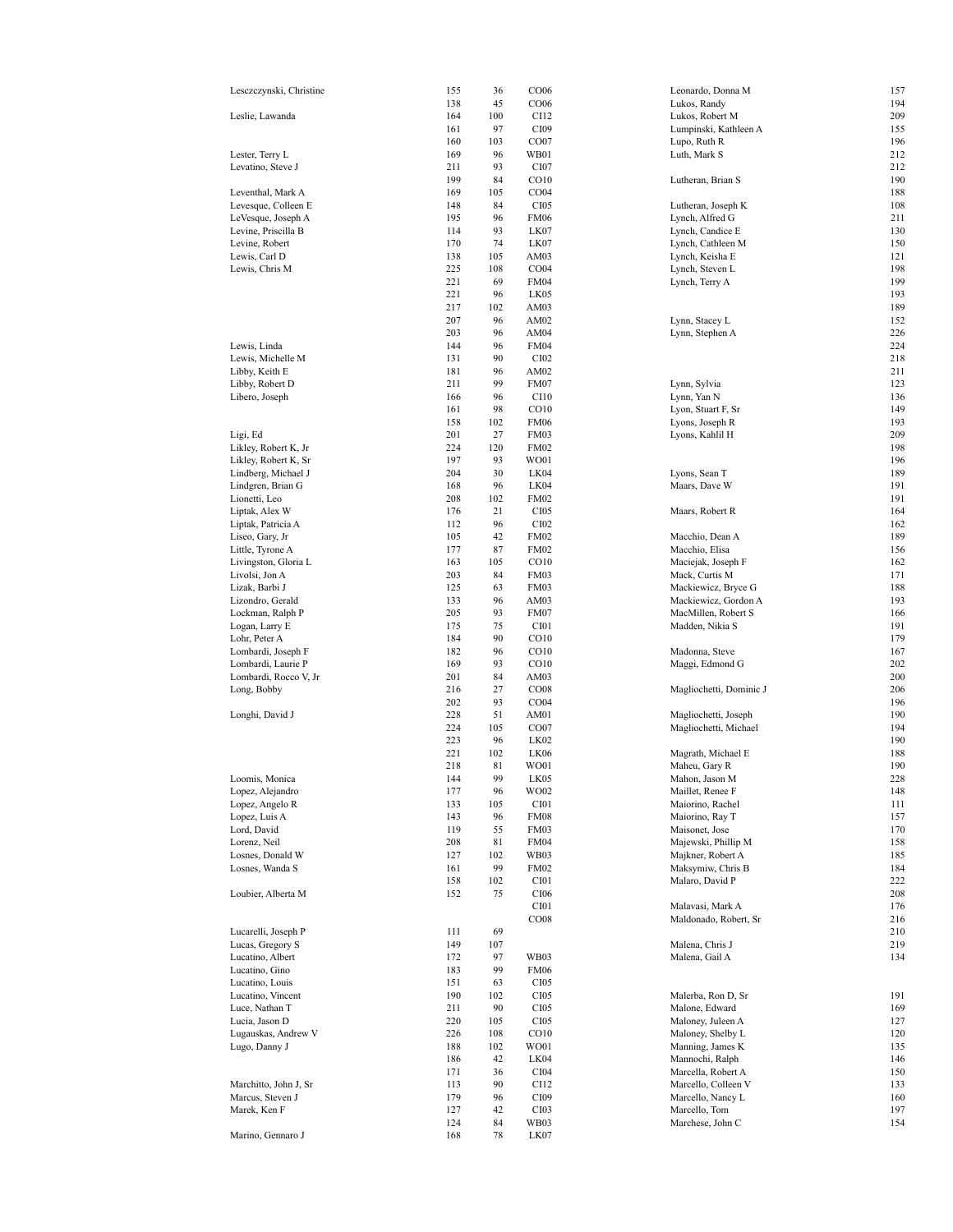| Name | | | |
|---|---|---|---|
| Lesczczynski, Christine | 155 | 36 | CO06 |
| | 138 | 45 | CO06 |
| Leslie, Lawanda | 164 | 100 | CI12 |
| | 161 | 97 | CI09 |
| | 160 | 103 | CO07 |
| Lester, Terry L | 169 | 96 | WB01 |
| Levatino, Steve J | 211 | 93 | CI07 |
| | 199 | 84 | CO10 |
| Leventhal, Mark A | 169 | 105 | CO04 |
| Levesque, Colleen E | 148 | 84 | CI05 |
| LeVesque, Joseph A | 195 | 96 | FM06 |
| Levine, Priscilla B | 114 | 93 | LK07 |
| Levine, Robert | 170 | 74 | LK07 |
| Lewis, Carl D | 138 | 105 | AM03 |
| Lewis, Chris M | 225 | 108 | CO04 |
| | 221 | 69 | FM04 |
| | 221 | 96 | LK05 |
| | 217 | 102 | AM03 |
| | 207 | 96 | AM02 |
| | 203 | 96 | AM04 |
| Lewis, Linda | 144 | 96 | FM04 |
| Lewis, Michelle M | 131 | 90 | CI02 |
| Libby, Keith E | 181 | 96 | AM02 |
| Libby, Robert D | 211 | 99 | FM07 |
| Libero, Joseph | 166 | 96 | CI10 |
| | 161 | 98 | CO10 |
| | 158 | 102 | FM06 |
| Ligi, Ed | 201 | 27 | FM03 |
| Likley, Robert K, Jr | 224 | 120 | FM02 |
| Likley, Robert K, Sr | 197 | 93 | WO01 |
| Lindberg, Michael J | 204 | 30 | LK04 |
| Lindgren, Brian G | 168 | 96 | LK04 |
| Lionetti, Leo | 208 | 102 | FM02 |
| Liptak, Alex W | 176 | 21 | CI05 |
| Liptak, Patricia A | 112 | 96 | CI02 |
| Liseo, Gary, Jr | 105 | 42 | FM02 |
| Little, Tyrone A | 177 | 87 | FM02 |
| Livingston, Gloria L | 163 | 105 | CO10 |
| Livolsi, Jon A | 203 | 84 | FM03 |
| Lizak, Barbi J | 125 | 63 | FM03 |
| Lizondro, Gerald | 133 | 96 | AM03 |
| Lockman, Ralph P | 205 | 93 | FM07 |
| Logan, Larry E | 175 | 75 | CI01 |
| Lohr, Peter A | 184 | 90 | CO10 |
| Lombardi, Joseph F | 182 | 96 | CO10 |
| Lombardi, Laurie P | 169 | 93 | CO10 |
| Lombardi, Rocco V, Jr | 201 | 84 | AM03 |
| Long, Bobby | 216 | 27 | CO08 |
| | 202 | 93 | CO04 |
| Longhi, David J | 228 | 51 | AM01 |
| | 224 | 105 | CO07 |
| | 223 | 96 | LK02 |
| | 221 | 102 | LK06 |
| | 218 | 81 | WO01 |
| Loomis, Monica | 144 | 99 | LK05 |
| Lopez, Alejandro | 177 | 96 | WO02 |
| Lopez, Angelo R | 133 | 105 | CI01 |
| Lopez, Luis A | 143 | 96 | FM08 |
| Lord, David | 119 | 55 | FM03 |
| Lorenz, Neil | 208 | 81 | FM04 |
| Losnes, Donald W | 127 | 102 | WB03 |
| Losnes, Wanda S | 161 | 99 | FM02 |
| | 158 | 102 | CI01 |
| Loubier, Alberta M | 152 | 75 | CI06 |
| | | | CI01 |
| | | | CO08 |
| Lucarelli, Joseph P | 111 | 69 | |
| Lucas, Gregory S | 149 | 107 | |
| Lucatino, Albert | 172 | 97 | WB03 |
| Lucatino, Gino | 183 | 99 | FM06 |
| Lucatino, Louis | 151 | 63 | CI05 |
| Lucatino, Vincent | 190 | 102 | CI05 |
| Luce, Nathan T | 211 | 90 | CI05 |
| Lucia, Jason D | 220 | 105 | CI05 |
| Lugauskas, Andrew V | 226 | 108 | CO10 |
| Lugo, Danny J | 188 | 102 | WO01 |
| | 186 | 42 | LK04 |
| | 171 | 36 | CI04 |
| Marchitto, John J, Sr | 113 | 90 | CI12 |
| Marcus, Steven J | 179 | 96 | CI09 |
| Marek, Ken F | 127 | 42 | CI03 |
| | 124 | 84 | WB03 |
| Marino, Gennaro J | 168 | 78 | LK07 |

| Name | |
|---|---|
| Leonardo, Donna M | 157 |
| Lukos, Randy | 194 |
| Lukos, Robert M | 209 |
| Lumpinski, Kathleen A | 155 |
| Lupo, Ruth R | 196 |
| Luth, Mark S | 212 |
| | 212 |
| Lutheran, Brian S | 190 |
| | 188 |
| Lutheran, Joseph K | 108 |
| Lynch, Alfred G | 211 |
| Lynch, Candice E | 130 |
| Lynch, Cathleen M | 150 |
| Lynch, Keisha E | 121 |
| Lynch, Steven L | 198 |
| Lynch, Terry A | 199 |
| | 193 |
| | 189 |
| Lynn, Stacey L | 152 |
| Lynn, Stephen A | 226 |
| | 224 |
| | 218 |
| | 211 |
| Lynn, Sylvia | 123 |
| Lynn, Yan N | 136 |
| Lyon, Stuart F, Sr | 149 |
| Lyons, Joseph R | 193 |
| Lyons, Kahlil H | 209 |
| | 198 |
| | 196 |
| Lyons, Sean T | 189 |
| Maars, Dave W | 191 |
| | 191 |
| Maars, Robert R | 164 |
| | 162 |
| Macchio, Dean A | 189 |
| Macchio, Elisa | 156 |
| Maciejak, Joseph F | 162 |
| Mack, Curtis M | 171 |
| Mackiewicz, Bryce G | 188 |
| Mackiewicz, Gordon A | 193 |
| MacMillen, Robert S | 166 |
| Madden, Nikia S | 191 |
| | 179 |
| Madonna, Steve | 167 |
| Maggi, Edmond G | 202 |
| | 200 |
| Magliochetti, Dominic J | 206 |
| | 196 |
| Magliochetti, Joseph | 190 |
| Magliochetti, Michael | 194 |
| | 190 |
| Magrath, Michael E | 188 |
| Maheu, Gary R | 190 |
| Mahon, Jason M | 228 |
| Maillet, Renee F | 148 |
| Maiorino, Rachel | 111 |
| Maiorino, Ray T | 157 |
| Maisonet, Jose | 170 |
| Majewski, Phillip M | 158 |
| Majkner, Robert A | 185 |
| Maksymiw, Chris B | 184 |
| Malaro, David P | 222 |
| | 208 |
| Malavasi, Mark A | 176 |
| Maldonado, Robert, Sr | 216 |
| | 210 |
| Malena, Chris J | 219 |
| Malena, Gail A | 134 |
| Malerba, Ron D, Sr | 191 |
| Malone, Edward | 169 |
| Maloney, Juleen A | 127 |
| Maloney, Shelby L | 120 |
| Manning, James K | 135 |
| Mannochi, Ralph | 146 |
| Marcella, Robert A | 150 |
| Marcello, Colleen V | 133 |
| Marcello, Nancy L | 160 |
| Marcello, Tom | 197 |
| Marchese, John C | 154 |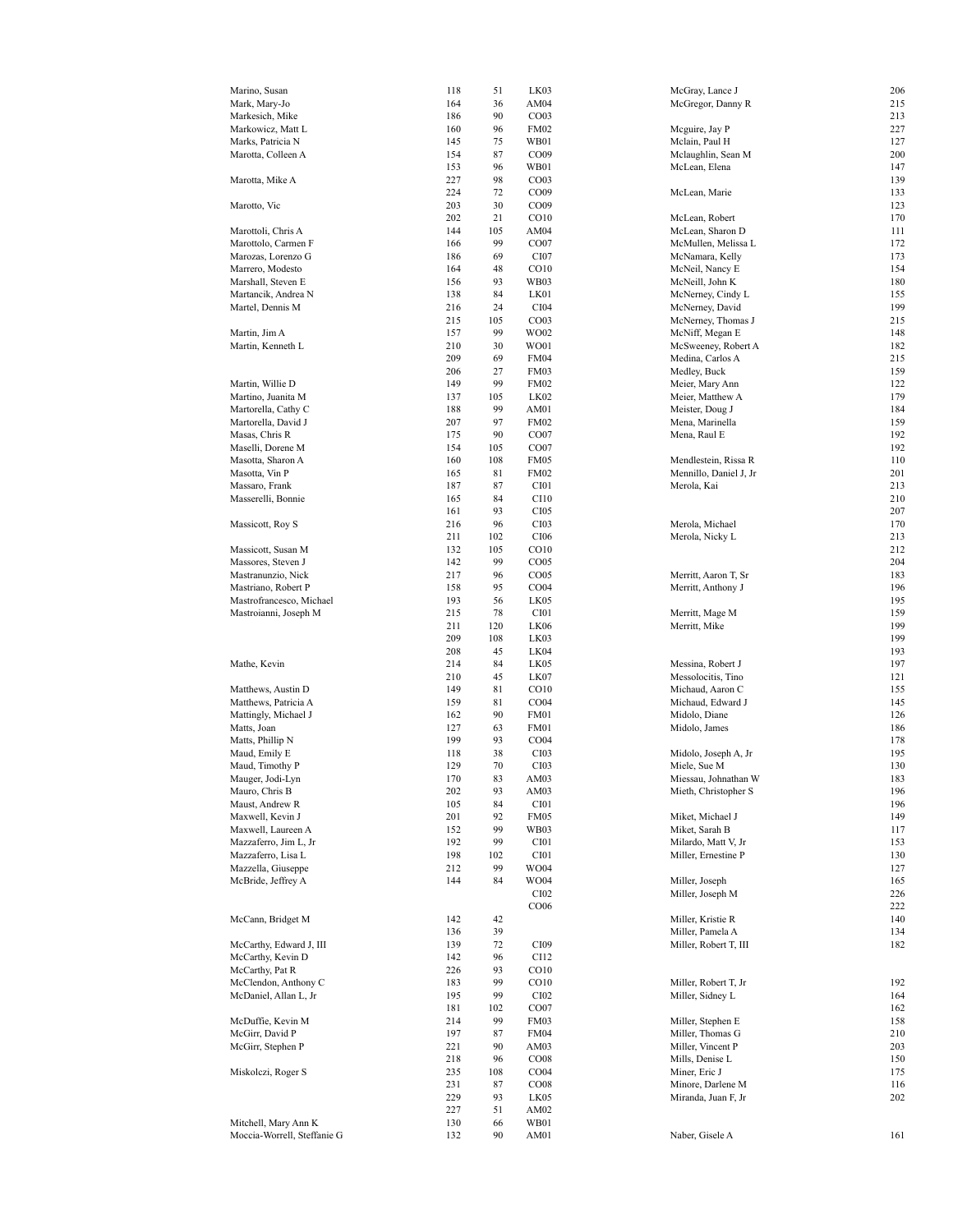| | | | |
|---|---|---|---|
| Marino, Susan | 118 | 51 | LK03 |
| Mark, Mary-Jo | 164 | 36 | AM04 |
| Markesich, Mike | 186 | 90 | CO03 |
| Markowicz, Matt L | 160 | 96 | FM02 |
| Marks, Patricia N | 145 | 75 | WB01 |
| Marotta, Colleen A | 154 | 87 | CO09 |
| | 153 | 96 | WB01 |
| Marotta, Mike A | 227 | 98 | CO03 |
| | 224 | 72 | CO09 |
| Marotto, Vic | 203 | 30 | CO09 |
| | 202 | 21 | CO10 |
| Marottoli, Chris A | 144 | 105 | AM04 |
| Marottolo, Carmen F | 166 | 99 | CO07 |
| Marozas, Lorenzo G | 186 | 69 | CI07 |
| Marrero, Modesto | 164 | 48 | CO10 |
| Marshall, Steven E | 156 | 93 | WB03 |
| Martancik, Andrea N | 138 | 84 | LK01 |
| Martel, Dennis M | 216 | 24 | CI04 |
| | 215 | 105 | CO03 |
| Martin, Jim A | 157 | 99 | WO02 |
| Martin, Kenneth L | 210 | 30 | WO01 |
| | 209 | 69 | FM04 |
| | 206 | 27 | FM03 |
| Martin, Willie D | 149 | 99 | FM02 |
| Martino, Juanita M | 137 | 105 | LK02 |
| Martorella, Cathy C | 188 | 99 | AM01 |
| Martorella, David J | 207 | 97 | FM02 |
| Masas, Chris R | 175 | 90 | CO07 |
| Maselli, Dorene M | 154 | 105 | CO07 |
| Masotta, Sharon A | 160 | 108 | FM05 |
| Masotta, Vin P | 165 | 81 | FM02 |
| Massaro, Frank | 187 | 87 | CI01 |
| Masserelli, Bonnie | 165 | 84 | CI10 |
| | 161 | 93 | CI05 |
| Massicott, Roy S | 216 | 96 | CI03 |
| | 211 | 102 | CI06 |
| Massicott, Susan M | 132 | 105 | CO10 |
| Massores, Steven J | 142 | 99 | CO05 |
| Mastranunzio, Nick | 217 | 96 | CO05 |
| Mastriano, Robert P | 158 | 95 | CO04 |
| Mastrofrancesco, Michael | 193 | 56 | LK05 |
| Mastroianni, Joseph M | 215 | 78 | CI01 |
| | 211 | 120 | LK06 |
| | 209 | 108 | LK03 |
| | 208 | 45 | LK04 |
| Mathe, Kevin | 214 | 84 | LK05 |
| | 210 | 45 | LK07 |
| Matthews, Austin D | 149 | 81 | CO10 |
| Matthews, Patricia A | 159 | 81 | CO04 |
| Mattingly, Michael J | 162 | 90 | FM01 |
| Matts, Joan | 127 | 63 | FM01 |
| Matts, Phillip N | 199 | 93 | CO04 |
| Maud, Emily E | 118 | 38 | CI03 |
| Maud, Timothy P | 129 | 70 | CI03 |
| Mauger, Jodi-Lyn | 170 | 83 | AM03 |
| Mauro, Chris B | 202 | 93 | AM03 |
| Maust, Andrew R | 105 | 84 | CI01 |
| Maxwell, Kevin J | 201 | 92 | FM05 |
| Maxwell, Laureen A | 152 | 99 | WB03 |
| Mazzaferro, Jim L, Jr | 192 | 99 | CI01 |
| Mazzaferro, Lisa L | 198 | 102 | CI01 |
| Mazzella, Giuseppe | 212 | 99 | WO04 |
| McBride, Jeffrey A | 144 | 84 | WO04 |
| | | | CI02 |
| | | | CO06 |
| McCann, Bridget M | 142 | 42 | |
| | 136 | 39 | |
| McCarthy, Edward J, III | 139 | 72 | CI09 |
| McCarthy, Kevin D | 142 | 96 | CI12 |
| McCarthy, Pat R | 226 | 93 | CO10 |
| McClendon, Anthony C | 183 | 99 | CO10 |
| McDaniel, Allan L, Jr | 195 | 99 | CI02 |
| | 181 | 102 | CO07 |
| McDuffie, Kevin M | 214 | 99 | FM03 |
| McGirr, David P | 197 | 87 | FM04 |
| McGirr, Stephen P | 221 | 90 | AM03 |
| | 218 | 96 | CO08 |
| Miskolczi, Roger S | 235 | 108 | CO04 |
| | 231 | 87 | CO08 |
| | 229 | 93 | LK05 |
| | 227 | 51 | AM02 |
| Mitchell, Mary Ann K | 130 | 66 | WB01 |
| Moccia-Worrell, Steffanie G | 132 | 90 | AM01 |

| | |
|---|---|
| McGray, Lance J | 206 |
| McGregor, Danny R | 215 |
| | 213 |
| Mcguire, Jay P | 227 |
| Mclain, Paul H | 127 |
| Mclaughlin, Sean M | 200 |
| McLean, Elena | 147 |
| | 139 |
| McLean, Marie | 133 |
| | 123 |
| McLean, Robert | 170 |
| McLean, Sharon D | 111 |
| McMullen, Melissa L | 172 |
| McNamara, Kelly | 173 |
| McNeil, Nancy E | 154 |
| McNeill, John K | 180 |
| McNerney, Cindy L | 155 |
| McNerney, David | 199 |
| McNerney, Thomas J | 215 |
| McNiff, Megan E | 148 |
| McSweeney, Robert A | 182 |
| Medina, Carlos A | 215 |
| Medley, Buck | 159 |
| Meier, Mary Ann | 122 |
| Meier, Matthew A | 179 |
| Meister, Doug J | 184 |
| Mena, Marinella | 159 |
| Mena, Raul E | 192 |
| | 192 |
| Mendlestein, Rissa R | 110 |
| Mennillo, Daniel J, Jr | 201 |
| Merola, Kai | 213 |
| | 210 |
| | 207 |
| Merola, Michael | 170 |
| Merola, Nicky L | 213 |
| | 212 |
| | 204 |
| Merritt, Aaron T, Sr | 183 |
| Merritt, Anthony J | 196 |
| | 195 |
| Merritt, Mage M | 159 |
| Merritt, Mike | 199 |
| | 199 |
| | 193 |
| Messina, Robert J | 197 |
| Messolocitis, Tino | 121 |
| Michaud, Aaron C | 155 |
| Michaud, Edward J | 145 |
| Midolo, Diane | 126 |
| Midolo, James | 186 |
| | 178 |
| Midolo, Joseph A, Jr | 195 |
| Miele, Sue M | 130 |
| Miessau, Johnathan W | 183 |
| Mieth, Christopher S | 196 |
| | 196 |
| Miket, Michael J | 149 |
| Miket, Sarah B | 117 |
| Milardo, Matt V, Jr | 153 |
| Miller, Ernestine P | 130 |
| | 127 |
| Miller, Joseph | 165 |
| Miller, Joseph M | 226 |
| | 222 |
| Miller, Kristie R | 140 |
| Miller, Pamela A | 134 |
| Miller, Robert T, III | 182 |
| Miller, Robert T, Jr | 192 |
| Miller, Sidney L | 164 |
| | 162 |
| Miller, Stephen E | 158 |
| Miller, Thomas G | 210 |
| Miller, Vincent P | 203 |
| Mills, Denise L | 150 |
| Miner, Eric J | 175 |
| Minore, Darlene M | 116 |
| Miranda, Juan F, Jr | 202 |
| Naber, Gisele A | 161 |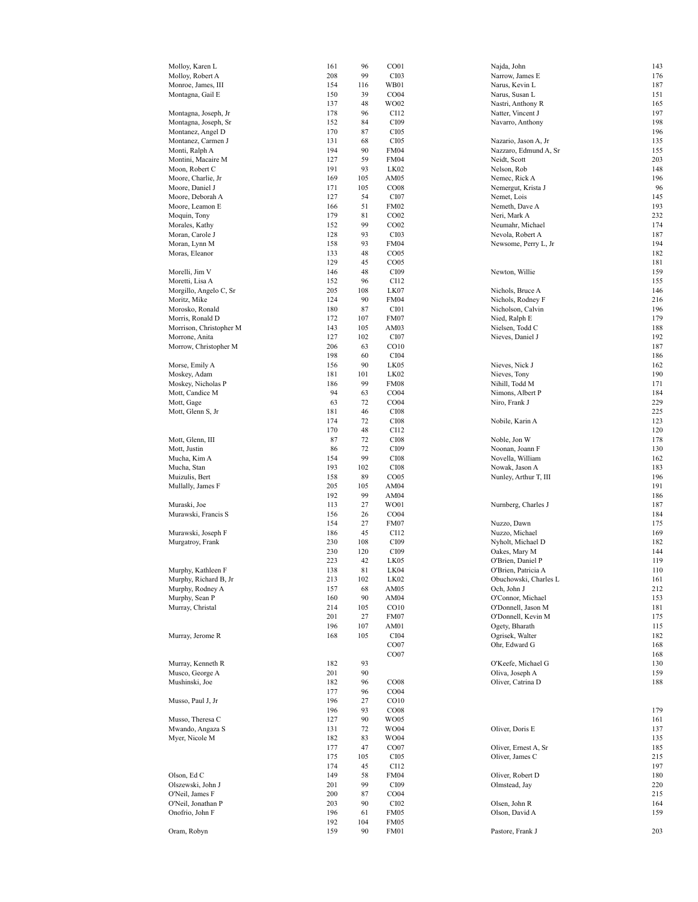| Name | | | |
|---|---|---|---|
| Molloy, Karen L | 161 | 96 | CO01 |
| Molloy, Robert A | 208 | 99 | CI03 |
| Monroe, James, III | 154 | 116 | WB01 |
| Montagna, Gail E | 150 | 39 | CO04 |
| | 137 | 48 | WO02 |
| Montagna, Joseph, Jr | 178 | 96 | CI12 |
| Montagna, Joseph, Sr | 152 | 84 | CI09 |
| Montanez, Angel D | 170 | 87 | CI05 |
| Montanez, Carmen J | 131 | 68 | CI05 |
| Monti, Ralph A | 194 | 90 | FM04 |
| Montini, Macaire M | 127 | 59 | FM04 |
| Moon, Robert C | 191 | 93 | LK02 |
| Moore, Charlie, Jr | 169 | 105 | AM05 |
| Moore, Daniel J | 171 | 105 | CO08 |
| Moore, Deborah A | 127 | 54 | CI07 |
| Moore, Leamon E | 166 | 51 | FM02 |
| Moquin, Tony | 179 | 81 | CO02 |
| Morales, Kathy | 152 | 99 | CO02 |
| Moran, Carole J | 128 | 93 | CI03 |
| Moran, Lynn M | 158 | 93 | FM04 |
| Moras, Eleanor | 133 | 48 | CO05 |
| | 129 | 45 | CO05 |
| Morelli, Jim V | 146 | 48 | CI09 |
| Moretti, Lisa A | 152 | 96 | CI12 |
| Morgillo, Angelo C, Sr | 205 | 108 | LK07 |
| Moritz, Mike | 124 | 90 | FM04 |
| Morosko, Ronald | 180 | 87 | CI01 |
| Morris, Ronald D | 172 | 107 | FM07 |
| Morrison, Christopher M | 143 | 105 | AM03 |
| Morrone, Anita | 127 | 102 | CI07 |
| Morrow, Christopher M | 206 | 63 | CO10 |
| | 198 | 60 | CI04 |
| Morse, Emily A | 156 | 90 | LK05 |
| Moskey, Adam | 181 | 101 | LK02 |
| Moskey, Nicholas P | 186 | 99 | FM08 |
| Mott, Candice M | 94 | 63 | CO04 |
| Mott, Gage | 63 | 72 | CO04 |
| Mott, Glenn S, Jr | 181 | 46 | CI08 |
| | 174 | 72 | CI08 |
| | 170 | 48 | CI12 |
| Mott, Glenn, III | 87 | 72 | CI08 |
| Mott, Justin | 86 | 72 | CI09 |
| Mucha, Kim A | 154 | 99 | CI08 |
| Mucha, Stan | 193 | 102 | CI08 |
| Muizulis, Bert | 158 | 89 | CO05 |
| Mullally, James F | 205 | 105 | AM04 |
| | 192 | 99 | AM04 |
| Muraski, Joe | 113 | 27 | WO01 |
| Murawski, Francis S | 156 | 26 | CO04 |
| | 154 | 27 | FM07 |
| Murawski, Joseph F | 186 | 45 | CI12 |
| Murgatroy, Frank | 230 | 108 | CI09 |
| | 230 | 120 | CI09 |
| | 223 | 42 | LK05 |
| Murphy, Kathleen F | 138 | 81 | LK04 |
| Murphy, Richard B, Jr | 213 | 102 | LK02 |
| Murphy, Rodney A | 157 | 68 | AM05 |
| Murphy, Sean P | 160 | 90 | AM04 |
| Murray, Christal | 214 | 105 | CO10 |
| | 201 | 27 | FM07 |
| | 196 | 107 | AM01 |
| Murray, Jerome R | 168 | 105 | CI04 |
| | | | CO07 |
| | | | CO07 |
| Murray, Kenneth R | 182 | 93 | |
| Musco, George A | 201 | 90 | |
| Mushinski, Joe | 182 | 96 | CO08 |
| | 177 | 96 | CO04 |
| Musso, Paul J, Jr | 196 | 27 | CO10 |
| | 196 | 93 | CO08 |
| Musso, Theresa C | 127 | 90 | WO05 |
| Mwando, Angaza S | 131 | 72 | WO04 |
| Myer, Nicole M | 182 | 83 | WO04 |
| | 177 | 47 | CO07 |
| | 175 | 105 | CI05 |
| | 174 | 45 | CI12 |
| Olson, Ed C | 149 | 58 | FM04 |
| Olszewski, John J | 201 | 99 | CI09 |
| O'Neil, James F | 200 | 87 | CO04 |
| O'Neil, Jonathan P | 203 | 90 | CI02 |
| Onofrio, John F | 196 | 61 | FM05 |
| | 192 | 104 | FM05 |
| Oram, Robyn | 159 | 90 | FM01 |

| Name | |
|---|---|
| Najda, John | 143 |
| Narrow, James E | 176 |
| Narus, Kevin L | 187 |
| Narus, Susan L | 151 |
| Nastri, Anthony R | 165 |
| Natter, Vincent J | 197 |
| Navarro, Anthony | 198 |
| | 196 |
| Nazario, Jason A, Jr | 135 |
| Nazzaro, Edmund A, Sr | 155 |
| Neidt, Scott | 203 |
| Nelson, Rob | 148 |
| Nemec, Rick A | 196 |
| Nemergut, Krista J | 96 |
| Nemet, Lois | 145 |
| Nemeth, Dave A | 193 |
| Neri, Mark A | 232 |
| Neumahr, Michael | 174 |
| Nevola, Robert A | 187 |
| Newsome, Perry L, Jr | 194 |
| | 182 |
| | 181 |
| Newton, Willie | 159 |
| | 155 |
| Nichols, Bruce A | 146 |
| Nichols, Rodney F | 216 |
| Nicholson, Calvin | 196 |
| Nied, Ralph E | 179 |
| Nielsen, Todd C | 188 |
| Nieves, Daniel J | 192 |
| | 187 |
| | 186 |
| Nieves, Nick J | 162 |
| Nieves, Tony | 190 |
| Nihill, Todd M | 171 |
| Nimons, Albert P | 184 |
| Niro, Frank J | 229 |
| | 225 |
| Nobile, Karin A | 123 |
| | 120 |
| Noble, Jon W | 178 |
| Noonan, Joann F | 130 |
| Novella, William | 162 |
| Nowak, Jason A | 183 |
| Nunley, Arthur T, III | 196 |
| | 191 |
| | 186 |
| Nurnberg, Charles J | 187 |
| | 184 |
| Nuzzo, Dawn | 175 |
| Nuzzo, Michael | 169 |
| Nyholt, Michael D | 182 |
| Oakes, Mary M | 144 |
| O'Brien, Daniel P | 119 |
| O'Brien, Patricia A | 110 |
| Obuchowski, Charles L | 161 |
| Och, John J | 212 |
| O'Connor, Michael | 153 |
| O'Donnell, Jason M | 181 |
| O'Donnell, Kevin M | 175 |
| Ogety, Bharath | 115 |
| Ogrisek, Walter | 182 |
| Ohr, Edward G | 168 |
| | 168 |
| O'Keefe, Michael G | 130 |
| Oliva, Joseph A | 159 |
| Oliver, Catrina D | 188 |
| | |
| | 179 |
| | 161 |
| Oliver, Doris E | 137 |
| | 135 |
| Oliver, Ernest A, Sr | 185 |
| Oliver, James C | 215 |
| | 197 |
| Oliver, Robert D | 180 |
| Olmstead, Jay | 220 |
| | 215 |
| Olsen, John R | 164 |
| Olson, David A | 159 |
| | |
| Pastore, Frank J | 203 |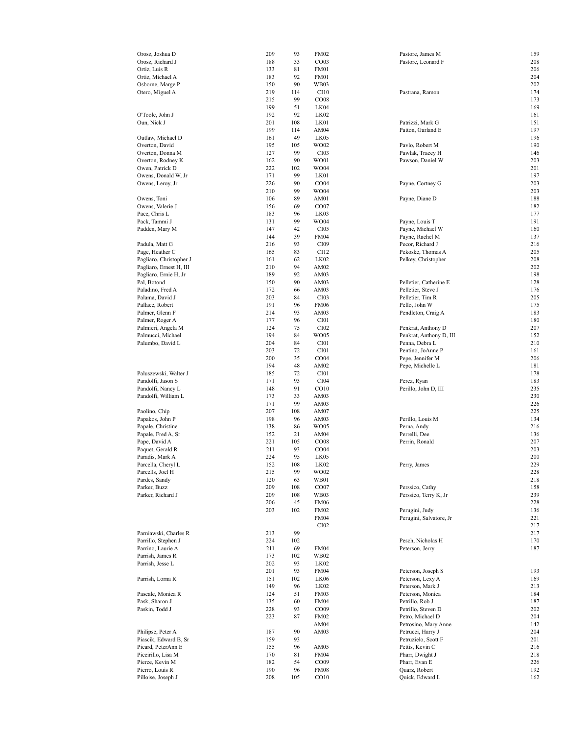| Name | | | |
|---|---|---|---|
| Orosz, Joshua D | 209 | 93 | FM02 |
| Orosz, Richard J | 188 | 33 | CO03 |
| Ortiz, Luis R | 133 | 81 | FM01 |
| Ortiz, Michael A | 183 | 92 | FM01 |
| Osborne, Marge P | 150 | 90 | WB03 |
| Otero, Miguel A | 219 | 114 | CI10 |
| | 215 | 99 | CO08 |
| | 199 | 51 | LK04 |
| O'Toole, John J | 192 | 92 | LK02 |
| Oun, Nick J | 201 | 108 | LK01 |
| | 199 | 114 | AM04 |
| Outlaw, Michael D | 161 | 49 | LK05 |
| Overton, David | 195 | 105 | WO02 |
| Overton, Donna M | 127 | 99 | CI03 |
| Overton, Rodney K | 162 | 90 | WO01 |
| Owen, Patrick D | 222 | 102 | WO04 |
| Owens, Donald W, Jr | 171 | 99 | LK01 |
| Owens, Leroy, Jr | 226 | 90 | CO04 |
| | 210 | 99 | WO04 |
| Owens, Toni | 106 | 89 | AM01 |
| Owens, Valerie J | 156 | 69 | CO07 |
| Pace, Chris L | 183 | 96 | LK03 |
| Pack, Tammi J | 131 | 99 | WO04 |
| Padden, Mary M | 147 | 42 | CI05 |
| | 144 | 39 | FM04 |
| Padula, Matt G | 216 | 93 | CI09 |
| Page, Heather C | 165 | 83 | CI12 |
| Pagliaro, Christopher J | 161 | 62 | LK02 |
| Pagliaro, Ernest H, III | 210 | 94 | AM02 |
| Pagliaro, Ernie H, Jr | 189 | 92 | AM03 |
| Pal, Botond | 150 | 90 | AM03 |
| Paladino, Fred A | 172 | 66 | AM03 |
| Palama, David J | 203 | 84 | CI03 |
| Pallace, Robert | 191 | 96 | FM06 |
| Palmer, Glenn F | 214 | 93 | AM03 |
| Palmer, Roger A | 177 | 96 | CI01 |
| Palmieri, Angela M | 124 | 75 | CI02 |
| Palmucci, Michael | 194 | 84 | WO05 |
| Palumbo, David L | 204 | 84 | CI01 |
| | 203 | 72 | CI01 |
| | 200 | 35 | CO04 |
| | 194 | 48 | AM02 |
| Paluszewski, Walter J | 185 | 72 | CI01 |
| Pandolfi, Jason S | 171 | 93 | CI04 |
| Pandolfi, Nancy L | 148 | 91 | CO10 |
| Pandolfi, William L | 173 | 33 | AM03 |
| | 171 | 99 | AM03 |
| Paolino, Chip | 207 | 108 | AM07 |
| Papakos, John P | 198 | 96 | AM03 |
| Papale, Christine | 138 | 86 | WO05 |
| Papale, Fred A, Sr | 152 | 21 | AM04 |
| Pape, David A | 221 | 105 | CO08 |
| Paquet, Gerald R | 211 | 93 | CO04 |
| Paradis, Mark A | 224 | 95 | LK05 |
| Parcella, Cheryl L | 152 | 108 | LK02 |
| Parcells, Joel H | 215 | 99 | WO02 |
| Pardes, Sandy | 120 | 63 | WB01 |
| Parker, Buzz | 209 | 108 | CO07 |
| Parker, Richard J | 209 | 108 | WB03 |
| | 206 | 45 | FM06 |
| | 203 | 102 | FM02 |
| | | | FM04 |
| | | | CI02 |
| Parniawski, Charles R | 213 | 99 | |
| Parrillo, Stephen J | 224 | 102 | |
| Parrino, Laurie A | 211 | 69 | FM04 |
| Parrish, James R | 173 | 102 | WB02 |
| Parrish, Jesse L | 202 | 93 | LK02 |
| | 201 | 93 | FM04 |
| Parrish, Lorna R | 151 | 102 | LK06 |
| | 149 | 96 | LK02 |
| Pascale, Monica R | 124 | 51 | FM03 |
| Pask, Sharon J | 135 | 60 | FM04 |
| Paskin, Todd J | 228 | 93 | CO09 |
| | 223 | 87 | FM02 |
| | | | AM04 |
| Philipse, Peter A | 187 | 90 | AM03 |
| Piascik, Edward B, Sr | 159 | 93 | |
| Picard, PeterAnn E | 155 | 96 | AM05 |
| Piccirillo, Lisa M | 170 | 81 | FM04 |
| Pierce, Kevin M | 182 | 54 | CO09 |
| Pierro, Louis R | 190 | 96 | FM08 |
| Pilloise, Joseph J | 208 | 105 | CO10 |

| Name | |
|---|---|
| Pastore, James M | 159 |
| Pastore, Leonard F | 208 |
| | 206 |
| | 204 |
| | 202 |
| Pastrana, Ramon | 174 |
| | 173 |
| | 169 |
| | 161 |
| Patrizzi, Mark G | 151 |
| Patton, Garland E | 197 |
| | 196 |
| Pavlo, Robert M | 190 |
| Pawlak, Tracey H | 146 |
| Pawson, Daniel W | 203 |
| | 201 |
| | 197 |
| Payne, Cortney G | 203 |
| | 203 |
| Payne, Diane D | 188 |
| | 182 |
| | 177 |
| Payne, Louis T | 191 |
| Payne, Michael W | 160 |
| Payne, Rachel M | 137 |
| Pecor, Richard J | 216 |
| Pekoske, Thomas A | 205 |
| Pelkey, Christopher | 208 |
| | 202 |
| | 198 |
| Pelletier, Catherine E | 128 |
| Pelletier, Steve J | 176 |
| Pelletier, Tim R | 205 |
| Pello, John W | 175 |
| Pendleton, Craig A | 183 |
| | 180 |
| Penkrat, Anthony D | 207 |
| Penkrat, Anthony D, III | 152 |
| Penna, Debra L | 210 |
| Pentino, JoAnne P | 161 |
| Pepe, Jennifer M | 206 |
| Pepe, Michelle L | 181 |
| | 178 |
| Perez, Ryan | 183 |
| Perillo, John D, III | 235 |
| | 230 |
| | 226 |
| | 225 |
| Perillo, Louis M | 134 |
| Perna, Andy | 216 |
| Perrelli, Dee | 136 |
| Perrin, Ronald | 207 |
| | 203 |
| | 200 |
| Perry, James | 229 |
| | 228 |
| | 218 |
| Perssico, Cathy | 158 |
| Perssico, Terry K, Jr | 239 |
| | 228 |
| Perugini, Judy | 136 |
| Perugini, Salvatore, Jr | 221 |
| | 217 |
| | 217 |
| Pesch, Nicholas H | 170 |
| Peterson, Jerry | 187 |
| | |
| | |
| Peterson, Joseph S | 193 |
| Peterson, Lexy A | 169 |
| Peterson, Mark J | 213 |
| Peterson, Monica | 184 |
| Petrillo, Rob J | 187 |
| Petrillo, Steven D | 202 |
| Petro, Michael D | 204 |
| Petrosino, Mary Anne | 142 |
| Petrucci, Harry J | 204 |
| Petruzielo, Scott F | 201 |
| Pettis, Kevin C | 216 |
| Pharr, Dwight J | 218 |
| Pharr, Evan E | 226 |
| Quarz, Robert | 192 |
| Quick, Edward L | 162 |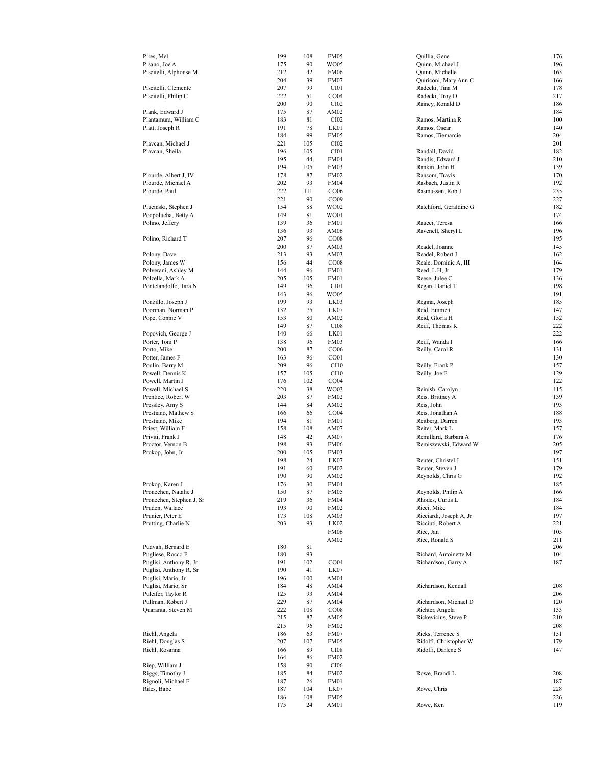| Name | Col1 | Col2 | Code |
|---|---|---|---|
| Pires, Mel | 199 | 108 | FM05 |
| Pisano, Joe A | 175 | 90 | WO05 |
| Piscitelli, Alphonse M | 212 | 42 | FM06 |
| | 204 | 39 | FM07 |
| Piscitelli, Clemente | 207 | 99 | CI01 |
| Piscitelli, Philip C | 222 | 51 | CO04 |
| | 200 | 90 | CI02 |
| Plank, Edward J | 175 | 87 | AM02 |
| Plantamura, William C | 183 | 81 | CI02 |
| Platt, Joseph R | 191 | 78 | LK01 |
| | 184 | 99 | FM05 |
| Plavcan, Michael J | 221 | 105 | CI02 |
| Plavcan, Sheila | 196 | 105 | CI01 |
| | 195 | 44 | FM04 |
| | 194 | 105 | FM03 |
| Plourde, Albert J, IV | 178 | 87 | FM02 |
| Plourde, Michael A | 202 | 93 | FM04 |
| Plourde, Paul | 222 | 111 | CO06 |
| | 221 | 90 | CO09 |
| Plucinski, Stephen J | 154 | 88 | WO02 |
| Podpolucha, Betty A | 149 | 81 | WO01 |
| Polino, Jeffery | 139 | 36 | FM01 |
| | 136 | 93 | AM06 |
| Polino, Richard T | 207 | 96 | CO08 |
| | 200 | 87 | AM03 |
| Polony, Dave | 213 | 93 | AM03 |
| Polony, James W | 156 | 44 | CO08 |
| Polverani, Ashley M | 144 | 96 | FM01 |
| Polzella, Mark A | 205 | 105 | FM01 |
| Pontelandolfo, Tara N | 149 | 96 | CI01 |
| | 143 | 96 | WO05 |
| Ponzillo, Joseph J | 199 | 93 | LK03 |
| Poorman, Norman P | 132 | 75 | LK07 |
| Pope, Connie V | 153 | 80 | AM02 |
| | 149 | 87 | CI08 |
| Popovich, George J | 140 | 66 | LK01 |
| Porter, Toni P | 138 | 96 | FM03 |
| Porto, Mike | 200 | 87 | CO06 |
| Potter, James F | 163 | 96 | CO01 |
| Poulin, Barry M | 209 | 96 | CI10 |
| Powell, Dennis K | 157 | 105 | CI10 |
| Powell, Martin J | 176 | 102 | CO04 |
| Powell, Michael S | 220 | 38 | WO03 |
| Prentice, Robert W | 203 | 87 | FM02 |
| Pressley, Amy S | 144 | 84 | AM02 |
| Prestiano, Mathew S | 166 | 66 | CO04 |
| Prestiano, Mike | 194 | 81 | FM01 |
| Priest, William F | 158 | 108 | AM07 |
| Priviti, Frank J | 148 | 42 | AM07 |
| Proctor, Vernon B | 198 | 93 | FM06 |
| Prokop, John, Jr | 200 | 105 | FM03 |
| | 198 | 24 | LK07 |
| | 191 | 60 | FM02 |
| | 190 | 90 | AM02 |
| Prokop, Karen J | 176 | 30 | FM04 |
| Pronechen, Natalie J | 150 | 87 | FM05 |
| Pronechen, Stephen J, Sr | 219 | 36 | FM04 |
| Pruden, Wallace | 193 | 90 | FM02 |
| Prunier, Peter E | 173 | 108 | AM03 |
| Prutting, Charlie N | 203 | 93 | LK02 |
| | | | FM06 |
| | | | AM02 |
| Pudvah, Bernard E | 180 | 81 | |
| Pugliese, Rocco F | 180 | 93 | |
| Puglisi, Anthony R, Jr | 191 | 102 | CO04 |
| Puglisi, Anthony R, Sr | 190 | 41 | LK07 |
| Puglisi, Mario, Jr | 196 | 100 | AM04 |
| Puglisi, Mario, Sr | 184 | 48 | AM04 |
| Pulcifer, Taylor R | 125 | 93 | AM04 |
| Pullman, Robert J | 229 | 87 | AM04 |
| Quaranta, Steven M | 222 | 108 | CO08 |
| | 215 | 87 | AM05 |
| | 215 | 96 | FM02 |
| Riehl, Angela | 186 | 63 | FM07 |
| Riehl, Douglas S | 207 | 107 | FM05 |
| Riehl, Rosanna | 166 | 89 | CI08 |
| | 164 | 86 | FM02 |
| Riep, William J | 158 | 90 | CI06 |
| Riggs, Timothy J | 185 | 84 | FM02 |
| Rignoli, Michael F | 187 | 26 | FM01 |
| Riles, Babe | 187 | 104 | LK07 |
| | 186 | 108 | FM05 |
| | 175 | 24 | AM01 |

| Name | Col1 |
|---|---|
| Quillia, Gene | 176 |
| Quinn, Michael J | 196 |
| Quinn, Michelle | 163 |
| Quiriconi, Mary Ann C | 166 |
| Radecki, Tina M | 178 |
| Radecki, Troy D | 217 |
| Rainey, Ronald D | 186 |
| | 184 |
| Ramos, Martina R | 100 |
| Ramos, Oscar | 140 |
| Ramos, Tiemarcie | 204 |
| | 201 |
| Randall, David | 182 |
| Randis, Edward J | 210 |
| Rankin, John H | 139 |
| Ransom, Travis | 170 |
| Rasbach, Justin R | 192 |
| Rasmussen, Rob J | 235 |
| | 227 |
| Ratchford, Geraldine G | 182 |
| | 174 |
| Raucci, Teresa | 166 |
| Ravenell, Sheryl L | 196 |
| | 195 |
| Readel, Joanne | 145 |
| Readel, Robert J | 162 |
| Reale, Dominic A, III | 164 |
| Reed, L H, Jr | 179 |
| Reese, Julee C | 136 |
| Regan, Daniel T | 198 |
| | 191 |
| Regina, Joseph | 185 |
| Reid, Emmett | 147 |
| Reid, Gloria H | 152 |
| Reiff, Thomas K | 222 |
| | 222 |
| Reiff, Wanda I | 166 |
| Reilly, Carol R | 131 |
| | 130 |
| Reilly, Frank P | 157 |
| Reilly, Joe F | 129 |
| | 122 |
| Reinish, Carolyn | 115 |
| Reis, Brittney A | 139 |
| Reis, John | 193 |
| Reis, Jonathan A | 188 |
| Reitberg, Darren | 193 |
| Reiter, Mark L | 157 |
| Remillard, Barbara A | 176 |
| Remiszewski, Edward W | 205 |
| | 197 |
| Reuter, Christel J | 151 |
| Reuter, Steven J | 179 |
| Reynolds, Chris G | 192 |
| | 185 |
| Reynolds, Philip A | 166 |
| Rhodes, Curtis L | 184 |
| Ricci, Mike | 184 |
| Ricciardi, Joseph A, Jr | 197 |
| Ricciuti, Robert A | 221 |
| Rice, Jan | 105 |
| Rice, Ronald S | 211 |
| | 206 |
| Richard, Antoinette M | 104 |
| Richardson, Garry A | 187 |
| Richardson, Kendall | 208 |
| | 206 |
| Richardson, Michael D | 120 |
| Richter, Angela | 133 |
| Rickevicius, Steve P | 210 |
| | 208 |
| Ricks, Terrence S | 151 |
| Ridolfi, Christopher W | 179 |
| Ridolfi, Darlene S | 147 |
| Rowe, Brandi L | 208 |
| | 187 |
| Rowe, Chris | 228 |
| | 226 |
| Rowe, Ken | 119 |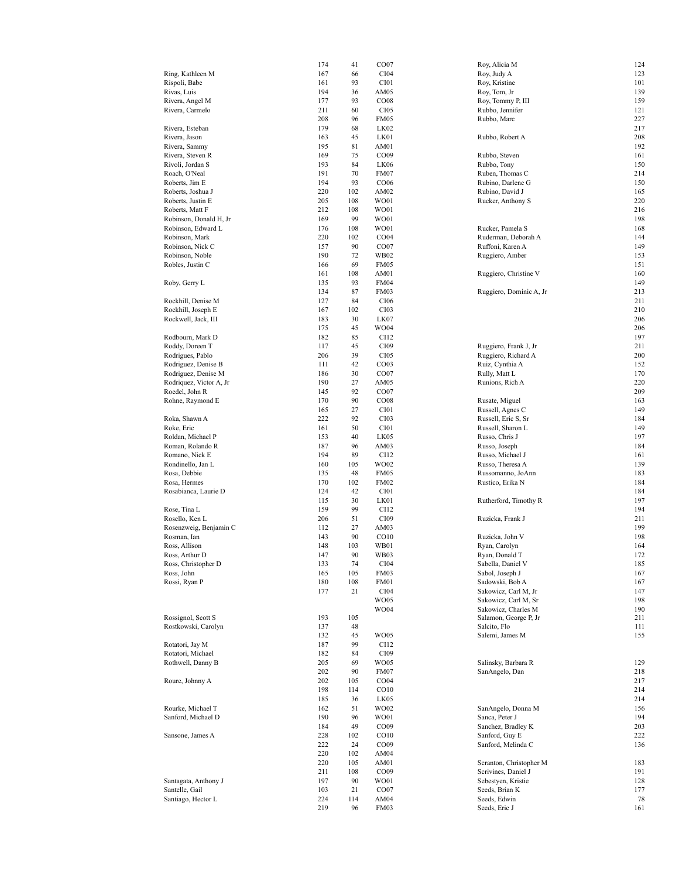| | | | |
|---|---|---|---|
| | 174 | 41 | CO07 |
| Ring, Kathleen M | 167 | 66 | CI04 |
| Rispoli, Babe | 161 | 93 | CI01 |
| Rivas, Luis | 194 | 36 | AM05 |
| Rivera, Angel M | 177 | 93 | CO08 |
| Rivera, Carmelo | 211 | 60 | CI05 |
| | 208 | 96 | FM05 |
| Rivera, Esteban | 179 | 68 | LK02 |
| Rivera, Jason | 163 | 45 | LK01 |
| Rivera, Sammy | 195 | 81 | AM01 |
| Rivera, Steven R | 169 | 75 | CO09 |
| Rivoli, Jordan S | 193 | 84 | LK06 |
| Roach, O'Neal | 191 | 70 | FM07 |
| Roberts, Jim E | 194 | 93 | CO06 |
| Roberts, Joshua J | 220 | 102 | AM02 |
| Roberts, Justin E | 205 | 108 | WO01 |
| Roberts, Matt F | 212 | 108 | WO01 |
| Robinson, Donald H, Jr | 169 | 99 | WO01 |
| Robinson, Edward L | 176 | 108 | WO01 |
| Robinson, Mark | 220 | 102 | CO04 |
| Robinson, Nick C | 157 | 90 | CO07 |
| Robinson, Noble | 190 | 72 | WB02 |
| Robles, Justin C | 166 | 69 | FM05 |
| | 161 | 108 | AM01 |
| Roby, Gerry L | 135 | 93 | FM04 |
| | 134 | 87 | FM03 |
| Rockhill, Denise M | 127 | 84 | CI06 |
| Rockhill, Joseph E | 167 | 102 | CI03 |
| Rockwell, Jack, III | 183 | 30 | LK07 |
| | 175 | 45 | WO04 |
| Rodbourn, Mark D | 182 | 85 | CI12 |
| Roddy, Doreen T | 117 | 45 | CI09 |
| Rodrigues, Pablo | 206 | 39 | CI05 |
| Rodriguez, Denise B | 111 | 42 | CO03 |
| Rodriguez, Denise M | 186 | 30 | CO07 |
| Rodriquez, Victor A, Jr | 190 | 27 | AM05 |
| Roedel, John R | 145 | 92 | CO07 |
| Rohne, Raymond E | 170 | 90 | CO08 |
| | 165 | 27 | CI01 |
| Roka, Shawn A | 222 | 92 | CI03 |
| Roke, Eric | 161 | 50 | CI01 |
| Roldan, Michael P | 153 | 40 | LK05 |
| Roman, Rolando R | 187 | 96 | AM03 |
| Romano, Nick E | 194 | 89 | CI12 |
| Rondinello, Jan L | 160 | 105 | WO02 |
| Rosa, Debbie | 135 | 48 | FM05 |
| Rosa, Hermes | 170 | 102 | FM02 |
| Rosabianca, Laurie D | 124 | 42 | CI01 |
| | 115 | 30 | LK01 |
| Rose, Tina L | 159 | 99 | CI12 |
| Rosello, Ken L | 206 | 51 | CI09 |
| Rosenzweig, Benjamin C | 112 | 27 | AM03 |
| Rosman, Ian | 143 | 90 | CO10 |
| Ross, Allison | 148 | 103 | WB01 |
| Ross, Arthur D | 147 | 90 | WB03 |
| Ross, Christopher D | 133 | 74 | CI04 |
| Ross, John | 165 | 105 | FM03 |
| Rossi, Ryan P | 180 | 108 | FM01 |
| | 177 | 21 | CI04 |
| | | | WO05 |
| | | | WO04 |
| Rossignol, Scott S | 193 | 105 | |
| Rostkowski, Carolyn | 137 | 48 | |
| | 132 | 45 | WO05 |
| Rotatori, Jay M | 187 | 99 | CI12 |
| Rotatori, Michael | 182 | 84 | CI09 |
| Rothwell, Danny B | 205 | 69 | WO05 |
| | 202 | 90 | FM07 |
| Roure, Johnny A | 202 | 105 | CO04 |
| | 198 | 114 | CO10 |
| | 185 | 36 | LK05 |
| Rourke, Michael T | 162 | 51 | WO02 |
| Sanford, Michael D | 190 | 96 | WO01 |
| | 184 | 49 | CO09 |
| Sansone, James A | 228 | 102 | CO10 |
| | 222 | 24 | CO09 |
| | 220 | 102 | AM04 |
| | 220 | 105 | AM01 |
| | 211 | 108 | CO09 |
| Santagata, Anthony J | 197 | 90 | WO01 |
| Santelle, Gail | 103 | 21 | CO07 |
| Santiago, Hector L | 224 | 114 | AM04 |
| | 219 | 96 | FM03 |

| | |
|---|---|
| Roy, Alicia M | 124 |
| Roy, Judy A | 123 |
| Roy, Kristine | 101 |
| Roy, Tom, Jr | 139 |
| Roy, Tommy P, III | 159 |
| Rubbo, Jennifer | 121 |
| Rubbo, Marc | 227 |
| | 217 |
| Rubbo, Robert A | 208 |
| | 192 |
| Rubbo, Steven | 161 |
| Rubbo, Tony | 150 |
| Ruben, Thomas C | 214 |
| Rubino, Darlene G | 150 |
| Rubino, David J | 165 |
| Rucker, Anthony S | 220 |
| | 216 |
| | 198 |
| Rucker, Pamela S | 168 |
| Ruderman, Deborah A | 144 |
| Ruffoni, Karen A | 149 |
| Ruggiero, Amber | 153 |
| | 151 |
| Ruggiero, Christine V | 160 |
| | 149 |
| Ruggiero, Dominic A, Jr | 213 |
| | 211 |
| | 210 |
| | 206 |
| | 206 |
| | 197 |
| Ruggiero, Frank J, Jr | 211 |
| Ruggiero, Richard A | 200 |
| Ruiz, Cynthia A | 152 |
| Rully, Matt L | 170 |
| Runions, Rich A | 220 |
| | 209 |
| Rusate, Miguel | 163 |
| Russell, Agnes C | 149 |
| Russell, Eric S, Sr | 184 |
| Russell, Sharon L | 149 |
| Russo, Chris J | 197 |
| Russo, Joseph | 184 |
| Russo, Michael J | 161 |
| Russo, Theresa A | 139 |
| Russomanno, JoAnn | 183 |
| Rustico, Erika N | 184 |
| | 184 |
| Rutherford, Timothy R | 197 |
| | 194 |
| Ruzicka, Frank J | 211 |
| | 199 |
| Ruzicka, John V | 198 |
| Ryan, Carolyn | 164 |
| Ryan, Donald T | 172 |
| Sabella, Daniel V | 185 |
| Sabol, Joseph J | 167 |
| Sadowski, Bob A | 167 |
| Sakowicz, Carl M, Jr | 147 |
| Sakowicz, Carl M, Sr | 198 |
| Sakowicz, Charles M | 190 |
| Salamon, George P, Jr | 211 |
| Salcito, Flo | 111 |
| Salemi, James M | 155 |
| Salinsky, Barbara R | 129 |
| SanAngelo, Dan | 218 |
| | 217 |
| | 214 |
| | 214 |
| SanAngelo, Donna M | 156 |
| Sanca, Peter J | 194 |
| Sanchez, Bradley K | 203 |
| Sanford, Guy E | 222 |
| Sanford, Melinda C | 136 |
| Scranton, Christopher M | 183 |
| Scrivines, Daniel J | 191 |
| Sebestyen, Kristie | 128 |
| Seeds, Brian K | 177 |
| Seeds, Edwin | 78 |
| Seeds, Eric J | 161 |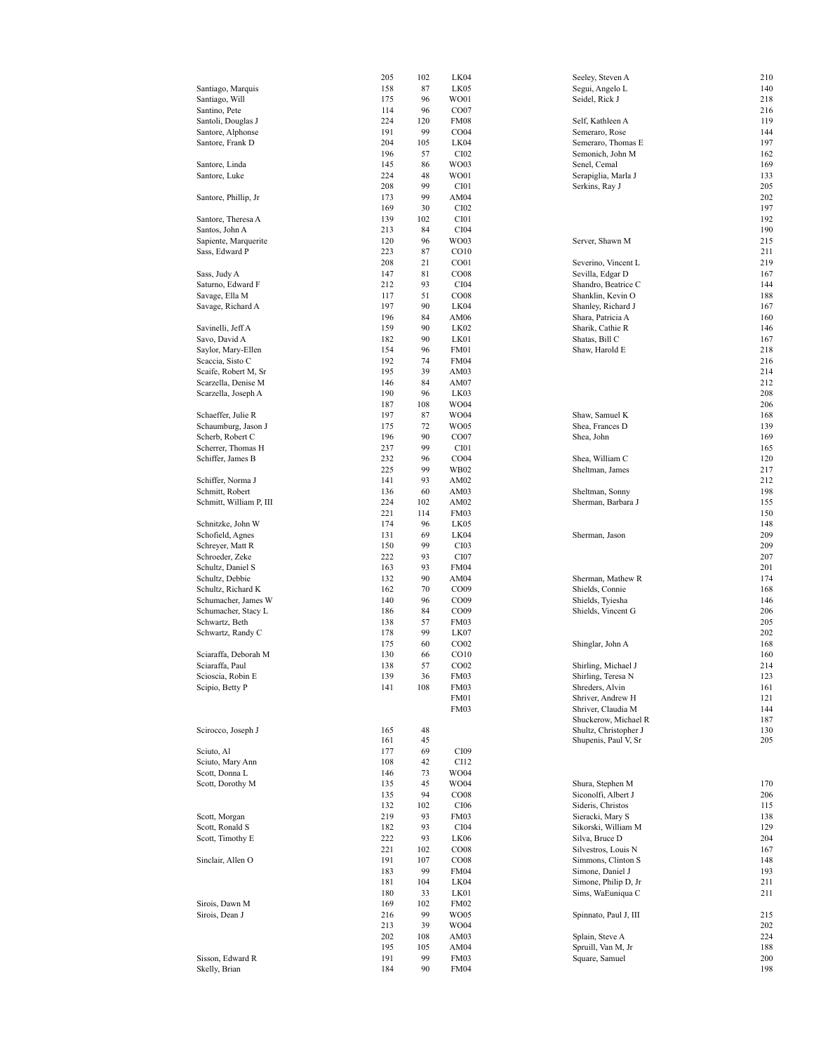| Name | | | |
|---|---|---|---|
| | 205 | 102 | LK04 |
| Santiago, Marquis | 158 | 87 | LK05 |
| Santiago, Will | 175 | 96 | WO01 |
| Santino, Pete | 114 | 96 | CO07 |
| Santoli, Douglas J | 224 | 120 | FM08 |
| Santore, Alphonse | 191 | 99 | CO04 |
| Santore, Frank D | 204 | 105 | LK04 |
| | 196 | 57 | CI02 |
| Santore, Linda | 145 | 86 | WO03 |
| Santore, Luke | 224 | 48 | WO01 |
| | 208 | 99 | CI01 |
| Santore, Phillip, Jr | 173 | 99 | AM04 |
| | 169 | 30 | CI02 |
| Santore, Theresa A | 139 | 102 | CI01 |
| Santos, John A | 213 | 84 | CI04 |
| Sapiente, Marquerite | 120 | 96 | WO03 |
| Sass, Edward P | 223 | 87 | CO10 |
| | 208 | 21 | CO01 |
| Sass, Judy A | 147 | 81 | CO08 |
| Saturno, Edward F | 212 | 93 | CI04 |
| Savage, Ella M | 117 | 51 | CO08 |
| Savage, Richard A | 197 | 90 | LK04 |
| | 196 | 84 | AM06 |
| Savinelli, Jeff A | 159 | 90 | LK02 |
| Savo, David A | 182 | 90 | LK01 |
| Saylor, Mary-Ellen | 154 | 96 | FM01 |
| Scaccia, Sisto C | 192 | 74 | FM04 |
| Scaife, Robert M, Sr | 195 | 39 | AM03 |
| Scarzella, Denise M | 146 | 84 | AM07 |
| Scarzella, Joseph A | 190 | 96 | LK03 |
| | 187 | 108 | WO04 |
| Schaeffer, Julie R | 197 | 87 | WO04 |
| Schaumburg, Jason J | 175 | 72 | WO05 |
| Scherb, Robert C | 196 | 90 | CO07 |
| Scherrer, Thomas H | 237 | 99 | CI01 |
| Schiffer, James B | 232 | 96 | CO04 |
| | 225 | 99 | WB02 |
| Schiffer, Norma J | 141 | 93 | AM02 |
| Schmitt, Robert | 136 | 60 | AM03 |
| Schmitt, William P, III | 224 | 102 | AM02 |
| | 221 | 114 | FM03 |
| Schnitzke, John W | 174 | 96 | LK05 |
| Schofield, Agnes | 131 | 69 | LK04 |
| Schreyer, Matt R | 150 | 99 | CI03 |
| Schroeder, Zeke | 222 | 93 | CI07 |
| Schultz, Daniel S | 163 | 93 | FM04 |
| Schultz, Debbie | 132 | 90 | AM04 |
| Schultz, Richard K | 162 | 70 | CO09 |
| Schumacher, James W | 140 | 96 | CO09 |
| Schumacher, Stacy L | 186 | 84 | CO09 |
| Schwartz, Beth | 138 | 57 | FM03 |
| Schwartz, Randy C | 178 | 99 | LK07 |
| | 175 | 60 | CO02 |
| Sciaraffa, Deborah M | 130 | 66 | CO10 |
| Sciaraffa, Paul | 138 | 57 | CO02 |
| Scioscia, Robin E | 139 | 36 | FM03 |
| Scipio, Betty P | 141 | 108 | FM03 |
| | | | FM01 |
| | | | FM03 |
| Scirocco, Joseph J | 165 | 48 | |
| | 161 | 45 | |
| Sciuto, Al | 177 | 69 | CI09 |
| Sciuto, Mary Ann | 108 | 42 | CI12 |
| Scott, Donna L | 146 | 73 | WO04 |
| Scott, Dorothy M | 135 | 45 | WO04 |
| | 135 | 94 | CO08 |
| | 132 | 102 | CI06 |
| Scott, Morgan | 219 | 93 | FM03 |
| Scott, Ronald S | 182 | 93 | CI04 |
| Scott, Timothy E | 222 | 93 | LK06 |
| | 221 | 102 | CO08 |
| Sinclair, Allen O | 191 | 107 | CO08 |
| | 183 | 99 | FM04 |
| | 181 | 104 | LK04 |
| | 180 | 33 | LK01 |
| Sirois, Dawn M | 169 | 102 | FM02 |
| Sirois, Dean J | 216 | 99 | WO05 |
| | 213 | 39 | WO04 |
| | 202 | 108 | AM03 |
| | 195 | 105 | AM04 |
| Sisson, Edward R | 191 | 99 | FM03 |
| Skelly, Brian | 184 | 90 | FM04 |

| Name | |
|---|---|
| Seeley, Steven A | 210 |
| Segui, Angelo L | 140 |
| Seidel, Rick J | 218 |
| | 216 |
| Self, Kathleen A | 119 |
| Semeraro, Rose | 144 |
| Semeraro, Thomas E | 197 |
| Semonich, John M | 162 |
| Senel, Cemal | 169 |
| Serapiglia, Marla J | 133 |
| Serkins, Ray J | 205 |
| | 202 |
| | 197 |
| | 192 |
| | 190 |
| Server, Shawn M | 215 |
| | 211 |
| Severino, Vincent L | 219 |
| Sevilla, Edgar D | 167 |
| Shandro, Beatrice C | 144 |
| Shanklin, Kevin O | 188 |
| Shanley, Richard J | 167 |
| Shara, Patricia A | 160 |
| Sharik, Cathie R | 146 |
| Shatas, Bill C | 167 |
| Shaw, Harold E | 218 |
| | 216 |
| | 214 |
| | 212 |
| | 208 |
| | 206 |
| Shaw, Samuel K | 168 |
| Shea, Frances D | 139 |
| Shea, John | 169 |
| | 165 |
| Shea, William C | 120 |
| Sheltman, James | 217 |
| | 212 |
| Sheltman, Sonny | 198 |
| Sherman, Barbara J | 155 |
| | 150 |
| | 148 |
| Sherman, Jason | 209 |
| | 209 |
| | 207 |
| | 201 |
| Sherman, Mathew R | 174 |
| Shields, Connie | 168 |
| Shields, Tyiesha | 146 |
| Shields, Vincent G | 206 |
| | 205 |
| | 202 |
| Shinglar, John A | 168 |
| | 160 |
| Shirling, Michael J | 214 |
| Shirling, Teresa N | 123 |
| Shreders, Alvin | 161 |
| Shriver, Andrew H | 121 |
| Shriver, Claudia M | 144 |
| Shuckerow, Michael R | 187 |
| Shultz, Christopher J | 130 |
| Shupenis, Paul V, Sr | 205 |
| Shura, Stephen M | 170 |
| Siconolfi, Albert J | 206 |
| Sideris, Christos | 115 |
| Sieracki, Mary S | 138 |
| Sikorski, William M | 129 |
| Silva, Bruce D | 204 |
| Silvestros, Louis N | 167 |
| Simmons, Clinton S | 148 |
| Simone, Daniel J | 193 |
| Simone, Philip D, Jr | 211 |
| Sims, WaEuniqua C | 211 |
| Spinnato, Paul J, III | 215 |
| | 202 |
| Splain, Steve A | 224 |
| Spruill, Van M, Jr | 188 |
| Square, Samuel | 200 |
| | 198 |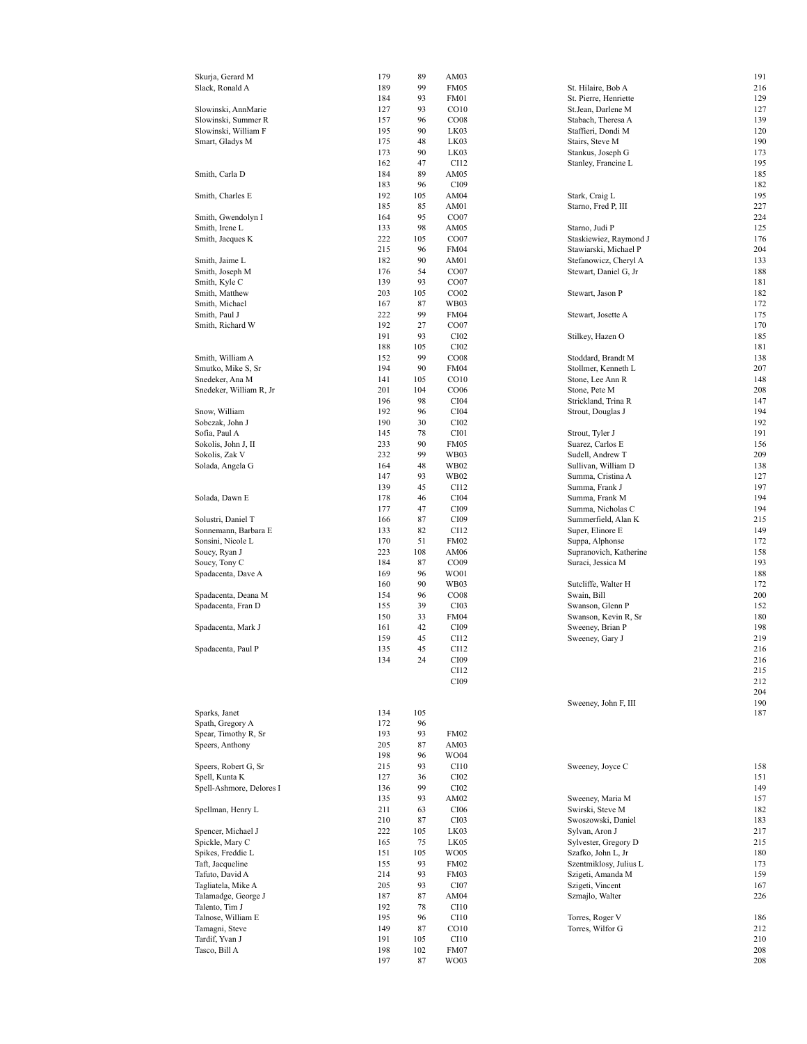| Name | | | |
|---|---|---|---|
| Skurja, Gerard M | 179 | 89 | AM03 |
| Slack, Ronald A | 189 | 99 | FM05 |
| | 184 | 93 | FM01 |
| Slowinski, AnnMarie | 127 | 93 | CO10 |
| Slowinski, Summer R | 157 | 96 | CO08 |
| Slowinski, William F | 195 | 90 | LK03 |
| Smart, Gladys M | 175 | 48 | LK03 |
| | 173 | 90 | LK03 |
| | 162 | 47 | CI12 |
| Smith, Carla D | 184 | 89 | AM05 |
| | 183 | 96 | CI09 |
| Smith, Charles E | 192 | 105 | AM04 |
| | 185 | 85 | AM01 |
| Smith, Gwendolyn I | 164 | 95 | CO07 |
| Smith, Irene L | 133 | 98 | AM05 |
| Smith, Jacques K | 222 | 105 | CO07 |
| | 215 | 96 | FM04 |
| Smith, Jaime L | 182 | 90 | AM01 |
| Smith, Joseph M | 176 | 54 | CO07 |
| Smith, Kyle C | 139 | 93 | CO07 |
| Smith, Matthew | 203 | 105 | CO02 |
| Smith, Michael | 167 | 87 | WB03 |
| Smith, Paul J | 222 | 99 | FM04 |
| Smith, Richard W | 192 | 27 | CO07 |
| | 191 | 93 | CI02 |
| | 188 | 105 | CI02 |
| Smith, William A | 152 | 99 | CO08 |
| Smutko, Mike S, Sr | 194 | 90 | FM04 |
| Snedeker, Ana M | 141 | 105 | CO10 |
| Snedeker, William R, Jr | 201 | 104 | CO06 |
| | 196 | 98 | CI04 |
| Snow, William | 192 | 96 | CI04 |
| Sobczak, John J | 190 | 30 | CI02 |
| Sofia, Paul A | 145 | 78 | CI01 |
| Sokolis, John J, II | 233 | 90 | FM05 |
| Sokolis, Zak V | 232 | 99 | WB03 |
| Solada, Angela G | 164 | 48 | WB02 |
| | 147 | 93 | WB02 |
| | 139 | 45 | CI12 |
| Solada, Dawn E | 178 | 46 | CI04 |
| | 177 | 47 | CI09 |
| Solustri, Daniel T | 166 | 87 | CI09 |
| Sonnemann, Barbara E | 133 | 82 | CI12 |
| Sonsini, Nicole L | 170 | 51 | FM02 |
| Soucy, Ryan J | 223 | 108 | AM06 |
| Soucy, Tony C | 184 | 87 | CO09 |
| Spadacenta, Dave A | 169 | 96 | WO01 |
| | 160 | 90 | WB03 |
| Spadacenta, Deana M | 154 | 96 | CO08 |
| Spadacenta, Fran D | 155 | 39 | CI03 |
| | 150 | 33 | FM04 |
| Spadacenta, Mark J | 161 | 42 | CI09 |
| | 159 | 45 | CI12 |
| Spadacenta, Paul P | 135 | 45 | CI12 |
| | 134 | 24 | CI09 |
| | | | CI12 |
| | | | CI09 |
| Sparks, Janet | 134 | 105 | |
| Spath, Gregory A | 172 | 96 | |
| Spear, Timothy R, Sr | 193 | 93 | FM02 |
| Speers, Anthony | 205 | 87 | AM03 |
| | 198 | 96 | WO04 |
| Speers, Robert G, Sr | 215 | 93 | CI10 |
| Spell, Kunta K | 127 | 36 | CI02 |
| Spell-Ashmore, Delores I | 136 | 99 | CI02 |
| | 135 | 93 | AM02 |
| Spellman, Henry L | 211 | 63 | CI06 |
| | 210 | 87 | CI03 |
| Spencer, Michael J | 222 | 105 | LK03 |
| Spickle, Mary C | 165 | 75 | LK05 |
| Spikes, Freddie L | 151 | 105 | WO05 |
| Taft, Jacqueline | 155 | 93 | FM02 |
| Tafuto, David A | 214 | 93 | FM03 |
| Tagliatela, Mike A | 205 | 93 | CI07 |
| Talamadge, George J | 187 | 87 | AM04 |
| Talento, Tim J | 192 | 78 | CI10 |
| Talnose, William E | 195 | 96 | CI10 |
| Tamagni, Steve | 149 | 87 | CO10 |
| Tardif, Yvan J | 191 | 105 | CI10 |
| Tasco, Bill A | 198 | 102 | FM07 |
| | 197 | 87 | WO03 |

| Name | |
|---|---|
| | 191 |
| St. Hilaire, Bob A | 216 |
| St. Pierre, Henriette | 129 |
| St.Jean, Darlene M | 127 |
| Stabach, Theresa A | 139 |
| Staffieri, Dondi M | 120 |
| Stairs, Steve M | 190 |
| Stankus, Joseph G | 173 |
| Stanley, Francine L | 195 |
| | 185 |
| | 182 |
| Stark, Craig L | 195 |
| Starno, Fred P, III | 227 |
| | 224 |
| Starno, Judi P | 125 |
| Staskiewiez, Raymond J | 176 |
| Stawiarski, Michael P | 204 |
| Stefanowicz, Cheryl A | 133 |
| Stewart, Daniel G, Jr | 188 |
| | 181 |
| Stewart, Jason P | 182 |
| | 172 |
| Stewart, Josette A | 175 |
| | 170 |
| Stilkey, Hazen O | 185 |
| | 181 |
| Stoddard, Brandt M | 138 |
| Stollmer, Kenneth L | 207 |
| Stone, Lee Ann R | 148 |
| Stone, Pete M | 208 |
| Strickland, Trina R | 147 |
| Strout, Douglas J | 194 |
| | 192 |
| Strout, Tyler J | 191 |
| Suarez, Carlos E | 156 |
| Sudell, Andrew T | 209 |
| Sullivan, William D | 138 |
| Summa, Cristina A | 127 |
| Summa, Frank J | 197 |
| Summa, Frank M | 194 |
| Summa, Nicholas C | 194 |
| Summerfield, Alan K | 215 |
| Super, Elinore E | 149 |
| Suppa, Alphonse | 172 |
| Supranovich, Katherine | 158 |
| Suraci, Jessica M | 193 |
| | 188 |
| Sutcliffe, Walter H | 172 |
| Swain, Bill | 200 |
| Swanson, Glenn P | 152 |
| Swanson, Kevin R, Sr | 180 |
| Sweeney, Brian P | 198 |
| Sweeney, Gary J | 219 |
| | 216 |
| | 216 |
| | 215 |
| | 212 |
| | 204 |
| Sweeney, John F, III | 190 |
| | 187 |
| Sweeney, Joyce C | 158 |
| | 151 |
| | 149 |
| Sweeney, Maria M | 157 |
| Swirski, Steve M | 182 |
| Swoszowski, Daniel | 183 |
| Sylvan, Aron J | 217 |
| Sylvester, Gregory D | 215 |
| Szafko, John L, Jr | 180 |
| Szentmiklosy, Julius L | 173 |
| Szigeti, Amanda M | 159 |
| Szigeti, Vincent | 167 |
| Szmajlo, Walter | 226 |
| Torres, Roger V | 186 |
| Torres, Wilfor G | 212 |
| | 210 |
| | 208 |
| | 208 |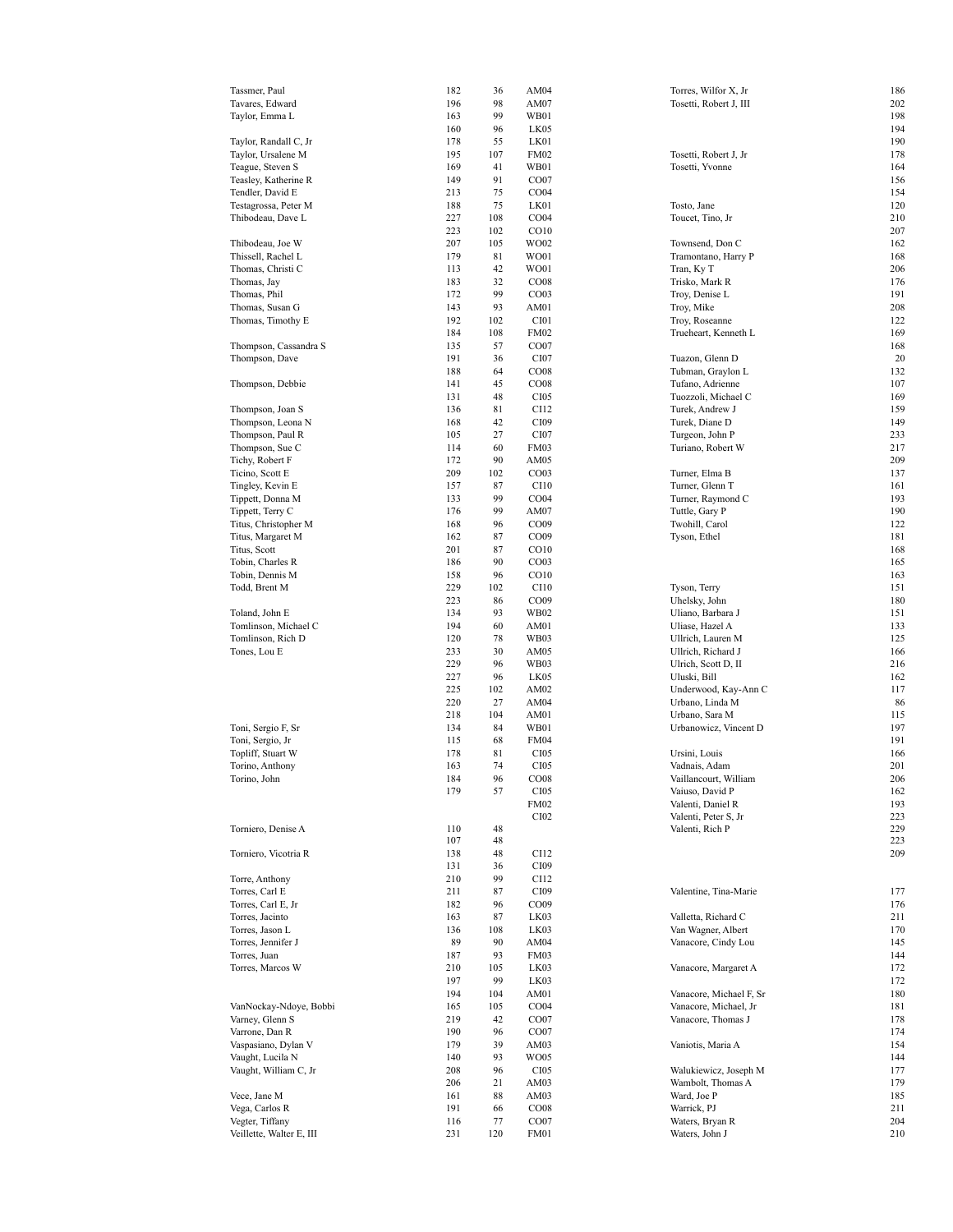| Name | | | |
|---|---|---|---|
| Tassmer, Paul | 182 | 36 | AM04 |
| Tavares, Edward | 196 | 98 | AM07 |
| Taylor, Emma L | 163 | 99 | WB01 |
| | 160 | 96 | LK05 |
| Taylor, Randall C, Jr | 178 | 55 | LK01 |
| Taylor, Ursalene M | 195 | 107 | FM02 |
| Teague, Steven S | 169 | 41 | WB01 |
| Teasley, Katherine R | 149 | 91 | CO07 |
| Tendler, David E | 213 | 75 | CO04 |
| Testagrossa, Peter M | 188 | 75 | LK01 |
| Thibodeau, Dave L | 227 | 108 | CO04 |
| | 223 | 102 | CO10 |
| Thibodeau, Joe W | 207 | 105 | WO02 |
| Thissell, Rachel L | 179 | 81 | WO01 |
| Thomas, Christi C | 113 | 42 | WO01 |
| Thomas, Jay | 183 | 32 | CO08 |
| Thomas, Phil | 172 | 99 | CO03 |
| Thomas, Susan G | 143 | 93 | AM01 |
| Thomas, Timothy E | 192 | 102 | CI01 |
| | 184 | 108 | FM02 |
| Thompson, Cassandra S | 135 | 57 | CO07 |
| Thompson, Dave | 191 | 36 | CI07 |
| | 188 | 64 | CO08 |
| Thompson, Debbie | 141 | 45 | CO08 |
| | 131 | 48 | CI05 |
| Thompson, Joan S | 136 | 81 | CI12 |
| Thompson, Leona N | 168 | 42 | CI09 |
| Thompson, Paul R | 105 | 27 | CI07 |
| Thompson, Sue C | 114 | 60 | FM03 |
| Tichy, Robert F | 172 | 90 | AM05 |
| Ticino, Scott E | 209 | 102 | CO03 |
| Tingley, Kevin E | 157 | 87 | CI10 |
| Tippett, Donna M | 133 | 99 | CO04 |
| Tippett, Terry C | 176 | 99 | AM07 |
| Titus, Christopher M | 168 | 96 | CO09 |
| Titus, Margaret M | 162 | 87 | CO09 |
| Titus, Scott | 201 | 87 | CO10 |
| Tobin, Charles R | 186 | 90 | CO03 |
| Tobin, Dennis M | 158 | 96 | CO10 |
| Todd, Brent M | 229 | 102 | CI10 |
| | 223 | 86 | CO09 |
| Toland, John E | 134 | 93 | WB02 |
| Tomlinson, Michael C | 194 | 60 | AM01 |
| Tomlinson, Rich D | 120 | 78 | WB03 |
| Tones, Lou E | 233 | 30 | AM05 |
| | 229 | 96 | WB03 |
| | 227 | 96 | LK05 |
| | 225 | 102 | AM02 |
| | 220 | 27 | AM04 |
| | 218 | 104 | AM01 |
| Toni, Sergio F, Sr | 134 | 84 | WB01 |
| Toni, Sergio, Jr | 115 | 68 | FM04 |
| Topliff, Stuart W | 178 | 81 | CI05 |
| Torino, Anthony | 163 | 74 | CI05 |
| Torino, John | 184 | 96 | CO08 |
| | 179 | 57 | CI05 |
| | | | FM02 |
| | | | CI02 |
| Torniero, Denise A | 110 | 48 | |
| | 107 | 48 | |
| Torniero, Vicotria R | 138 | 48 | CI12 |
| | 131 | 36 | CI09 |
| Torre, Anthony | 210 | 99 | CI12 |
| Torres, Carl E | 211 | 87 | CI09 |
| Torres, Carl E, Jr | 182 | 96 | CO09 |
| Torres, Jacinto | 163 | 87 | LK03 |
| Torres, Jason L | 136 | 108 | LK03 |
| Torres, Jennifer J | 89 | 90 | AM04 |
| Torres, Juan | 187 | 93 | FM03 |
| Torres, Marcos W | 210 | 105 | LK03 |
| | 197 | 99 | LK03 |
| | 194 | 104 | AM01 |
| VanNockay-Ndoye, Bobbi | 165 | 105 | CO04 |
| Varney, Glenn S | 219 | 42 | CO07 |
| Varrone, Dan R | 190 | 96 | CO07 |
| Vaspasiano, Dylan V | 179 | 39 | AM03 |
| Vaught, Lucila N | 140 | 93 | WO05 |
| Vaught, William C, Jr | 208 | 96 | CI05 |
| | 206 | 21 | AM03 |
| Vece, Jane M | 161 | 88 | AM03 |
| Vega, Carlos R | 191 | 66 | CO08 |
| Vegter, Tiffany | 116 | 77 | CO07 |
| Veillette, Walter E, III | 231 | 120 | FM01 |

| Name | |
|---|---|
| Torres, Wilfor X, Jr | 186 |
| Tosetti, Robert J, III | 202 |
| | 198 |
| | 194 |
| | 190 |
| Tosetti, Robert J, Jr | 178 |
| Tosetti, Yvonne | 164 |
| | 156 |
| | 154 |
| Tosto, Jane | 120 |
| Toucet, Tino, Jr | 210 |
| | 207 |
| Townsend, Don C | 162 |
| Tramontano, Harry P | 168 |
| Tran, Ky T | 206 |
| Trisko, Mark R | 176 |
| Troy, Denise L | 191 |
| Troy, Mike | 208 |
| Troy, Roseanne | 122 |
| Trueheart, Kenneth L | 169 |
| | 168 |
| Tuazon, Glenn D | 20 |
| Tubman, Graylon L | 132 |
| Tufano, Adrienne | 107 |
| Tuozzoli, Michael C | 169 |
| Turek, Andrew J | 159 |
| Turek, Diane D | 149 |
| Turgeon, John P | 233 |
| Turiano, Robert W | 217 |
| | 209 |
| Turner, Elma B | 137 |
| Turner, Glenn T | 161 |
| Turner, Raymond C | 193 |
| Tuttle, Gary P | 190 |
| Twohill, Carol | 122 |
| Tyson, Ethel | 181 |
| | 168 |
| | 165 |
| | 163 |
| Tyson, Terry | 151 |
| Uhelsky, John | 180 |
| Uliano, Barbara J | 151 |
| Uliase, Hazel A | 133 |
| Ullrich, Lauren M | 125 |
| Ullrich, Richard J | 166 |
| Ulrich, Scott D, II | 216 |
| Uluski, Bill | 162 |
| Underwood, Kay-Ann C | 117 |
| Urbano, Linda M | 86 |
| Urbano, Sara M | 115 |
| Urbanowicz, Vincent D | 197 |
| | 191 |
| Ursini, Louis | 166 |
| Vadnais, Adam | 201 |
| Vaillancourt, William | 206 |
| Vaiuso, David P | 162 |
| Valenti, Daniel R | 193 |
| Valenti, Peter S, Jr | 223 |
| Valenti, Rich P | 229 |
| | 223 |
| | 209 |
| Valentine, Tina-Marie | 177 |
| | 176 |
| Valletta, Richard C | 211 |
| Van Wagner, Albert | 170 |
| Vanacore, Cindy Lou | 145 |
| | 144 |
| Vanacore, Margaret A | 172 |
| | 172 |
| Vanacore, Michael F, Sr | 180 |
| Vanacore, Michael, Jr | 181 |
| Vanacore, Thomas J | 178 |
| | 174 |
| Vaniotis, Maria A | 154 |
| | 144 |
| Walukiewicz, Joseph M | 177 |
| Wambolt, Thomas A | 179 |
| Ward, Joe P | 185 |
| Warrick, PJ | 211 |
| Waters, Bryan R | 204 |
| Waters, John J | 210 |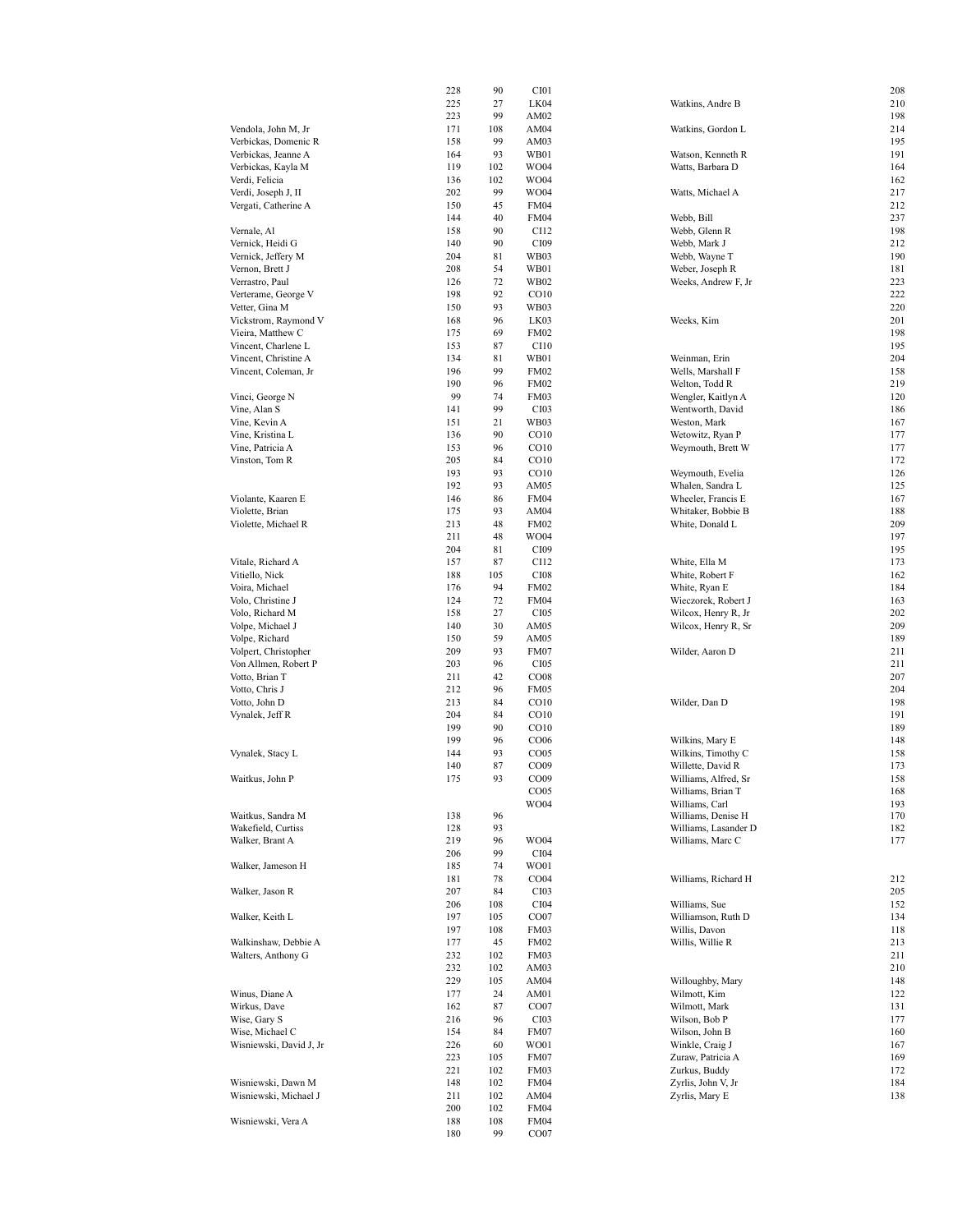| Name | Score 1 | Score 2 | Code |
|---|---|---|---|
| | 228 | 90 | CI01 |
| | 225 | 27 | LK04 |
| | 223 | 99 | AM02 |
| Vendola, John M, Jr | 171 | 108 | AM04 |
| Verbickas, Domenic R | 158 | 99 | AM03 |
| Verbickas, Jeanne A | 164 | 93 | WB01 |
| Verbickas, Kayla M | 119 | 102 | WO04 |
| Verdi, Felicia | 136 | 102 | WO04 |
| Verdi, Joseph J, II | 202 | 99 | WO04 |
| Vergati, Catherine A | 150 | 45 | FM04 |
| | 144 | 40 | FM04 |
| Vernale, Al | 158 | 90 | CI12 |
| Vernick, Heidi G | 140 | 90 | CI09 |
| Vernick, Jeffery M | 204 | 81 | WB03 |
| Vernon, Brett J | 208 | 54 | WB01 |
| Verrastro, Paul | 126 | 72 | WB02 |
| Verterame, George V | 198 | 92 | CO10 |
| Vetter, Gina M | 150 | 93 | WB03 |
| Vickstrom, Raymond V | 168 | 96 | LK03 |
| Vieira, Matthew C | 175 | 69 | FM02 |
| Vincent, Charlene L | 153 | 87 | CI10 |
| Vincent, Christine A | 134 | 81 | WB01 |
| Vincent, Coleman, Jr | 196 | 99 | FM02 |
| | 190 | 96 | FM02 |
| Vinci, George N | 99 | 74 | FM03 |
| Vine, Alan S | 141 | 99 | CI03 |
| Vine, Kevin A | 151 | 21 | WB03 |
| Vine, Kristina L | 136 | 90 | CO10 |
| Vine, Patricia A | 153 | 96 | CO10 |
| Vinston, Tom R | 205 | 84 | CO10 |
| | 193 | 93 | CO10 |
| | 192 | 93 | AM05 |
| Violante, Kaaren E | 146 | 86 | FM04 |
| Violette, Brian | 175 | 93 | AM04 |
| Violette, Michael R | 213 | 48 | FM02 |
| | 211 | 48 | WO04 |
| | 204 | 81 | CI09 |
| Vitale, Richard A | 157 | 87 | CI12 |
| Vitiello, Nick | 188 | 105 | CI08 |
| Voira, Michael | 176 | 94 | FM02 |
| Volo, Christine J | 124 | 72 | FM04 |
| Volo, Richard M | 158 | 27 | CI05 |
| Volpe, Michael J | 140 | 30 | AM05 |
| Volpe, Richard | 150 | 59 | AM05 |
| Volpert, Christopher | 209 | 93 | FM07 |
| Von Allmen, Robert P | 203 | 96 | CI05 |
| Votto, Brian T | 211 | 42 | CO08 |
| Votto, Chris J | 212 | 96 | FM05 |
| Votto, John D | 213 | 84 | CO10 |
| Vynalek, Jeff R | 204 | 84 | CO10 |
| | 199 | 90 | CO10 |
| | 199 | 96 | CO06 |
| Vynalek, Stacy L | 144 | 93 | CO05 |
| | 140 | 87 | CO09 |
| Waitkus, John P | 175 | 93 | CO09 |
| | | | CO05 |
| | | | WO04 |
| Waitkus, Sandra M | 138 | 96 | |
| Wakefield, Curtiss | 128 | 93 | |
| Walker, Brant A | 219 | 96 | WO04 |
| | 206 | 99 | CI04 |
| Walker, Jameson H | 185 | 74 | WO01 |
| | 181 | 78 | CO04 |
| Walker, Jason R | 207 | 84 | CI03 |
| | 206 | 108 | CI04 |
| Walker, Keith L | 197 | 105 | CO07 |
| | 197 | 108 | FM03 |
| Walkinshaw, Debbie A | 177 | 45 | FM02 |
| Walters, Anthony G | 232 | 102 | FM03 |
| | 232 | 102 | AM03 |
| | 229 | 105 | AM04 |
| Winus, Diane A | 177 | 24 | AM01 |
| Wirkus, Dave | 162 | 87 | CO07 |
| Wise, Gary S | 216 | 96 | CI03 |
| Wise, Michael C | 154 | 84 | FM07 |
| Wisniewski, David J, Jr | 226 | 60 | WO01 |
| | 223 | 105 | FM07 |
| | 221 | 102 | FM03 |
| Wisniewski, Dawn M | 148 | 102 | FM04 |
| Wisniewski, Michael J | 211 | 102 | AM04 |
| | 200 | 102 | FM04 |
| Wisniewski, Vera A | 188 | 108 | FM04 |
| | 180 | 99 | CO07 |

| Name | Score |
|---|---|
| | 208 |
| Watkins, Andre B | 210 |
| | 198 |
| Watkins, Gordon L | 214 |
| | 195 |
| Watson, Kenneth R | 191 |
| Watts, Barbara D | 164 |
| | 162 |
| Watts, Michael A | 217 |
| | 212 |
| Webb, Bill | 237 |
| Webb, Glenn R | 198 |
| Webb, Mark J | 212 |
| Webb, Wayne T | 190 |
| Weber, Joseph R | 181 |
| Weeks, Andrew F, Jr | 223 |
| | 222 |
| | 220 |
| Weeks, Kim | 201 |
| | 198 |
| | 195 |
| Weinman, Erin | 204 |
| Wells, Marshall F | 158 |
| Welton, Todd R | 219 |
| Wengler, Kaitlyn A | 120 |
| Wentworth, David | 186 |
| Weston, Mark | 167 |
| Wetowitz, Ryan P | 177 |
| Weymouth, Brett W | 177 |
| | 172 |
| Weymouth, Evelia | 126 |
| Whalen, Sandra L | 125 |
| Wheeler, Francis E | 167 |
| Whitaker, Bobbie B | 188 |
| White, Donald L | 209 |
| | 197 |
| | 195 |
| White, Ella M | 173 |
| White, Robert F | 162 |
| White, Ryan E | 184 |
| Wieczorek, Robert J | 163 |
| Wilcox, Henry R, Jr | 202 |
| Wilcox, Henry R, Sr | 209 |
| | 189 |
| Wilder, Aaron D | 211 |
| | 211 |
| | 207 |
| | 204 |
| Wilder, Dan D | 198 |
| | 191 |
| | 189 |
| Wilkins, Mary E | 148 |
| Wilkins, Timothy C | 158 |
| Willette, David R | 173 |
| Williams, Alfred, Sr | 158 |
| Williams, Brian T | 168 |
| Williams, Carl | 193 |
| Williams, Denise H | 170 |
| Williams, Lasander D | 182 |
| Williams, Marc C | 177 |
| Williams, Richard H | 212 |
| | 205 |
| Williams, Sue | 152 |
| Williamson, Ruth D | 134 |
| Willis, Davon | 118 |
| Willis, Willie R | 213 |
| | 211 |
| | 210 |
| Willoughby, Mary | 148 |
| Wilmott, Kim | 122 |
| Wilmott, Mark | 131 |
| Wilson, Bob P | 177 |
| Wilson, John B | 160 |
| Winkle, Craig J | 167 |
| Zuraw, Patricia A | 169 |
| Zurkus, Buddy | 172 |
| Zyrlis, John V, Jr | 184 |
| Zyrlis, Mary E | 138 |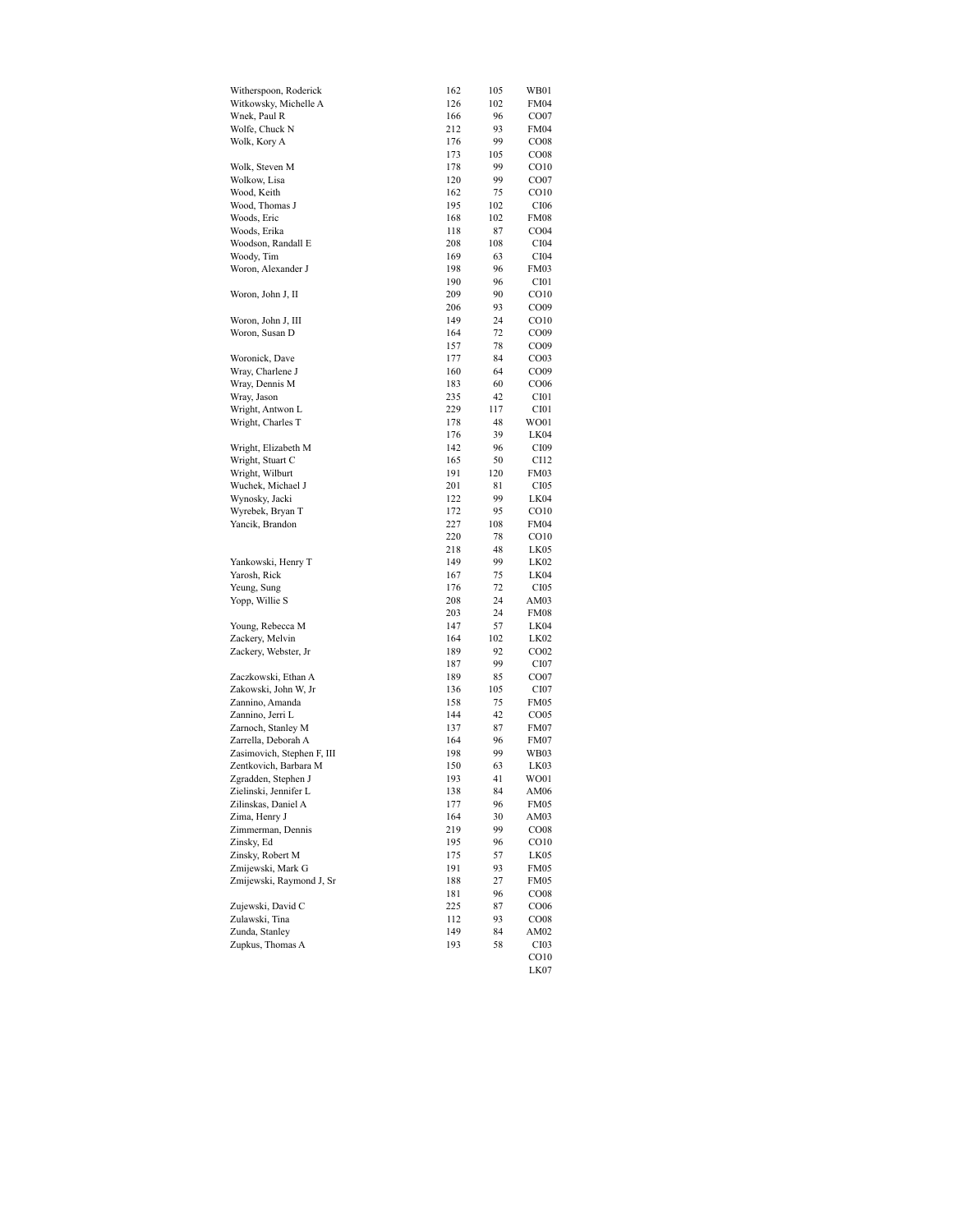| | | | |
|---|---|---|---|
| Witherspoon, Roderick | 162 | 105 | WB01 |
| Witkowsky, Michelle A | 126 | 102 | FM04 |
| Wnek, Paul R | 166 | 96 | CO07 |
| Wolfe, Chuck N | 212 | 93 | FM04 |
| Wolk, Kory A | 176 | 99 | CO08 |
| | 173 | 105 | CO08 |
| Wolk, Steven M | 178 | 99 | CO10 |
| Wolkow, Lisa | 120 | 99 | CO07 |
| Wood, Keith | 162 | 75 | CO10 |
| Wood, Thomas J | 195 | 102 | CI06 |
| Woods, Eric | 168 | 102 | FM08 |
| Woods, Erika | 118 | 87 | CO04 |
| Woodson, Randall E | 208 | 108 | CI04 |
| Woody, Tim | 169 | 63 | CI04 |
| Woron, Alexander J | 198 | 96 | FM03 |
| | 190 | 96 | CI01 |
| Woron, John J, II | 209 | 90 | CO10 |
| | 206 | 93 | CO09 |
| Woron, John J, III | 149 | 24 | CO10 |
| Woron, Susan D | 164 | 72 | CO09 |
| | 157 | 78 | CO09 |
| Woronick, Dave | 177 | 84 | CO03 |
| Wray, Charlene J | 160 | 64 | CO09 |
| Wray, Dennis M | 183 | 60 | CO06 |
| Wray, Jason | 235 | 42 | CI01 |
| Wright, Antwon L | 229 | 117 | CI01 |
| Wright, Charles T | 178 | 48 | WO01 |
| | 176 | 39 | LK04 |
| Wright, Elizabeth M | 142 | 96 | CI09 |
| Wright, Stuart C | 165 | 50 | CI12 |
| Wright, Wilburt | 191 | 120 | FM03 |
| Wuchek, Michael J | 201 | 81 | CI05 |
| Wynosky, Jacki | 122 | 99 | LK04 |
| Wyrebek, Bryan T | 172 | 95 | CO10 |
| Yancik, Brandon | 227 | 108 | FM04 |
| | 220 | 78 | CO10 |
| | 218 | 48 | LK05 |
| Yankowski, Henry T | 149 | 99 | LK02 |
| Yarosh, Rick | 167 | 75 | LK04 |
| Yeung, Sung | 176 | 72 | CI05 |
| Yopp, Willie S | 208 | 24 | AM03 |
| | 203 | 24 | FM08 |
| Young, Rebecca M | 147 | 57 | LK04 |
| Zackery, Melvin | 164 | 102 | LK02 |
| Zackery, Webster, Jr | 189 | 92 | CO02 |
| | 187 | 99 | CI07 |
| Zaczkowski, Ethan A | 189 | 85 | CO07 |
| Zakowski, John W, Jr | 136 | 105 | CI07 |
| Zannino, Amanda | 158 | 75 | FM05 |
| Zannino, Jerri L | 144 | 42 | CO05 |
| Zarnoch, Stanley M | 137 | 87 | FM07 |
| Zarrella, Deborah A | 164 | 96 | FM07 |
| Zasimovich, Stephen F, III | 198 | 99 | WB03 |
| Zentkovich, Barbara M | 150 | 63 | LK03 |
| Zgradden, Stephen J | 193 | 41 | WO01 |
| Zielinski, Jennifer L | 138 | 84 | AM06 |
| Zilinskas, Daniel A | 177 | 96 | FM05 |
| Zima, Henry J | 164 | 30 | AM03 |
| Zimmerman, Dennis | 219 | 99 | CO08 |
| Zinsky, Ed | 195 | 96 | CO10 |
| Zinsky, Robert M | 175 | 57 | LK05 |
| Zmijewski, Mark G | 191 | 93 | FM05 |
| Zmijewski, Raymond J, Sr | 188 | 27 | FM05 |
| | 181 | 96 | CO08 |
| Zujewski, David C | 225 | 87 | CO06 |
| Zulawski, Tina | 112 | 93 | CO08 |
| Zunda, Stanley | 149 | 84 | AM02 |
| Zupkus, Thomas A | 193 | 58 | CI03 |
| | | | CO10 |
| | | | LK07 |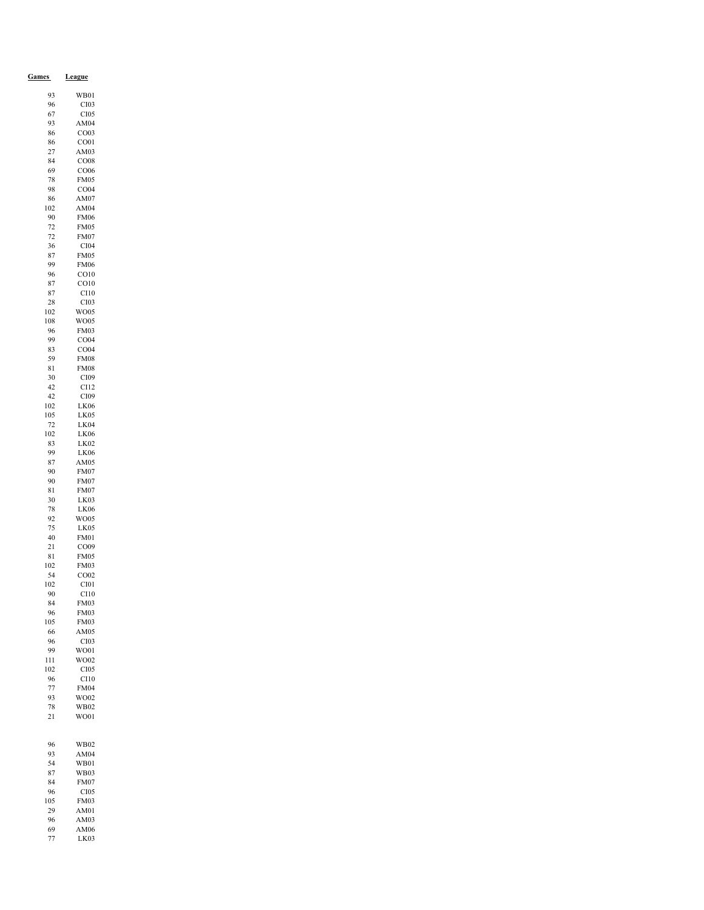| Games | League |
|---|---|
| 93 | WB01 |
| 96 | CI03 |
| 67 | CI05 |
| 93 | AM04 |
| 86 | CO03 |
| 86 | CO01 |
| 27 | AM03 |
| 84 | CO08 |
| 69 | CO06 |
| 78 | FM05 |
| 98 | CO04 |
| 86 | AM07 |
| 102 | AM04 |
| 90 | FM06 |
| 72 | FM05 |
| 72 | FM07 |
| 36 | CI04 |
| 87 | FM05 |
| 99 | FM06 |
| 96 | CO10 |
| 87 | CO10 |
| 87 | CI10 |
| 28 | CI03 |
| 102 | WO05 |
| 108 | WO05 |
| 96 | FM03 |
| 99 | CO04 |
| 83 | CO04 |
| 59 | FM08 |
| 81 | FM08 |
| 30 | CI09 |
| 42 | CI12 |
| 42 | CI09 |
| 102 | LK06 |
| 105 | LK05 |
| 72 | LK04 |
| 102 | LK06 |
| 83 | LK02 |
| 99 | LK06 |
| 87 | AM05 |
| 90 | FM07 |
| 90 | FM07 |
| 81 | FM07 |
| 30 | LK03 |
| 78 | LK06 |
| 92 | WO05 |
| 75 | LK05 |
| 40 | FM01 |
| 21 | CO09 |
| 81 | FM05 |
| 102 | FM03 |
| 54 | CO02 |
| 102 | CI01 |
| 90 | CI10 |
| 84 | FM03 |
| 96 | FM03 |
| 105 | FM03 |
| 66 | AM05 |
| 96 | CI03 |
| 99 | WO01 |
| 111 | WO02 |
| 102 | CI05 |
| 96 | CI10 |
| 77 | FM04 |
| 93 | WO02 |
| 78 | WB02 |
| 21 | WO01 |
| | |
| 96 | WB02 |
| 93 | AM04 |
| 54 | WB01 |
| 87 | WB03 |
| 84 | FM07 |
| 96 | CI05 |
| 105 | FM03 |
| 29 | AM01 |
| 96 | AM03 |
| 69 | AM06 |
| 77 | LK03 |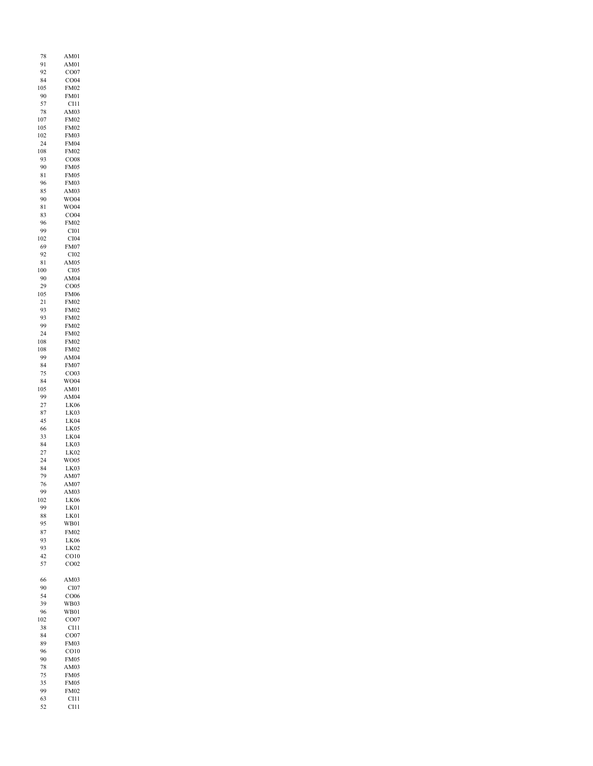| | |
|---|---|
| 78 | AM01 |
| 91 | AM01 |
| 92 | CO07 |
| 84 | CO04 |
| 105 | FM02 |
| 90 | FM01 |
| 57 | CI11 |
| 78 | AM03 |
| 107 | FM02 |
| 105 | FM02 |
| 102 | FM03 |
| 24 | FM04 |
| 108 | FM02 |
| 93 | CO08 |
| 90 | FM05 |
| 81 | FM05 |
| 96 | FM03 |
| 85 | AM03 |
| 90 | WO04 |
| 81 | WO04 |
| 83 | CO04 |
| 96 | FM02 |
| 99 | CI01 |
| 102 | CI04 |
| 69 | FM07 |
| 92 | CI02 |
| 81 | AM05 |
| 100 | CI05 |
| 90 | AM04 |
| 29 | CO05 |
| 105 | FM06 |
| 21 | FM02 |
| 93 | FM02 |
| 93 | FM02 |
| 99 | FM02 |
| 24 | FM02 |
| 108 | FM02 |
| 108 | FM02 |
| 99 | AM04 |
| 84 | FM07 |
| 75 | CO03 |
| 84 | WO04 |
| 105 | AM01 |
| 99 | AM04 |
| 27 | LK06 |
| 87 | LK03 |
| 45 | LK04 |
| 66 | LK05 |
| 33 | LK04 |
| 84 | LK03 |
| 27 | LK02 |
| 24 | WO05 |
| 84 | LK03 |
| 79 | AM07 |
| 76 | AM07 |
| 99 | AM03 |
| 102 | LK06 |
| 99 | LK01 |
| 88 | LK01 |
| 95 | WB01 |
| 87 | FM02 |
| 93 | LK06 |
| 93 | LK02 |
| 42 | CO10 |
| 57 | CO02 |
| | |
| 66 | AM03 |
| 90 | CI07 |
| 54 | CO06 |
| 39 | WB03 |
| 96 | WB01 |
| 102 | CO07 |
| 38 | CI11 |
| 84 | CO07 |
| 89 | FM03 |
| 96 | CO10 |
| 90 | FM05 |
| 78 | AM03 |
| 75 | FM05 |
| 35 | FM05 |
| 99 | FM02 |
| 63 | CI11 |
| 52 | CI11 |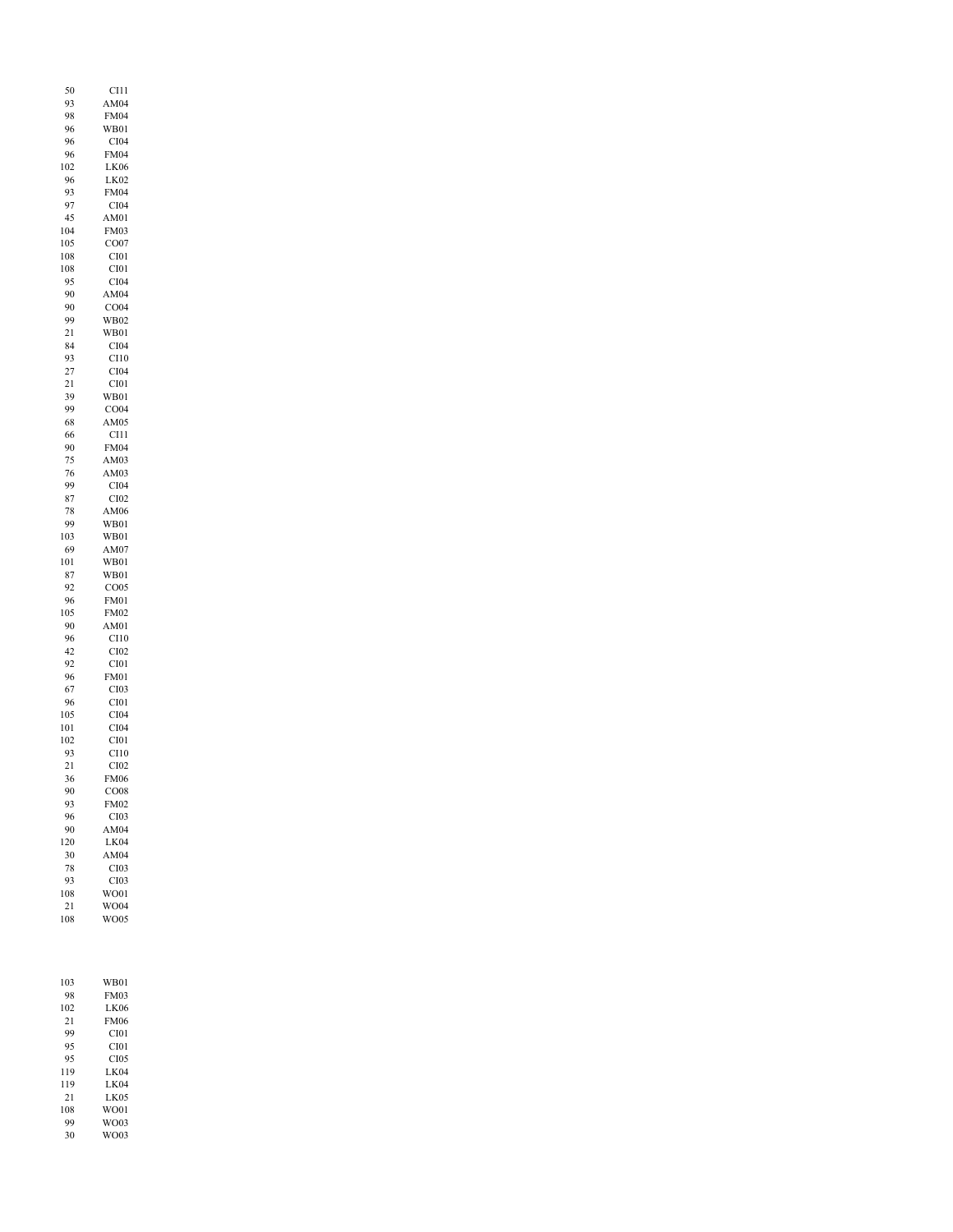| | |
|---|---|
| 50 | CI11 |
| 93 | AM04 |
| 98 | FM04 |
| 96 | WB01 |
| 96 | CI04 |
| 96 | FM04 |
| 102 | LK06 |
| 96 | LK02 |
| 93 | FM04 |
| 97 | CI04 |
| 45 | AM01 |
| 104 | FM03 |
| 105 | CO07 |
| 108 | CI01 |
| 108 | CI01 |
| 95 | CI04 |
| 90 | AM04 |
| 90 | CO04 |
| 99 | WB02 |
| 21 | WB01 |
| 84 | CI04 |
| 93 | CI10 |
| 27 | CI04 |
| 21 | CI01 |
| 39 | WB01 |
| 99 | CO04 |
| 68 | AM05 |
| 66 | CI11 |
| 90 | FM04 |
| 75 | AM03 |
| 76 | AM03 |
| 99 | CI04 |
| 87 | CI02 |
| 78 | AM06 |
| 99 | WB01 |
| 103 | WB01 |
| 69 | AM07 |
| 101 | WB01 |
| 87 | WB01 |
| 92 | CO05 |
| 96 | FM01 |
| 105 | FM02 |
| 90 | AM01 |
| 96 | CI10 |
| 42 | CI02 |
| 92 | CI01 |
| 96 | FM01 |
| 67 | CI03 |
| 96 | CI01 |
| 105 | CI04 |
| 101 | CI04 |
| 102 | CI01 |
| 93 | CI10 |
| 21 | CI02 |
| 36 | FM06 |
| 90 | CO08 |
| 93 | FM02 |
| 96 | CI03 |
| 90 | AM04 |
| 120 | LK04 |
| 30 | AM04 |
| 78 | CI03 |
| 93 | CI03 |
| 108 | WO01 |
| 21 | WO04 |
| 108 | WO05 |

| | |
|---|---|
| 103 | WB01 |
| 98 | FM03 |
| 102 | LK06 |
| 21 | FM06 |
| 99 | CI01 |
| 95 | CI01 |
| 95 | CI05 |
| 119 | LK04 |
| 119 | LK04 |
| 21 | LK05 |
| 108 | WO01 |
| 99 | WO03 |
| 30 | WO03 |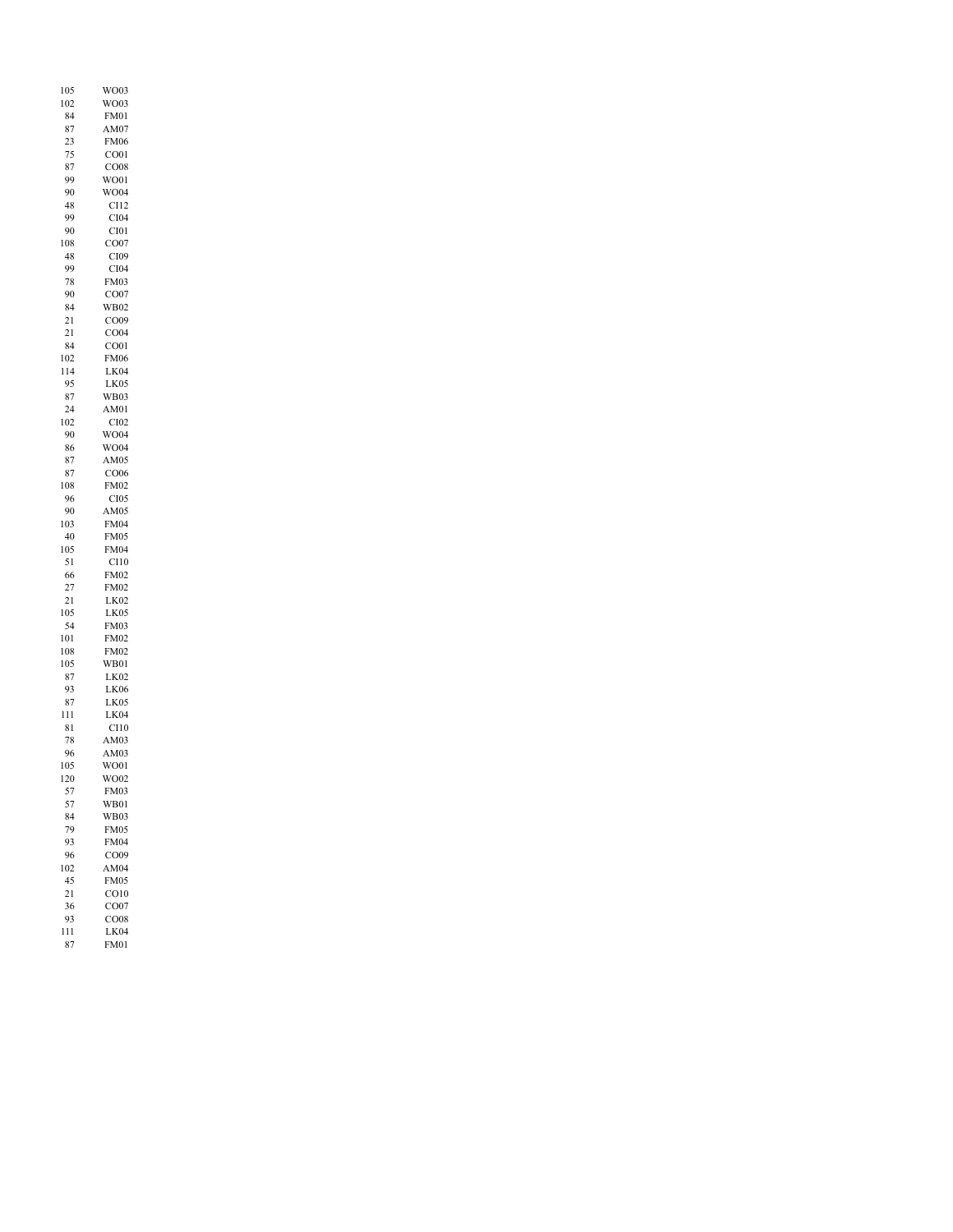| | |
|---|---|
| 105 | WO03 |
| 102 | WO03 |
| 84 | FM01 |
| 87 | AM07 |
| 23 | FM06 |
| 75 | CO01 |
| 87 | CO08 |
| 99 | WO01 |
| 90 | WO04 |
| 48 | CI12 |
| 99 | CI04 |
| 90 | CI01 |
| 108 | CO07 |
| 48 | CI09 |
| 99 | CI04 |
| 78 | FM03 |
| 90 | CO07 |
| 84 | WB02 |
| 21 | CO09 |
| 21 | CO04 |
| 84 | CO01 |
| 102 | FM06 |
| 114 | LK04 |
| 95 | LK05 |
| 87 | WB03 |
| 24 | AM01 |
| 102 | CI02 |
| 90 | WO04 |
| 86 | WO04 |
| 87 | AM05 |
| 87 | CO06 |
| 108 | FM02 |
| 96 | CI05 |
| 90 | AM05 |
| 103 | FM04 |
| 40 | FM05 |
| 105 | FM04 |
| 51 | CI10 |
| 66 | FM02 |
| 27 | FM02 |
| 21 | LK02 |
| 105 | LK05 |
| 54 | FM03 |
| 101 | FM02 |
| 108 | FM02 |
| 105 | WB01 |
| 87 | LK02 |
| 93 | LK06 |
| 87 | LK05 |
| 111 | LK04 |
| 81 | CI10 |
| 78 | AM03 |
| 96 | AM03 |
| 105 | WO01 |
| 120 | WO02 |
| 57 | FM03 |
| 57 | WB01 |
| 84 | WB03 |
| 79 | FM05 |
| 93 | FM04 |
| 96 | CO09 |
| 102 | AM04 |
| 45 | FM05 |
| 21 | CO10 |
| 36 | CO07 |
| 93 | CO08 |
| 111 | LK04 |
| 87 | FM01 |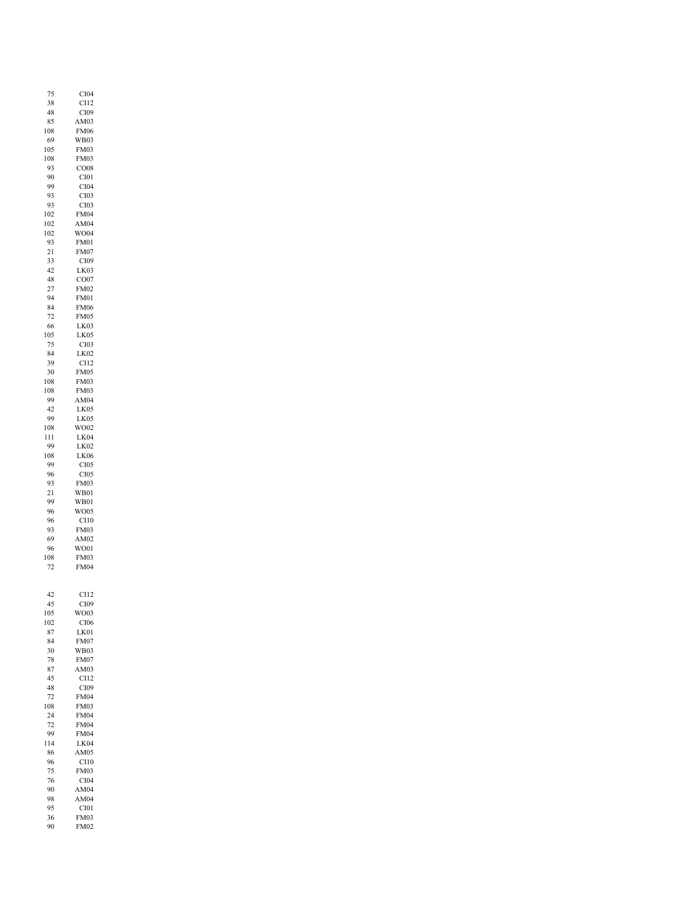| | |
|---|---|
| 75 | CI04 |
| 38 | CI12 |
| 48 | CI09 |
| 85 | AM03 |
| 108 | FM06 |
| 69 | WB03 |
| 105 | FM03 |
| 108 | FM03 |
| 93 | CO08 |
| 90 | CI01 |
| 99 | CI04 |
| 93 | CI03 |
| 93 | CI03 |
| 102 | FM04 |
| 102 | AM04 |
| 102 | WO04 |
| 93 | FM01 |
| 21 | FM07 |
| 33 | CI09 |
| 42 | LK03 |
| 48 | CO07 |
| 27 | FM02 |
| 94 | FM01 |
| 84 | FM06 |
| 72 | FM05 |
| 66 | LK03 |
| 105 | LK05 |
| 75 | CI03 |
| 84 | LK02 |
| 39 | CI12 |
| 30 | FM05 |
| 108 | FM03 |
| 108 | FM03 |
| 99 | AM04 |
| 42 | LK05 |
| 99 | LK05 |
| 108 | WO02 |
| 111 | LK04 |
| 99 | LK02 |
| 108 | LK06 |
| 99 | CI05 |
| 96 | CI05 |
| 93 | FM03 |
| 21 | WB01 |
| 99 | WB01 |
| 96 | WO05 |
| 96 | CI10 |
| 93 | FM03 |
| 69 | AM02 |
| 96 | WO01 |
| 108 | FM03 |
| 72 | FM04 |

| | |
|---|---|
| 42 | CI12 |
| 45 | CI09 |
| 105 | WO03 |
| 102 | CI06 |
| 87 | LK01 |
| 84 | FM07 |
| 30 | WB03 |
| 78 | FM07 |
| 87 | AM03 |
| 45 | CI12 |
| 48 | CI09 |
| 72 | FM04 |
| 108 | FM03 |
| 24 | FM04 |
| 72 | FM04 |
| 99 | FM04 |
| 114 | LK04 |
| 86 | AM05 |
| 96 | CI10 |
| 75 | FM03 |
| 76 | CI04 |
| 90 | AM04 |
| 98 | AM04 |
| 95 | CI01 |
| 36 | FM03 |
| 90 | FM02 |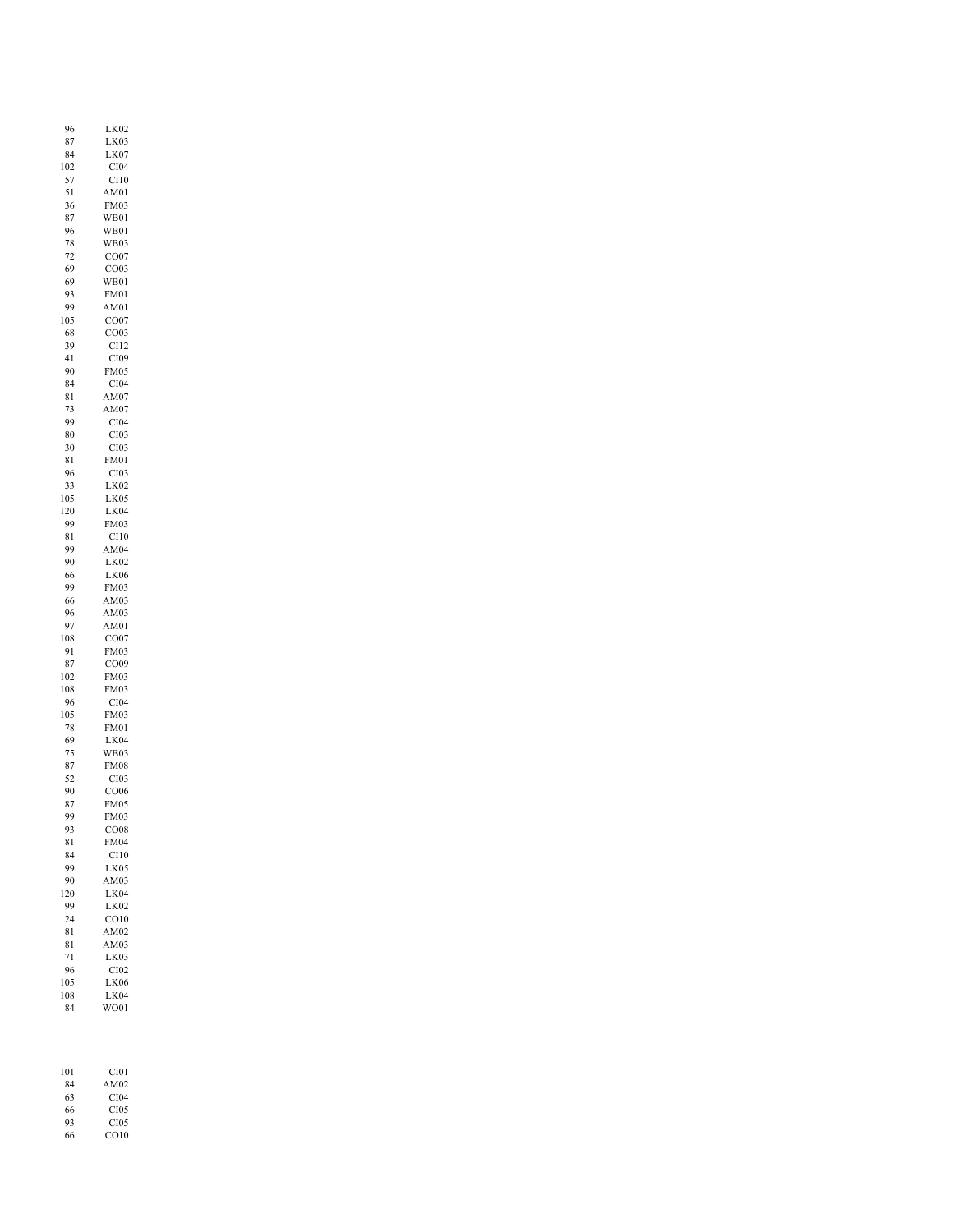| | |
|---|---|
| 96 | LK02 |
| 87 | LK03 |
| 84 | LK07 |
| 102 | CI04 |
| 57 | CI10 |
| 51 | AM01 |
| 36 | FM03 |
| 87 | WB01 |
| 96 | WB01 |
| 78 | WB03 |
| 72 | CO07 |
| 69 | CO03 |
| 69 | WB01 |
| 93 | FM01 |
| 99 | AM01 |
| 105 | CO07 |
| 68 | CO03 |
| 39 | CI12 |
| 41 | CI09 |
| 90 | FM05 |
| 84 | CI04 |
| 81 | AM07 |
| 73 | AM07 |
| 99 | CI04 |
| 80 | CI03 |
| 30 | CI03 |
| 81 | FM01 |
| 96 | CI03 |
| 33 | LK02 |
| 105 | LK05 |
| 120 | LK04 |
| 99 | FM03 |
| 81 | CI10 |
| 99 | AM04 |
| 90 | LK02 |
| 66 | LK06 |
| 99 | FM03 |
| 66 | AM03 |
| 96 | AM03 |
| 97 | AM01 |
| 108 | CO07 |
| 91 | FM03 |
| 87 | CO09 |
| 102 | FM03 |
| 108 | FM03 |
| 96 | CI04 |
| 105 | FM03 |
| 78 | FM01 |
| 69 | LK04 |
| 75 | WB03 |
| 87 | FM08 |
| 52 | CI03 |
| 90 | CO06 |
| 87 | FM05 |
| 99 | FM03 |
| 93 | CO08 |
| 81 | FM04 |
| 84 | CI10 |
| 99 | LK05 |
| 90 | AM03 |
| 120 | LK04 |
| 99 | LK02 |
| 24 | CO10 |
| 81 | AM02 |
| 81 | AM03 |
| 71 | LK03 |
| 96 | CI02 |
| 105 | LK06 |
| 108 | LK04 |
| 84 | WO01 |

| | |
|---|---|
| 101 | CI01 |
| 84 | AM02 |
| 63 | CI04 |
| 66 | CI05 |
| 93 | CI05 |
| 66 | CO10 |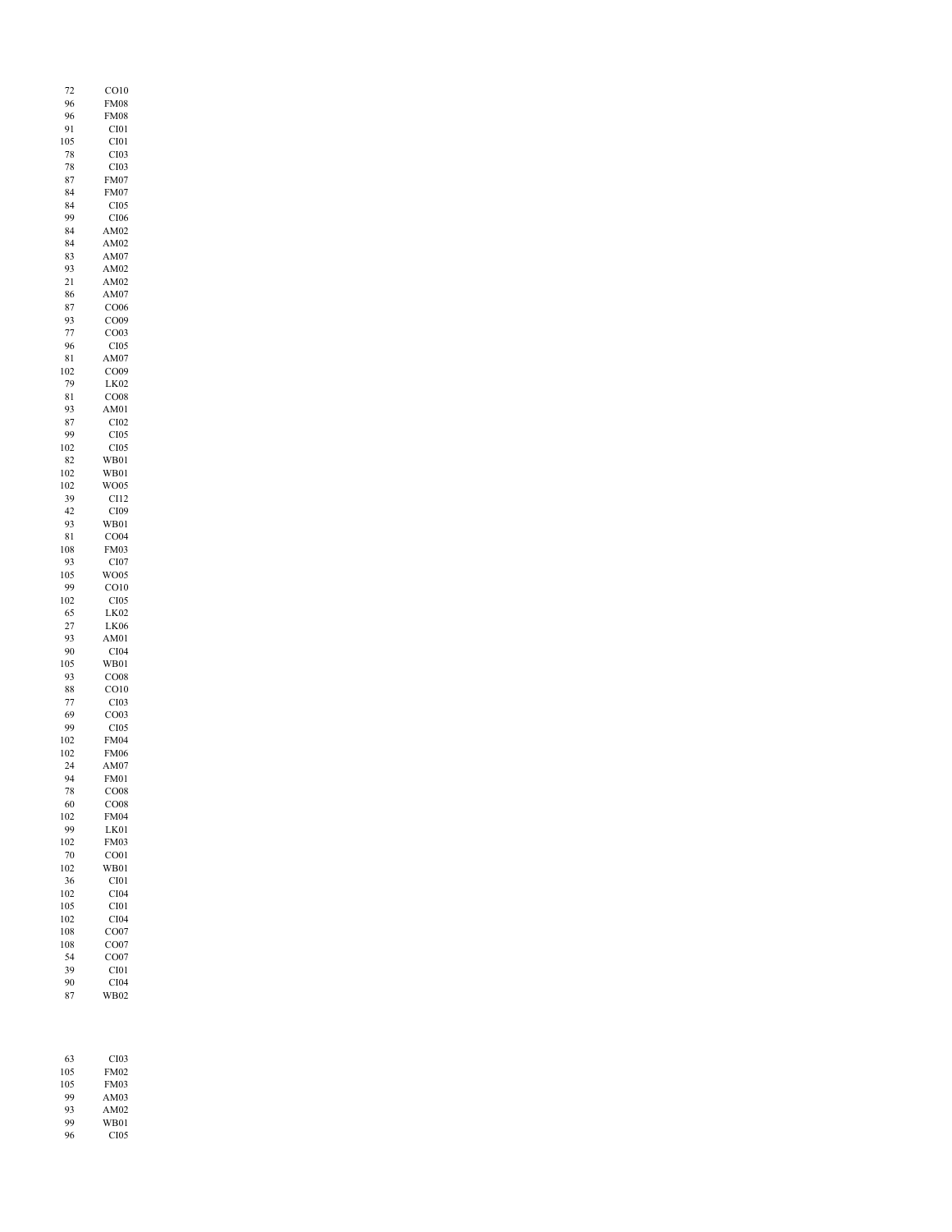| | |
|---|---|
| 72 | CO10 |
| 96 | FM08 |
| 96 | FM08 |
| 91 | CI01 |
| 105 | CI01 |
| 78 | CI03 |
| 78 | CI03 |
| 87 | FM07 |
| 84 | FM07 |
| 84 | CI05 |
| 99 | CI06 |
| 84 | AM02 |
| 84 | AM02 |
| 83 | AM07 |
| 93 | AM02 |
| 21 | AM02 |
| 86 | AM07 |
| 87 | CO06 |
| 93 | CO09 |
| 77 | CO03 |
| 96 | CI05 |
| 81 | AM07 |
| 102 | CO09 |
| 79 | LK02 |
| 81 | CO08 |
| 93 | AM01 |
| 87 | CI02 |
| 99 | CI05 |
| 102 | CI05 |
| 82 | WB01 |
| 102 | WB01 |
| 102 | WO05 |
| 39 | CI12 |
| 42 | CI09 |
| 93 | WB01 |
| 81 | CO04 |
| 108 | FM03 |
| 93 | CI07 |
| 105 | WO05 |
| 99 | CO10 |
| 102 | CI05 |
| 65 | LK02 |
| 27 | LK06 |
| 93 | AM01 |
| 90 | CI04 |
| 105 | WB01 |
| 93 | CO08 |
| 88 | CO10 |
| 77 | CI03 |
| 69 | CO03 |
| 99 | CI05 |
| 102 | FM04 |
| 102 | FM06 |
| 24 | AM07 |
| 94 | FM01 |
| 78 | CO08 |
| 60 | CO08 |
| 102 | FM04 |
| 99 | LK01 |
| 102 | FM03 |
| 70 | CO01 |
| 102 | WB01 |
| 36 | CI01 |
| 102 | CI04 |
| 105 | CI01 |
| 102 | CI04 |
| 108 | CO07 |
| 108 | CO07 |
| 54 | CO07 |
| 39 | CI01 |
| 90 | CI04 |
| 87 | WB02 |

| | |
|---|---|
| 63 | CI03 |
| 105 | FM02 |
| 105 | FM03 |
| 99 | AM03 |
| 93 | AM02 |
| 99 | WB01 |
| 96 | CI05 |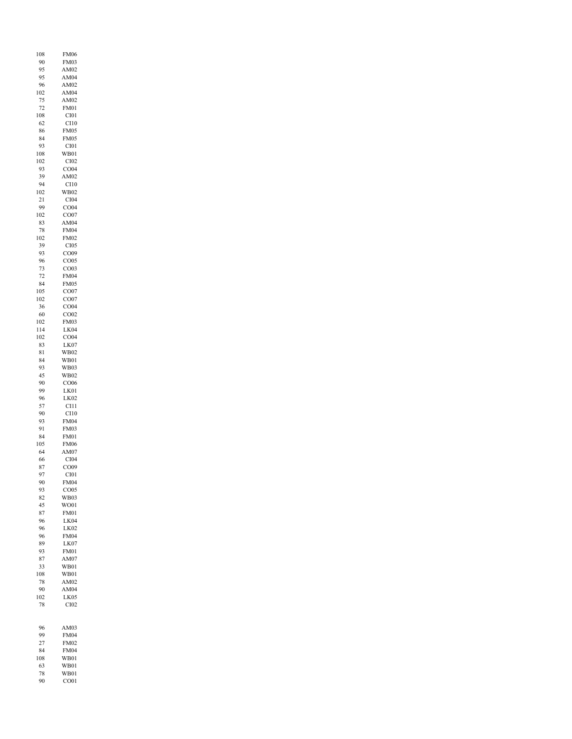| | |
|---|---|
| 108 | FM06 |
| 90 | FM03 |
| 95 | AM02 |
| 95 | AM04 |
| 96 | AM02 |
| 102 | AM04 |
| 75 | AM02 |
| 72 | FM01 |
| 108 | CI01 |
| 62 | CI10 |
| 86 | FM05 |
| 84 | FM05 |
| 93 | CI01 |
| 108 | WB01 |
| 102 | CI02 |
| 93 | CO04 |
| 39 | AM02 |
| 94 | CI10 |
| 102 | WB02 |
| 21 | CI04 |
| 99 | CO04 |
| 102 | CO07 |
| 83 | AM04 |
| 78 | FM04 |
| 102 | FM02 |
| 39 | CI05 |
| 93 | CO09 |
| 96 | CO05 |
| 73 | CO03 |
| 72 | FM04 |
| 84 | FM05 |
| 105 | CO07 |
| 102 | CO07 |
| 36 | CO04 |
| 60 | CO02 |
| 102 | FM03 |
| 114 | LK04 |
| 102 | CO04 |
| 83 | LK07 |
| 81 | WB02 |
| 84 | WB01 |
| 93 | WB03 |
| 45 | WB02 |
| 90 | CO06 |
| 99 | LK01 |
| 96 | LK02 |
| 57 | CI11 |
| 90 | CI10 |
| 93 | FM04 |
| 91 | FM03 |
| 84 | FM01 |
| 105 | FM06 |
| 64 | AM07 |
| 66 | CI04 |
| 87 | CO09 |
| 97 | CI01 |
| 90 | FM04 |
| 93 | CO05 |
| 82 | WB03 |
| 45 | WO01 |
| 87 | FM01 |
| 96 | LK04 |
| 96 | LK02 |
| 96 | FM04 |
| 89 | LK07 |
| 93 | FM01 |
| 87 | AM07 |
| 33 | WB01 |
| 108 | WB01 |
| 78 | AM02 |
| 90 | AM04 |
| 102 | LK05 |
| 78 | CI02 |

| | |
|---|---|
| 96 | AM03 |
| 99 | FM04 |
| 27 | FM02 |
| 84 | FM04 |
| 108 | WB01 |
| 63 | WB01 |
| 78 | WB01 |
| 90 | CO01 |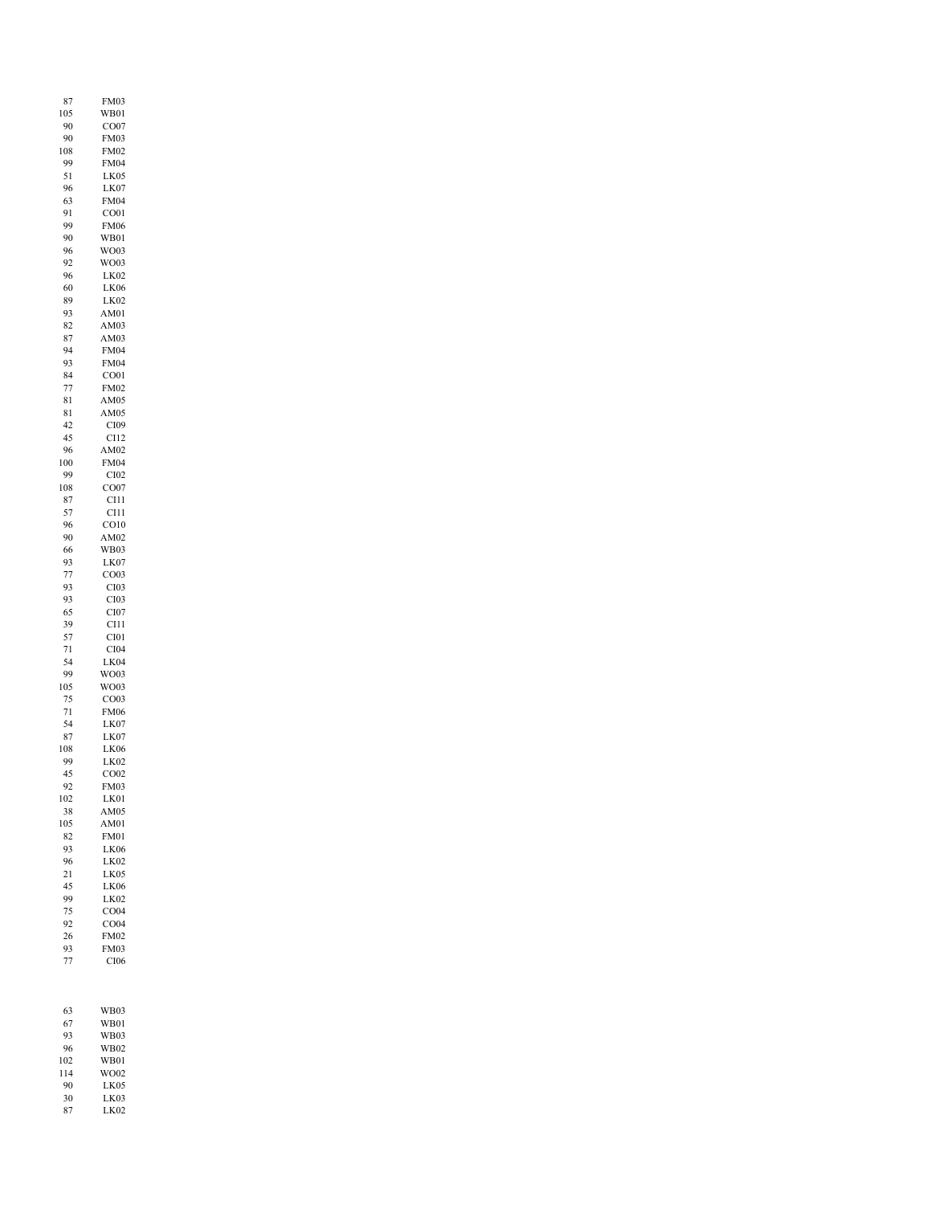| | |
|---|---|
| 87 | FM03 |
| 105 | WB01 |
| 90 | CO07 |
| 90 | FM03 |
| 108 | FM02 |
| 99 | FM04 |
| 51 | LK05 |
| 96 | LK07 |
| 63 | FM04 |
| 91 | CO01 |
| 99 | FM06 |
| 90 | WB01 |
| 96 | WO03 |
| 92 | WO03 |
| 96 | LK02 |
| 60 | LK06 |
| 89 | LK02 |
| 93 | AM01 |
| 82 | AM03 |
| 87 | AM03 |
| 94 | FM04 |
| 93 | FM04 |
| 84 | CO01 |
| 77 | FM02 |
| 81 | AM05 |
| 81 | AM05 |
| 42 | CI09 |
| 45 | CI12 |
| 96 | AM02 |
| 100 | FM04 |
| 99 | CI02 |
| 108 | CO07 |
| 87 | CI11 |
| 57 | CI11 |
| 96 | CO10 |
| 90 | AM02 |
| 66 | WB03 |
| 93 | LK07 |
| 77 | CO03 |
| 93 | CI03 |
| 93 | CI03 |
| 65 | CI07 |
| 39 | CI11 |
| 57 | CI01 |
| 71 | CI04 |
| 54 | LK04 |
| 99 | WO03 |
| 105 | WO03 |
| 75 | CO03 |
| 71 | FM06 |
| 54 | LK07 |
| 87 | LK07 |
| 108 | LK06 |
| 99 | LK02 |
| 45 | CO02 |
| 92 | FM03 |
| 102 | LK01 |
| 38 | AM05 |
| 105 | AM01 |
| 82 | FM01 |
| 93 | LK06 |
| 96 | LK02 |
| 21 | LK05 |
| 45 | LK06 |
| 99 | LK02 |
| 75 | CO04 |
| 92 | CO04 |
| 26 | FM02 |
| 93 | FM03 |
| 77 | CI06 |

| | |
|---|---|
| 63 | WB03 |
| 67 | WB01 |
| 93 | WB03 |
| 96 | WB02 |
| 102 | WB01 |
| 114 | WO02 |
| 90 | LK05 |
| 30 | LK03 |
| 87 | LK02 |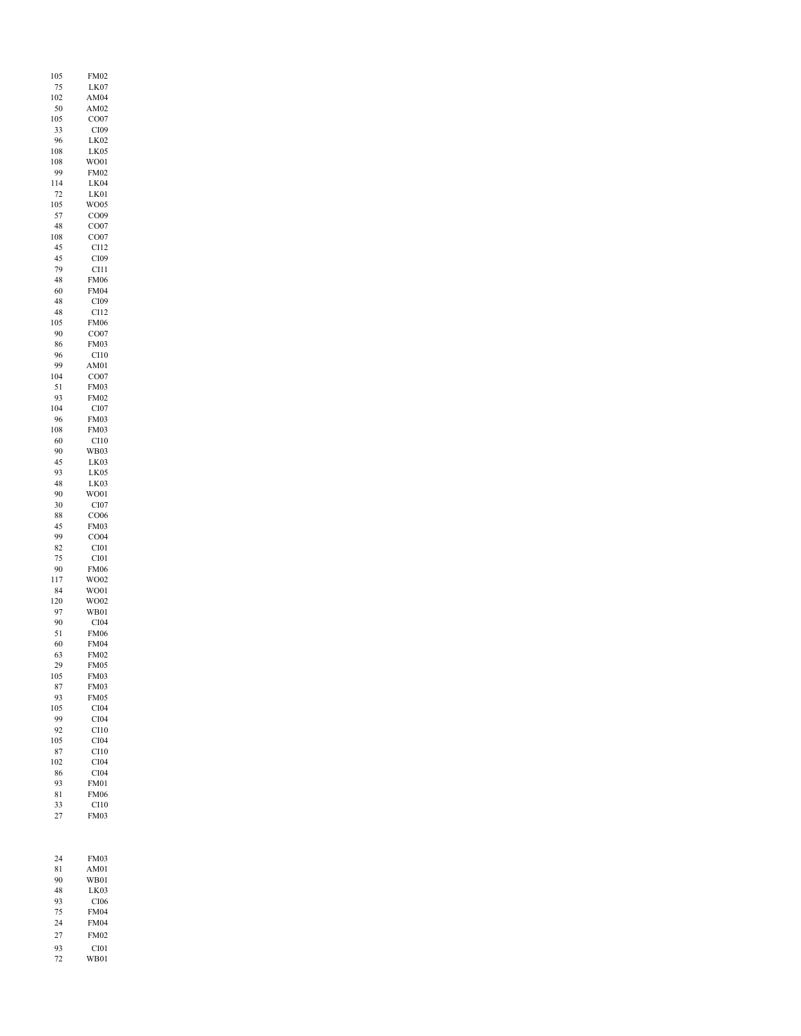| | |
|---|---|
| 105 | FM02 |
| 75 | LK07 |
| 102 | AM04 |
| 50 | AM02 |
| 105 | CO07 |
| 33 | CI09 |
| 96 | LK02 |
| 108 | LK05 |
| 108 | WO01 |
| 99 | FM02 |
| 114 | LK04 |
| 72 | LK01 |
| 105 | WO05 |
| 57 | CO09 |
| 48 | CO07 |
| 108 | CO07 |
| 45 | CI12 |
| 45 | CI09 |
| 79 | CI11 |
| 48 | FM06 |
| 60 | FM04 |
| 48 | CI09 |
| 48 | CI12 |
| 105 | FM06 |
| 90 | CO07 |
| 86 | FM03 |
| 96 | CI10 |
| 99 | AM01 |
| 104 | CO07 |
| 51 | FM03 |
| 93 | FM02 |
| 104 | CI07 |
| 96 | FM03 |
| 108 | FM03 |
| 60 | CI10 |
| 90 | WB03 |
| 45 | LK03 |
| 93 | LK05 |
| 48 | LK03 |
| 90 | WO01 |
| 30 | CI07 |
| 88 | CO06 |
| 45 | FM03 |
| 99 | CO04 |
| 82 | CI01 |
| 75 | CI01 |
| 90 | FM06 |
| 117 | WO02 |
| 84 | WO01 |
| 120 | WO02 |
| 97 | WB01 |
| 90 | CI04 |
| 51 | FM06 |
| 60 | FM04 |
| 63 | FM02 |
| 29 | FM05 |
| 105 | FM03 |
| 87 | FM03 |
| 93 | FM05 |
| 105 | CI04 |
| 99 | CI04 |
| 92 | CI10 |
| 105 | CI04 |
| 87 | CI10 |
| 102 | CI04 |
| 86 | CI04 |
| 93 | FM01 |
| 81 | FM06 |
| 33 | CI10 |
| 27 | FM03 |
| 24 | FM03 |
| 81 | AM01 |
| 90 | WB01 |
| 48 | LK03 |
| 93 | CI06 |
| 75 | FM04 |
| 24 | FM04 |
| 27 | FM02 |
| 93 | CI01 |
| 72 | WB01 |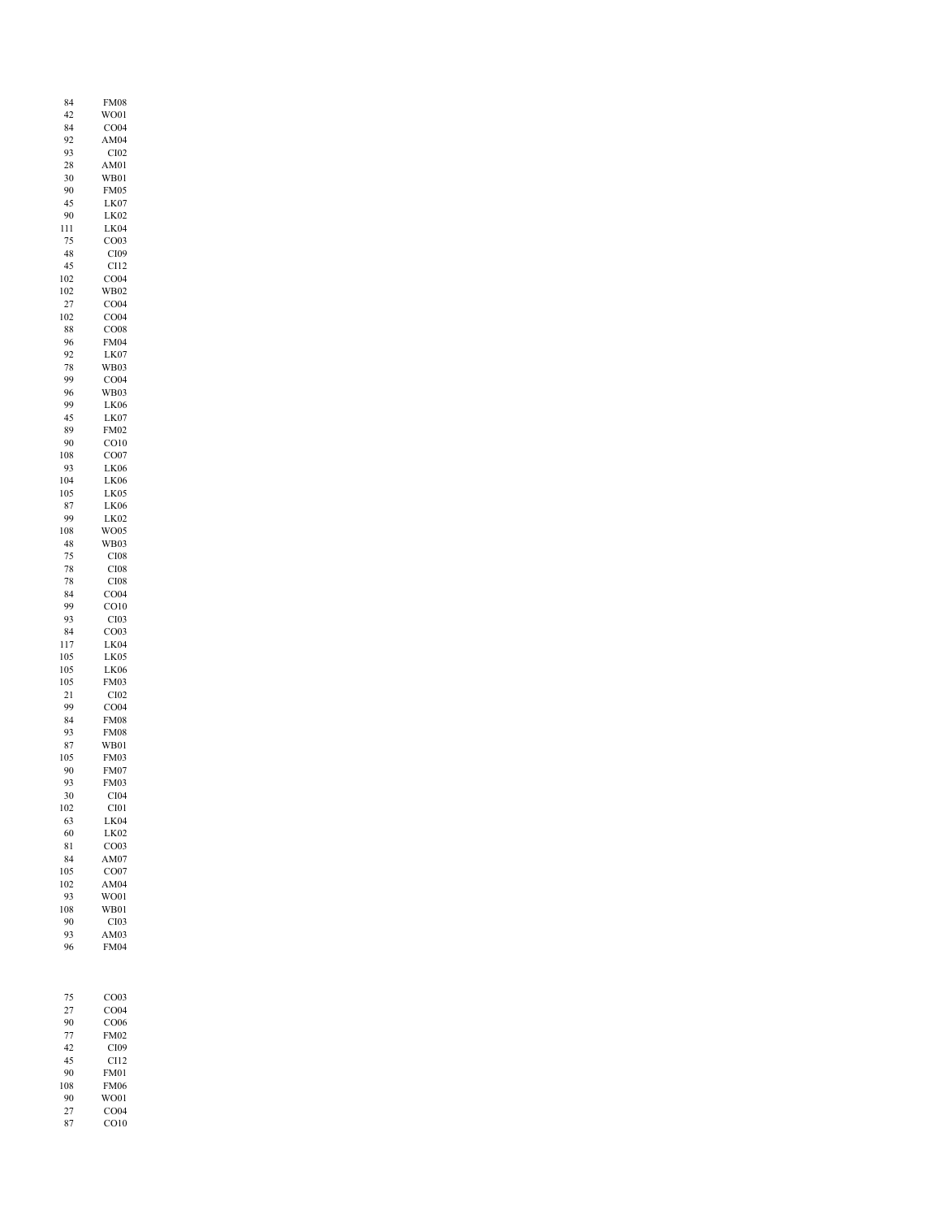| | |
|---|---|
| 84 | FM08 |
| 42 | WO01 |
| 84 | CO04 |
| 92 | AM04 |
| 93 | CI02 |
| 28 | AM01 |
| 30 | WB01 |
| 90 | FM05 |
| 45 | LK07 |
| 90 | LK02 |
| 111 | LK04 |
| 75 | CO03 |
| 48 | CI09 |
| 45 | CI12 |
| 102 | CO04 |
| 102 | WB02 |
| 27 | CO04 |
| 102 | CO04 |
| 88 | CO08 |
| 96 | FM04 |
| 92 | LK07 |
| 78 | WB03 |
| 99 | CO04 |
| 96 | WB03 |
| 99 | LK06 |
| 45 | LK07 |
| 89 | FM02 |
| 90 | CO10 |
| 108 | CO07 |
| 93 | LK06 |
| 104 | LK06 |
| 105 | LK05 |
| 87 | LK06 |
| 99 | LK02 |
| 108 | WO05 |
| 48 | WB03 |
| 75 | CI08 |
| 78 | CI08 |
| 78 | CI08 |
| 84 | CO04 |
| 99 | CO10 |
| 93 | CI03 |
| 84 | CO03 |
| 117 | LK04 |
| 105 | LK05 |
| 105 | LK06 |
| 105 | FM03 |
| 21 | CI02 |
| 99 | CO04 |
| 84 | FM08 |
| 93 | FM08 |
| 87 | WB01 |
| 105 | FM03 |
| 90 | FM07 |
| 93 | FM03 |
| 30 | CI04 |
| 102 | CI01 |
| 63 | LK04 |
| 60 | LK02 |
| 81 | CO03 |
| 84 | AM07 |
| 105 | CO07 |
| 102 | AM04 |
| 93 | WO01 |
| 108 | WB01 |
| 90 | CI03 |
| 93 | AM03 |
| 96 | FM04 |

| | |
|---|---|
| 75 | CO03 |
| 27 | CO04 |
| 90 | CO06 |
| 77 | FM02 |
| 42 | CI09 |
| 45 | CI12 |
| 90 | FM01 |
| 108 | FM06 |
| 90 | WO01 |
| 27 | CO04 |
| 87 | CO10 |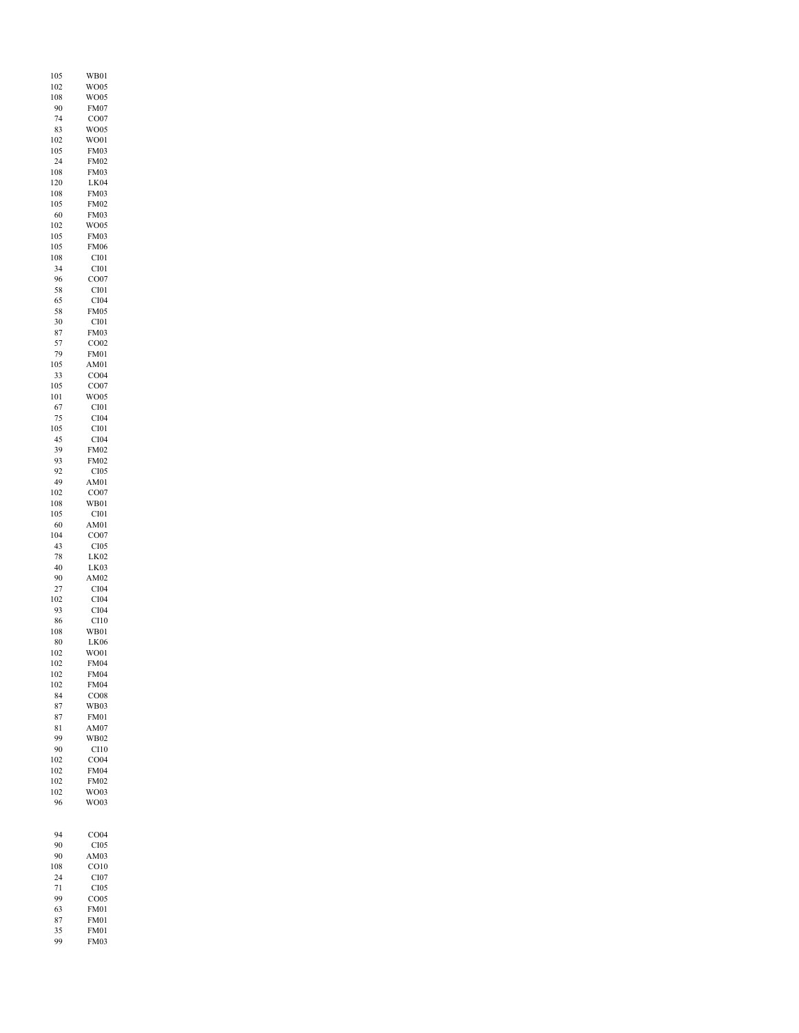| | |
|---|---|
| 105 | WB01 |
| 102 | WO05 |
| 108 | WO05 |
| 90 | FM07 |
| 74 | CO07 |
| 83 | WO05 |
| 102 | WO01 |
| 105 | FM03 |
| 24 | FM02 |
| 108 | FM03 |
| 120 | LK04 |
| 108 | FM03 |
| 105 | FM02 |
| 60 | FM03 |
| 102 | WO05 |
| 105 | FM03 |
| 105 | FM06 |
| 108 | CI01 |
| 34 | CI01 |
| 96 | CO07 |
| 58 | CI01 |
| 65 | CI04 |
| 58 | FM05 |
| 30 | CI01 |
| 87 | FM03 |
| 57 | CO02 |
| 79 | FM01 |
| 105 | AM01 |
| 33 | CO04 |
| 105 | CO07 |
| 101 | WO05 |
| 67 | CI01 |
| 75 | CI04 |
| 105 | CI01 |
| 45 | CI04 |
| 39 | FM02 |
| 93 | FM02 |
| 92 | CI05 |
| 49 | AM01 |
| 102 | CO07 |
| 108 | WB01 |
| 105 | CI01 |
| 60 | AM01 |
| 104 | CO07 |
| 43 | CI05 |
| 78 | LK02 |
| 40 | LK03 |
| 90 | AM02 |
| 27 | CI04 |
| 102 | CI04 |
| 93 | CI04 |
| 86 | CI10 |
| 108 | WB01 |
| 80 | LK06 |
| 102 | WO01 |
| 102 | FM04 |
| 102 | FM04 |
| 102 | FM04 |
| 84 | CO08 |
| 87 | WB03 |
| 87 | FM01 |
| 81 | AM07 |
| 99 | WB02 |
| 90 | CI10 |
| 102 | CO04 |
| 102 | FM04 |
| 102 | FM02 |
| 102 | WO03 |
| 96 | WO03 |

| | |
|---|---|
| 94 | CO04 |
| 90 | CI05 |
| 90 | AM03 |
| 108 | CO10 |
| 24 | CI07 |
| 71 | CI05 |
| 99 | CO05 |
| 63 | FM01 |
| 87 | FM01 |
| 35 | FM01 |
| 99 | FM03 |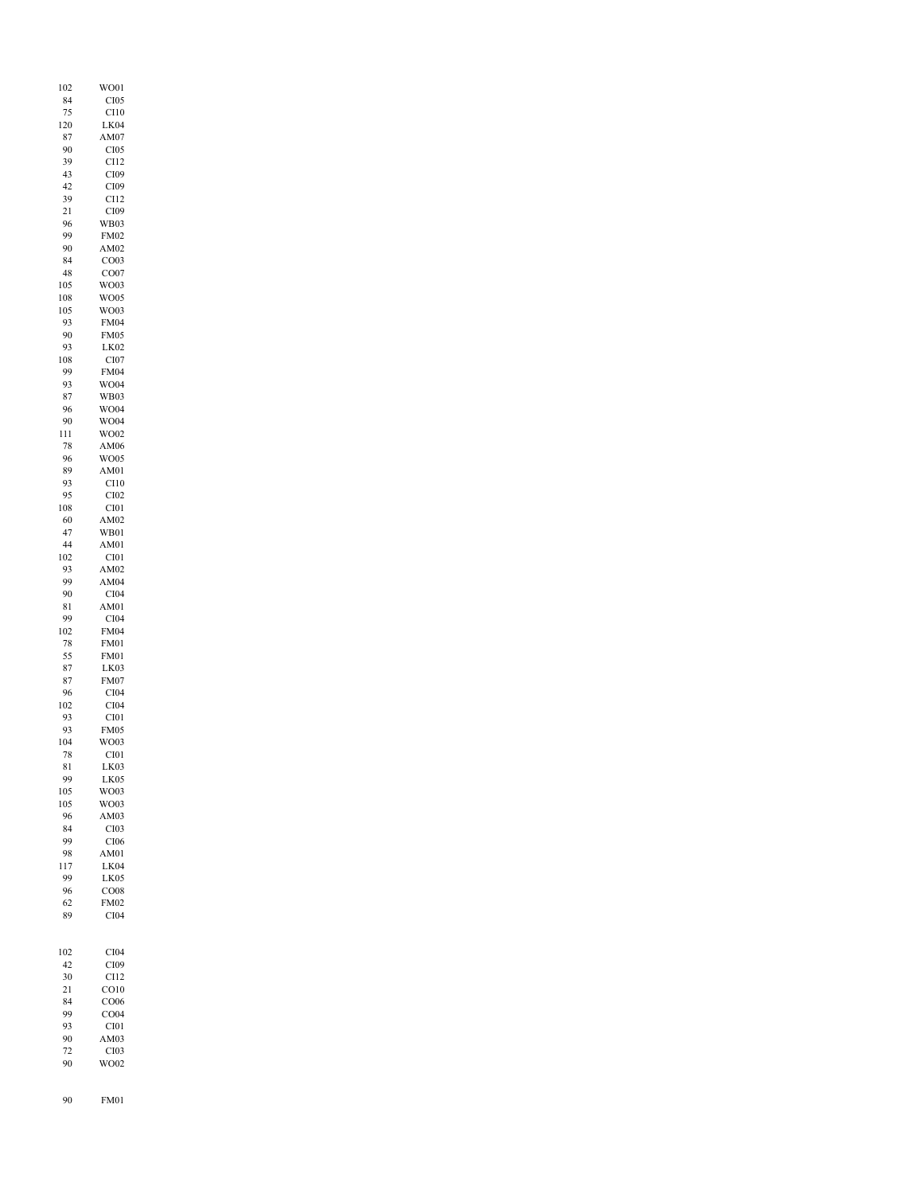| | |
|---|---|
| 102 | WO01 |
| 84 | CI05 |
| 75 | CI10 |
| 120 | LK04 |
| 87 | AM07 |
| 90 | CI05 |
| 39 | CI12 |
| 43 | CI09 |
| 42 | CI09 |
| 39 | CI12 |
| 21 | CI09 |
| 96 | WB03 |
| 99 | FM02 |
| 90 | AM02 |
| 84 | CO03 |
| 48 | CO07 |
| 105 | WO03 |
| 108 | WO05 |
| 105 | WO03 |
| 93 | FM04 |
| 90 | FM05 |
| 93 | LK02 |
| 108 | CI07 |
| 99 | FM04 |
| 93 | WO04 |
| 87 | WB03 |
| 96 | WO04 |
| 90 | WO04 |
| 111 | WO02 |
| 78 | AM06 |
| 96 | WO05 |
| 89 | AM01 |
| 93 | CI10 |
| 95 | CI02 |
| 108 | CI01 |
| 60 | AM02 |
| 47 | WB01 |
| 44 | AM01 |
| 102 | CI01 |
| 93 | AM02 |
| 99 | AM04 |
| 90 | CI04 |
| 81 | AM01 |
| 99 | CI04 |
| 102 | FM04 |
| 78 | FM01 |
| 55 | FM01 |
| 87 | LK03 |
| 87 | FM07 |
| 96 | CI04 |
| 102 | CI04 |
| 93 | CI01 |
| 93 | FM05 |
| 104 | WO03 |
| 78 | CI01 |
| 81 | LK03 |
| 99 | LK05 |
| 105 | WO03 |
| 105 | WO03 |
| 96 | AM03 |
| 84 | CI03 |
| 99 | CI06 |
| 98 | AM01 |
| 117 | LK04 |
| 99 | LK05 |
| 96 | CO08 |
| 62 | FM02 |
| 89 | CI04 |
| | |
| 102 | CI04 |
| 42 | CI09 |
| 30 | CI12 |
| 21 | CO10 |
| 84 | CO06 |
| 99 | CO04 |
| 93 | CI01 |
| 90 | AM03 |
| 72 | CI03 |
| 90 | WO02 |
| | |
| 90 | FM01 |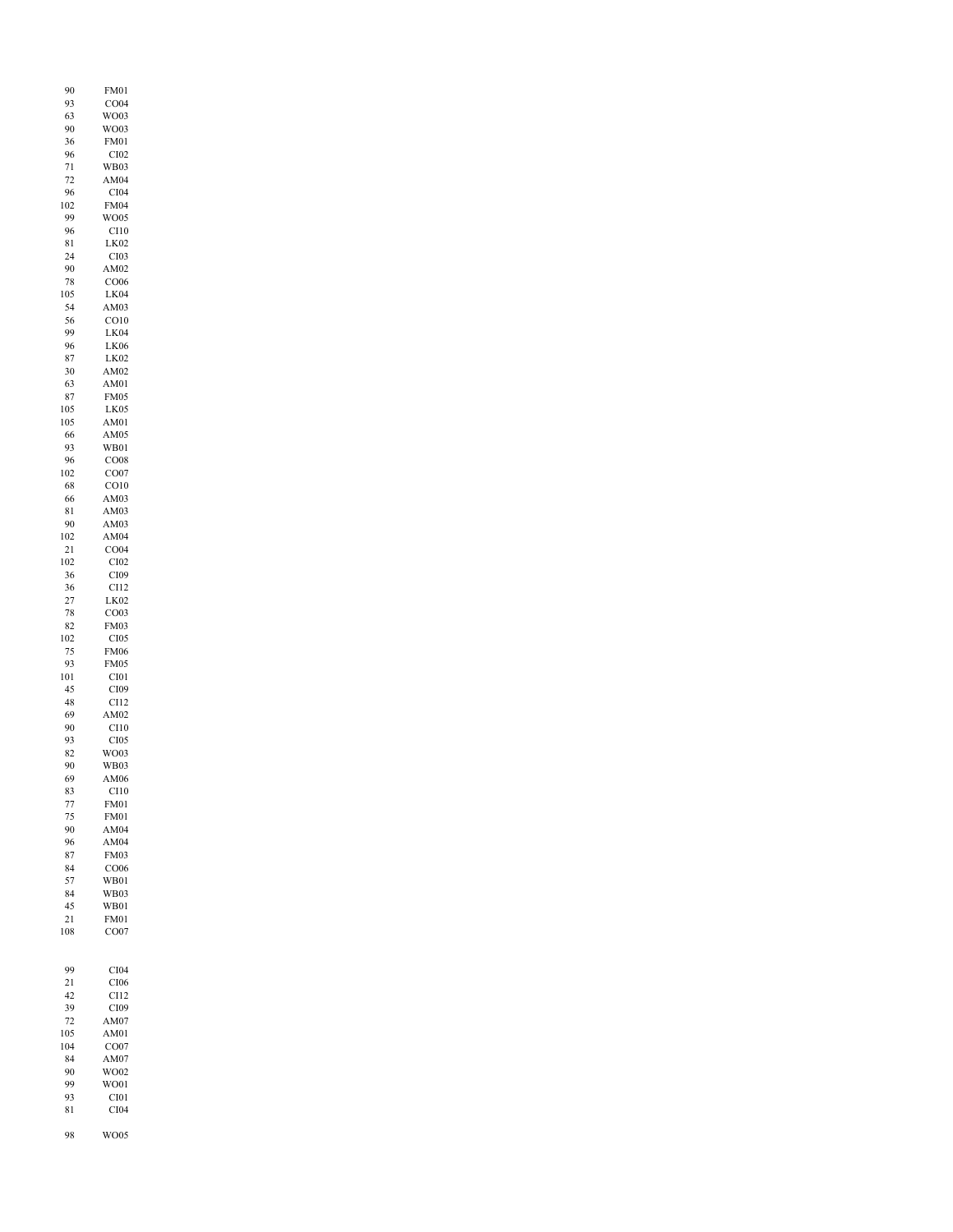| | |
|---|---|
| 90 | FM01 |
| 93 | CO04 |
| 63 | WO03 |
| 90 | WO03 |
| 36 | FM01 |
| 96 | CI02 |
| 71 | WB03 |
| 72 | AM04 |
| 96 | CI04 |
| 102 | FM04 |
| 99 | WO05 |
| 96 | CI10 |
| 81 | LK02 |
| 24 | CI03 |
| 90 | AM02 |
| 78 | CO06 |
| 105 | LK04 |
| 54 | AM03 |
| 56 | CO10 |
| 99 | LK04 |
| 96 | LK06 |
| 87 | LK02 |
| 30 | AM02 |
| 63 | AM01 |
| 87 | FM05 |
| 105 | LK05 |
| 105 | AM01 |
| 66 | AM05 |
| 93 | WB01 |
| 96 | CO08 |
| 102 | CO07 |
| 68 | CO10 |
| 66 | AM03 |
| 81 | AM03 |
| 90 | AM03 |
| 102 | AM04 |
| 21 | CO04 |
| 102 | CI02 |
| 36 | CI09 |
| 36 | CI12 |
| 27 | LK02 |
| 78 | CO03 |
| 82 | FM03 |
| 102 | CI05 |
| 75 | FM06 |
| 93 | FM05 |
| 101 | CI01 |
| 45 | CI09 |
| 48 | CI12 |
| 69 | AM02 |
| 90 | CI10 |
| 93 | CI05 |
| 82 | WO03 |
| 90 | WB03 |
| 69 | AM06 |
| 83 | CI10 |
| 77 | FM01 |
| 75 | FM01 |
| 90 | AM04 |
| 96 | AM04 |
| 87 | FM03 |
| 84 | CO06 |
| 57 | WB01 |
| 84 | WB03 |
| 45 | WB01 |
| 21 | FM01 |
| 108 | CO07 |
| | |
| 99 | CI04 |
| 21 | CI06 |
| 42 | CI12 |
| 39 | CI09 |
| 72 | AM07 |
| 105 | AM01 |
| 104 | CO07 |
| 84 | AM07 |
| 90 | WO02 |
| 99 | WO01 |
| 93 | CI01 |
| 81 | CI04 |
| | |
| 98 | WO05 |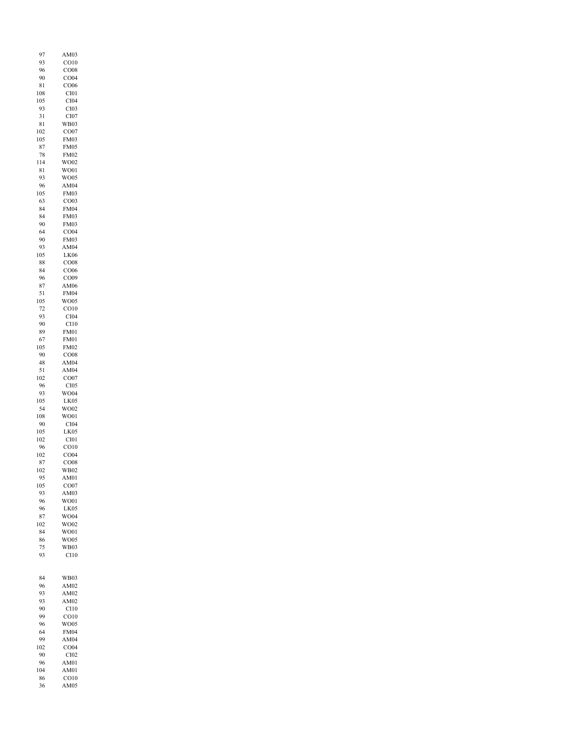| | |
|---|---|
| 97 | AM03 |
| 93 | CO10 |
| 96 | CO08 |
| 90 | CO04 |
| 81 | CO06 |
| 108 | CI01 |
| 105 | CI04 |
| 93 | CI03 |
| 31 | CI07 |
| 81 | WB03 |
| 102 | CO07 |
| 105 | FM03 |
| 87 | FM05 |
| 78 | FM02 |
| 114 | WO02 |
| 81 | WO01 |
| 93 | WO05 |
| 96 | AM04 |
| 105 | FM03 |
| 63 | CO03 |
| 84 | FM04 |
| 84 | FM03 |
| 90 | FM03 |
| 64 | CO04 |
| 90 | FM03 |
| 93 | AM04 |
| 105 | LK06 |
| 88 | CO08 |
| 84 | CO06 |
| 96 | CO09 |
| 87 | AM06 |
| 51 | FM04 |
| 105 | WO05 |
| 72 | CO10 |
| 93 | CI04 |
| 90 | CI10 |
| 89 | FM01 |
| 67 | FM01 |
| 105 | FM02 |
| 90 | CO08 |
| 48 | AM04 |
| 51 | AM04 |
| 102 | CO07 |
| 96 | CI05 |
| 93 | WO04 |
| 105 | LK05 |
| 54 | WO02 |
| 108 | WO01 |
| 90 | CI04 |
| 105 | LK05 |
| 102 | CI01 |
| 96 | CO10 |
| 102 | CO04 |
| 87 | CO08 |
| 102 | WB02 |
| 95 | AM01 |
| 105 | CO07 |
| 93 | AM03 |
| 96 | WO01 |
| 96 | LK05 |
| 87 | WO04 |
| 102 | WO02 |
| 84 | WO01 |
| 86 | WO05 |
| 75 | WB03 |
| 93 | CI10 |

| | |
|---|---|
| 84 | WB03 |
| 96 | AM02 |
| 93 | AM02 |
| 93 | AM02 |
| 90 | CI10 |
| 99 | CO10 |
| 96 | WO05 |
| 64 | FM04 |
| 99 | AM04 |
| 102 | CO04 |
| 90 | CI02 |
| 96 | AM01 |
| 104 | AM01 |
| 86 | CO10 |
| 36 | AM05 |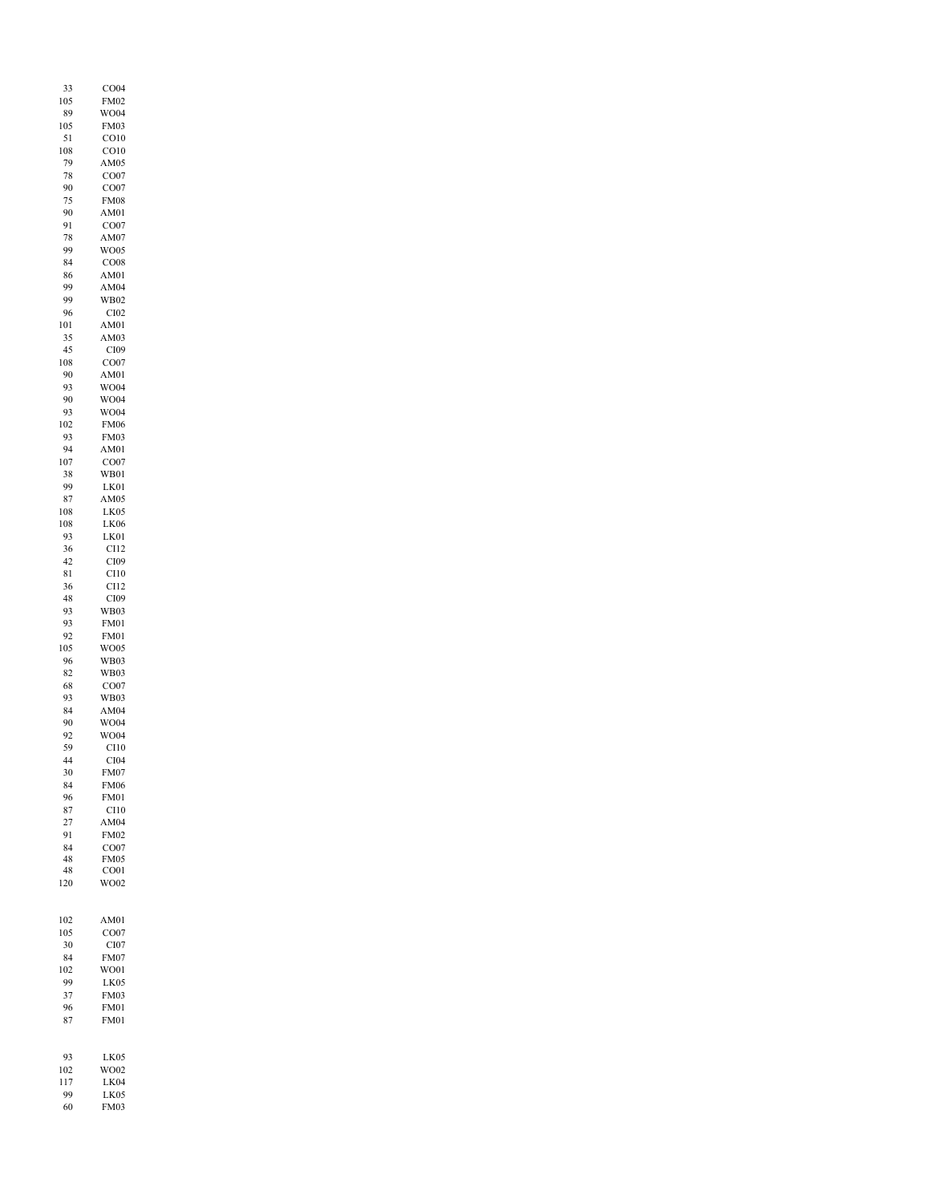| | |
|---|---|
| 33 | CO04 |
| 105 | FM02 |
| 89 | WO04 |
| 105 | FM03 |
| 51 | CO10 |
| 108 | CO10 |
| 79 | AM05 |
| 78 | CO07 |
| 90 | CO07 |
| 75 | FM08 |
| 90 | AM01 |
| 91 | CO07 |
| 78 | AM07 |
| 99 | WO05 |
| 84 | CO08 |
| 86 | AM01 |
| 99 | AM04 |
| 99 | WB02 |
| 96 | CI02 |
| 101 | AM01 |
| 35 | AM03 |
| 45 | CI09 |
| 108 | CO07 |
| 90 | AM01 |
| 93 | WO04 |
| 90 | WO04 |
| 93 | WO04 |
| 102 | FM06 |
| 93 | FM03 |
| 94 | AM01 |
| 107 | CO07 |
| 38 | WB01 |
| 99 | LK01 |
| 87 | AM05 |
| 108 | LK05 |
| 108 | LK06 |
| 93 | LK01 |
| 36 | CI12 |
| 42 | CI09 |
| 81 | CI10 |
| 36 | CI12 |
| 48 | CI09 |
| 93 | WB03 |
| 93 | FM01 |
| 92 | FM01 |
| 105 | WO05 |
| 96 | WB03 |
| 82 | WB03 |
| 68 | CO07 |
| 93 | WB03 |
| 84 | AM04 |
| 90 | WO04 |
| 92 | WO04 |
| 59 | CI10 |
| 44 | CI04 |
| 30 | FM07 |
| 84 | FM06 |
| 96 | FM01 |
| 87 | CI10 |
| 27 | AM04 |
| 91 | FM02 |
| 84 | CO07 |
| 48 | FM05 |
| 48 | CO01 |
| 120 | WO02 |
| | |
| 102 | AM01 |
| 105 | CO07 |
| 30 | CI07 |
| 84 | FM07 |
| 102 | WO01 |
| 99 | LK05 |
| 37 | FM03 |
| 96 | FM01 |
| 87 | FM01 |
| | |
| 93 | LK05 |
| 102 | WO02 |
| 117 | LK04 |
| 99 | LK05 |
| 60 | FM03 |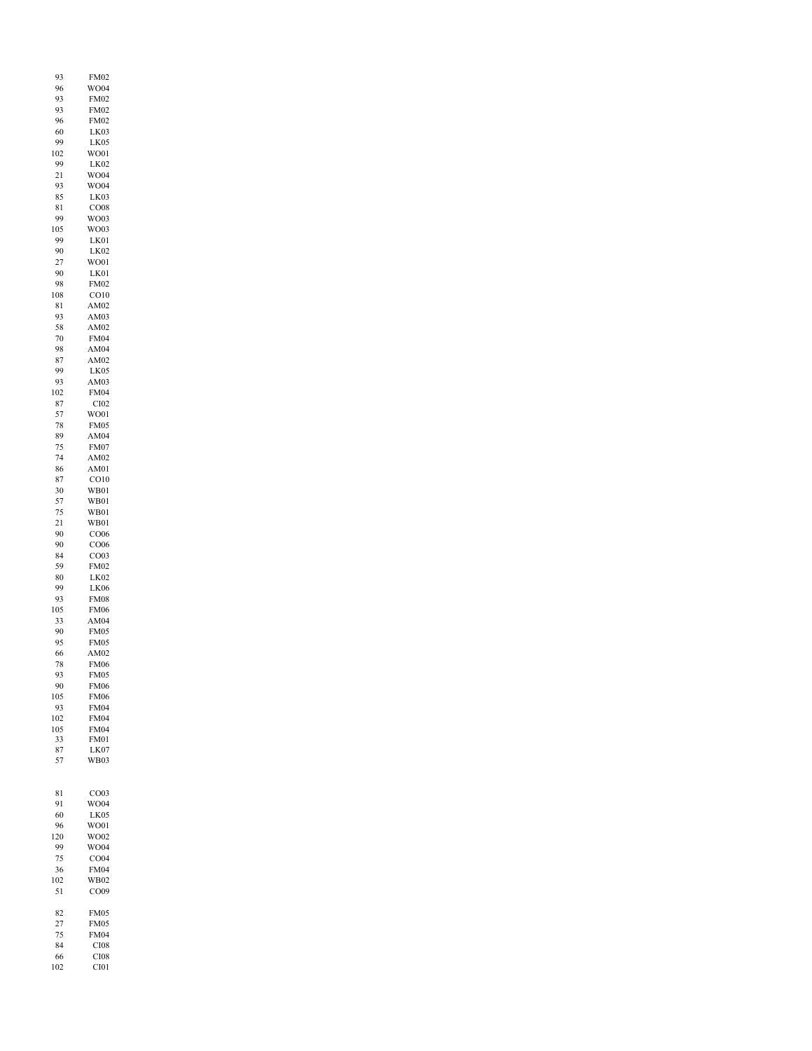| | |
|---|---|
| 93 | FM02 |
| 96 | WO04 |
| 93 | FM02 |
| 93 | FM02 |
| 96 | FM02 |
| 60 | LK03 |
| 99 | LK05 |
| 102 | WO01 |
| 99 | LK02 |
| 21 | WO04 |
| 93 | WO04 |
| 85 | LK03 |
| 81 | CO08 |
| 99 | WO03 |
| 105 | WO03 |
| 99 | LK01 |
| 90 | LK02 |
| 27 | WO01 |
| 90 | LK01 |
| 98 | FM02 |
| 108 | CO10 |
| 81 | AM02 |
| 93 | AM03 |
| 58 | AM02 |
| 70 | FM04 |
| 98 | AM04 |
| 87 | AM02 |
| 99 | LK05 |
| 93 | AM03 |
| 102 | FM04 |
| 87 | CI02 |
| 57 | WO01 |
| 78 | FM05 |
| 89 | AM04 |
| 75 | FM07 |
| 74 | AM02 |
| 86 | AM01 |
| 87 | CO10 |
| 30 | WB01 |
| 57 | WB01 |
| 75 | WB01 |
| 21 | WB01 |
| 90 | CO06 |
| 90 | CO06 |
| 84 | CO03 |
| 59 | FM02 |
| 80 | LK02 |
| 99 | LK06 |
| 93 | FM08 |
| 105 | FM06 |
| 33 | AM04 |
| 90 | FM05 |
| 95 | FM05 |
| 66 | AM02 |
| 78 | FM06 |
| 93 | FM05 |
| 90 | FM06 |
| 105 | FM06 |
| 93 | FM04 |
| 102 | FM04 |
| 105 | FM04 |
| 33 | FM01 |
| 87 | LK07 |
| 57 | WB03 |
| | |
| | |
| 81 | CO03 |
| 91 | WO04 |
| 60 | LK05 |
| 96 | WO01 |
| 120 | WO02 |
| 99 | WO04 |
| 75 | CO04 |
| 36 | FM04 |
| 102 | WB02 |
| 51 | CO09 |
| | |
| 82 | FM05 |
| 27 | FM05 |
| 75 | FM04 |
| 84 | CI08 |
| 66 | CI08 |
| 102 | CI01 |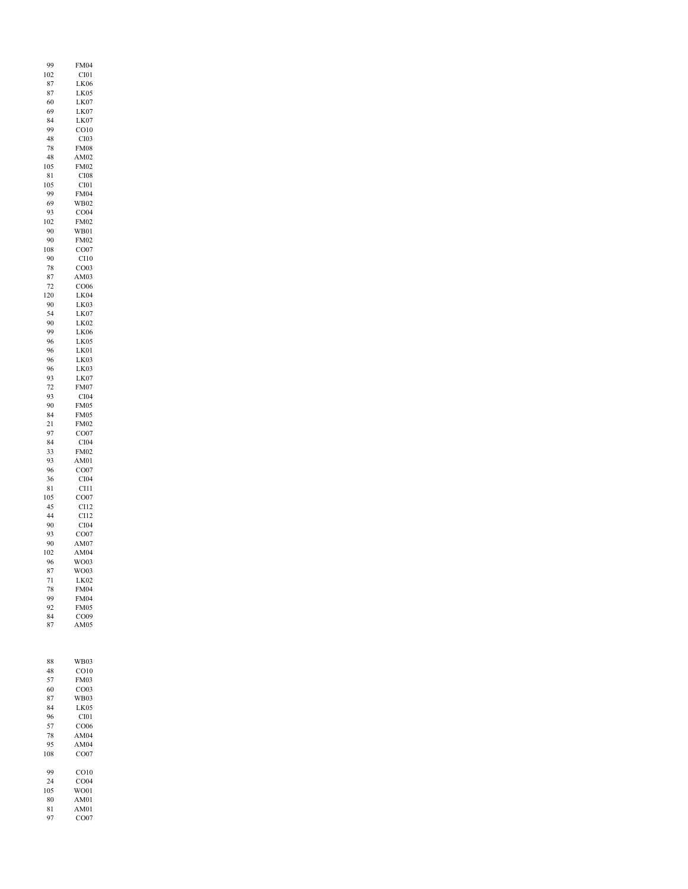| | |
|---|---|
| 99 | FM04 |
| 102 | CI01 |
| 87 | LK06 |
| 87 | LK05 |
| 60 | LK07 |
| 69 | LK07 |
| 84 | LK07 |
| 99 | CO10 |
| 48 | CI03 |
| 78 | FM08 |
| 48 | AM02 |
| 105 | FM02 |
| 81 | CI08 |
| 105 | CI01 |
| 99 | FM04 |
| 69 | WB02 |
| 93 | CO04 |
| 102 | FM02 |
| 90 | WB01 |
| 90 | FM02 |
| 108 | CO07 |
| 90 | CI10 |
| 78 | CO03 |
| 87 | AM03 |
| 72 | CO06 |
| 120 | LK04 |
| 90 | LK03 |
| 54 | LK07 |
| 90 | LK02 |
| 99 | LK06 |
| 96 | LK05 |
| 96 | LK01 |
| 96 | LK03 |
| 96 | LK03 |
| 93 | LK07 |
| 72 | FM07 |
| 93 | CI04 |
| 90 | FM05 |
| 84 | FM05 |
| 21 | FM02 |
| 97 | CO07 |
| 84 | CI04 |
| 33 | FM02 |
| 93 | AM01 |
| 96 | CO07 |
| 36 | CI04 |
| 81 | CI11 |
| 105 | CO07 |
| 45 | CI12 |
| 44 | CI12 |
| 90 | CI04 |
| 93 | CO07 |
| 90 | AM07 |
| 102 | AM04 |
| 96 | WO03 |
| 87 | WO03 |
| 71 | LK02 |
| 78 | FM04 |
| 99 | FM04 |
| 92 | FM05 |
| 84 | CO09 |
| 87 | AM05 |

| | |
|---|---|
| 88 | WB03 |
| 48 | CO10 |
| 57 | FM03 |
| 60 | CO03 |
| 87 | WB03 |
| 84 | LK05 |
| 96 | CI01 |
| 57 | CO06 |
| 78 | AM04 |
| 95 | AM04 |
| 108 | CO07 |

| | |
|---|---|
| 99 | CO10 |
| 24 | CO04 |
| 105 | WO01 |
| 80 | AM01 |
| 81 | AM01 |
| 97 | CO07 |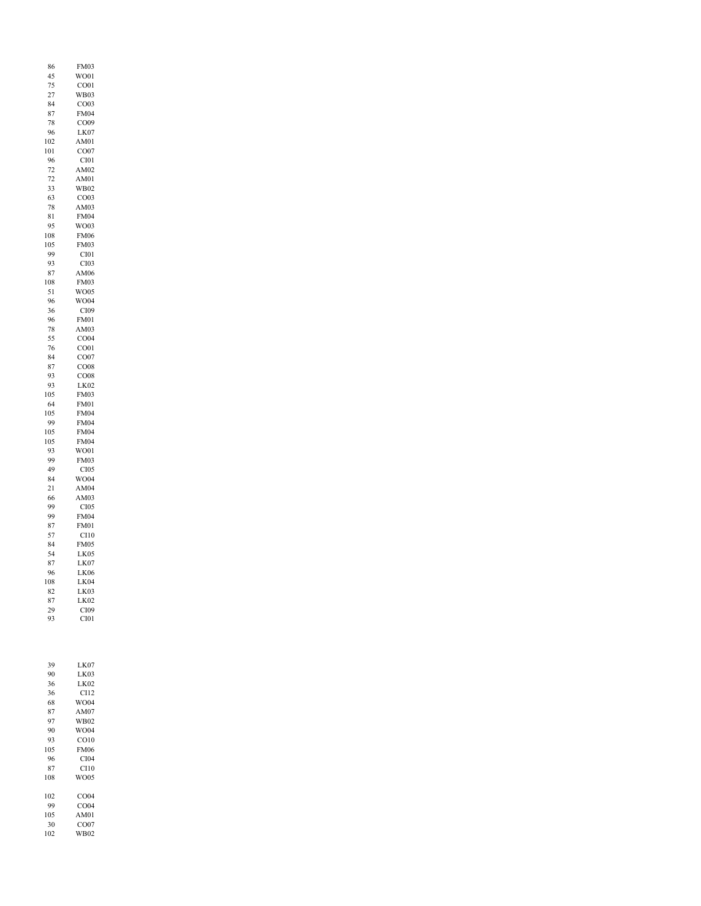| | |
|---|---|
| 86 | FM03 |
| 45 | WO01 |
| 75 | CO01 |
| 27 | WB03 |
| 84 | CO03 |
| 87 | FM04 |
| 78 | CO09 |
| 96 | LK07 |
| 102 | AM01 |
| 101 | CO07 |
| 96 | CI01 |
| 72 | AM02 |
| 72 | AM01 |
| 33 | WB02 |
| 63 | CO03 |
| 78 | AM03 |
| 81 | FM04 |
| 95 | WO03 |
| 108 | FM06 |
| 105 | FM03 |
| 99 | CI01 |
| 93 | CI03 |
| 87 | AM06 |
| 108 | FM03 |
| 51 | WO05 |
| 96 | WO04 |
| 36 | CI09 |
| 96 | FM01 |
| 78 | AM03 |
| 55 | CO04 |
| 76 | CO01 |
| 84 | CO07 |
| 87 | CO08 |
| 93 | CO08 |
| 93 | LK02 |
| 105 | FM03 |
| 64 | FM01 |
| 105 | FM04 |
| 99 | FM04 |
| 105 | FM04 |
| 105 | FM04 |
| 93 | WO01 |
| 99 | FM03 |
| 49 | CI05 |
| 84 | WO04 |
| 21 | AM04 |
| 66 | AM03 |
| 99 | CI05 |
| 99 | FM04 |
| 87 | FM01 |
| 57 | CI10 |
| 84 | FM05 |
| 54 | LK05 |
| 87 | LK07 |
| 96 | LK06 |
| 108 | LK04 |
| 82 | LK03 |
| 87 | LK02 |
| 29 | CI09 |
| 93 | CI01 |

| | |
|---|---|
| 39 | LK07 |
| 90 | LK03 |
| 36 | LK02 |
| 36 | CI12 |
| 68 | WO04 |
| 87 | AM07 |
| 97 | WB02 |
| 90 | WO04 |
| 93 | CO10 |
| 105 | FM06 |
| 96 | CI04 |
| 87 | CI10 |
| 108 | WO05 |

| | |
|---|---|
| 102 | CO04 |
| 99 | CO04 |
| 105 | AM01 |
| 30 | CO07 |
| 102 | WB02 |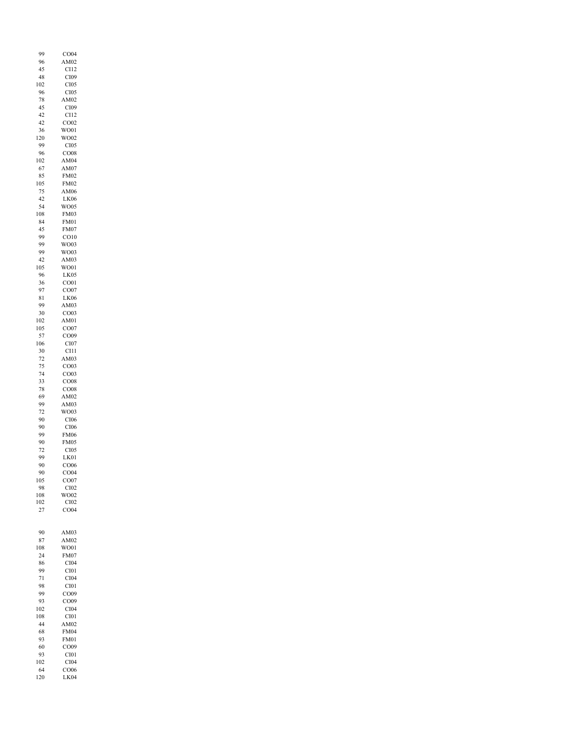| | |
|---|---|
| 99 | CO04 |
| 96 | AM02 |
| 45 | CI12 |
| 48 | CI09 |
| 102 | CI05 |
| 96 | CI05 |
| 78 | AM02 |
| 45 | CI09 |
| 42 | CI12 |
| 42 | CO02 |
| 36 | WO01 |
| 120 | WO02 |
| 99 | CI05 |
| 96 | CO08 |
| 102 | AM04 |
| 67 | AM07 |
| 85 | FM02 |
| 105 | FM02 |
| 75 | AM06 |
| 42 | LK06 |
| 54 | WO05 |
| 108 | FM03 |
| 84 | FM01 |
| 45 | FM07 |
| 99 | CO10 |
| 99 | WO03 |
| 99 | WO03 |
| 42 | AM03 |
| 105 | WO01 |
| 96 | LK05 |
| 36 | CO01 |
| 97 | CO07 |
| 81 | LK06 |
| 99 | AM03 |
| 30 | CO03 |
| 102 | AM01 |
| 105 | CO07 |
| 57 | CO09 |
| 106 | CI07 |
| 30 | CI11 |
| 72 | AM03 |
| 75 | CO03 |
| 74 | CO03 |
| 33 | CO08 |
| 78 | CO08 |
| 69 | AM02 |
| 99 | AM03 |
| 72 | WO03 |
| 90 | CI06 |
| 90 | CI06 |
| 99 | FM06 |
| 90 | FM05 |
| 72 | CI05 |
| 99 | LK01 |
| 90 | CO06 |
| 90 | CO04 |
| 105 | CO07 |
| 98 | CI02 |
| 108 | WO02 |
| 102 | CI02 |
| 27 | CO04 |

| | |
|---|---|
| 90 | AM03 |
| 87 | AM02 |
| 108 | WO01 |
| 24 | FM07 |
| 86 | CI04 |
| 99 | CI01 |
| 71 | CI04 |
| 98 | CI01 |
| 99 | CO09 |
| 93 | CO09 |
| 102 | CI04 |
| 108 | CI01 |
| 44 | AM02 |
| 68 | FM04 |
| 93 | FM01 |
| 60 | CO09 |
| 93 | CI01 |
| 102 | CI04 |
| 64 | CO06 |
| 120 | LK04 |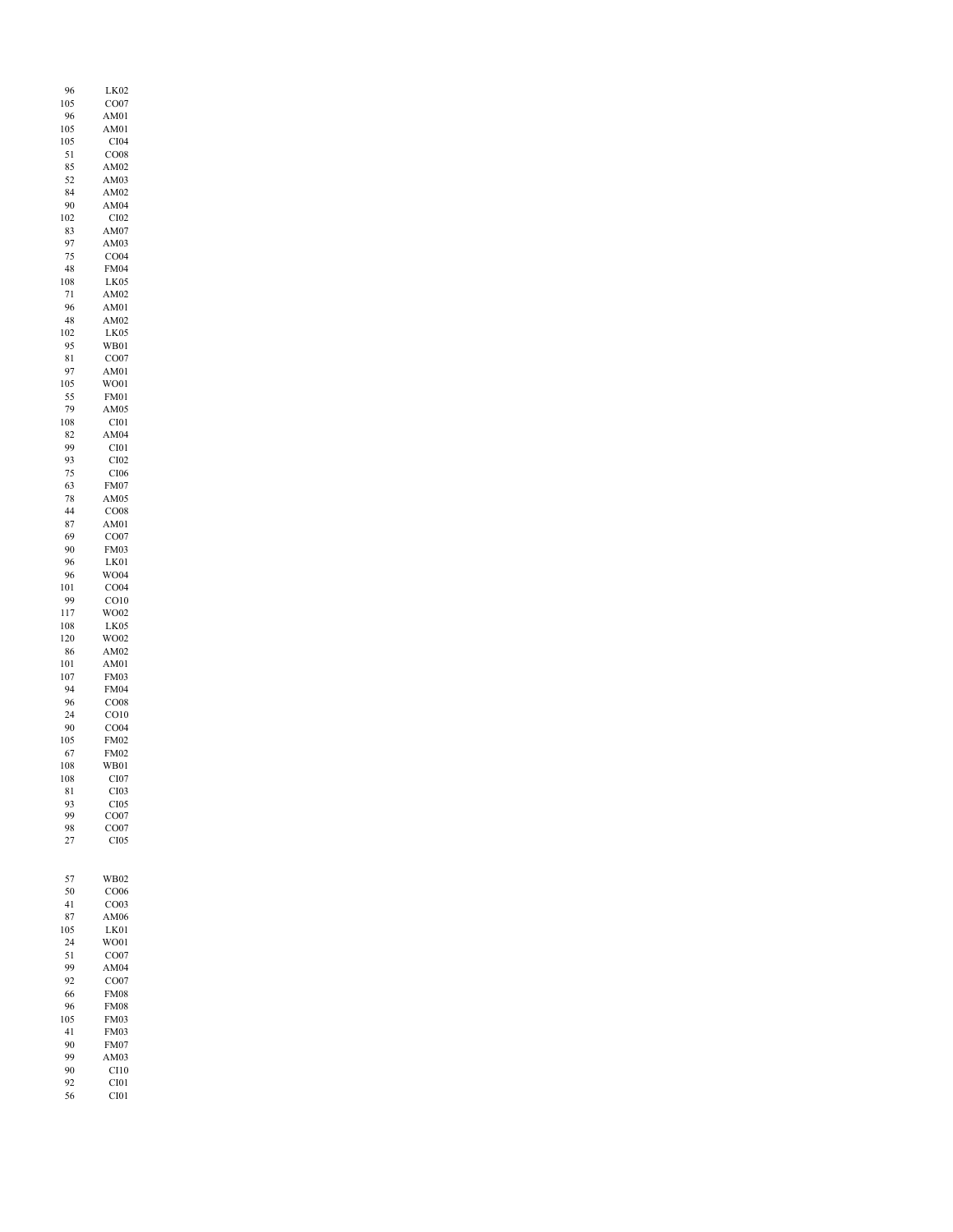| | |
|---|---|
| 96 | LK02 |
| 105 | CO07 |
| 96 | AM01 |
| 105 | AM01 |
| 105 | CI04 |
| 51 | CO08 |
| 85 | AM02 |
| 52 | AM03 |
| 84 | AM02 |
| 90 | AM04 |
| 102 | CI02 |
| 83 | AM07 |
| 97 | AM03 |
| 75 | CO04 |
| 48 | FM04 |
| 108 | LK05 |
| 71 | AM02 |
| 96 | AM01 |
| 48 | AM02 |
| 102 | LK05 |
| 95 | WB01 |
| 81 | CO07 |
| 97 | AM01 |
| 105 | WO01 |
| 55 | FM01 |
| 79 | AM05 |
| 108 | CI01 |
| 82 | AM04 |
| 99 | CI01 |
| 93 | CI02 |
| 75 | CI06 |
| 63 | FM07 |
| 78 | AM05 |
| 44 | CO08 |
| 87 | AM01 |
| 69 | CO07 |
| 90 | FM03 |
| 96 | LK01 |
| 96 | WO04 |
| 101 | CO04 |
| 99 | CO10 |
| 117 | WO02 |
| 108 | LK05 |
| 120 | WO02 |
| 86 | AM02 |
| 101 | AM01 |
| 107 | FM03 |
| 94 | FM04 |
| 96 | CO08 |
| 24 | CO10 |
| 90 | CO04 |
| 105 | FM02 |
| 67 | FM02 |
| 108 | WB01 |
| 108 | CI07 |
| 81 | CI03 |
| 93 | CI05 |
| 99 | CO07 |
| 98 | CO07 |
| 27 | CI05 |

| | |
|---|---|
| 57 | WB02 |
| 50 | CO06 |
| 41 | CO03 |
| 87 | AM06 |
| 105 | LK01 |
| 24 | WO01 |
| 51 | CO07 |
| 99 | AM04 |
| 92 | CO07 |
| 66 | FM08 |
| 96 | FM08 |
| 105 | FM03 |
| 41 | FM03 |
| 90 | FM07 |
| 99 | AM03 |
| 90 | CI10 |
| 92 | CI01 |
| 56 | CI01 |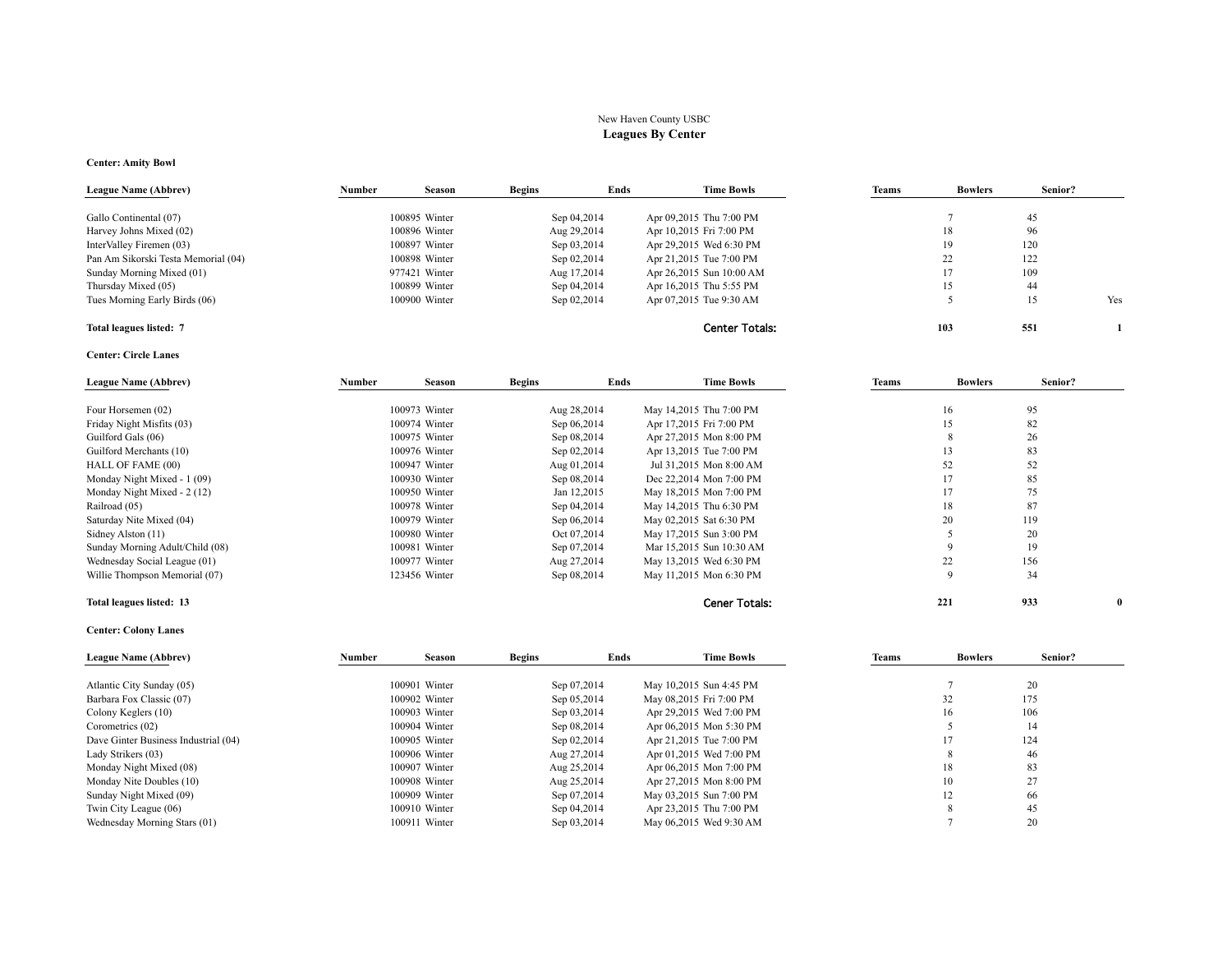New Haven County USBC

## Leagues By Center

**Center: Amity Bowl**

| League Name (Abbrev) | Number | Season | Begins | Ends | Time Bowls | Teams | Bowlers | Senior? |
|---|---|---|---|---|---|---|---|---|
| Gallo Continental (07) | 100895 | Winter | Sep 04,2014 | Apr 09,2015 | Thu 7:00 PM | 7 | 45 | |
| Harvey Johns Mixed (02) | 100896 | Winter | Aug 29,2014 | Apr 10,2015 | Fri 7:00 PM | 18 | 96 | |
| InterValley Firemen (03) | 100897 | Winter | Sep 03,2014 | Apr 29,2015 | Wed 6:30 PM | 19 | 120 | |
| Pan Am Sikorski Testa Memorial (04) | 100898 | Winter | Sep 02,2014 | Apr 21,2015 | Tue 7:00 PM | 22 | 122 | |
| Sunday Morning Mixed (01) | 977421 | Winter | Aug 17,2014 | Apr 26,2015 | Sun 10:00 AM | 17 | 109 | |
| Thursday Mixed (05) | 100899 | Winter | Sep 04,2014 | Apr 16,2015 | Thu 5:55 PM | 15 | 44 | |
| Tues Morning Early Birds (06) | 100900 | Winter | Sep 02,2014 | Apr 07,2015 | Tue 9:30 AM | 5 | 15 | Yes |
| **Total leagues listed: 7** | | | | | Center Totals: | **103** | **551** | **1** |

**Center: Circle Lanes**

| League Name (Abbrev) | Number | Season | Begins | Ends | Time Bowls | Teams | Bowlers | Senior? |
|---|---|---|---|---|---|---|---|---|
| Four Horsemen (02) | 100973 | Winter | Aug 28,2014 | May 14,2015 | Thu 7:00 PM | 16 | 95 | |
| Friday Night Misfits (03) | 100974 | Winter | Sep 06,2014 | Apr 17,2015 | Fri 7:00 PM | 15 | 82 | |
| Guilford Gals (06) | 100975 | Winter | Sep 08,2014 | Apr 27,2015 | Mon 8:00 PM | 8 | 26 | |
| Guilford Merchants (10) | 100976 | Winter | Sep 02,2014 | Apr 13,2015 | Tue 7:00 PM | 13 | 83 | |
| HALL OF FAME (00) | 100947 | Winter | Aug 01,2014 | Jul 31,2015 | Mon 8:00 AM | 52 | 52 | |
| Monday Night Mixed - 1 (09) | 100930 | Winter | Sep 08,2014 | Dec 22,2014 | Mon 7:00 PM | 17 | 85 | |
| Monday Night Mixed - 2 (12) | 100950 | Winter | Jan 12,2015 | May 18,2015 | Mon 7:00 PM | 17 | 75 | |
| Railroad (05) | 100978 | Winter | Sep 04,2014 | May 14,2015 | Thu 6:30 PM | 18 | 87 | |
| Saturday Nite Mixed (04) | 100979 | Winter | Sep 06,2014 | May 02,2015 | Sat 6:30 PM | 20 | 119 | |
| Sidney Alston (11) | 100980 | Winter | Oct 07,2014 | May 17,2015 | Sun 3:00 PM | 5 | 20 | |
| Sunday Morning Adult/Child (08) | 100981 | Winter | Sep 07,2014 | Mar 15,2015 | Sun 10:30 AM | 9 | 19 | |
| Wednesday Social League (01) | 100977 | Winter | Aug 27,2014 | May 13,2015 | Wed 6:30 PM | 22 | 156 | |
| Willie Thompson Memorial (07) | 123456 | Winter | Sep 08,2014 | May 11,2015 | Mon 6:30 PM | 9 | 34 | |
| **Total leagues listed: 13** | | | | | Cener Totals: | **221** | **933** | **0** |

**Center: Colony Lanes**

| League Name (Abbrev) | Number | Season | Begins | Ends | Time Bowls | Teams | Bowlers | Senior? |
|---|---|---|---|---|---|---|---|---|
| Atlantic City Sunday (05) | 100901 | Winter | Sep 07,2014 | May 10,2015 | Sun 4:45 PM | 7 | 20 | |
| Barbara Fox Classic (07) | 100902 | Winter | Sep 05,2014 | May 08,2015 | Fri 7:00 PM | 32 | 175 | |
| Colony Keglers (10) | 100903 | Winter | Sep 03,2014 | Apr 29,2015 | Wed 7:00 PM | 16 | 106 | |
| Corometrics (02) | 100904 | Winter | Sep 08,2014 | Apr 06,2015 | Mon 5:30 PM | 5 | 14 | |
| Dave Ginter Business Industrial (04) | 100905 | Winter | Sep 02,2014 | Apr 21,2015 | Tue 7:00 PM | 17 | 124 | |
| Lady Strikers (03) | 100906 | Winter | Aug 27,2014 | Apr 01,2015 | Wed 7:00 PM | 8 | 46 | |
| Monday Night Mixed (08) | 100907 | Winter | Aug 25,2014 | Apr 06,2015 | Mon 7:00 PM | 18 | 83 | |
| Monday Nite Doubles (10) | 100908 | Winter | Aug 25,2014 | Apr 27,2015 | Mon 8:00 PM | 10 | 27 | |
| Sunday Night Mixed (09) | 100909 | Winter | Sep 07,2014 | May 03,2015 | Sun 7:00 PM | 12 | 66 | |
| Twin City League (06) | 100910 | Winter | Sep 04,2014 | Apr 23,2015 | Thu 7:00 PM | 8 | 45 | |
| Wednesday Morning Stars (01) | 100911 | Winter | Sep 03,2014 | May 06,2015 | Wed 9:30 AM | 7 | 20 | |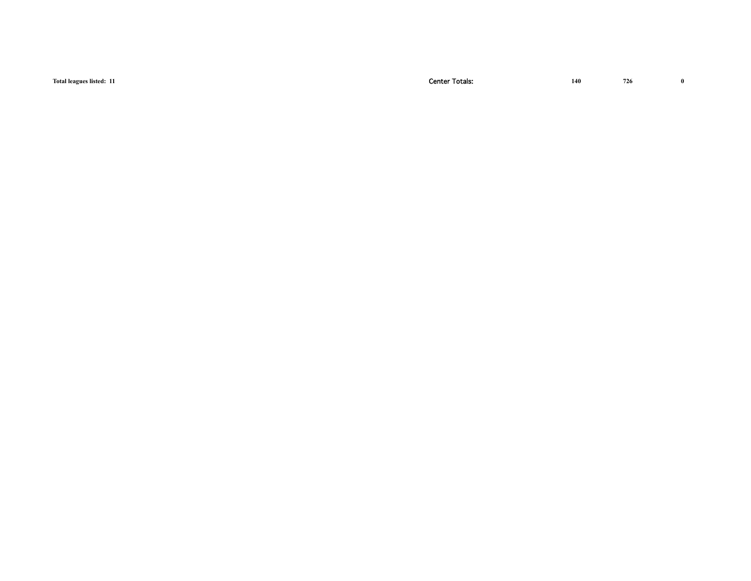**Total leagues listed: 11**

| Center Totals: | 140 | 726 | 0 |
|---|---|---|---|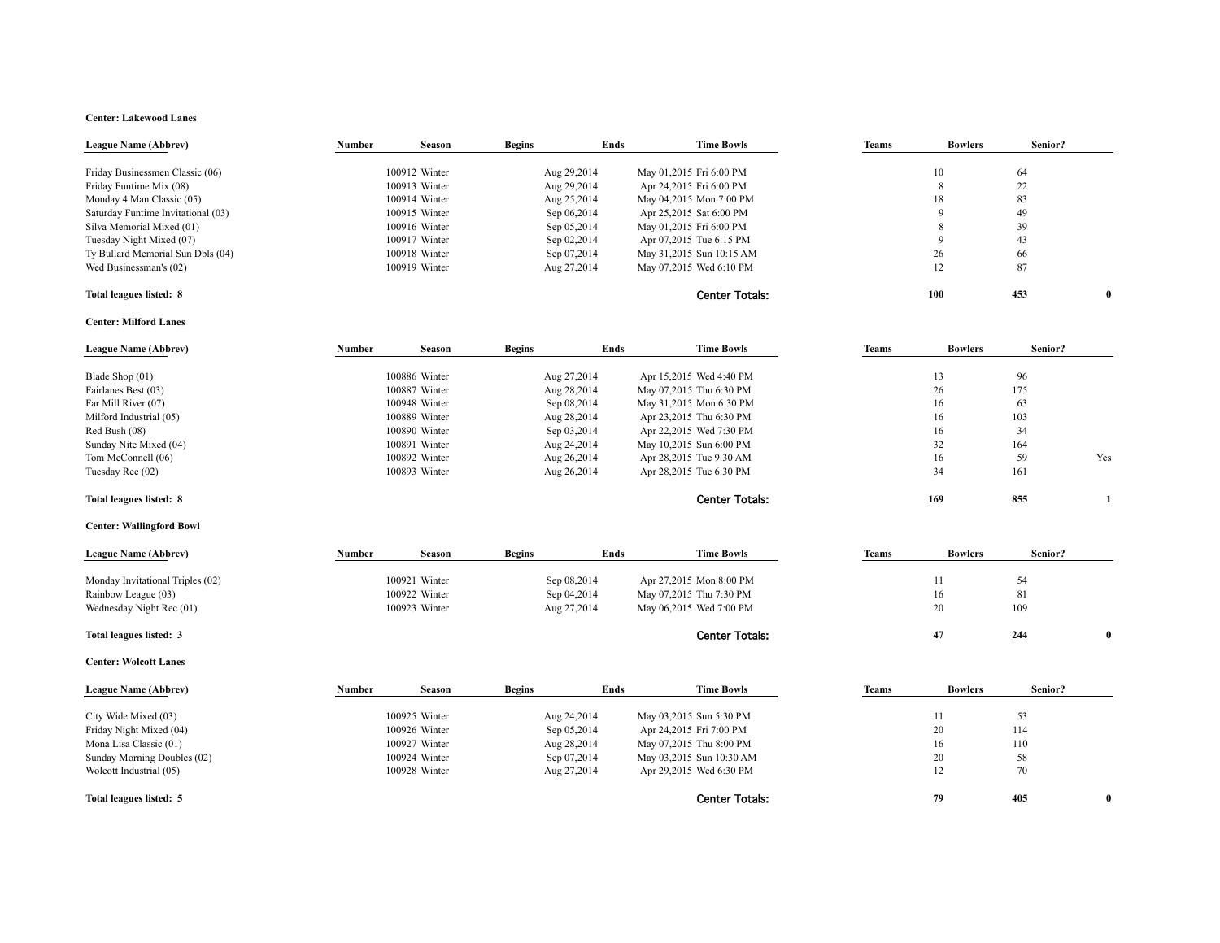**Center: Lakewood Lanes**

| League Name (Abbrev) | Number | Season | Begins | Ends | Time Bowls | Teams | Bowlers | Senior? |
|---|---|---|---|---|---|---|---|---|
| Friday Businessmen Classic (06) | 100912 | Winter | Aug 29,2014 | May 01,2015 | Fri 6:00 PM | 10 | 64 | |
| Friday Funtime Mix (08) | 100913 | Winter | Aug 29,2014 | Apr 24,2015 | Fri 6:00 PM | 8 | 22 | |
| Monday 4 Man Classic (05) | 100914 | Winter | Aug 25,2014 | May 04,2015 | Mon 7:00 PM | 18 | 83 | |
| Saturday Funtime Invitational (03) | 100915 | Winter | Sep 06,2014 | Apr 25,2015 | Sat 6:00 PM | 9 | 49 | |
| Silva Memorial Mixed (01) | 100916 | Winter | Sep 05,2014 | May 01,2015 | Fri 6:00 PM | 8 | 39 | |
| Tuesday Night Mixed (07) | 100917 | Winter | Sep 02,2014 | Apr 07,2015 | Tue 6:15 PM | 9 | 43 | |
| Ty Bullard Memorial Sun Dbls (04) | 100918 | Winter | Sep 07,2014 | May 31,2015 | Sun 10:15 AM | 26 | 66 | |
| Wed Businessman's (02) | 100919 | Winter | Aug 27,2014 | May 07,2015 | Wed 6:10 PM | 12 | 87 | |
| **Total leagues listed: 8** | | | | | Center Totals: | **100** | **453** | **0** |

**Center: Milford Lanes**

| League Name (Abbrev) | Number | Season | Begins | Ends | Time Bowls | Teams | Bowlers | Senior? |
|---|---|---|---|---|---|---|---|---|
| Blade Shop (01) | 100886 | Winter | Aug 27,2014 | Apr 15,2015 | Wed 4:40 PM | 13 | 96 | |
| Fairlanes Best (03) | 100887 | Winter | Aug 28,2014 | May 07,2015 | Thu 6:30 PM | 26 | 175 | |
| Far Mill River (07) | 100948 | Winter | Sep 08,2014 | May 31,2015 | Mon 6:30 PM | 16 | 63 | |
| Milford Industrial (05) | 100889 | Winter | Aug 28,2014 | Apr 23,2015 | Thu 6:30 PM | 16 | 103 | |
| Red Bush (08) | 100890 | Winter | Sep 03,2014 | Apr 22,2015 | Wed 7:30 PM | 16 | 34 | |
| Sunday Nite Mixed (04) | 100891 | Winter | Aug 24,2014 | May 10,2015 | Sun 6:00 PM | 32 | 164 | |
| Tom McConnell (06) | 100892 | Winter | Aug 26,2014 | Apr 28,2015 | Tue 9:30 AM | 16 | 59 | Yes |
| Tuesday Rec (02) | 100893 | Winter | Aug 26,2014 | Apr 28,2015 | Tue 6:30 PM | 34 | 161 | |
| **Total leagues listed: 8** | | | | | Center Totals: | **169** | **855** | **1** |

**Center: Wallingford Bowl**

| League Name (Abbrev) | Number | Season | Begins | Ends | Time Bowls | Teams | Bowlers | Senior? |
|---|---|---|---|---|---|---|---|---|
| Monday Invitational Triples (02) | 100921 | Winter | Sep 08,2014 | Apr 27,2015 | Mon 8:00 PM | 11 | 54 | |
| Rainbow League (03) | 100922 | Winter | Sep 04,2014 | May 07,2015 | Thu 7:30 PM | 16 | 81 | |
| Wednesday Night Rec (01) | 100923 | Winter | Aug 27,2014 | May 06,2015 | Wed 7:00 PM | 20 | 109 | |
| **Total leagues listed: 3** | | | | | Center Totals: | **47** | **244** | **0** |

**Center: Wolcott Lanes**

| League Name (Abbrev) | Number | Season | Begins | Ends | Time Bowls | Teams | Bowlers | Senior? |
|---|---|---|---|---|---|---|---|---|
| City Wide Mixed (03) | 100925 | Winter | Aug 24,2014 | May 03,2015 | Sun 5:30 PM | 11 | 53 | |
| Friday Night Mixed (04) | 100926 | Winter | Sep 05,2014 | Apr 24,2015 | Fri 7:00 PM | 20 | 114 | |
| Mona Lisa Classic (01) | 100927 | Winter | Aug 28,2014 | May 07,2015 | Thu 8:00 PM | 16 | 110 | |
| Sunday Morning Doubles (02) | 100924 | Winter | Sep 07,2014 | May 03,2015 | Sun 10:30 AM | 20 | 58 | |
| Wolcott Industrial (05) | 100928 | Winter | Aug 27,2014 | Apr 29,2015 | Wed 6:30 PM | 12 | 70 | |
| **Total leagues listed: 5** | | | | | Center Totals: | **79** | **405** | **0** |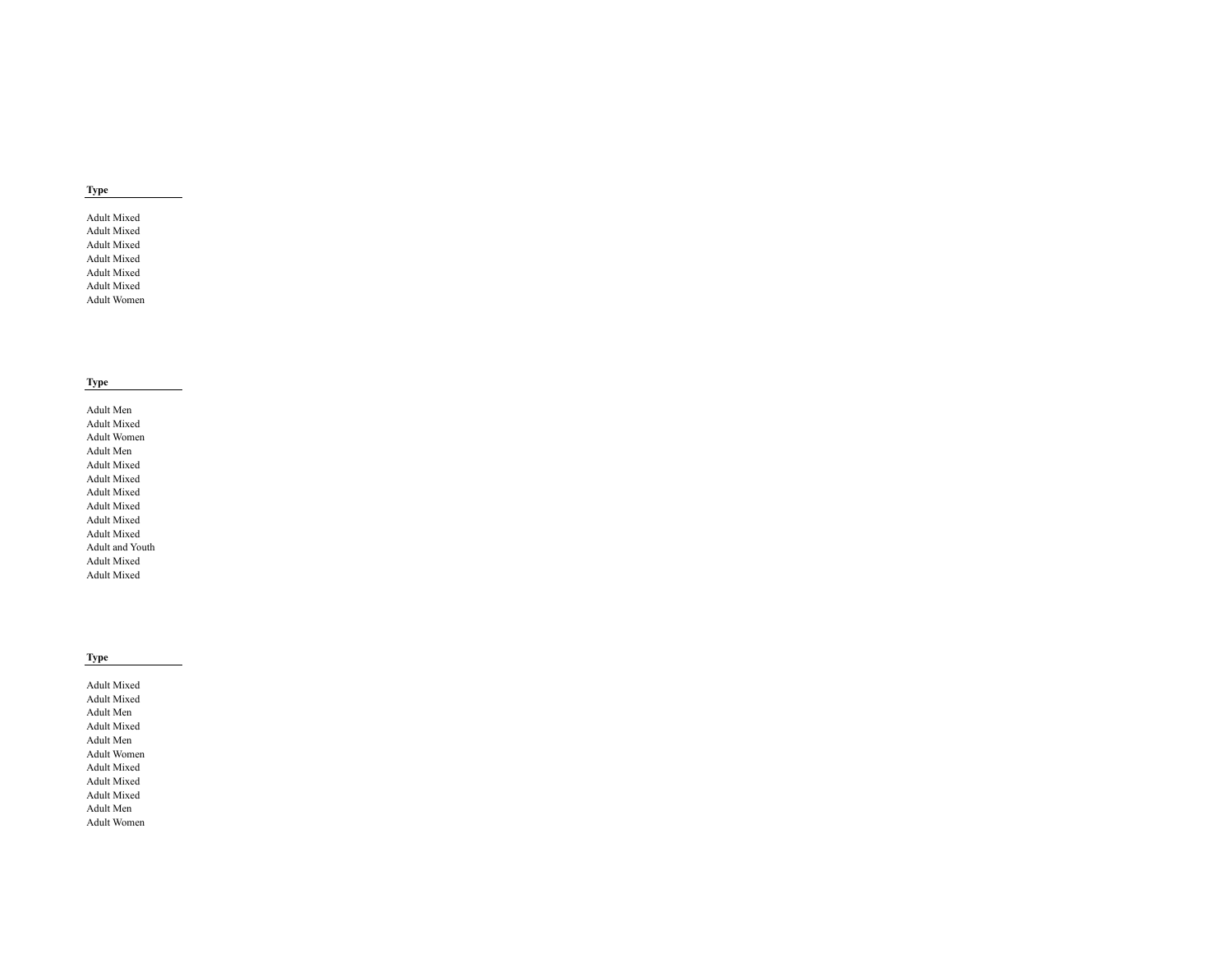| Type |
|---|
| Adult Mixed |
| Adult Mixed |
| Adult Mixed |
| Adult Mixed |
| Adult Mixed |
| Adult Mixed |
| Adult Women |

| Type |
|---|
| Adult Men |
| Adult Mixed |
| Adult Women |
| Adult Men |
| Adult Mixed |
| Adult Mixed |
| Adult Mixed |
| Adult Mixed |
| Adult Mixed |
| Adult Mixed |
| Adult and Youth |
| Adult Mixed |
| Adult Mixed |

| Type |
|---|
| Adult Mixed |
| Adult Mixed |
| Adult Men |
| Adult Mixed |
| Adult Men |
| Adult Women |
| Adult Mixed |
| Adult Mixed |
| Adult Mixed |
| Adult Men |
| Adult Women |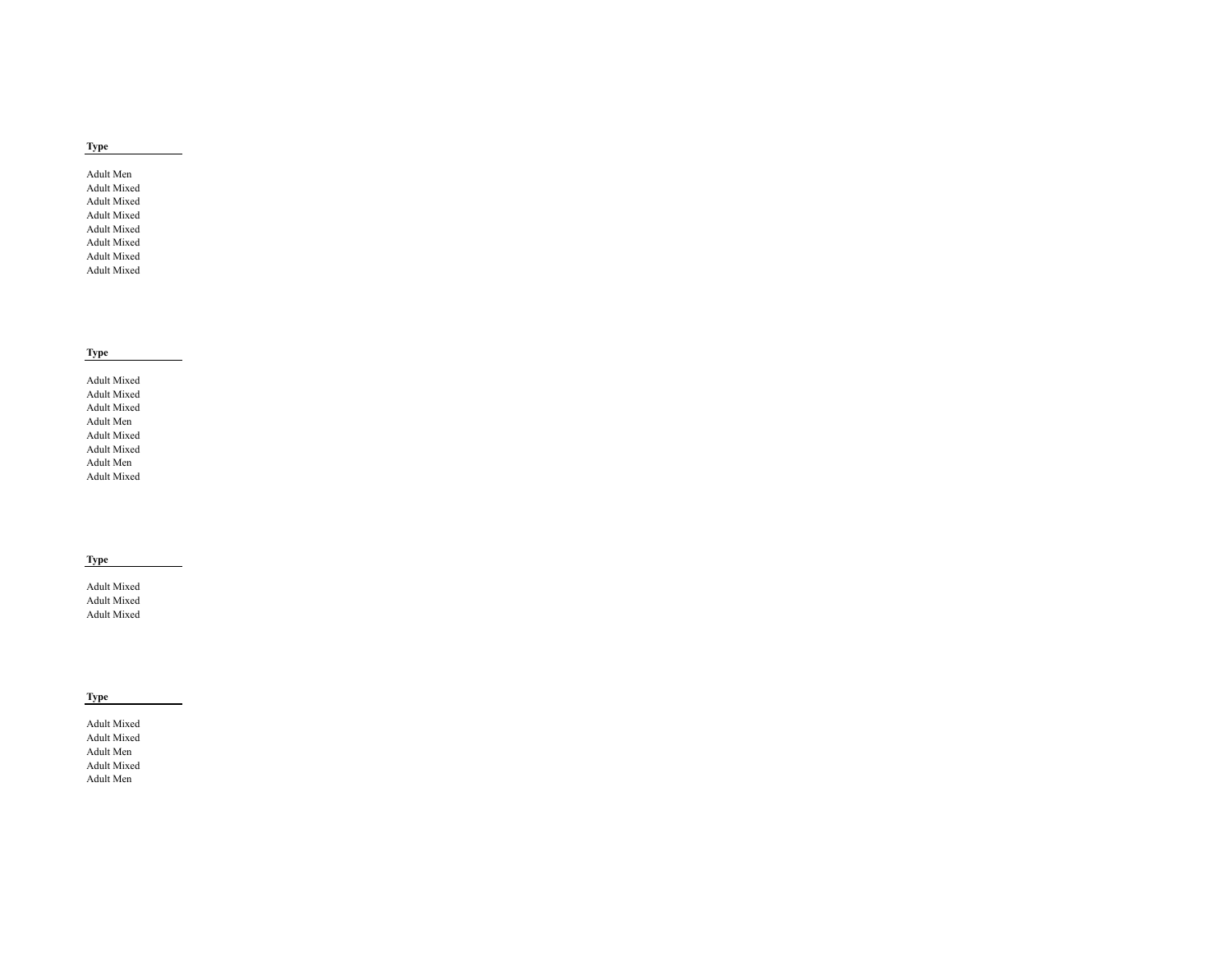| Type |
| --- |
| Adult Men |
| Adult Mixed |
| Adult Mixed |
| Adult Mixed |
| Adult Mixed |
| Adult Mixed |
| Adult Mixed |
| Adult Mixed |

| Type |
| --- |
| Adult Mixed |
| Adult Mixed |
| Adult Mixed |
| Adult Men |
| Adult Mixed |
| Adult Mixed |
| Adult Men |
| Adult Mixed |

| Type |
| --- |
| Adult Mixed |
| Adult Mixed |
| Adult Mixed |

| Type |
| --- |
| Adult Mixed |
| Adult Mixed |
| Adult Men |
| Adult Mixed |
| Adult Men |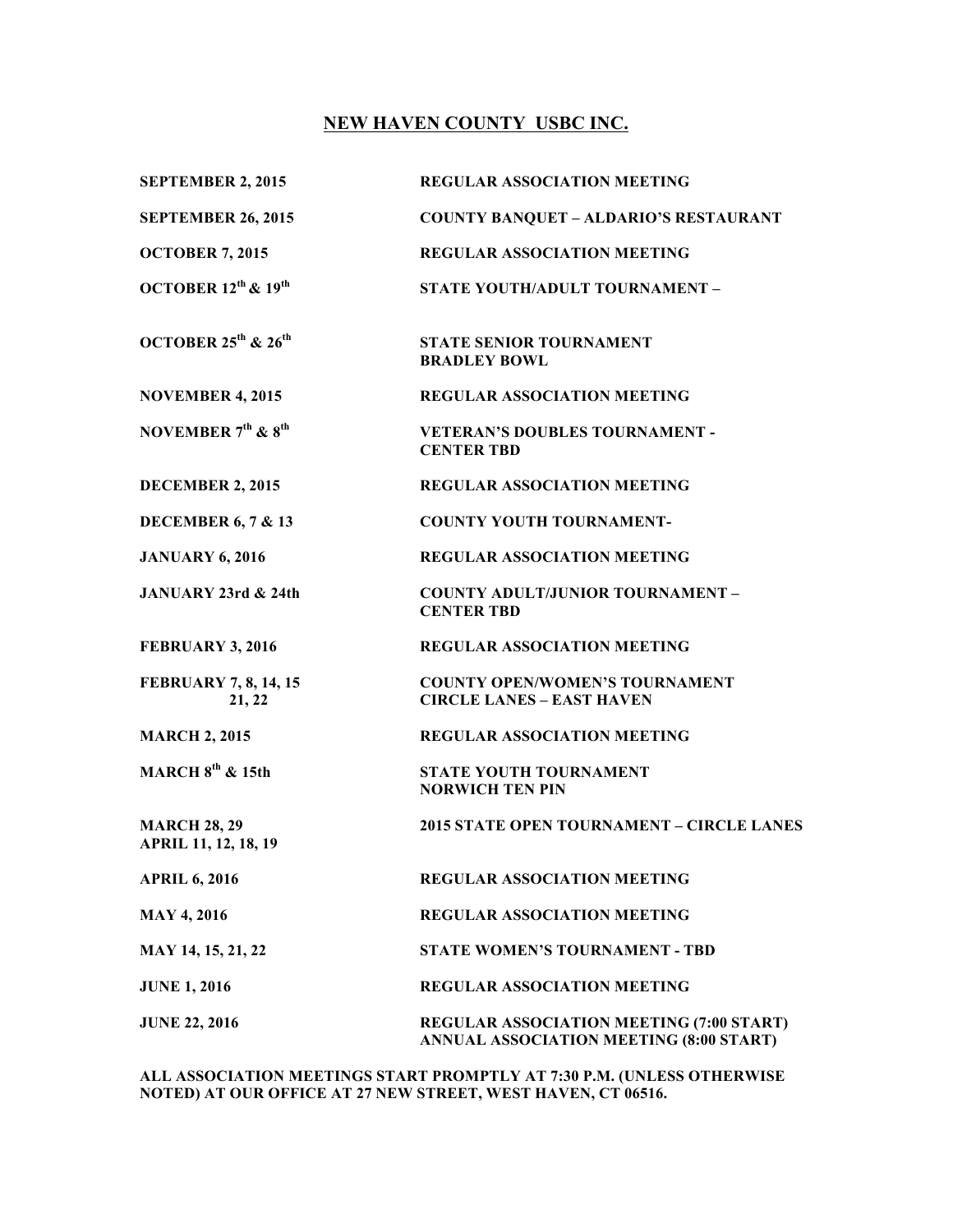## NEW HAVEN COUNTY USBC INC.

| | |
|---|---|
| **SEPTEMBER 2, 2015** | **REGULAR ASSOCIATION MEETING** |
| **SEPTEMBER 26, 2015** | **COUNTY BANQUET – ALDARIO'S RESTAURANT** |
| **OCTOBER 7, 2015** | **REGULAR ASSOCIATION MEETING** |
| **OCTOBER 12th & 19th** | **STATE YOUTH/ADULT TOURNAMENT –** |
| **OCTOBER 25th & 26th** | **STATE SENIOR TOURNAMENT BRADLEY BOWL** |
| **NOVEMBER 4, 2015** | **REGULAR ASSOCIATION MEETING** |
| **NOVEMBER 7th & 8th** | **VETERAN'S DOUBLES TOURNAMENT - CENTER TBD** |
| **DECEMBER 2, 2015** | **REGULAR ASSOCIATION MEETING** |
| **DECEMBER 6, 7 & 13** | **COUNTY YOUTH TOURNAMENT-** |
| **JANUARY 6, 2016** | **REGULAR ASSOCIATION MEETING** |
| **JANUARY 23rd & 24th** | **COUNTY ADULT/JUNIOR TOURNAMENT – CENTER TBD** |
| **FEBRUARY 3, 2016** | **REGULAR ASSOCIATION MEETING** |
| **FEBRUARY 7, 8, 14, 15 21, 22** | **COUNTY OPEN/WOMEN'S TOURNAMENT CIRCLE LANES – EAST HAVEN** |
| **MARCH 2, 2015** | **REGULAR ASSOCIATION MEETING** |
| **MARCH 8th & 15th** | **STATE YOUTH TOURNAMENT NORWICH TEN PIN** |
| **MARCH 28, 29 APRIL 11, 12, 18, 19** | **2015 STATE OPEN TOURNAMENT – CIRCLE LANES** |
| **APRIL 6, 2016** | **REGULAR ASSOCIATION MEETING** |
| **MAY 4, 2016** | **REGULAR ASSOCIATION MEETING** |
| **MAY 14, 15, 21, 22** | **STATE WOMEN'S TOURNAMENT - TBD** |
| **JUNE 1, 2016** | **REGULAR ASSOCIATION MEETING** |
| **JUNE 22, 2016** | **REGULAR ASSOCIATION MEETING (7:00 START) ANNUAL ASSOCIATION MEETING (8:00 START)** |

**ALL ASSOCIATION MEETINGS START PROMPTLY AT 7:30 P.M. (UNLESS OTHERWISE NOTED) AT OUR OFFICE AT 27 NEW STREET, WEST HAVEN, CT 06516.**